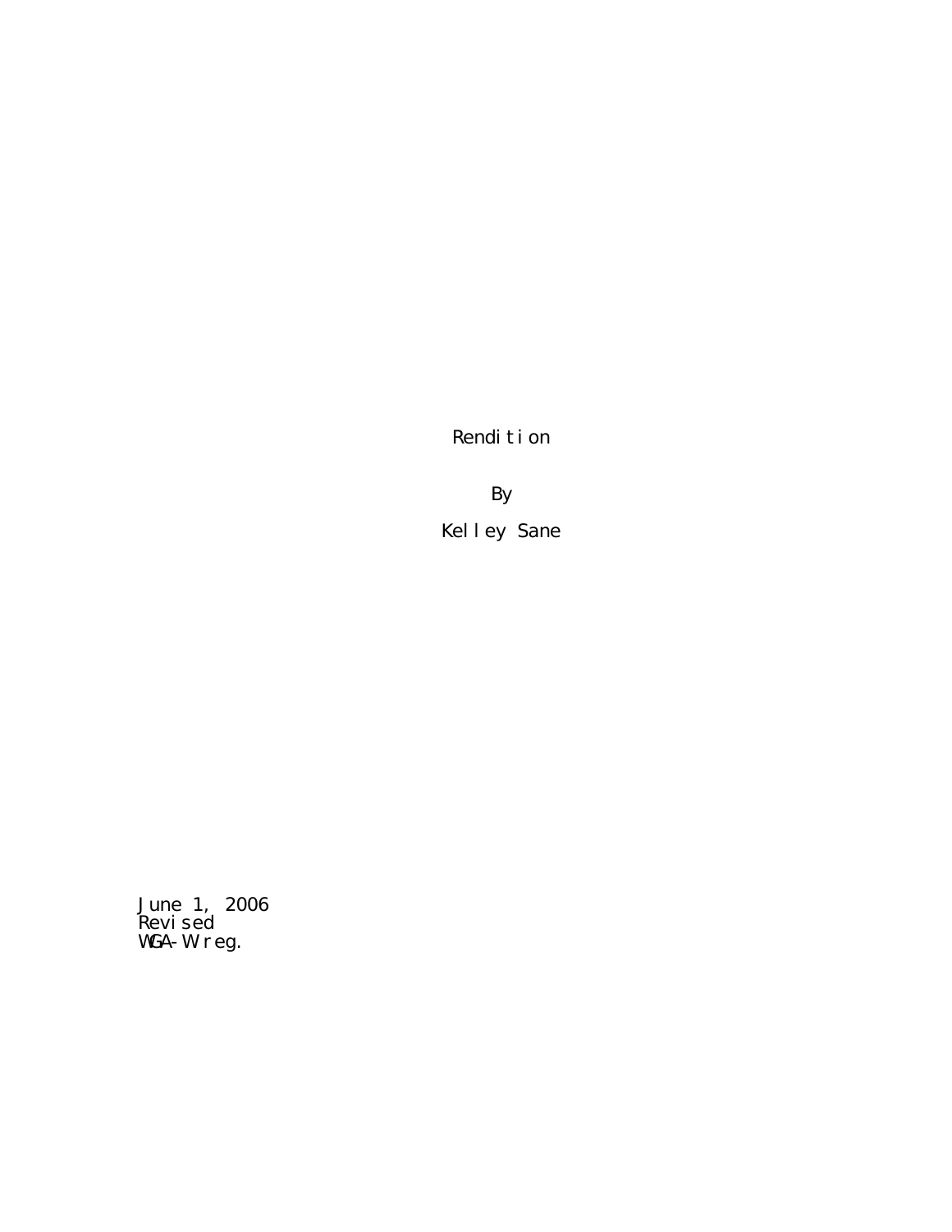# Rendition

By

Kelley Sane

June 1, 2006
Revised
WGA-W reg.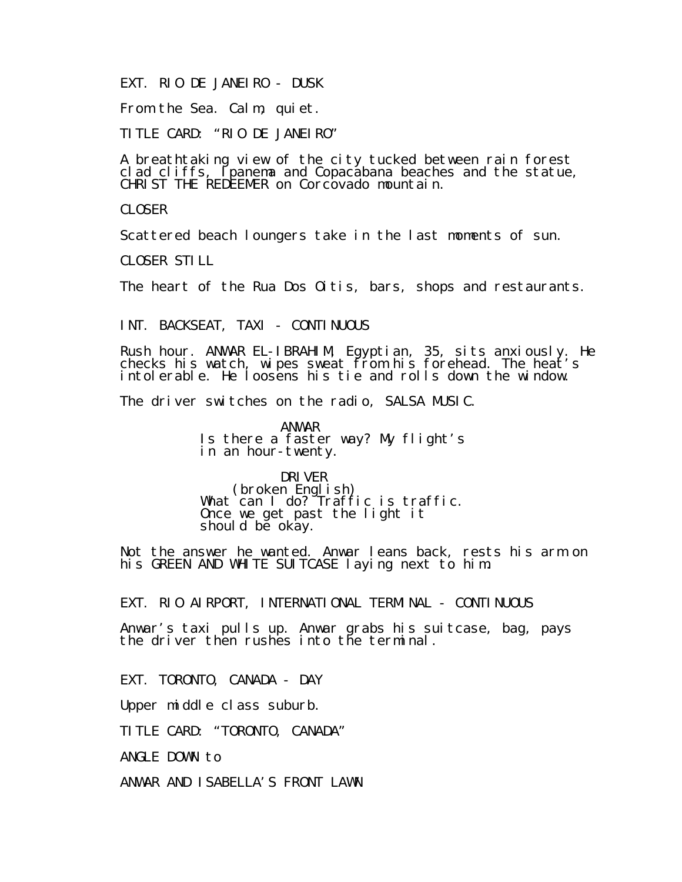EXT. RIO DE JANEIRO - DUSK

From the Sea. Calm, quiet.

TITLE CARD: “RIO DE JANEIRO”

A breathtaking view of the city tucked between rain forest clad cliffs, Ipanema and Copacabana beaches and the statue, CHRIST THE REDEEMER on Corcovado mountain.

CLOSER

Scattered beach loungers take in the last moments of sun.

CLOSER STILL

The heart of the Rua Dos Oitis, bars, shops and restaurants.

INT. BACKSEAT, TAXI - CONTINUOUS

Rush hour. ANWAR EL-IBRAHIM, Egyptian, 35, sits anxiously. He checks his watch, wipes sweat from his forehead. The heat’s intolerable. He loosens his tie and rolls down the window.

The driver switches on the radio, SALSA MUSIC.

ANWAR
Is there a faster way? My flight’s in an hour-twenty.

DRIVER
(broken English)
What can I do? Traffic is traffic. Once we get past the light it should be okay.

Not the answer he wanted. Anwar leans back, rests his arm on his GREEN AND WHITE SUITCASE laying next to him.

EXT. RIO AIRPORT, INTERNATIONAL TERMINAL - CONTINUOUS

Anwar’s taxi pulls up. Anwar grabs his suitcase, bag, pays the driver then rushes into the terminal.

EXT. TORONTO, CANADA - DAY

Upper middle class suburb.

TITLE CARD: “TORONTO, CANADA”

ANGLE DOWN to

ANWAR AND ISABELLA’S FRONT LAWN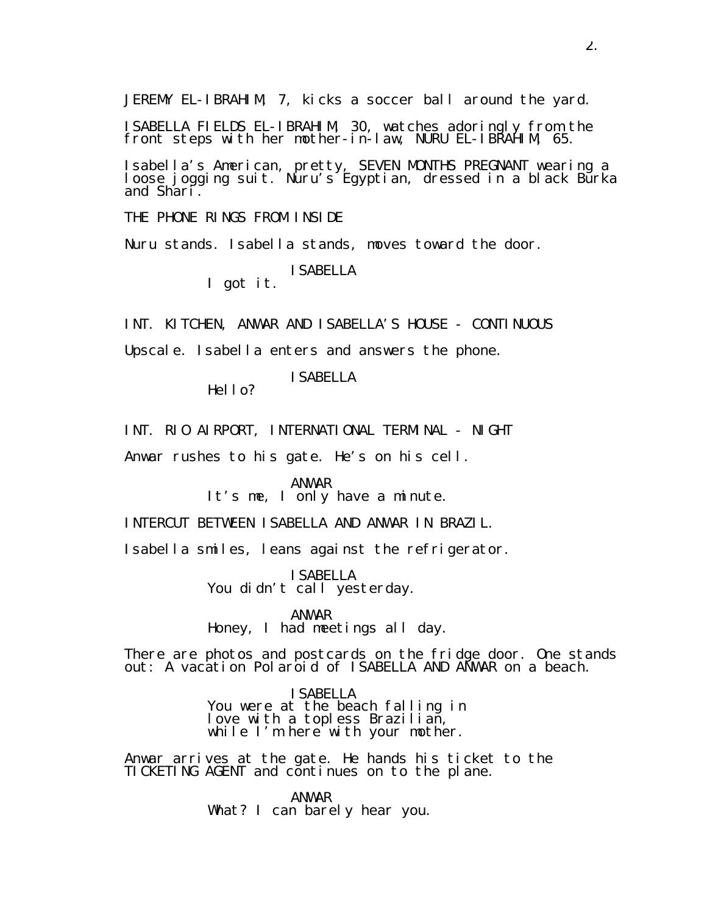JEREMY EL-IBRAHIM, 7, kicks a soccer ball around the yard.

ISABELLA FIELDS EL-IBRAHIM, 30, watches adoringly from the front steps with her mother-in-law, NURU EL-IBRAHIM, 65.

Isabella's American, pretty, SEVEN MONTHS PREGNANT wearing a loose jogging suit. Nuru's Egyptian, dressed in a black Burka and Shari.

THE PHONE RINGS FROM INSIDE

Nuru stands. Isabella stands, moves toward the door.

ISABELLA
I got it.

INT. KITCHEN, ANWAR AND ISABELLA'S HOUSE - CONTINUOUS

Upscale. Isabella enters and answers the phone.

ISABELLA
Hello?

INT. RIO AIRPORT, INTERNATIONAL TERMINAL - NIGHT

Anwar rushes to his gate. He's on his cell.

ANWAR
It's me, I only have a minute.

INTERCUT BETWEEN ISABELLA AND ANWAR IN BRAZIL.

Isabella smiles, leans against the refrigerator.

ISABELLA
You didn't call yesterday.

ANWAR
Honey, I had meetings all day.

There are photos and postcards on the fridge door. One stands out: A vacation Polaroid of ISABELLA AND ANWAR on a beach.

ISABELLA
You were at the beach falling in love with a topless Brazilian, while I'm here with your mother.

Anwar arrives at the gate. He hands his ticket to the TICKETING AGENT and continues on to the plane.

ANWAR
What? I can barely hear you.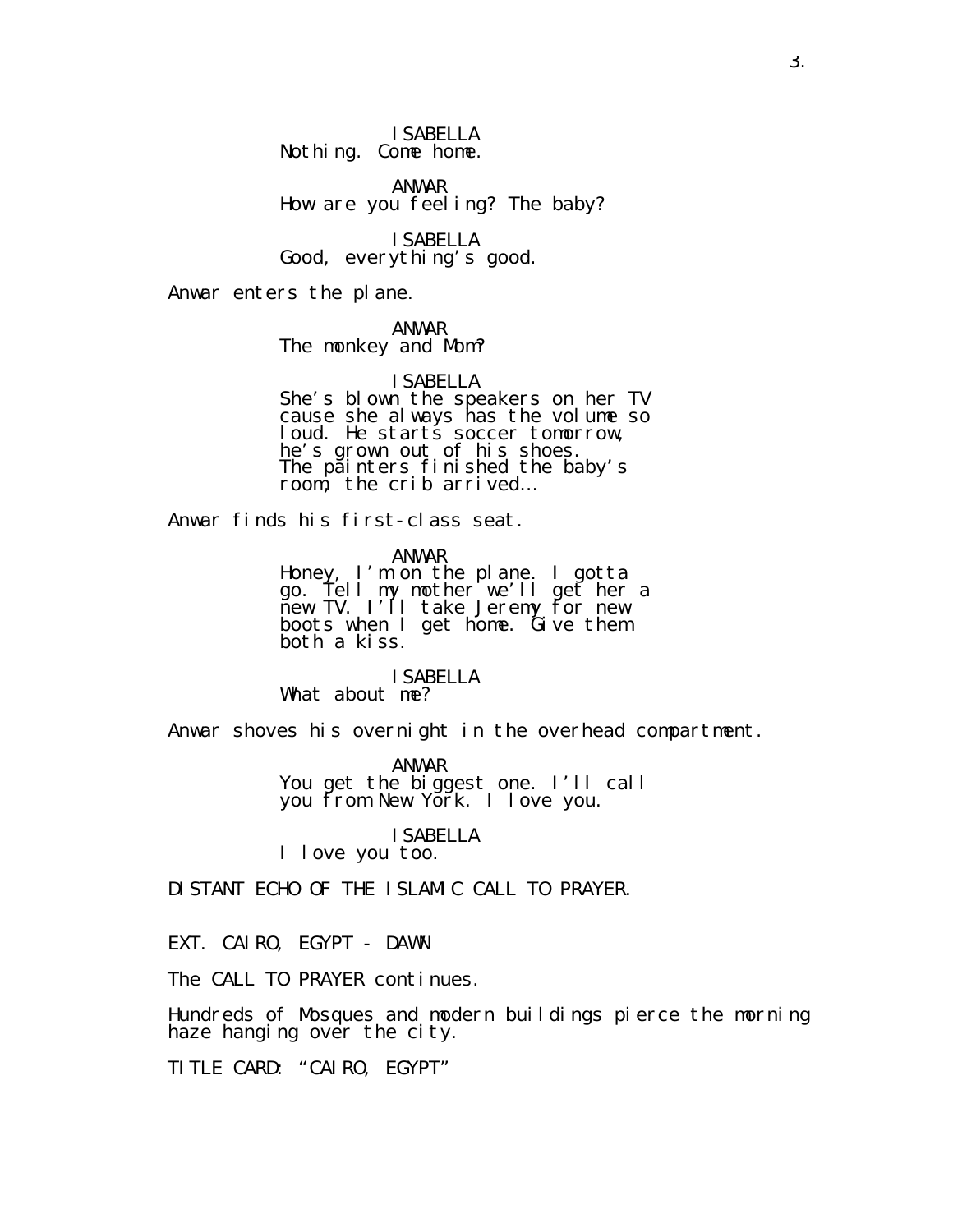ISABELLA
Nothing. Come home.

ANWAR
How are you feeling? The baby?

ISABELLA
Good, everything's good.

Anwar enters the plane.

ANWAR
The monkey and Mom?

ISABELLA
She's blown the speakers on her TV cause she always has the volume so loud. He starts soccer tomorrow, he's grown out of his shoes. The painters finished the baby's room, the crib arrived...

Anwar finds his first-class seat.

ANWAR
Honey, I'm on the plane. I gotta go. Tell my mother we'll get her a new TV. I'll take Jeremy for new boots when I get home. Give them both a kiss.

ISABELLA
What about me?

Anwar shoves his overnight in the overhead compartment.

ANWAR
You get the biggest one. I'll call you from New York. I love you.

ISABELLA
I love you too.

DISTANT ECHO OF THE ISLAMIC CALL TO PRAYER.

EXT. CAIRO, EGYPT - DAWN

The CALL TO PRAYER continues.

Hundreds of Mosques and modern buildings pierce the morning haze hanging over the city.

TITLE CARD: "CAIRO, EGYPT"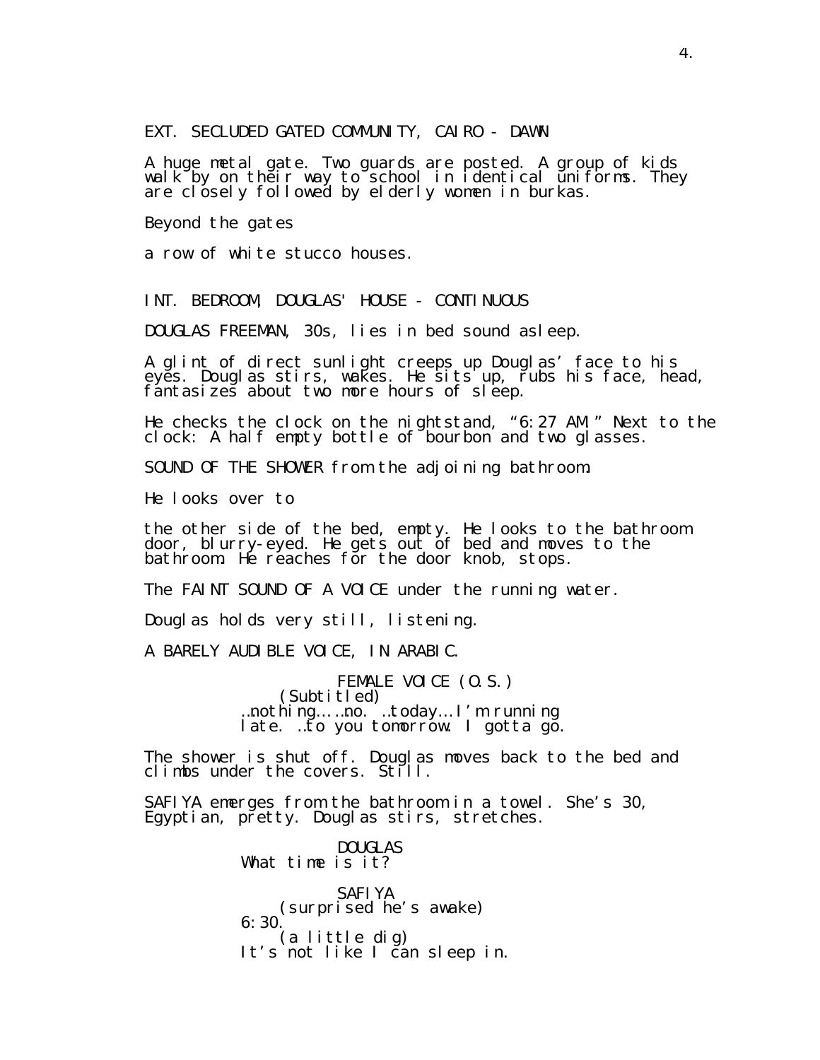EXT. SECLUDED GATED COMMUNITY, CAIRO - DAWN

A huge metal gate. Two guards are posted. A group of kids walk by on their way to school in identical uniforms. They are closely followed by elderly women in burkas.

Beyond the gates

a row of white stucco houses.

INT. BEDROOM, DOUGLAS' HOUSE - CONTINUOUS

DOUGLAS FREEMAN, 30s, lies in bed sound asleep.

A glint of direct sunlight creeps up Douglas' face to his eyes. Douglas stirs, wakes. He sits up, rubs his face, head, fantasizes about two more hours of sleep.

He checks the clock on the nightstand, "6:27 AM." Next to the clock: A half empty bottle of bourbon and two glasses.

SOUND OF THE SHOWER from the adjoining bathroom.

He looks over to

the other side of the bed, empty. He looks to the bathroom door, blurry-eyed. He gets out of bed and moves to the bathroom. He reaches for the door knob, stops.

The FAINT SOUND OF A VOICE under the running water.

Douglas holds very still, listening.

A BARELY AUDIBLE VOICE, IN ARABIC.

FEMALE VOICE (O.S.)
(Subtitled)
...nothing.....no. ...today...I'm running late. ...to you tomorrow. I gotta go.

The shower is shut off. Douglas moves back to the bed and climbs under the covers. Still.

SAFIYA emerges from the bathroom in a towel. She's 30, Egyptian, pretty. Douglas stirs, stretches.

DOUGLAS
What time is it?

SAFIYA
(surprised he's awake)
6:30.
(a little dig)
It's not like I can sleep in.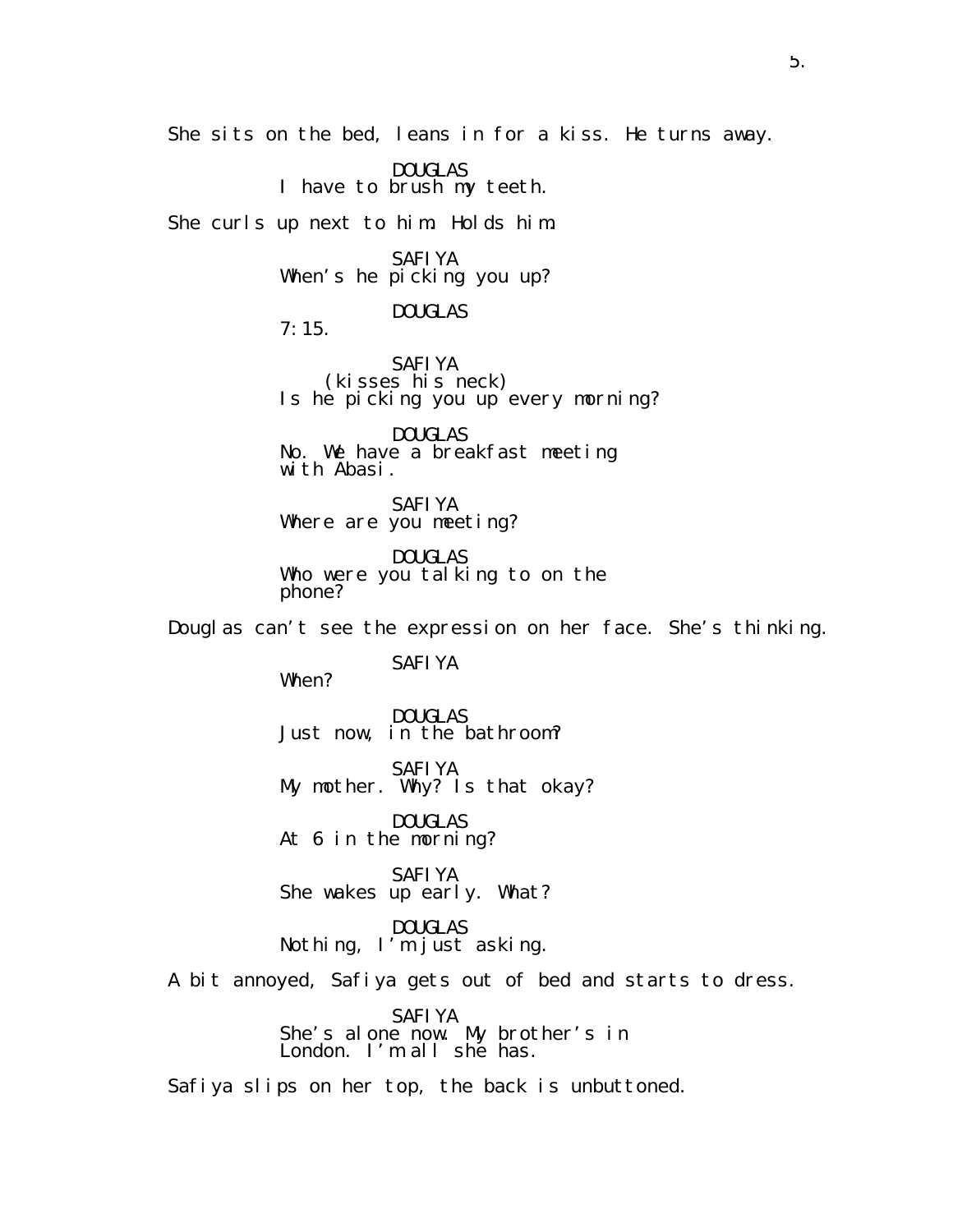She sits on the bed, leans in for a kiss. He turns away.

DOUGLAS
I have to brush my teeth.

She curls up next to him. Holds him.

SAFIYA
When's he picking you up?

DOUGLAS
7:15.

SAFIYA
(kisses his neck)
Is he picking you up every morning?

DOUGLAS
No. We have a breakfast meeting with Abasi.

SAFIYA
Where are you meeting?

DOUGLAS
Who were you talking to on the phone?

Douglas can't see the expression on her face. She's thinking.

SAFIYA
When?

DOUGLAS
Just now, in the bathroom?

SAFIYA
My mother. Why? Is that okay?

DOUGLAS
At 6 in the morning?

SAFIYA
She wakes up early. What?

DOUGLAS
Nothing, I'm just asking.

A bit annoyed, Safiya gets out of bed and starts to dress.

SAFIYA
She's alone now. My brother's in London. I'm all she has.

Safiya slips on her top, the back is unbuttoned.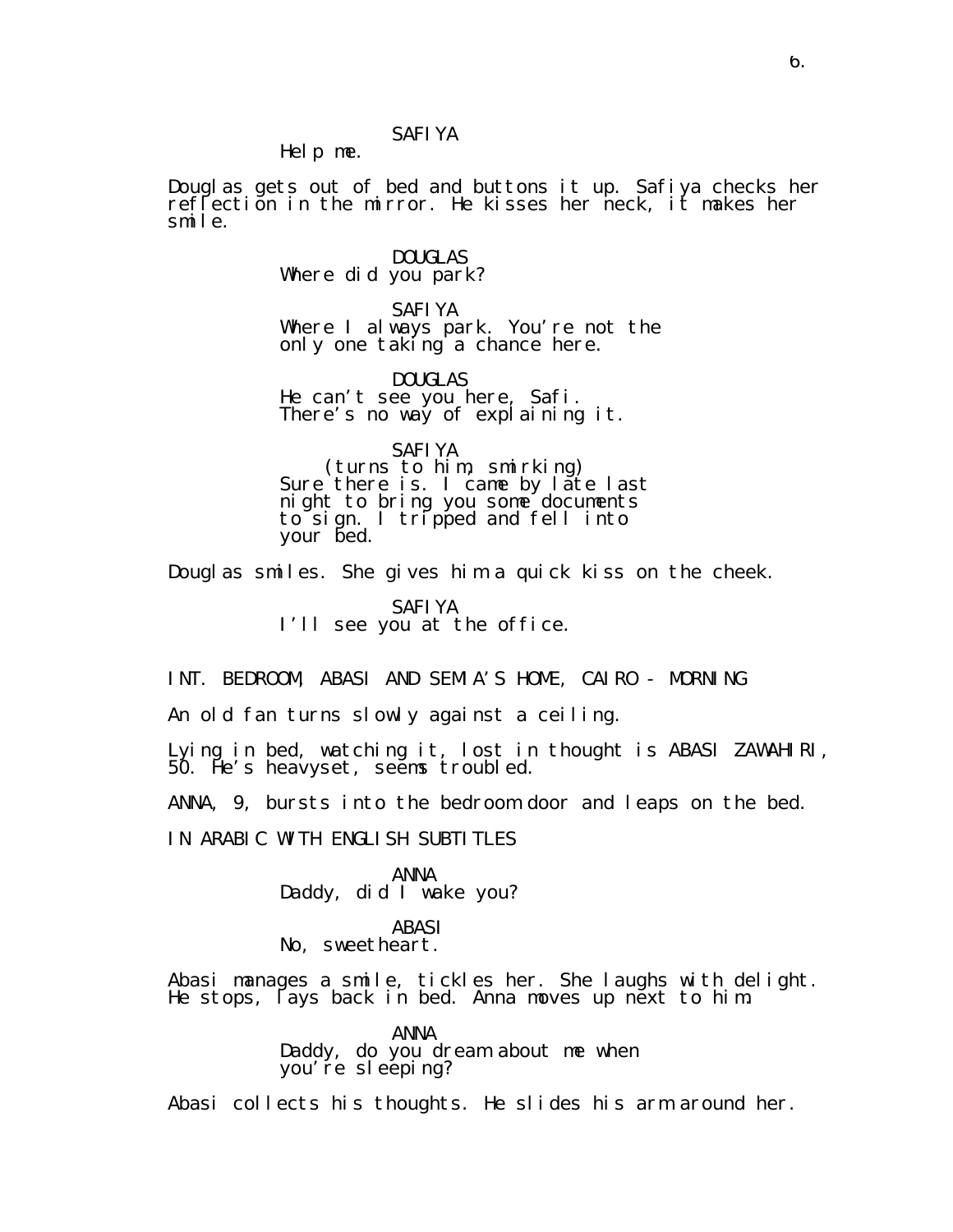SAFIYA
Help me.

Douglas gets out of bed and buttons it up. Safiya checks her reflection in the mirror. He kisses her neck, it makes her smile.

DOUGLAS
Where did you park?

SAFIYA
Where I always park. You're not the only one taking a chance here.

DOUGLAS
He can't see you here, Safi. There's no way of explaining it.

SAFIYA
(turns to him, smirking)
Sure there is. I came by late last night to bring you some documents to sign. I tripped and fell into your bed.

Douglas smiles. She gives him a quick kiss on the cheek.

SAFIYA
I'll see you at the office.

INT. BEDROOM, ABASI AND SEMIA'S HOME, CAIRO - MORNING

An old fan turns slowly against a ceiling.

Lying in bed, watching it, lost in thought is ABASI ZAWAHIRI, 50. He's heavyset, seems troubled.

ANNA, 9, bursts into the bedroom door and leaps on the bed.

IN ARABIC WITH ENGLISH SUBTITLES

ANNA
Daddy, did I wake you?

ABASI
No, sweetheart.

Abasi manages a smile, tickles her. She laughs with delight. He stops, lays back in bed. Anna moves up next to him.

ANNA
Daddy, do you dream about me when you're sleeping?

Abasi collects his thoughts. He slides his arm around her.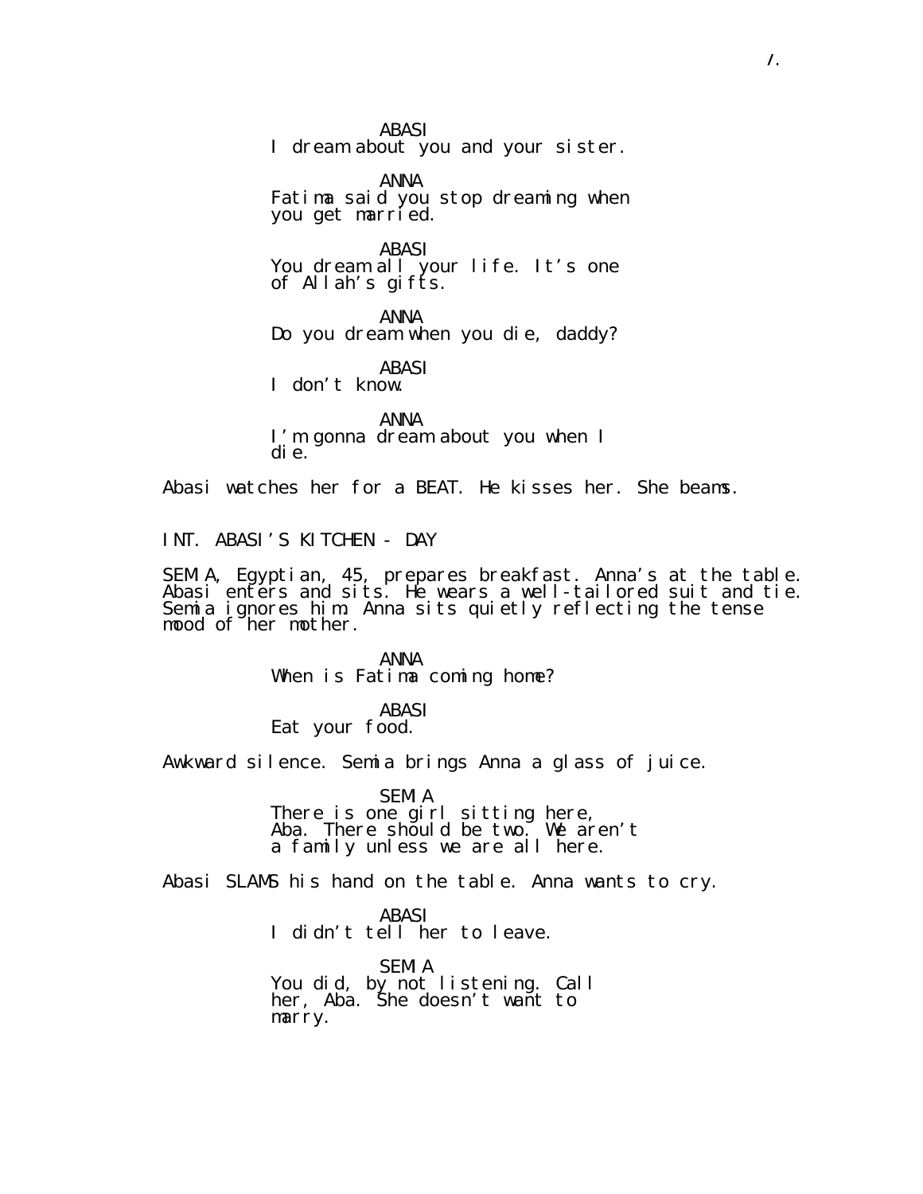ABASI
I dream about you and your sister.

ANNA
Fatima said you stop dreaming when you get married.

ABASI
You dream all your life. It's one of Allah's gifts.

ANNA
Do you dream when you die, daddy?

ABASI
I don't know.

ANNA
I'm gonna dream about you when I die.

Abasi watches her for a BEAT. He kisses her. She beams.

INT. ABASI'S KITCHEN - DAY

SEMIA, Egyptian, 45, prepares breakfast. Anna's at the table. Abasi enters and sits. He wears a well-tailored suit and tie. Semia ignores him. Anna sits quietly reflecting the tense mood of her mother.

ANNA
When is Fatima coming home?

ABASI
Eat your food.

Awkward silence. Semia brings Anna a glass of juice.

SEMIA
There is one girl sitting here, Aba. There should be two. We aren't a family unless we are all here.

Abasi SLAMS his hand on the table. Anna wants to cry.

ABASI
I didn't tell her to leave.

SEMIA
You did, by not listening. Call her, Aba. She doesn't want to marry.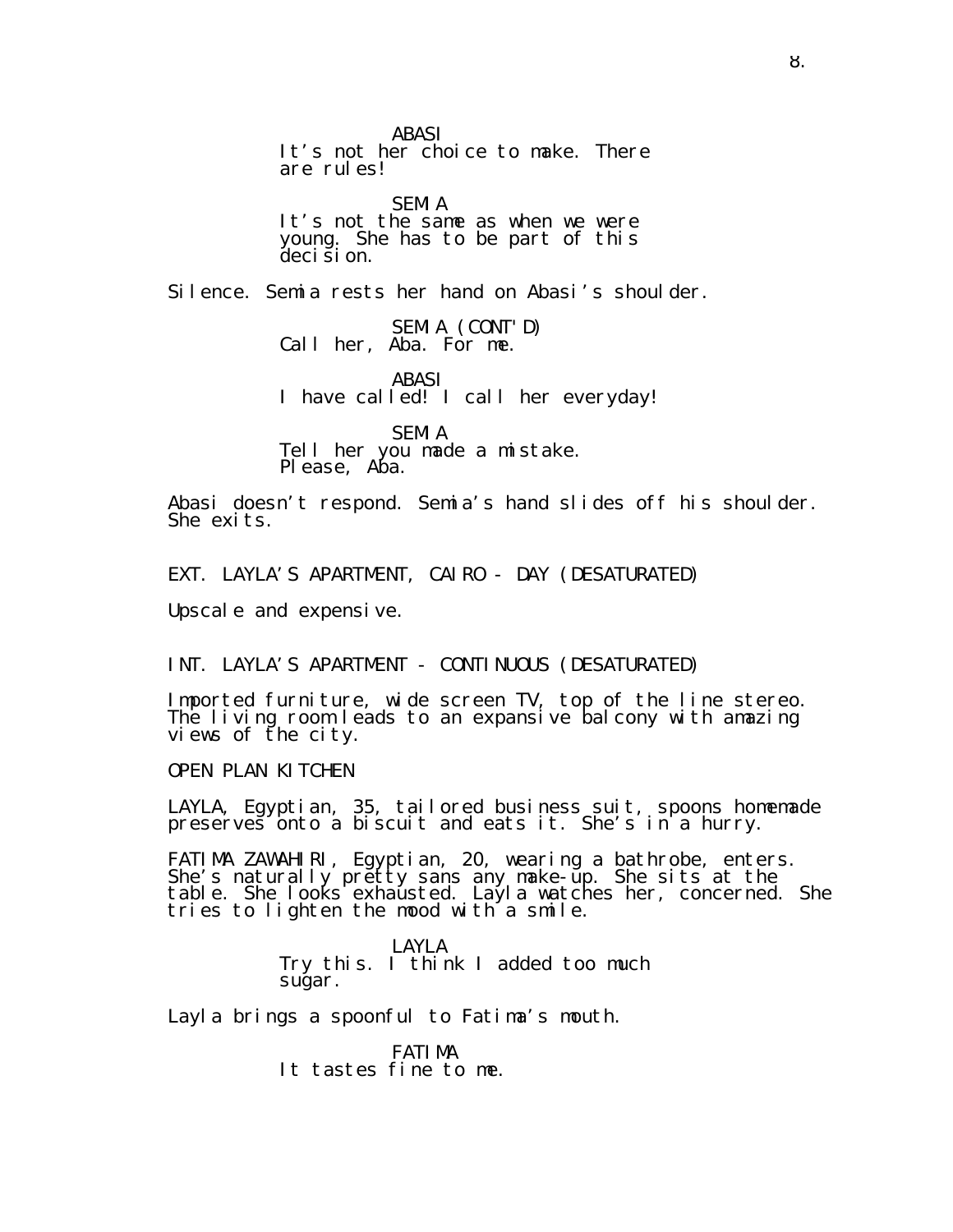ABASI
It's not her choice to make. There are rules!

SEMIA
It's not the same as when we were young. She has to be part of this decision.

Silence. Semia rests her hand on Abasi's shoulder.

SEMIA (CONT'D)
Call her, Aba. For me.

ABASI
I have called! I call her everyday!

SEMIA
Tell her you made a mistake. Please, Aba.

Abasi doesn't respond. Semia's hand slides off his shoulder. She exits.

EXT. LAYLA'S APARTMENT, CAIRO - DAY (DESATURATED)

Upscale and expensive.

INT. LAYLA'S APARTMENT - CONTINUOUS (DESATURATED)

Imported furniture, wide screen TV, top of the line stereo. The living room leads to an expansive balcony with amazing views of the city.

OPEN PLAN KITCHEN

LAYLA, Egyptian, 35, tailored business suit, spoons homemade preserves onto a biscuit and eats it. She's in a hurry.

FATIMA ZAWAHIRI, Egyptian, 20, wearing a bathrobe, enters. She's naturally pretty sans any make-up. She sits at the table. She looks exhausted. Layla watches her, concerned. She tries to lighten the mood with a smile.

LAYLA
Try this. I think I added too much sugar.

Layla brings a spoonful to Fatima's mouth.

FATIMA
It tastes fine to me.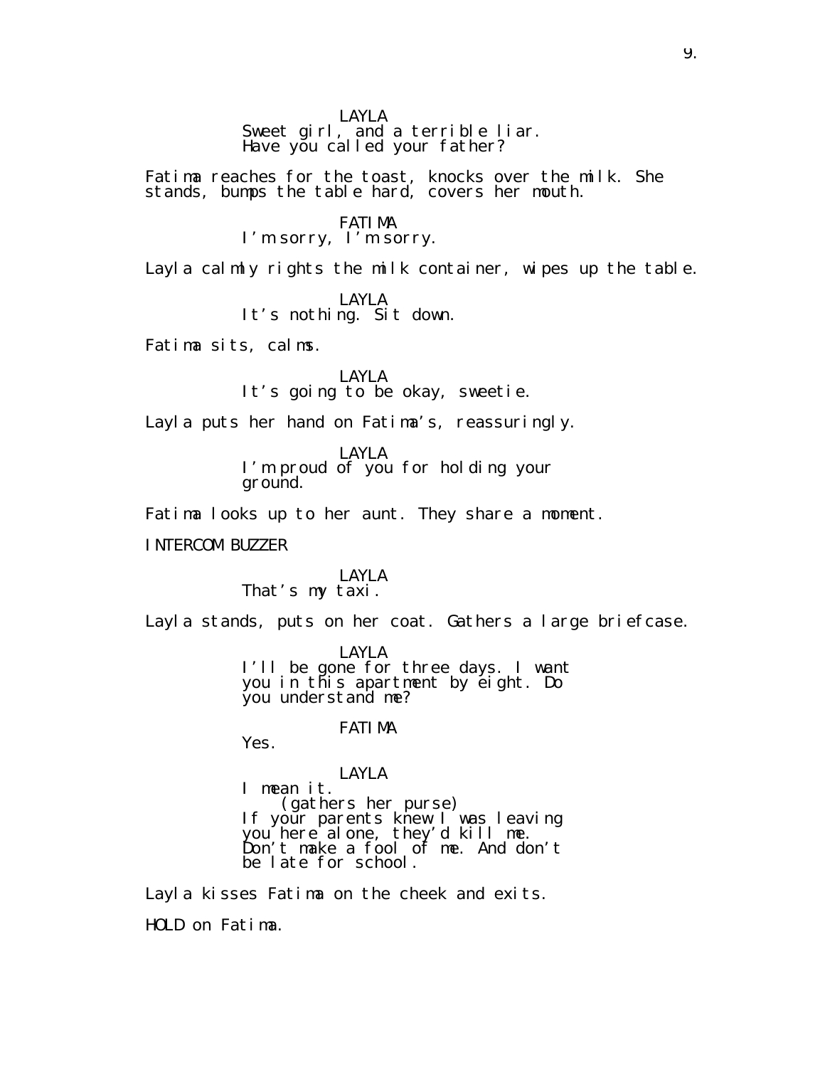LAYLA
Sweet girl, and a terrible liar. Have you called your father?

Fatima reaches for the toast, knocks over the milk. She stands, bumps the table hard, covers her mouth.

FATIMA
I'm sorry, I'm sorry.

Layla calmly rights the milk container, wipes up the table.

LAYLA
It's nothing. Sit down.

Fatima sits, calms.

LAYLA
It's going to be okay, sweetie.

Layla puts her hand on Fatima's, reassuringly.

LAYLA
I'm proud of you for holding your ground.

Fatima looks up to her aunt. They share a moment.

INTERCOM BUZZER

LAYLA
That's my taxi.

Layla stands, puts on her coat. Gathers a large briefcase.

LAYLA
I'll be gone for three days. I want you in this apartment by eight. Do you understand me?

FATIMA
Yes.

LAYLA
I mean it.
(gathers her purse)
If your parents knew I was leaving you here alone, they'd kill me. Don't make a fool of me. And don't be late for school.

Layla kisses Fatima on the cheek and exits.

HOLD on Fatima.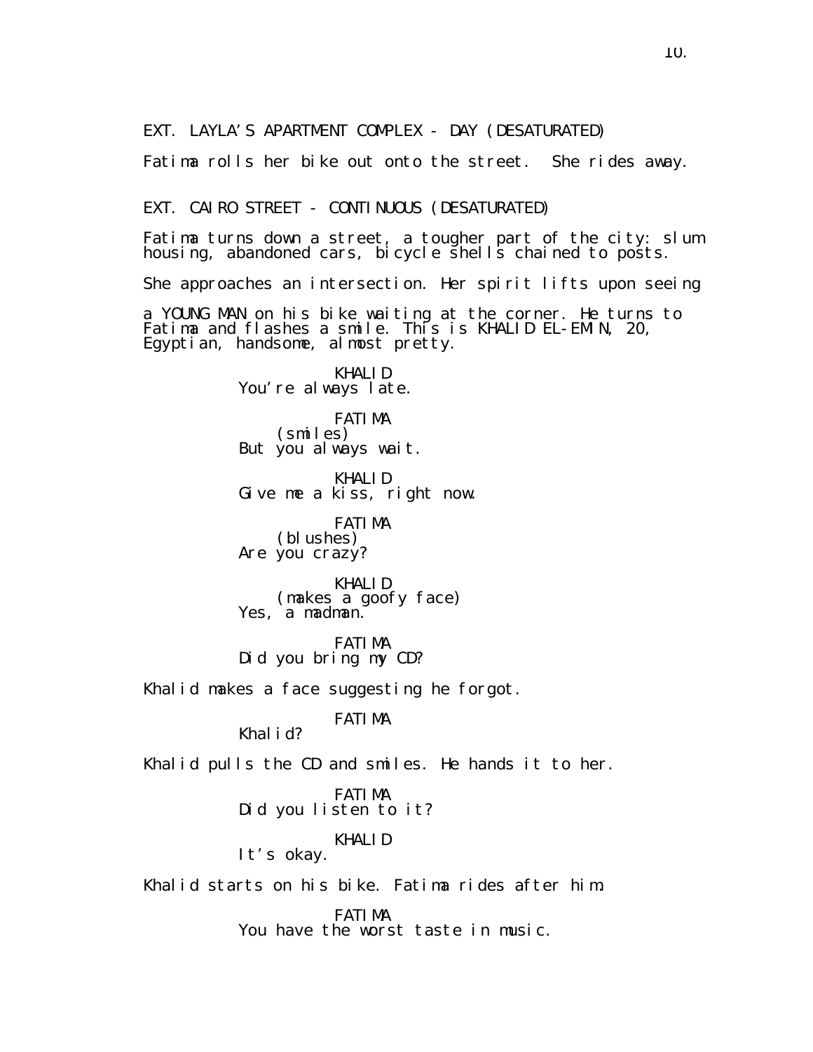EXT. LAYLA'S APARTMENT COMPLEX - DAY (DESATURATED)

Fatima rolls her bike out onto the street. She rides away.

EXT. CAIRO STREET - CONTINUOUS (DESATURATED)

Fatima turns down a street, a tougher part of the city: slum housing, abandoned cars, bicycle shells chained to posts.

She approaches an intersection. Her spirit lifts upon seeing

a YOUNG MAN on his bike waiting at the corner. He turns to Fatima and flashes a smile. This is KHALID EL-EMIN, 20, Egyptian, handsome, almost pretty.

KHALID
You're always late.

FATIMA
(smiles)
But you always wait.

KHALID
Give me a kiss, right now.

FATIMA
(blushes)
Are you crazy?

KHALID
(makes a goofy face)
Yes, a madman.

FATIMA
Did you bring my CD?

Khalid makes a face suggesting he forgot.

FATIMA
Khalid?

Khalid pulls the CD and smiles. He hands it to her.

FATIMA
Did you listen to it?

KHALID
It's okay.

Khalid starts on his bike. Fatima rides after him.

FATIMA
You have the worst taste in music.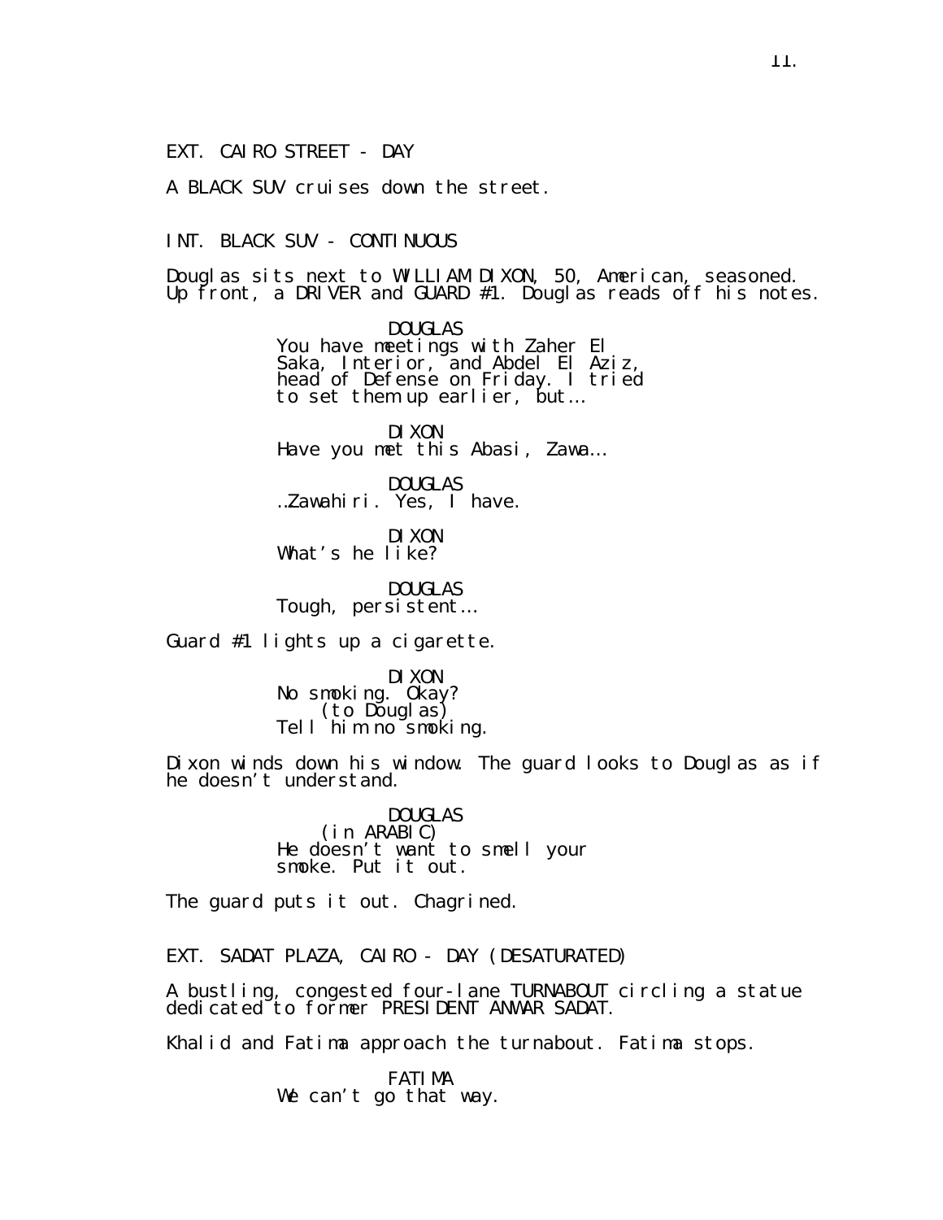EXT. CAIRO STREET - DAY

A BLACK SUV cruises down the street.

INT. BLACK SUV - CONTINUOUS

Douglas sits next to WILLIAM DIXON, 50, American, seasoned. Up front, a DRIVER and GUARD #1. Douglas reads off his notes.

DOUGLAS
You have meetings with Zaher El Saka, Interior, and Abdel El Aziz, head of Defense on Friday. I tried to set them up earlier, but...

DIXON
Have you met this Abasi, Zawa...

DOUGLAS
...Zawahiri. Yes, I have.

DIXON
What's he like?

DOUGLAS
Tough, persistent...

Guard #1 lights up a cigarette.

DIXON
No smoking. Okay?
(to Douglas)
Tell him no smoking.

Dixon winds down his window. The guard looks to Douglas as if he doesn't understand.

DOUGLAS
(in ARABIC)
He doesn't want to smell your smoke. Put it out.

The guard puts it out. Chagrined.

EXT. SADAT PLAZA, CAIRO - DAY (DESATURATED)

A bustling, congested four-lane TURNABOUT circling a statue dedicated to former PRESIDENT ANWAR SADAT.

Khalid and Fatima approach the turnabout. Fatima stops.

FATIMA
We can't go that way.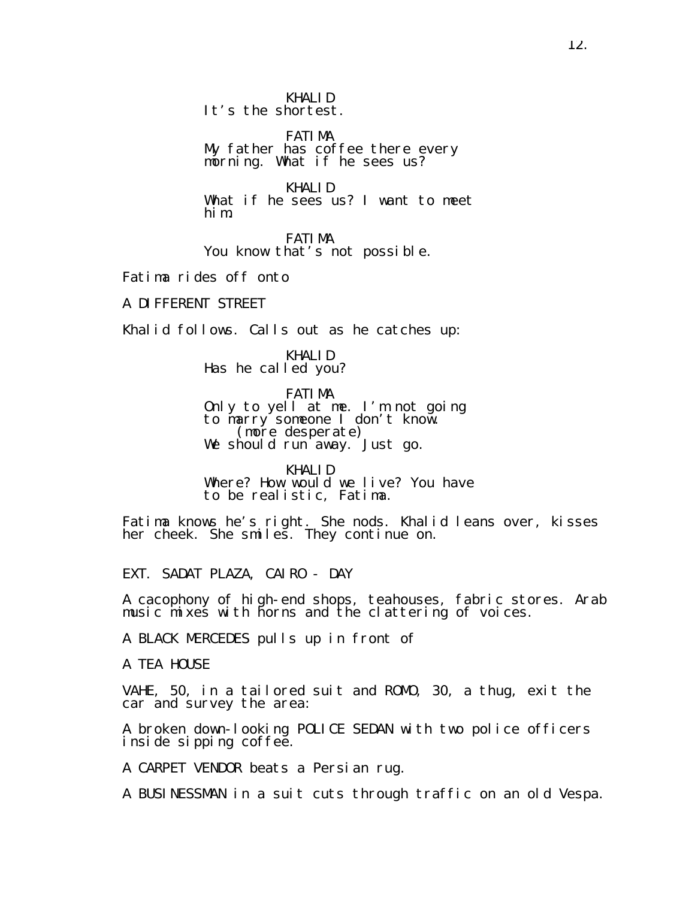KHALID
It's the shortest.

FATIMA
My father has coffee there every morning. What if he sees us?

KHALID
What if he sees us? I want to meet him.

FATIMA
You know that's not possible.

Fatima rides off onto

A DIFFERENT STREET

Khalid follows. Calls out as he catches up:

KHALID
Has he called you?

FATIMA
Only to yell at me. I'm not going to marry someone I don't know.
(more desperate)
We should run away. Just go.

KHALID
Where? How would we live? You have to be realistic, Fatima.

Fatima knows he's right. She nods. Khalid leans over, kisses her cheek. She smiles. They continue on.

EXT. SADAT PLAZA, CAIRO - DAY

A cacophony of high-end shops, teahouses, fabric stores. Arab music mixes with horns and the clattering of voices.

A BLACK MERCEDES pulls up in front of

A TEA HOUSE

VAHE, 50, in a tailored suit and ROMO, 30, a thug, exit the car and survey the area:

A broken down-looking POLICE SEDAN with two police officers inside sipping coffee.

A CARPET VENDOR beats a Persian rug.

A BUSINESSMAN in a suit cuts through traffic on an old Vespa.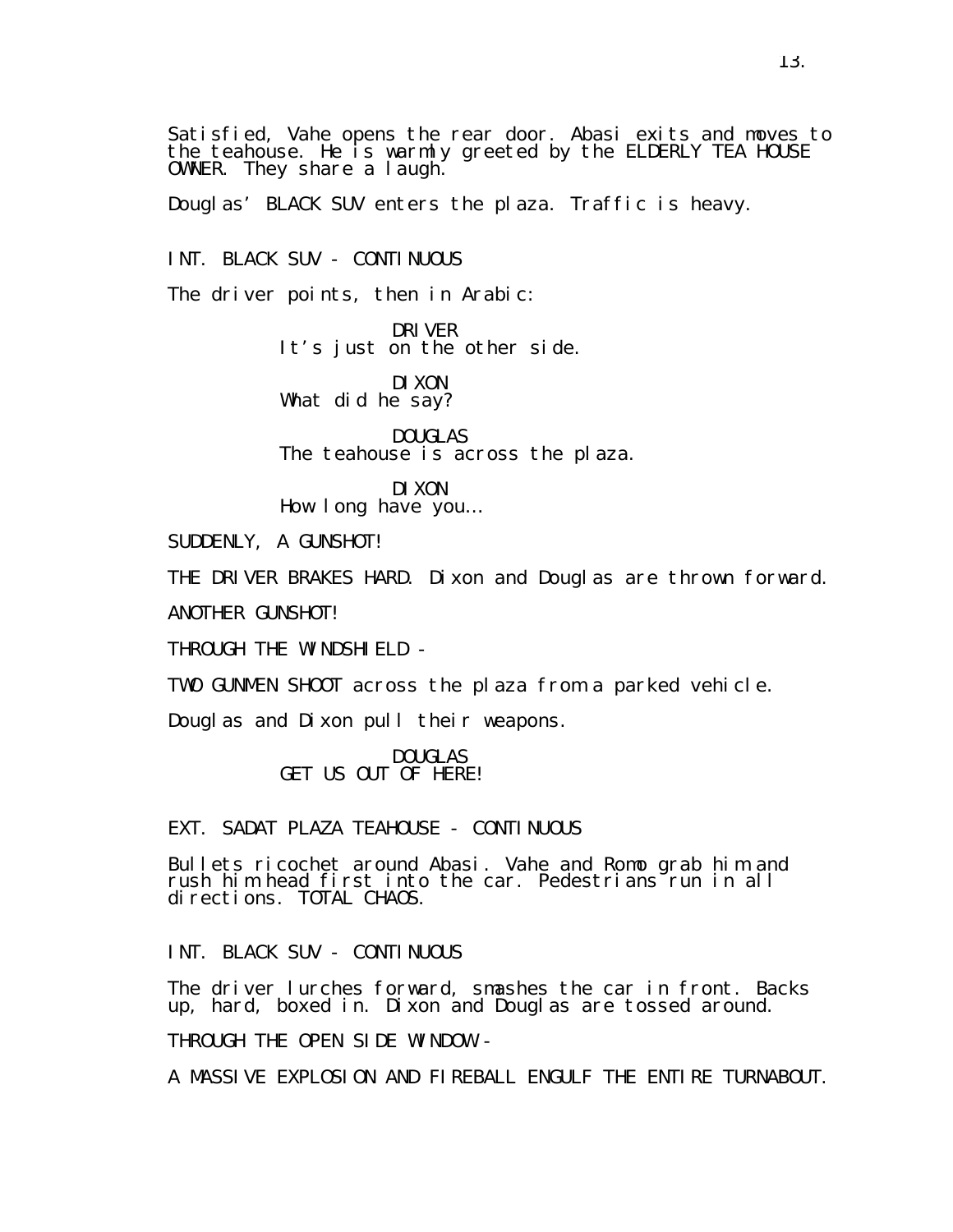Satisfied, Vahe opens the rear door. Abasi exits and moves to the teahouse. He is warmly greeted by the ELDERLY TEA HOUSE OWNER. They share a laugh.

Douglas' BLACK SUV enters the plaza. Traffic is heavy.

INT. BLACK SUV - CONTINUOUS

The driver points, then in Arabic:

DRIVER
It's just on the other side.

DIXON
What did he say?

DOUGLAS
The teahouse is across the plaza.

DIXON
How long have you…

SUDDENLY, A GUNSHOT!

THE DRIVER BRAKES HARD. Dixon and Douglas are thrown forward.

ANOTHER GUNSHOT!

THROUGH THE WINDSHIELD -

TWO GUNMEN SHOOT across the plaza from a parked vehicle.

Douglas and Dixon pull their weapons.

DOUGLAS
GET US OUT OF HERE!

EXT. SADAT PLAZA TEAHOUSE - CONTINUOUS

Bullets ricochet around Abasi. Vahe and Romo grab him and rush him head first into the car. Pedestrians run in all directions. TOTAL CHAOS.

INT. BLACK SUV - CONTINUOUS

The driver lurches forward, smashes the car in front. Backs up, hard, boxed in. Dixon and Douglas are tossed around.

THROUGH THE OPEN SIDE WINDOW -

A MASSIVE EXPLOSION AND FIREBALL ENGULF THE ENTIRE TURNABOUT.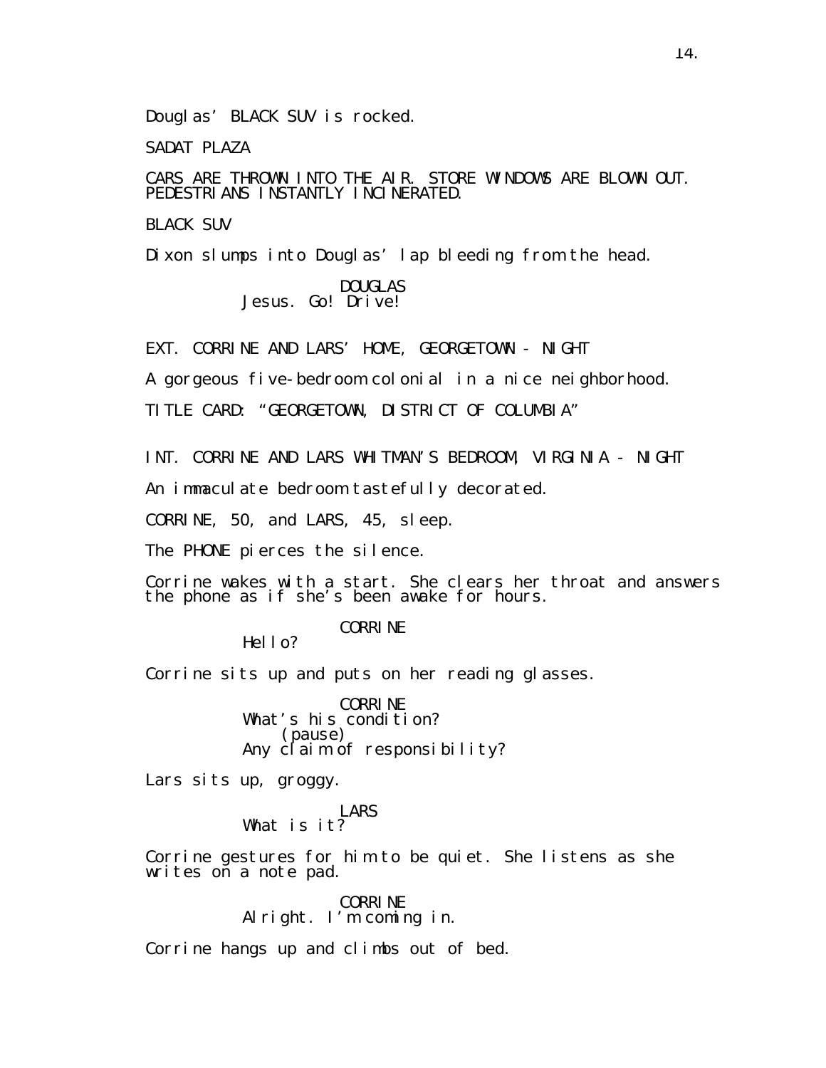Douglas' BLACK SUV is rocked.

SADAT PLAZA

CARS ARE THROWN INTO THE AIR. STORE WINDOWS ARE BLOWN OUT. PEDESTRIANS INSTANTLY INCINERATED.

BLACK SUV

Dixon slumps into Douglas' lap bleeding from the head.

DOUGLAS
Jesus. Go! Drive!

EXT. CORRINE AND LARS' HOME, GEORGETOWN - NIGHT

A gorgeous five-bedroom colonial in a nice neighborhood.

TITLE CARD: "GEORGETOWN, DISTRICT OF COLUMBIA"

INT. CORRINE AND LARS WHITMAN'S BEDROOM, VIRGINIA - NIGHT

An immaculate bedroom tastefully decorated.

CORRINE, 50, and LARS, 45, sleep.

The PHONE pierces the silence.

Corrine wakes with a start. She clears her throat and answers the phone as if she's been awake for hours.

CORRINE
Hello?

Corrine sits up and puts on her reading glasses.

CORRINE
What's his condition?
(pause)
Any claim of responsibility?

Lars sits up, groggy.

LARS
What is it?

Corrine gestures for him to be quiet. She listens as she writes on a note pad.

CORRINE
Alright. I'm coming in.

Corrine hangs up and climbs out of bed.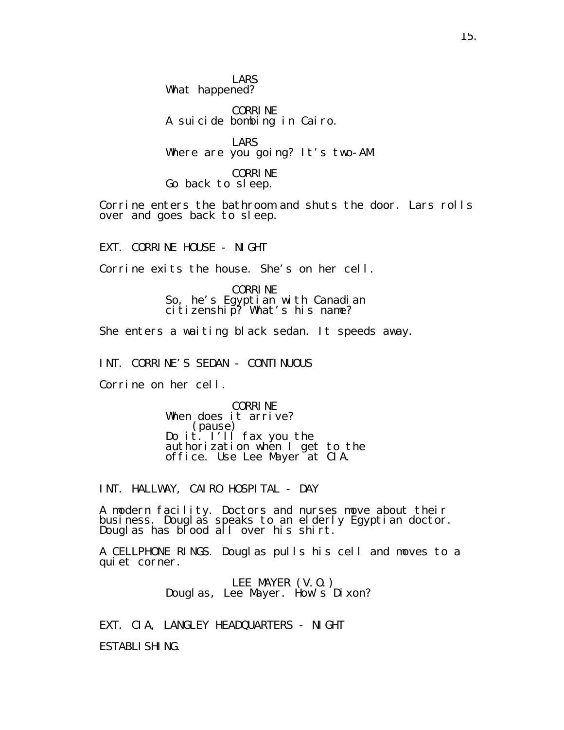LARS
What happened?

CORRINE
A suicide bombing in Cairo.

LARS
Where are you going? It's two-AM.

CORRINE
Go back to sleep.

Corrine enters the bathroom and shuts the door. Lars rolls over and goes back to sleep.

EXT. CORRINE HOUSE - NIGHT

Corrine exits the house. She's on her cell.

CORRINE
So, he's Egyptian with Canadian citizenship? What's his name?

She enters a waiting black sedan. It speeds away.

INT. CORRINE'S SEDAN - CONTINUOUS

Corrine on her cell.

CORRINE
When does it arrive?
(pause)
Do it. I'll fax you the authorization when I get to the office. Use Lee Mayer at CIA.

INT. HALLWAY, CAIRO HOSPITAL - DAY

A modern facility. Doctors and nurses move about their business. Douglas speaks to an elderly Egyptian doctor. Douglas has blood all over his shirt.

A CELLPHONE RINGS. Douglas pulls his cell and moves to a quiet corner.

LEE MAYER (V.O.)
Douglas, Lee Mayer. How's Dixon?

EXT. CIA, LANGLEY HEADQUARTERS - NIGHT

ESTABLISHING.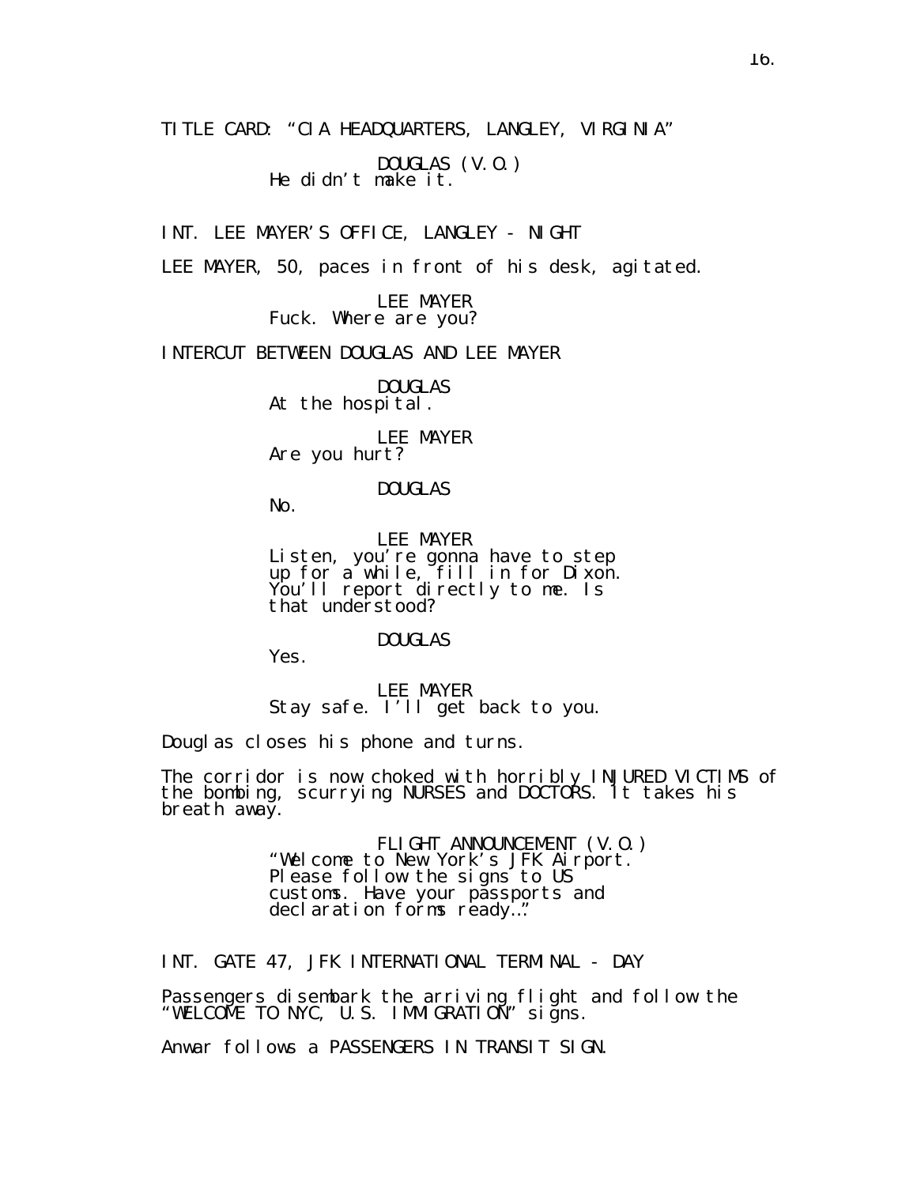TITLE CARD: "CIA HEADQUARTERS, LANGLEY, VIRGINIA"

DOUGLAS (V.O.)
He didn't make it.

INT. LEE MAYER'S OFFICE, LANGLEY - NIGHT

LEE MAYER, 50, paces in front of his desk, agitated.

LEE MAYER
Fuck. Where are you?

INTERCUT BETWEEN DOUGLAS AND LEE MAYER

DOUGLAS
At the hospital.

LEE MAYER
Are you hurt?

DOUGLAS
No.

LEE MAYER
Listen, you're gonna have to step up for a while, fill in for Dixon. You'll report directly to me. Is that understood?

DOUGLAS
Yes.

LEE MAYER
Stay safe. I'll get back to you.

Douglas closes his phone and turns.

The corridor is now choked with horribly INJURED VICTIMS of the bombing, scurrying NURSES and DOCTORS. It takes his breath away.

FLIGHT ANNOUNCEMENT (V.O.)
"Welcome to New York's JFK Airport. Please follow the signs to US customs. Have your passports and declaration forms ready..."

INT. GATE 47, JFK INTERNATIONAL TERMINAL - DAY

Passengers disembark the arriving flight and follow the "WELCOME TO NYC, U.S. IMMIGRATION" signs.

Anwar follows a PASSENGERS IN TRANSIT SIGN.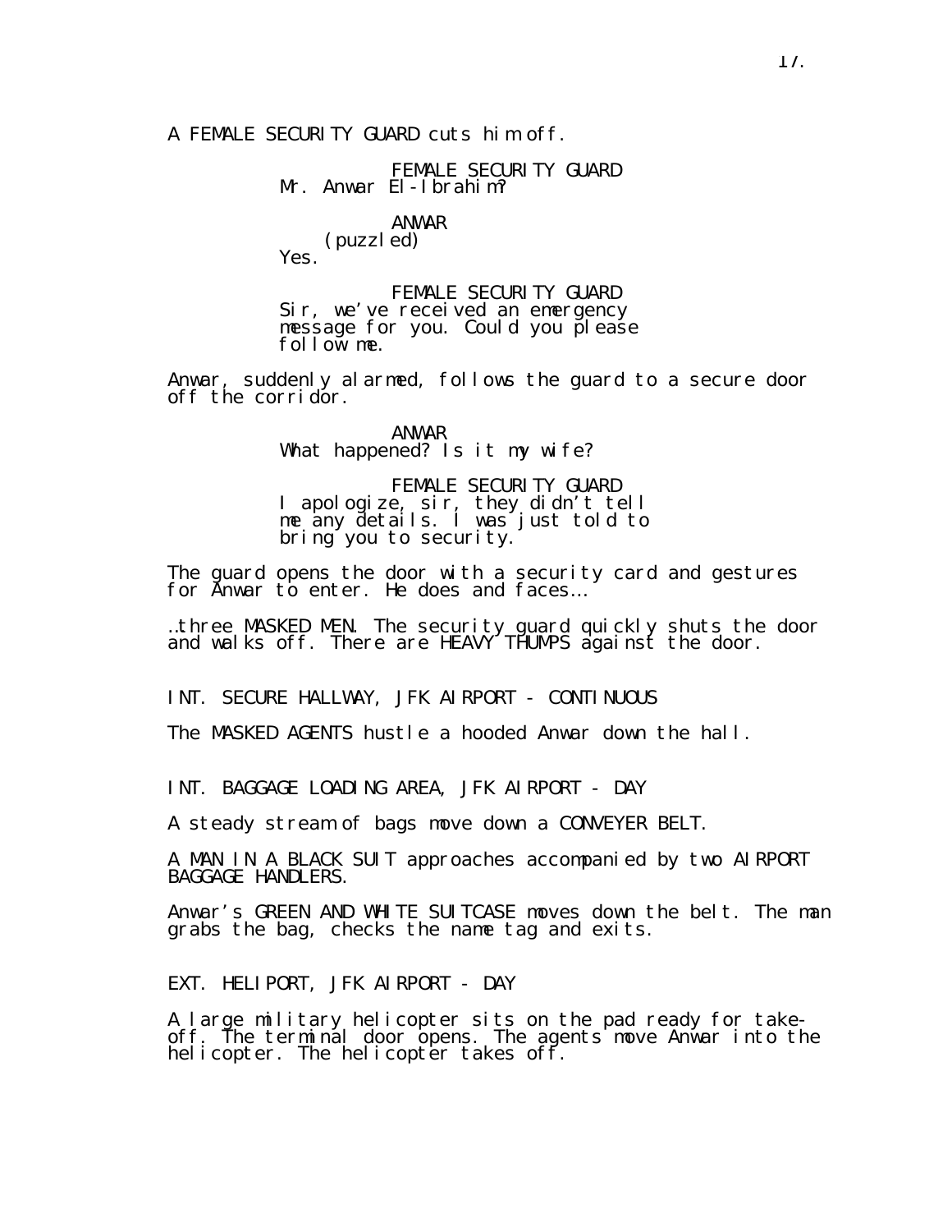A FEMALE SECURITY GUARD cuts him off.

FEMALE SECURITY GUARD
Mr. Anwar El-Ibrahim?

ANWAR
(puzzled)
Yes.

FEMALE SECURITY GUARD
Sir, we've received an emergency message for you. Could you please follow me.

Anwar, suddenly alarmed, follows the guard to a secure door off the corridor.

ANWAR
What happened? Is it my wife?

FEMALE SECURITY GUARD
I apologize, sir, they didn't tell me any details. I was just told to bring you to security.

The guard opens the door with a security card and gestures for Anwar to enter. He does and faces...

...three MASKED MEN. The security guard quickly shuts the door and walks off. There are HEAVY THUMPS against the door.

INT. SECURE HALLWAY, JFK AIRPORT - CONTINUOUS

The MASKED AGENTS hustle a hooded Anwar down the hall.

INT. BAGGAGE LOADING AREA, JFK AIRPORT - DAY

A steady stream of bags move down a CONVEYER BELT.

A MAN IN A BLACK SUIT approaches accompanied by two AIRPORT BAGGAGE HANDLERS.

Anwar's GREEN AND WHITE SUITCASE moves down the belt. The man grabs the bag, checks the name tag and exits.

EXT. HELIPORT, JFK AIRPORT - DAY

A large military helicopter sits on the pad ready for take-off. The terminal door opens. The agents move Anwar into the helicopter. The helicopter takes off.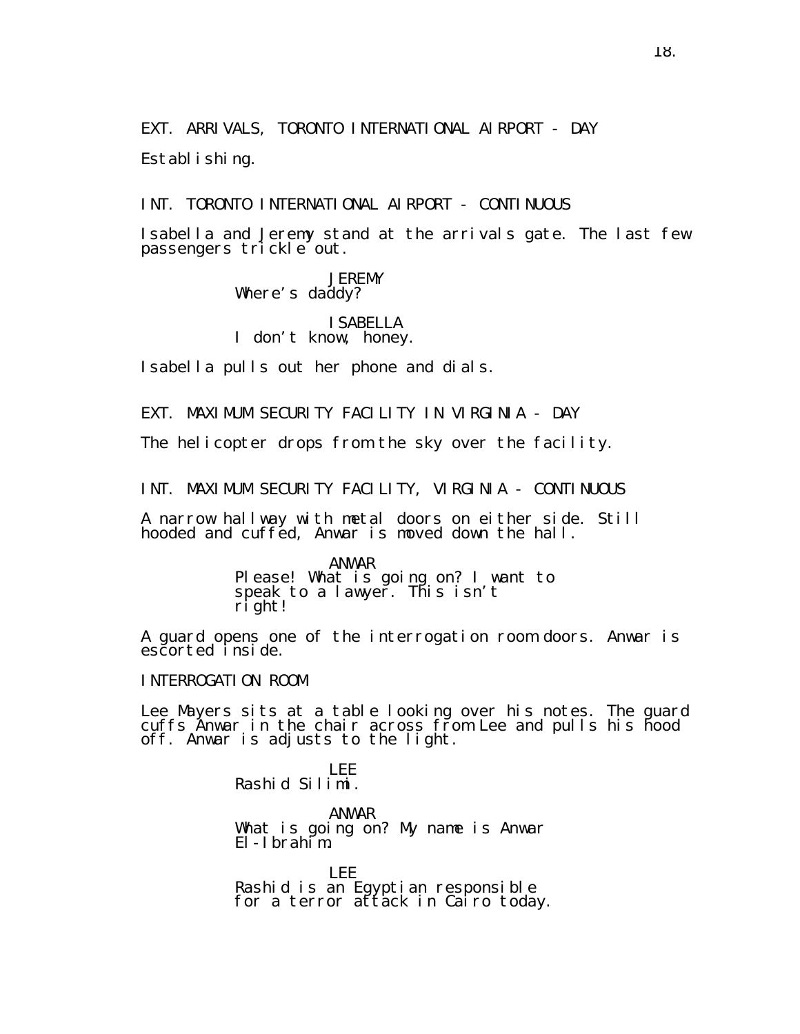EXT. ARRIVALS, TORONTO INTERNATIONAL AIRPORT - DAY

Establishing.

INT. TORONTO INTERNATIONAL AIRPORT - CONTINUOUS

Isabella and Jeremy stand at the arrivals gate. The last few passengers trickle out.

JEREMY
Where's daddy?

ISABELLA
I don't know, honey.

Isabella pulls out her phone and dials.

EXT. MAXIMUM SECURITY FACILITY IN VIRGINIA - DAY

The helicopter drops from the sky over the facility.

INT. MAXIMUM SECURITY FACILITY, VIRGINIA - CONTINUOUS

A narrow hallway with metal doors on either side. Still hooded and cuffed, Anwar is moved down the hall.

ANWAR
Please! What is going on? I want to speak to a lawyer. This isn't right!

A guard opens one of the interrogation room doors. Anwar is escorted inside.

INTERROGATION ROOM

Lee Mayers sits at a table looking over his notes. The guard cuffs Anwar in the chair across from Lee and pulls his hood off. Anwar is adjusts to the light.

LEE
Rashid Silimi.

ANWAR
What is going on? My name is Anwar El-Ibrahim.

LEE
Rashid is an Egyptian responsible for a terror attack in Cairo today.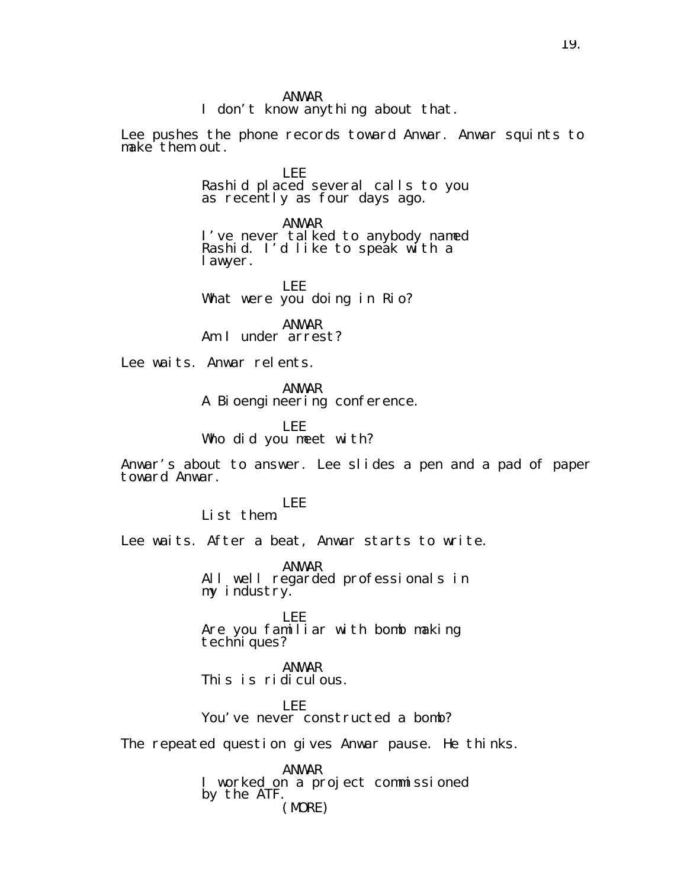ANWAR
I don't know anything about that.

Lee pushes the phone records toward Anwar. Anwar squints to make them out.

LEE
Rashid placed several calls to you as recently as four days ago.

ANWAR
I've never talked to anybody named Rashid. I'd like to speak with a lawyer.

LEE
What were you doing in Rio?

ANWAR
Am I under arrest?

Lee waits. Anwar relents.

ANWAR
A Bioengineering conference.

LEE
Who did you meet with?

Anwar's about to answer. Lee slides a pen and a pad of paper toward Anwar.

LEE
List them.

Lee waits. After a beat, Anwar starts to write.

ANWAR
All well regarded professionals in my industry.

LEE
Are you familiar with bomb making techniques?

ANWAR
This is ridiculous.

LEE
You've never constructed a bomb?

The repeated question gives Anwar pause. He thinks.

ANWAR
I worked on a project commissioned by the ATF.
(MORE)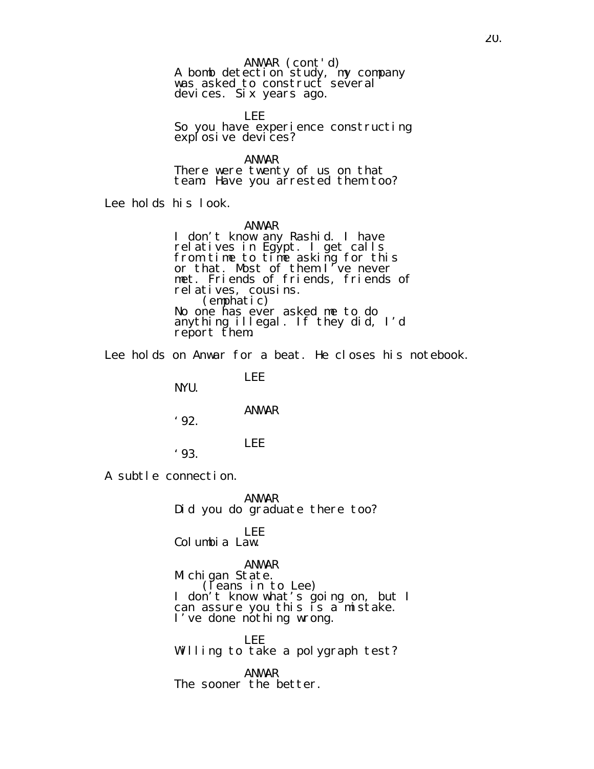ANWAR (cont'd)
A bomb detection study, my company was asked to construct several devices. Six years ago.

LEE
So you have experience constructing explosive devices?

ANWAR
There were twenty of us on that team. Have you arrested them too?

Lee holds his look.

ANWAR
I don't know any Rashid. I have relatives in Egypt. I get calls from time to time asking for this or that. Most of them I've never met. Friends of friends, friends of relatives, cousins.
(emphatic)
No one has ever asked me to do anything illegal. If they did, I'd report them.

Lee holds on Anwar for a beat. He closes his notebook.

LEE
NYU.

ANWAR
'92.

LEE
'93.

A subtle connection.

ANWAR
Did you do graduate there too?

LEE
Columbia Law.

ANWAR
Michigan State.
(leans in to Lee)
I don't know what's going on, but I can assure you this is a mistake. I've done nothing wrong.

LEE
Willing to take a polygraph test?

ANWAR
The sooner the better.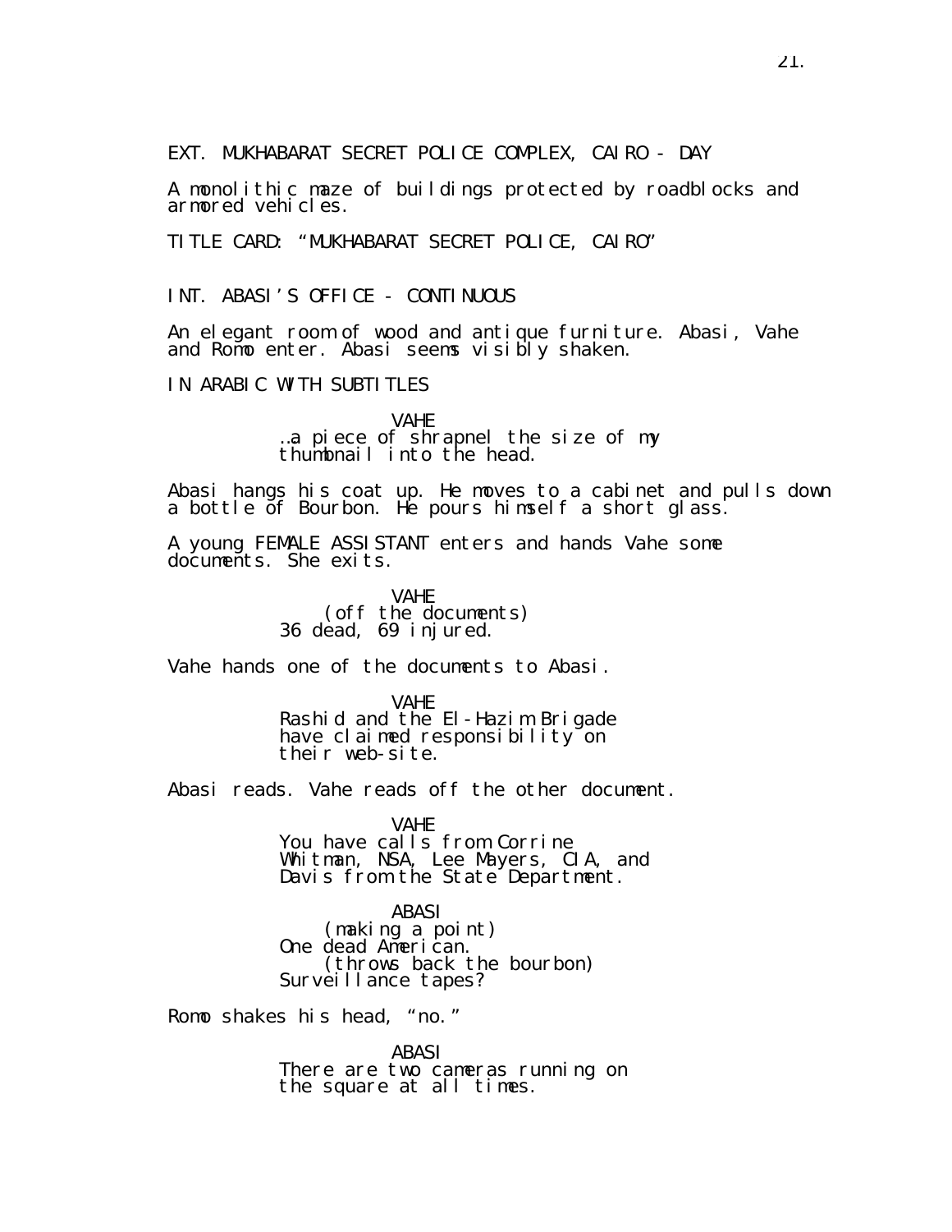EXT. MUKHABARAT SECRET POLICE COMPLEX, CAIRO - DAY

A monolithic maze of buildings protected by roadblocks and armored vehicles.

TITLE CARD: "MUKHABARAT SECRET POLICE, CAIRO"

INT. ABASI'S OFFICE - CONTINUOUS

An elegant room of wood and antique furniture. Abasi, Vahe and Romo enter. Abasi seems visibly shaken.

IN ARABIC WITH SUBTITLES

VAHE
…a piece of shrapnel the size of my thumbnail into the head.

Abasi hangs his coat up. He moves to a cabinet and pulls down a bottle of Bourbon. He pours himself a short glass.

A young FEMALE ASSISTANT enters and hands Vahe some documents. She exits.

VAHE
(off the documents)
36 dead, 69 injured.

Vahe hands one of the documents to Abasi.

VAHE
Rashid and the El-Hazim Brigade have claimed responsibility on their web-site.

Abasi reads. Vahe reads off the other document.

VAHE
You have calls from Corrine Whitman, NSA, Lee Mayers, CIA, and Davis from the State Department.

ABASI
(making a point)
One dead American.
(throws back the bourbon)
Surveillance tapes?

Romo shakes his head, "no."

ABASI
There are two cameras running on the square at all times.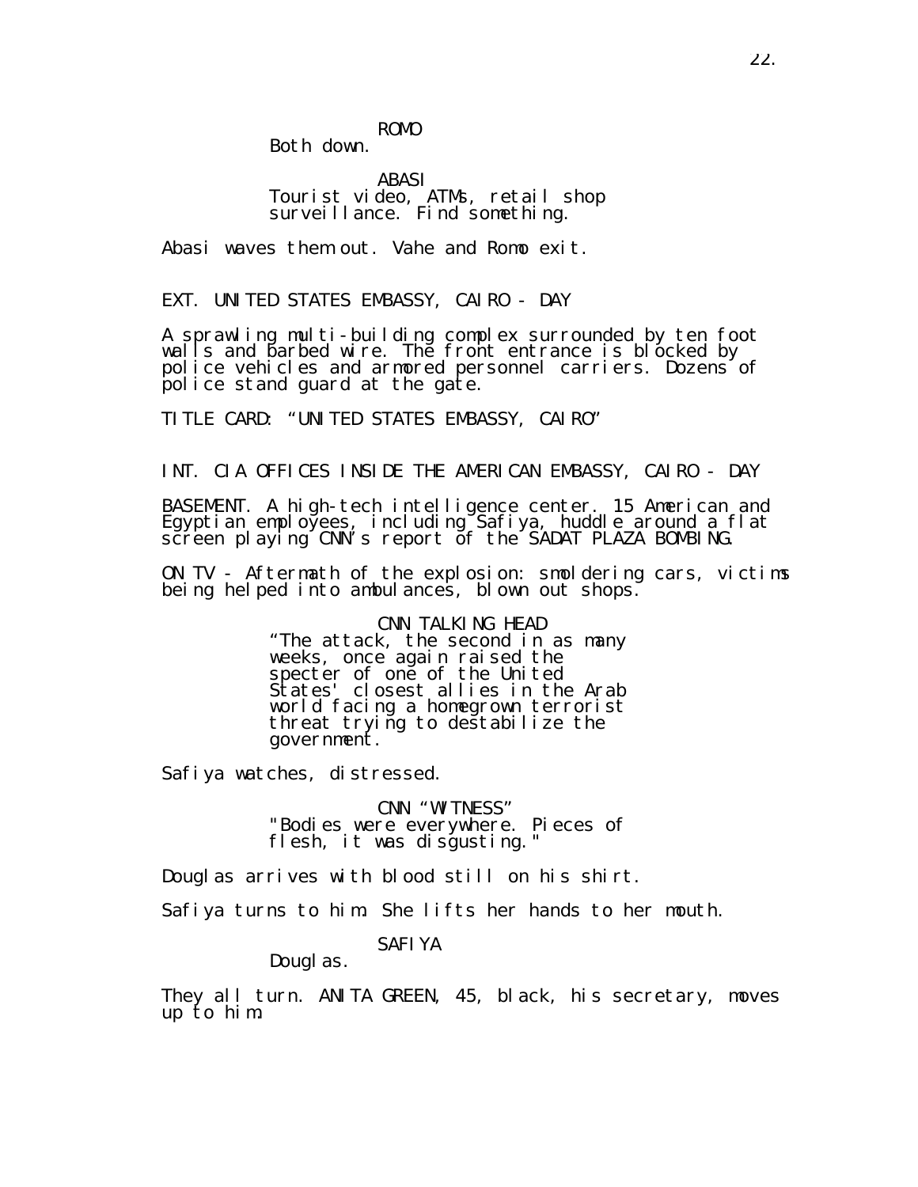ROMO

Both down.

ABASI

Tourist video, ATMs, retail shop surveillance. Find something.

Abasi waves them out. Vahe and Romo exit.

EXT. UNITED STATES EMBASSY, CAIRO - DAY

A sprawling multi-building complex surrounded by ten foot walls and barbed wire. The front entrance is blocked by police vehicles and armored personnel carriers. Dozens of police stand guard at the gate.

TITLE CARD: "UNITED STATES EMBASSY, CAIRO"

INT. CIA OFFICES INSIDE THE AMERICAN EMBASSY, CAIRO - DAY

BASEMENT. A high-tech intelligence center. 15 American and Egyptian employees, including Safiya, huddle around a flat screen playing CNN's report of the SADAT PLAZA BOMBING.

ON TV - Aftermath of the explosion: smoldering cars, victims being helped into ambulances, blown out shops.

CNN TALKING HEAD

"The attack, the second in as many weeks, once again raised the specter of one of the United States' closest allies in the Arab world facing a homegrown terrorist threat trying to destabilize the government.

Safiya watches, distressed.

CNN "WITNESS"

"Bodies were everywhere. Pieces of flesh, it was disgusting."

Douglas arrives with blood still on his shirt.

Safiya turns to him. She lifts her hands to her mouth.

SAFIYA

Douglas.

They all turn. ANITA GREEN, 45, black, his secretary, moves up to him.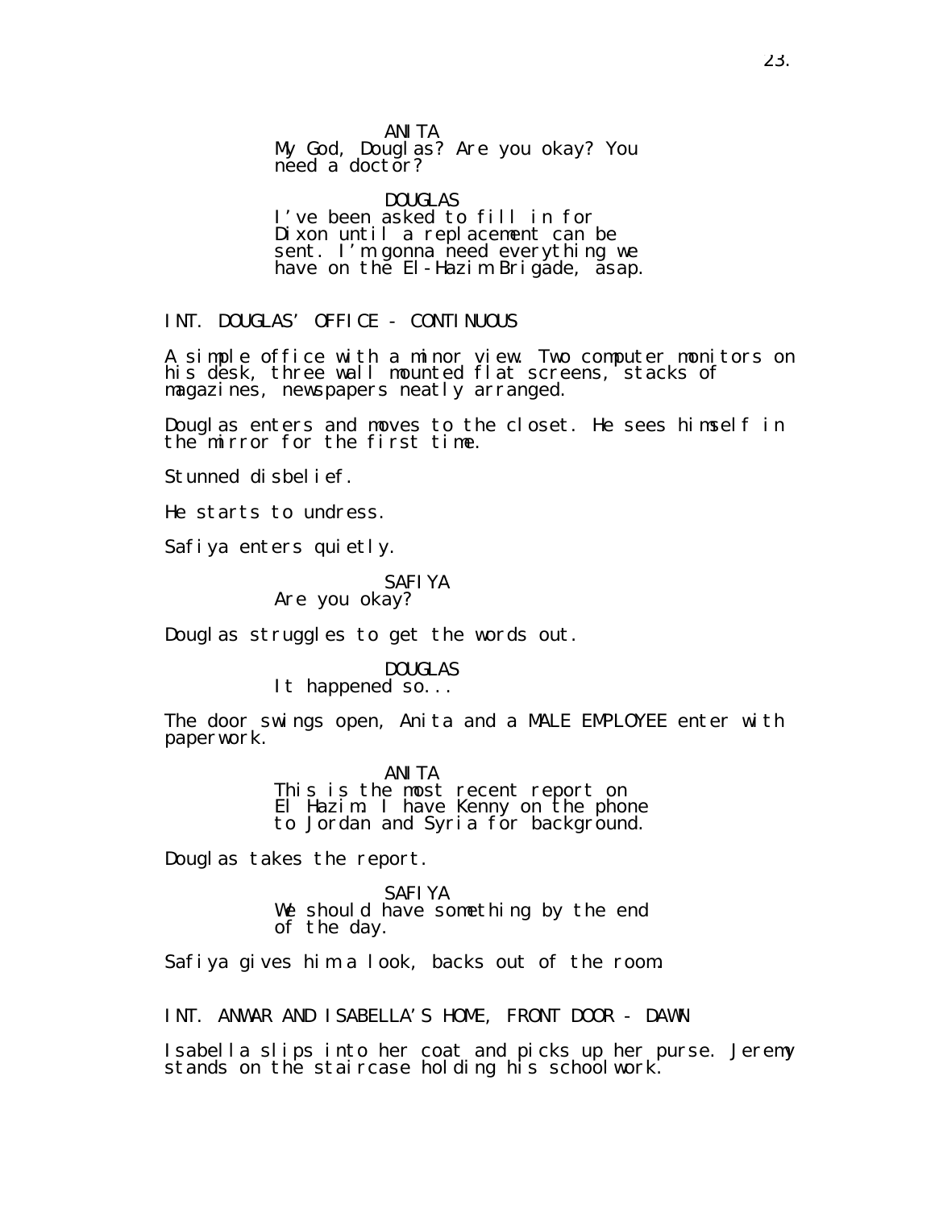ANITA
My God, Douglas? Are you okay? You need a doctor?

DOUGLAS
I've been asked to fill in for Dixon until a replacement can be sent. I'm gonna need everything we have on the El-Hazim Brigade, asap.

INT. DOUGLAS' OFFICE - CONTINUOUS

A simple office with a minor view. Two computer monitors on his desk, three wall mounted flat screens, stacks of magazines, newspapers neatly arranged.

Douglas enters and moves to the closet. He sees himself in the mirror for the first time.

Stunned disbelief.

He starts to undress.

Safiya enters quietly.

SAFIYA
Are you okay?

Douglas struggles to get the words out.

DOUGLAS
It happened so...

The door swings open, Anita and a MALE EMPLOYEE enter with paperwork.

ANITA
This is the most recent report on El Hazim. I have Kenny on the phone to Jordan and Syria for background.

Douglas takes the report.

SAFIYA
We should have something by the end of the day.

Safiya gives him a look, backs out of the room.

INT. ANWAR AND ISABELLA'S HOME, FRONT DOOR - DAWN

Isabella slips into her coat and picks up her purse. Jeremy stands on the staircase holding his schoolwork.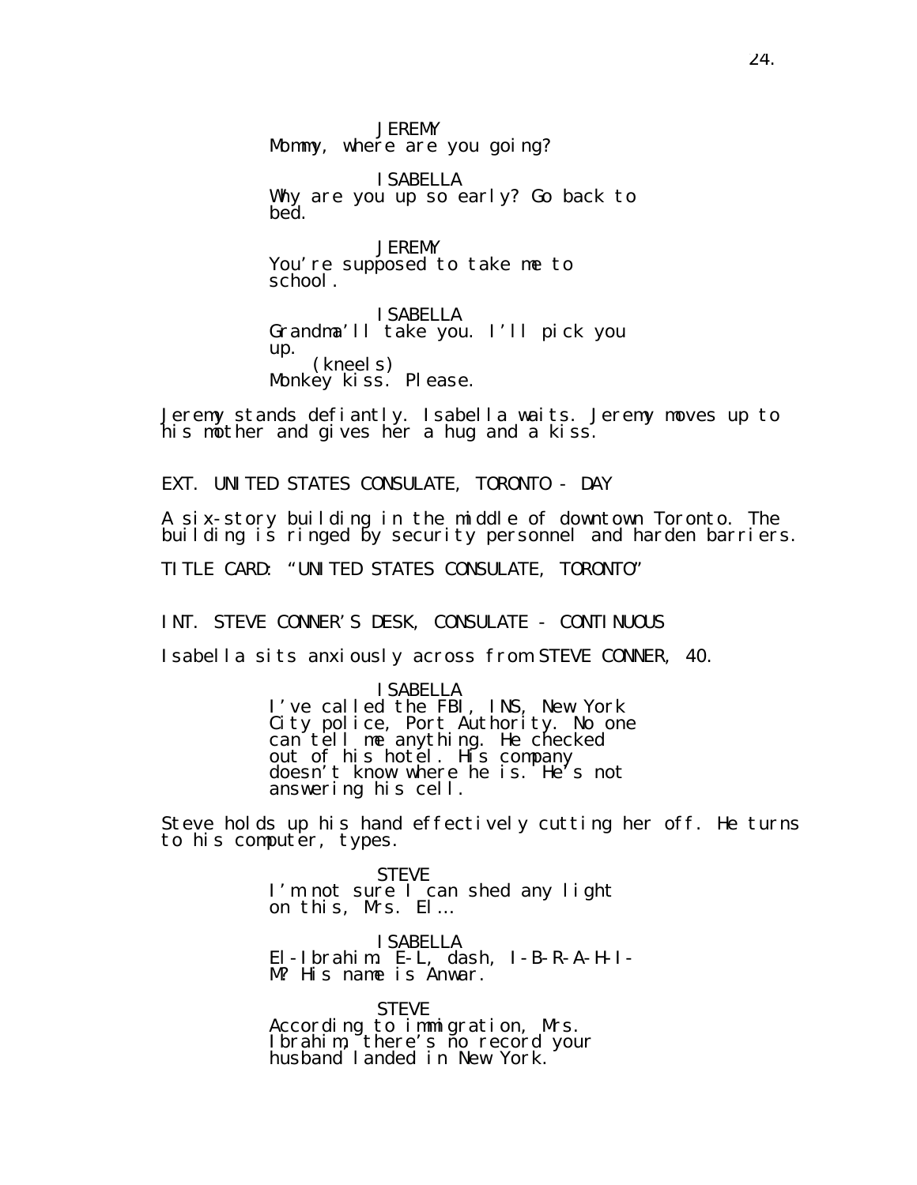JEREMY
Mommy, where are you going?

ISABELLA
Why are you up so early? Go back to bed.

JEREMY
You're supposed to take me to school.

ISABELLA
Grandma'll take you. I'll pick you up.
(kneels)
Monkey kiss. Please.

Jeremy stands defiantly. Isabella waits. Jeremy moves up to his mother and gives her a hug and a kiss.

EXT. UNITED STATES CONSULATE, TORONTO - DAY

A six-story building in the middle of downtown Toronto. The building is ringed by security personnel and harden barriers.

TITLE CARD: "UNITED STATES CONSULATE, TORONTO"

INT. STEVE CONNER'S DESK, CONSULATE - CONTINUOUS

Isabella sits anxiously across from STEVE CONNER, 40.

ISABELLA
I've called the FBI, INS, New York City police, Port Authority. No one can tell me anything. He checked out of his hotel. His company doesn't know where he is. He's not answering his cell.

Steve holds up his hand effectively cutting her off. He turns to his computer, types.

STEVE
I'm not sure I can shed any light on this, Mrs. El...

ISABELLA
El-Ibrahim. E-L, dash, I-B-R-A-H-I-M? His name is Anwar.

STEVE
According to immigration, Mrs. Ibrahim, there's no record your husband landed in New York.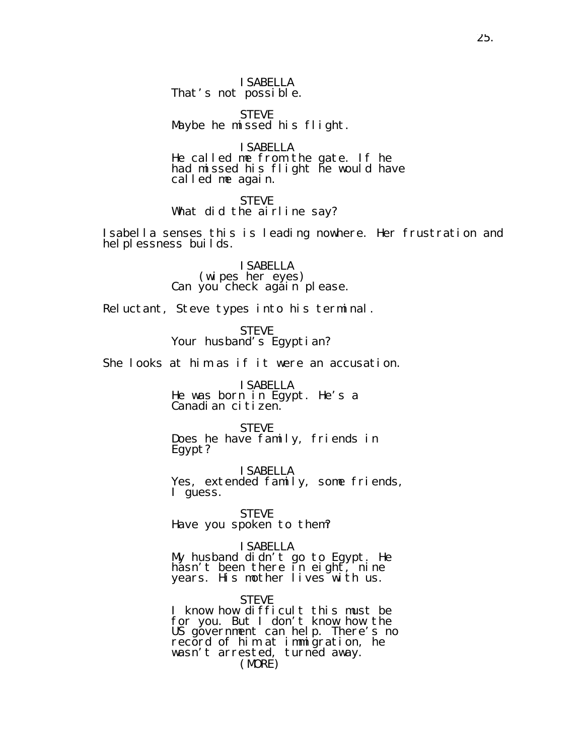ISABELLA
That's not possible.

STEVE
Maybe he missed his flight.

ISABELLA
He called me from the gate. If he had missed his flight he would have called me again.

STEVE
What did the airline say?

Isabella senses this is leading nowhere. Her frustration and helplessness builds.

ISABELLA
(wipes her eyes)
Can you check again please.

Reluctant, Steve types into his terminal.

STEVE
Your husband's Egyptian?

She looks at him as if it were an accusation.

ISABELLA
He was born in Egypt. He's a Canadian citizen.

STEVE
Does he have family, friends in Egypt?

ISABELLA
Yes, extended family, some friends, I guess.

STEVE
Have you spoken to them?

ISABELLA
My husband didn't go to Egypt. He hasn't been there in eight, nine years. His mother lives with us.

STEVE
I know how difficult this must be for you. But I don't know how the US government can help. There's no record of him at immigration, he wasn't arrested, turned away.
(MORE)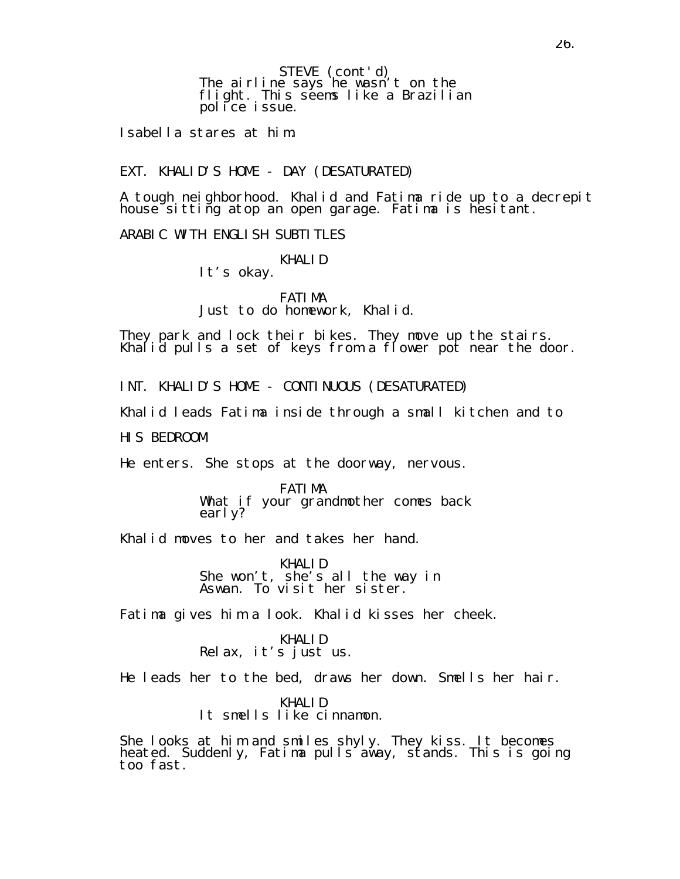STEVE (cont'd)
The airline says he wasn't on the flight. This seems like a Brazilian police issue.

Isabella stares at him.

EXT. KHALID'S HOME - DAY (DESATURATED)

A tough neighborhood. Khalid and Fatima ride up to a decrepit house sitting atop an open garage. Fatima is hesitant.

ARABIC WITH ENGLISH SUBTITLES

KHALID
It's okay.

FATIMA
Just to do homework, Khalid.

They park and lock their bikes. They move up the stairs. Khalid pulls a set of keys from a flower pot near the door.

INT. KHALID'S HOME - CONTINUOUS (DESATURATED)

Khalid leads Fatima inside through a small kitchen and to

HIS BEDROOM

He enters. She stops at the doorway, nervous.

FATIMA
What if your grandmother comes back early?

Khalid moves to her and takes her hand.

KHALID
She won't, she's all the way in Aswan. To visit her sister.

Fatima gives him a look. Khalid kisses her cheek.

KHALID
Relax, it's just us.

He leads her to the bed, draws her down. Smells her hair.

KHALID
It smells like cinnamon.

She looks at him and smiles shyly. They kiss. It becomes heated. Suddenly, Fatima pulls away, stands. This is going too fast.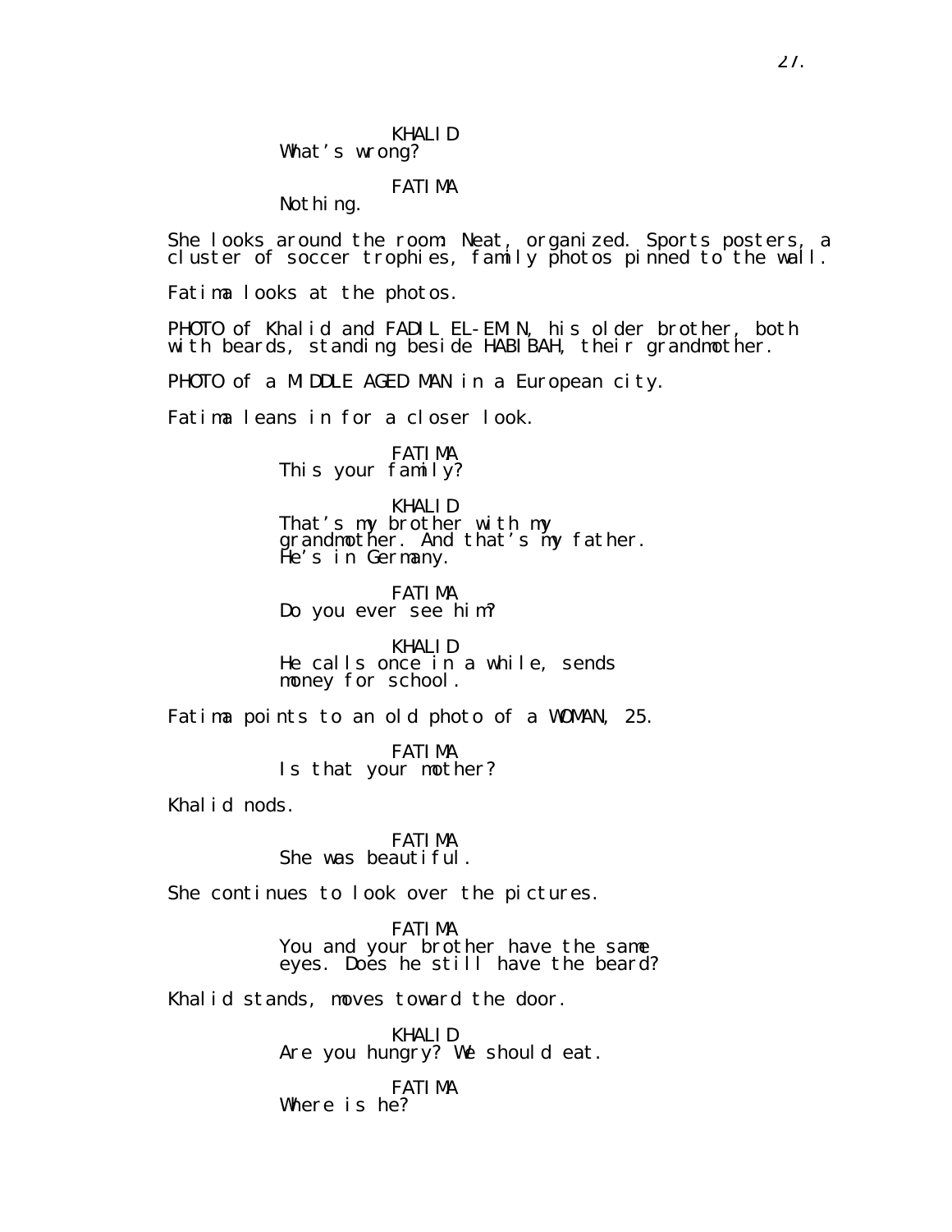KHALID
What's wrong?

FATIMA
Nothing.

She looks around the room: Neat, organized. Sports posters, a cluster of soccer trophies, family photos pinned to the wall.

Fatima looks at the photos.

PHOTO of Khalid and FADIL EL-EMIN, his older brother, both with beards, standing beside HABIBAH, their grandmother.

PHOTO of a MIDDLE AGED MAN in a European city.

Fatima leans in for a closer look.

FATIMA
This your family?

KHALID
That's my brother with my grandmother. And that's my father. He's in Germany.

FATIMA
Do you ever see him?

KHALID
He calls once in a while, sends money for school.

Fatima points to an old photo of a WOMAN, 25.

FATIMA
Is that your mother?

Khalid nods.

FATIMA
She was beautiful.

She continues to look over the pictures.

FATIMA
You and your brother have the same eyes. Does he still have the beard?

Khalid stands, moves toward the door.

KHALID
Are you hungry? We should eat.

FATIMA
Where is he?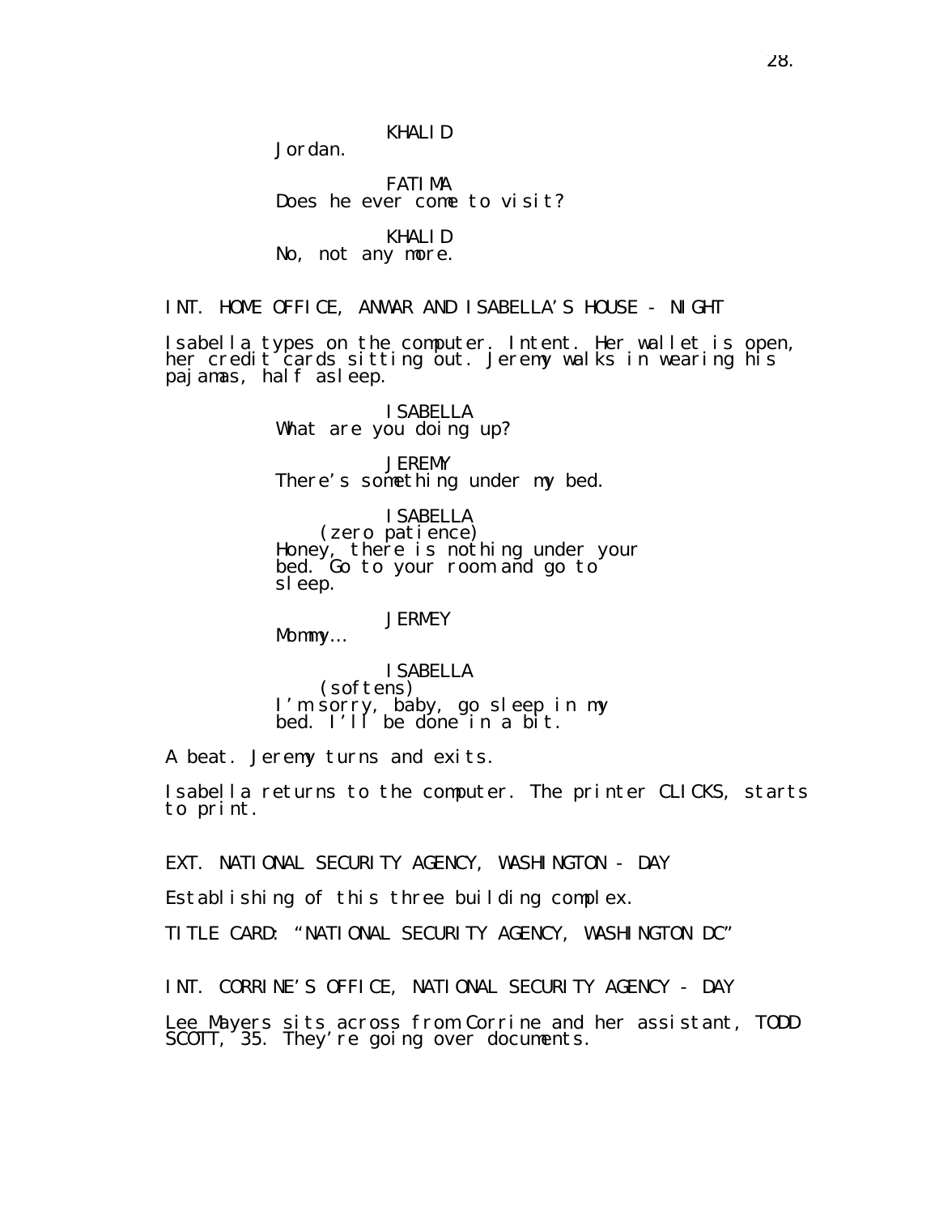KHALID
Jordan.

FATIMA
Does he ever come to visit?

KHALID
No, not any more.

INT. HOME OFFICE, ANWAR AND ISABELLA'S HOUSE - NIGHT

Isabella types on the computer. Intent. Her wallet is open, her credit cards sitting out. Jeremy walks in wearing his pajamas, half asleep.

ISABELLA
What are you doing up?

JEREMY
There's something under my bed.

ISABELLA
(zero patience)
Honey, there is nothing under your bed. Go to your room and go to sleep.

JERMEY
Mommy...

ISABELLA
(softens)
I'm sorry, baby, go sleep in my bed. I'll be done in a bit.

A beat. Jeremy turns and exits.

Isabella returns to the computer. The printer CLICKS, starts to print.

EXT. NATIONAL SECURITY AGENCY, WASHINGTON - DAY

Establishing of this three building complex.

TITLE CARD: "NATIONAL SECURITY AGENCY, WASHINGTON DC"

INT. CORRINE'S OFFICE, NATIONAL SECURITY AGENCY - DAY

Lee Mayers sits across from Corrine and her assistant, TODD SCOTT, 35. They're going over documents.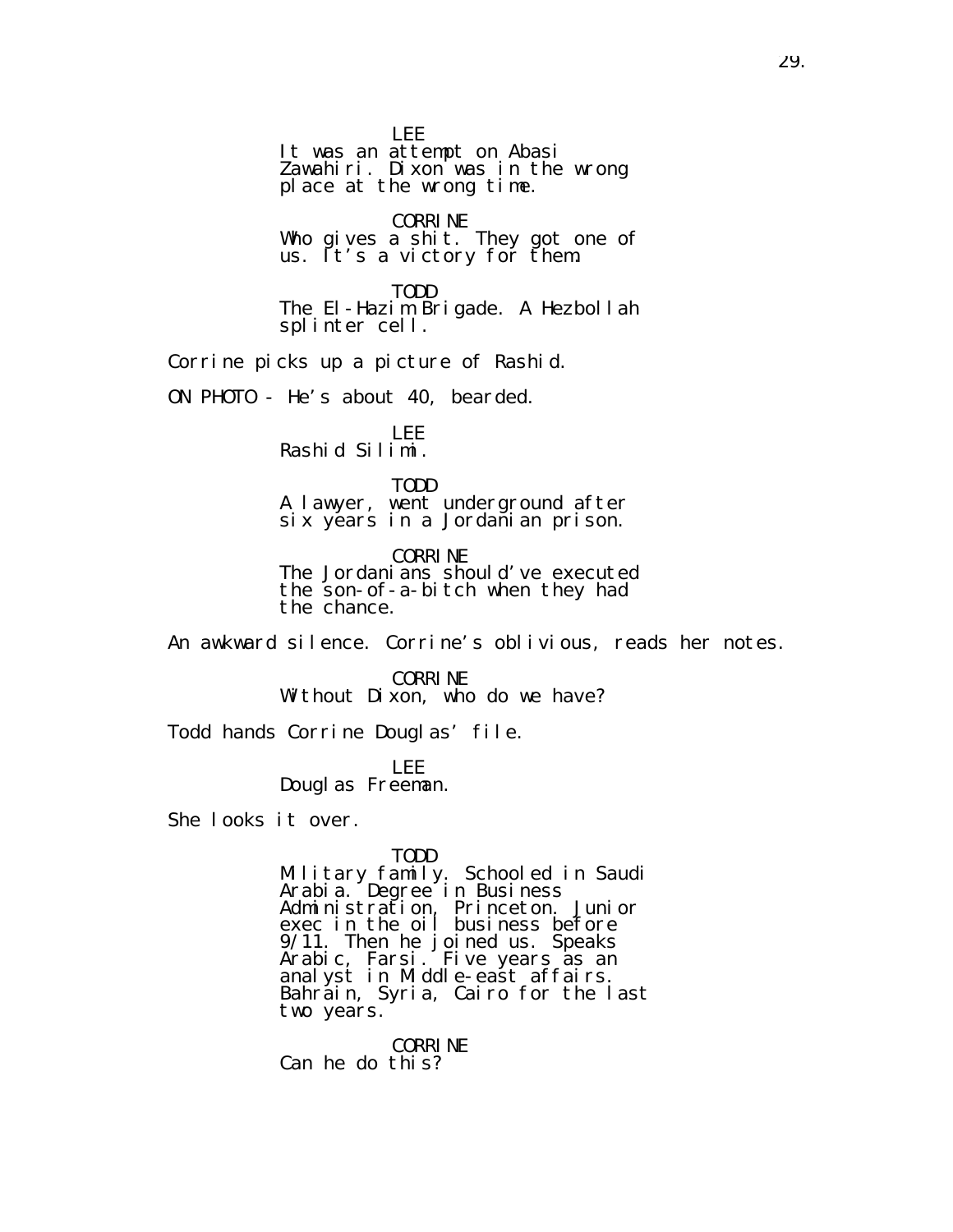LEE
It was an attempt on Abasi Zawahiri. Dixon was in the wrong place at the wrong time.

CORRINE
Who gives a shit. They got one of us. It's a victory for them.

TODD
The El-Hazim Brigade. A Hezbollah splinter cell.

Corrine picks up a picture of Rashid.

ON PHOTO - He's about 40, bearded.

LEE
Rashid Silimi.

TODD
A lawyer, went underground after six years in a Jordanian prison.

CORRINE
The Jordanians should've executed the son-of-a-bitch when they had the chance.

An awkward silence. Corrine's oblivious, reads her notes.

CORRINE
Without Dixon, who do we have?

Todd hands Corrine Douglas' file.

LEE
Douglas Freeman.

She looks it over.

TODD
Military family. Schooled in Saudi Arabia. Degree in Business Administration, Princeton. Junior exec in the oil business before 9/11. Then he joined us. Speaks Arabic, Farsi. Five years as an analyst in Middle-east affairs. Bahrain, Syria, Cairo for the last two years.

CORRINE
Can he do this?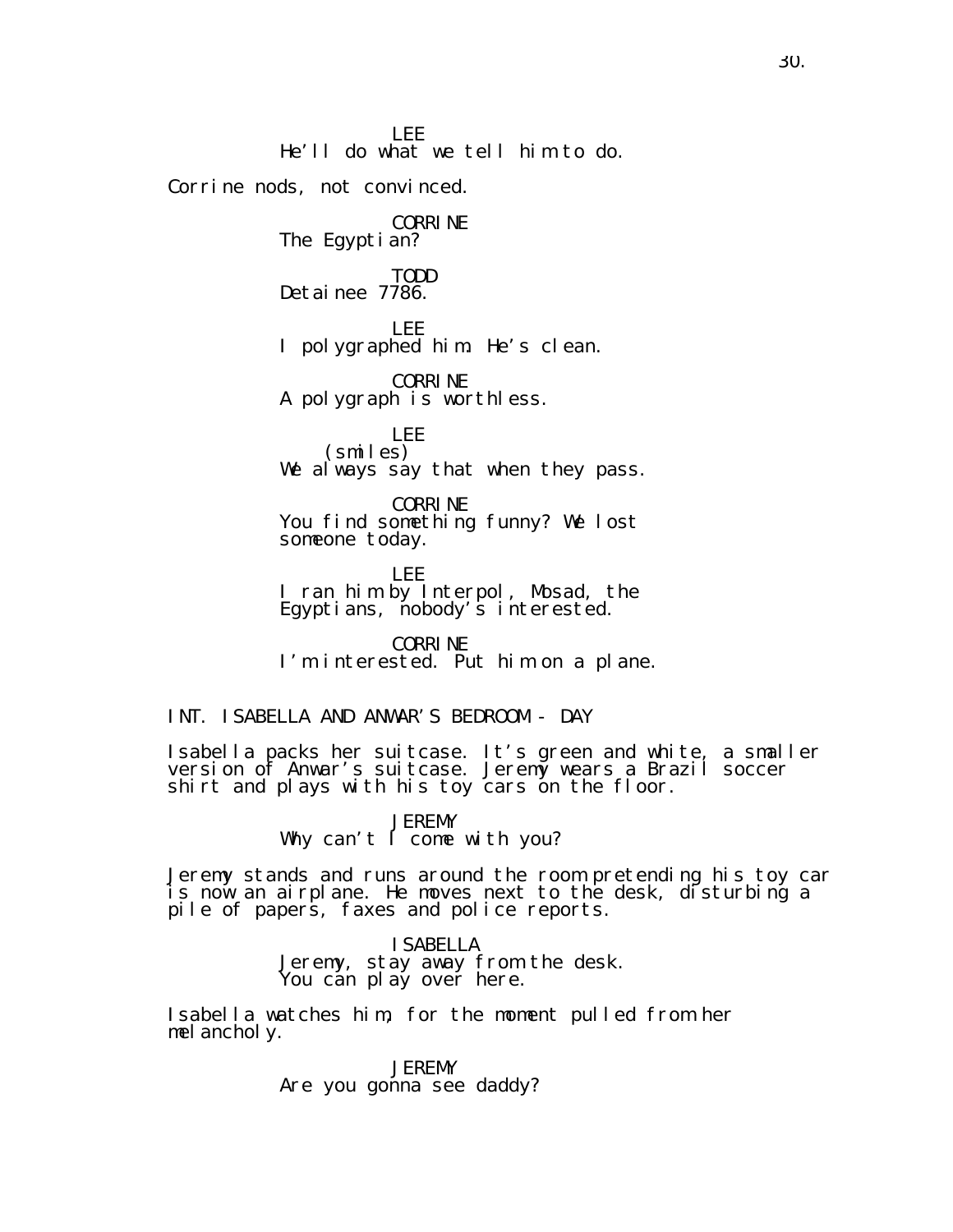LEE
He'll do what we tell him to do.

Corrine nods, not convinced.

CORRINE
The Egyptian?

TODD
Detainee 7786.

LEE
I polygraphed him. He's clean.

CORRINE
A polygraph is worthless.

LEE
(smiles)
We always say that when they pass.

CORRINE
You find something funny? We lost someone today.

LEE
I ran him by Interpol, Mosad, the Egyptians, nobody's interested.

CORRINE
I'm interested. Put him on a plane.

INT. ISABELLA AND ANWAR'S BEDROOM - DAY

Isabella packs her suitcase. It's green and white, a smaller version of Anwar's suitcase. Jeremy wears a Brazil soccer shirt and plays with his toy cars on the floor.

JEREMY
Why can't I come with you?

Jeremy stands and runs around the room pretending his toy car is now an airplane. He moves next to the desk, disturbing a pile of papers, faxes and police reports.

ISABELLA
Jeremy, stay away from the desk. You can play over here.

Isabella watches him, for the moment pulled from her melancholy.

JEREMY
Are you gonna see daddy?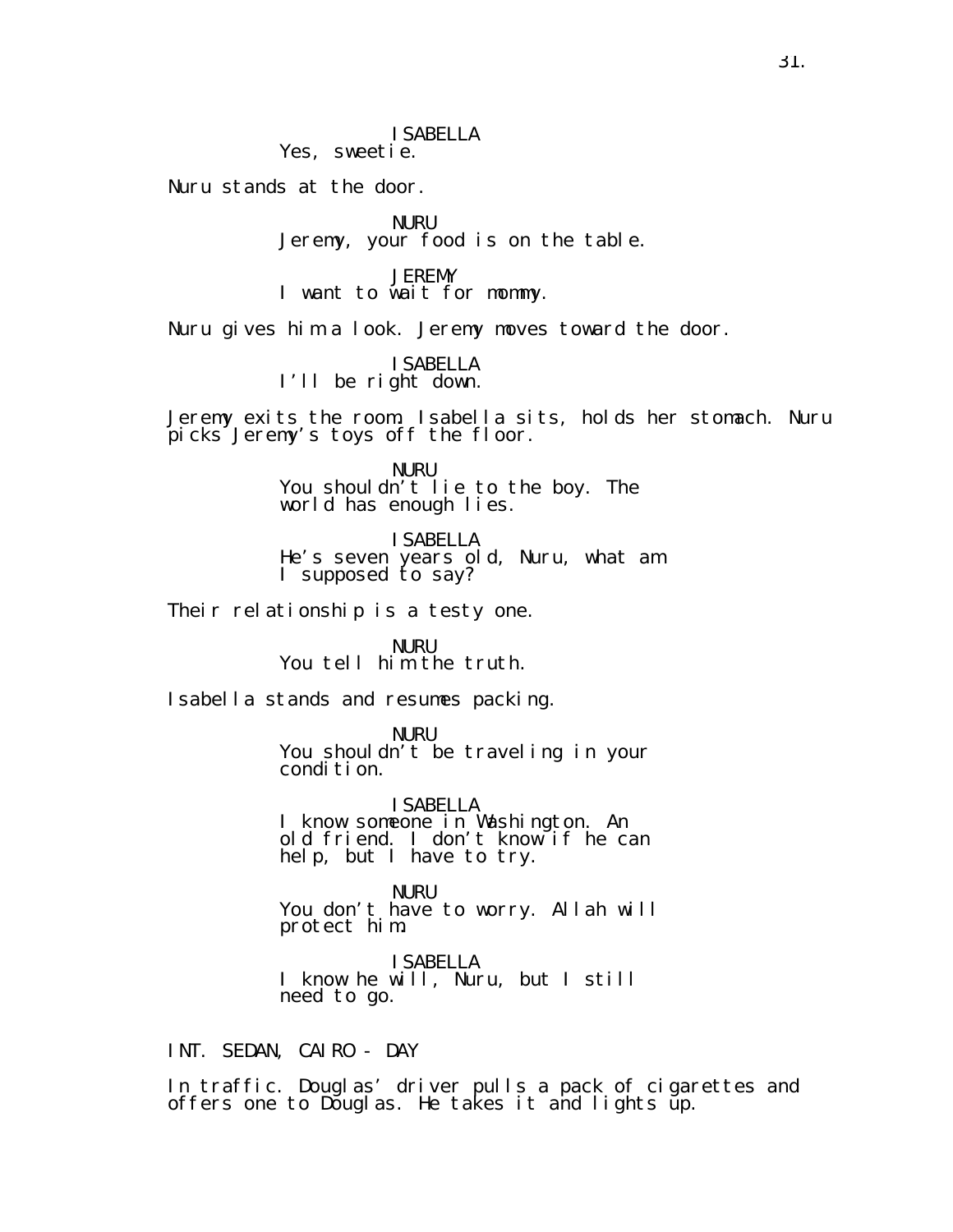ISABELLA
Yes, sweetie.

Nuru stands at the door.

NURU
Jeremy, your food is on the table.

JEREMY
I want to wait for mommy.

Nuru gives him a look. Jeremy moves toward the door.

ISABELLA
I'll be right down.

Jeremy exits the room. Isabella sits, holds her stomach. Nuru picks Jeremy's toys off the floor.

NURU
You shouldn't lie to the boy. The world has enough lies.

ISABELLA
He's seven years old, Nuru, what am I supposed to say?

Their relationship is a testy one.

NURU
You tell him the truth.

Isabella stands and resumes packing.

NURU
You shouldn't be traveling in your condition.

ISABELLA
I know someone in Washington. An old friend. I don't know if he can help, but I have to try.

NURU
You don't have to worry. Allah will protect him.

ISABELLA
I know he will, Nuru, but I still need to go.

INT. SEDAN, CAIRO - DAY

In traffic. Douglas' driver pulls a pack of cigarettes and offers one to Douglas. He takes it and lights up.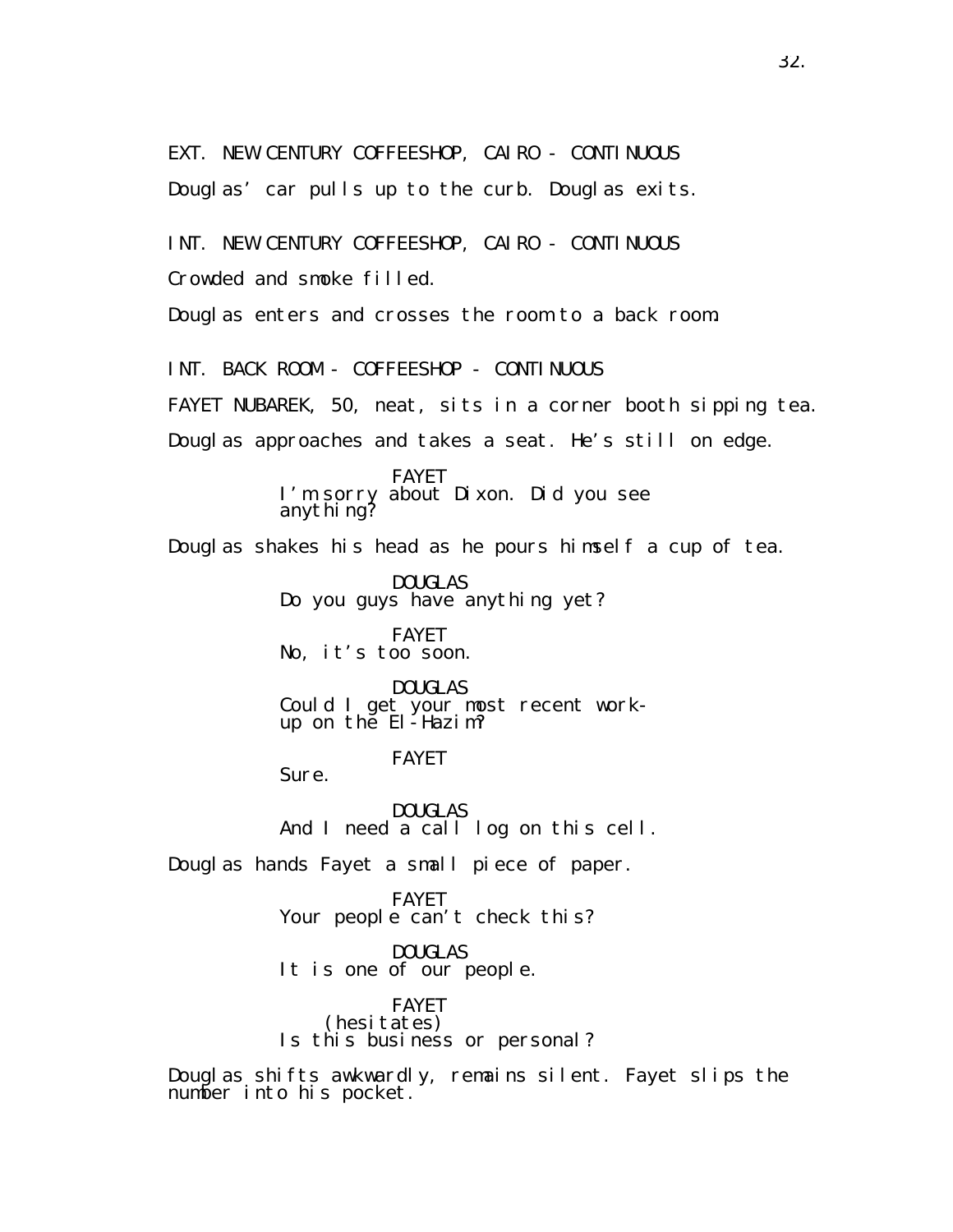EXT. NEW CENTURY COFFEESHOP, CAIRO - CONTINUOUS

Douglas' car pulls up to the curb. Douglas exits.

INT. NEW CENTURY COFFEESHOP, CAIRO - CONTINUOUS

Crowded and smoke filled.

Douglas enters and crosses the room to a back room.

INT. BACK ROOM - COFFEESHOP - CONTINUOUS

FAYET NUBAREK, 50, neat, sits in a corner booth sipping tea.

Douglas approaches and takes a seat. He's still on edge.

FAYET
I'm sorry about Dixon. Did you see anything?

Douglas shakes his head as he pours himself a cup of tea.

DOUGLAS
Do you guys have anything yet?

FAYET
No, it's too soon.

DOUGLAS
Could I get your most recent work-up on the El-Hazim?

FAYET
Sure.

DOUGLAS
And I need a call log on this cell.

Douglas hands Fayet a small piece of paper.

FAYET
Your people can't check this?

DOUGLAS
It is one of our people.

FAYET
(hesitates)
Is this business or personal?

Douglas shifts awkwardly, remains silent. Fayet slips the number into his pocket.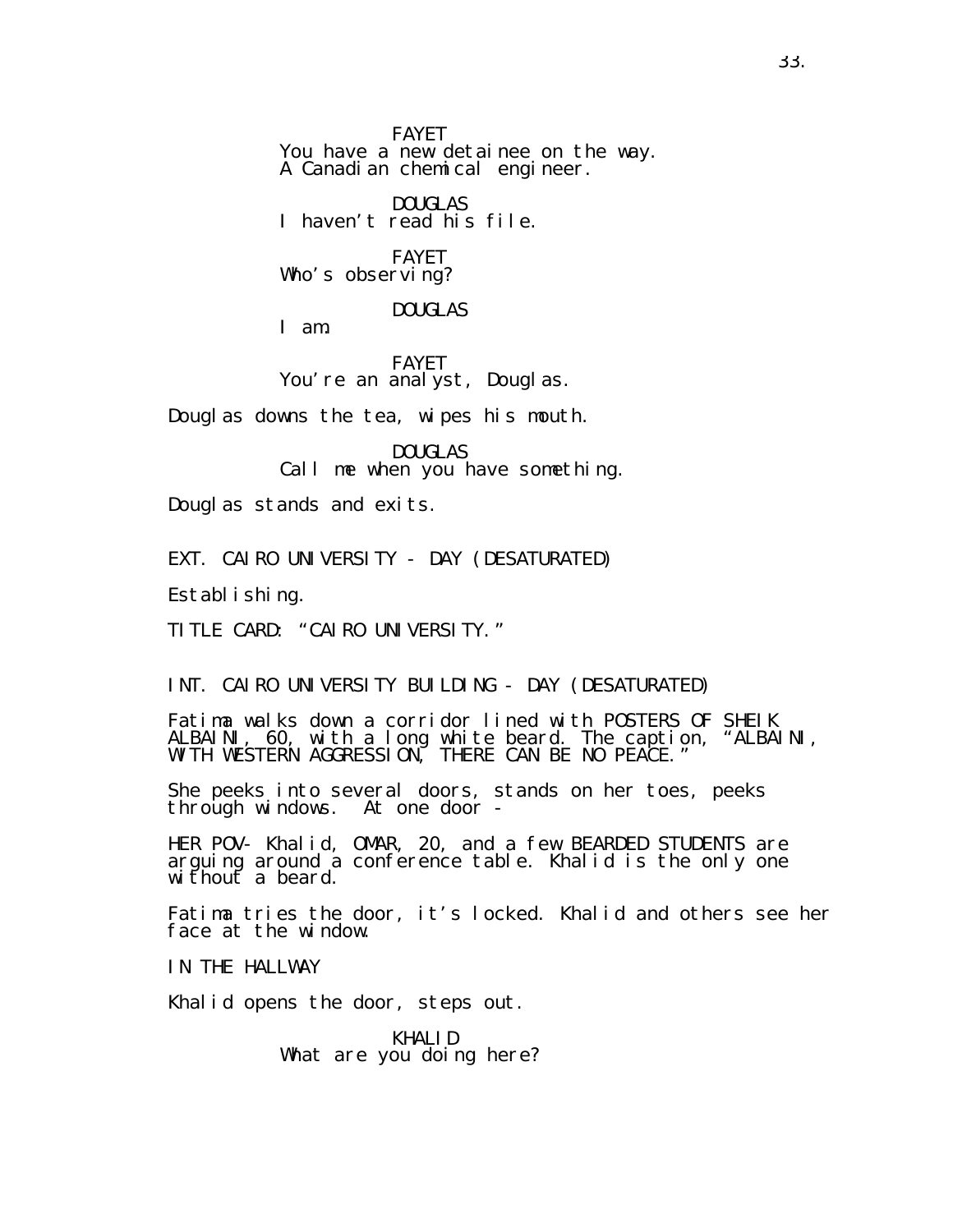FAYET
You have a new detainee on the way. A Canadian chemical engineer.

DOUGLAS
I haven't read his file.

FAYET
Who's observing?

DOUGLAS
I am.

FAYET
You're an analyst, Douglas.

Douglas downs the tea, wipes his mouth.

DOUGLAS
Call me when you have something.

Douglas stands and exits.

EXT. CAIRO UNIVERSITY - DAY (DESATURATED)

Establishing.

TITLE CARD: "CAIRO UNIVERSITY."

INT. CAIRO UNIVERSITY BUILDING - DAY (DESATURATED)

Fatima walks down a corridor lined with POSTERS OF SHEIK ALBAINI, 60, with a long white beard. The caption, "ALBAINI, WITH WESTERN AGGRESSION, THERE CAN BE NO PEACE."

She peeks into several doors, stands on her toes, peeks through windows. At one door -

HER POV- Khalid, OMAR, 20, and a few BEARDED STUDENTS are arguing around a conference table. Khalid is the only one without a beard.

Fatima tries the door, it's locked. Khalid and others see her face at the window.

IN THE HALLWAY

Khalid opens the door, steps out.

KHALID
What are you doing here?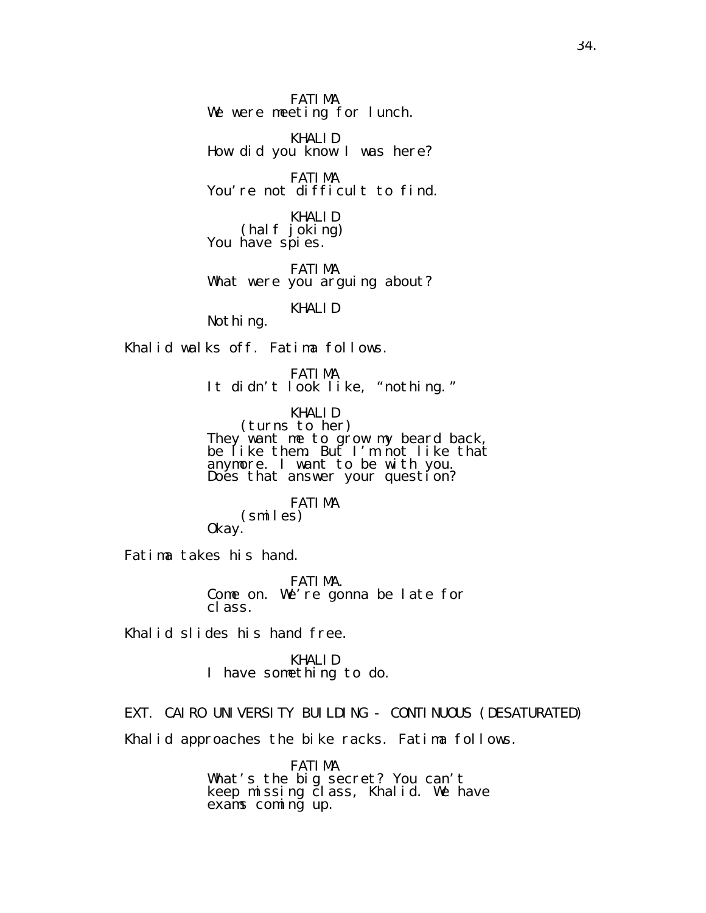FATIMA
We were meeting for lunch.

KHALID
How did you know I was here?

FATIMA
You're not difficult to find.

KHALID
(half joking)
You have spies.

FATIMA
What were you arguing about?

KHALID
Nothing.

Khalid walks off. Fatima follows.

FATIMA
It didn't look like, "nothing."

KHALID
(turns to her)
They want me to grow my beard back, be like them. But I'm not like that anymore. I want to be with you. Does that answer your question?

FATIMA
(smiles)
Okay.

Fatima takes his hand.

FATIMA.
Come on. We're gonna be late for class.

Khalid slides his hand free.

KHALID
I have something to do.

EXT. CAIRO UNIVERSITY BUILDING - CONTINUOUS (DESATURATED)

Khalid approaches the bike racks. Fatima follows.

FATIMA
What's the big secret? You can't keep missing class, Khalid. We have exams coming up.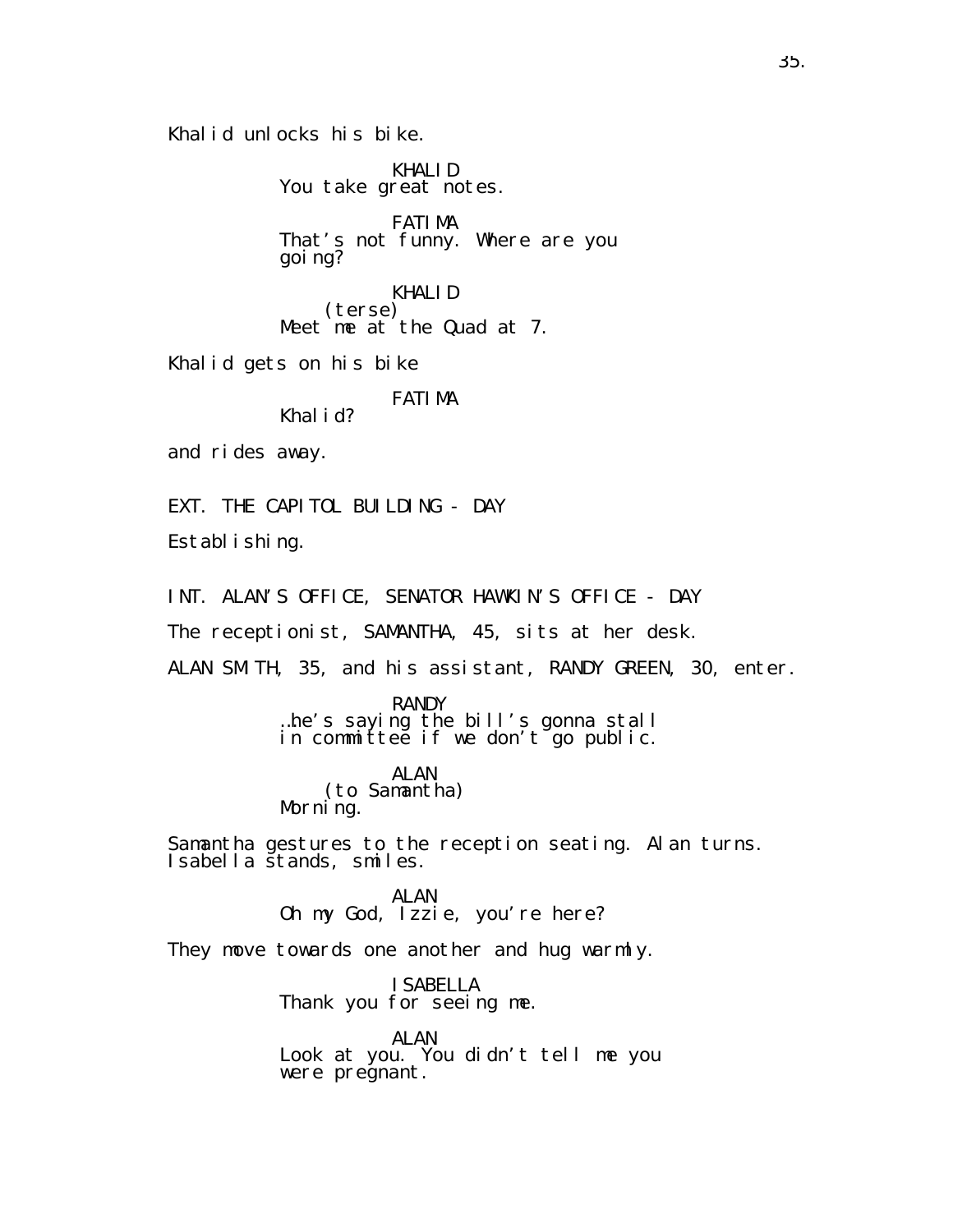Khalid unlocks his bike.

KHALID
You take great notes.

FATIMA
That's not funny. Where are you going?

KHALID
(terse)
Meet me at the Quad at 7.

Khalid gets on his bike

FATIMA
Khalid?

and rides away.

EXT. THE CAPITOL BUILDING - DAY

Establishing.

INT. ALAN'S OFFICE, SENATOR HAWKIN'S OFFICE - DAY

The receptionist, SAMANTHA, 45, sits at her desk.

ALAN SMITH, 35, and his assistant, RANDY GREEN, 30, enter.

RANDY
…he's saying the bill's gonna stall in committee if we don't go public.

ALAN
(to Samantha)
Morning.

Samantha gestures to the reception seating. Alan turns. Isabella stands, smiles.

ALAN
Oh my God, Izzie, you're here?

They move towards one another and hug warmly.

ISABELLA
Thank you for seeing me.

ALAN
Look at you. You didn't tell me you were pregnant.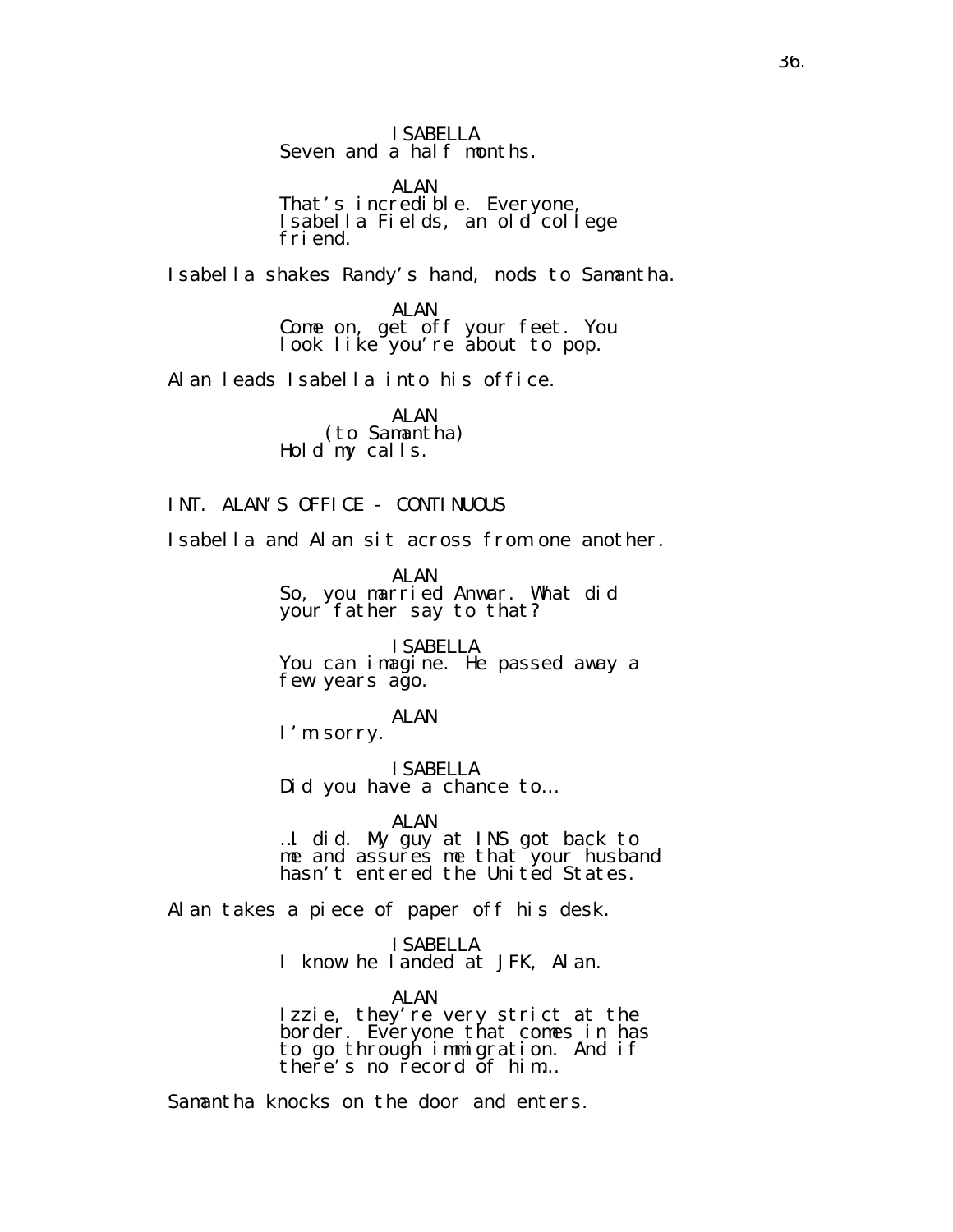ISABELLA
Seven and a half months.

ALAN
That's incredible. Everyone, Isabella Fields, an old college friend.

Isabella shakes Randy's hand, nods to Samantha.

ALAN
Come on, get off your feet. You look like you're about to pop.

Alan leads Isabella into his office.

ALAN
(to Samantha)
Hold my calls.

INT. ALAN'S OFFICE - CONTINUOUS

Isabella and Alan sit across from one another.

ALAN
So, you married Anwar. What did your father say to that?

ISABELLA
You can imagine. He passed away a few years ago.

ALAN
I'm sorry.

ISABELLA
Did you have a chance to…

ALAN
…I did. My guy at INS got back to me and assures me that your husband hasn't entered the United States.

Alan takes a piece of paper off his desk.

ISABELLA
I know he landed at JFK, Alan.

ALAN
Izzie, they're very strict at the border. Everyone that comes in has to go through immigration. And if there's no record of him…

Samantha knocks on the door and enters.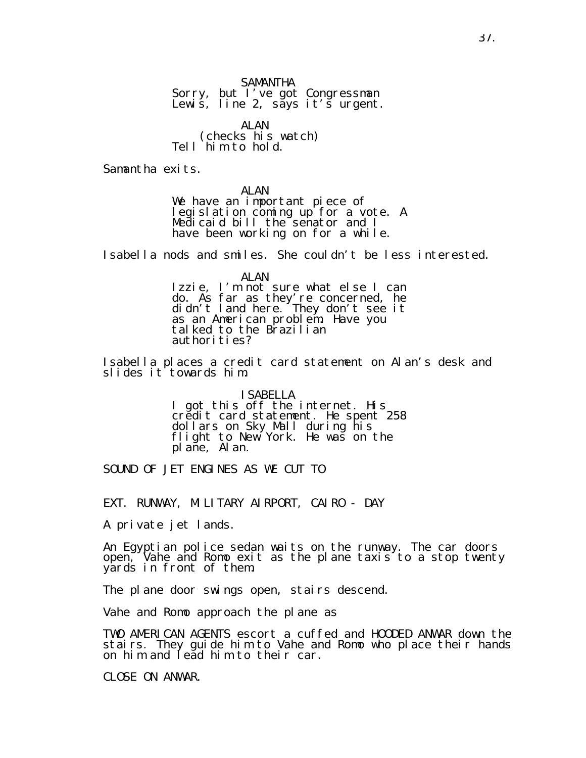SAMANTHA
Sorry, but I've got Congressman Lewis, line 2, says it's urgent.

ALAN
(checks his watch)
Tell him to hold.

Samantha exits.

ALAN
We have an important piece of legislation coming up for a vote. A Medicaid bill the senator and I have been working on for a while.

Isabella nods and smiles. She couldn't be less interested.

ALAN
Izzie, I'm not sure what else I can do. As far as they're concerned, he didn't land here. They don't see it as an American problem. Have you talked to the Brazilian authorities?

Isabella places a credit card statement on Alan's desk and slides it towards him.

ISABELLA
I got this off the internet. His credit card statement. He spent 258 dollars on Sky Mall during his flight to New York. He was on the plane, Alan.

SOUND OF JET ENGINES AS WE CUT TO

EXT. RUNWAY, MILITARY AIRPORT, CAIRO - DAY

A private jet lands.

An Egyptian police sedan waits on the runway. The car doors open, Vahe and Romo exit as the plane taxis to a stop twenty yards in front of them.

The plane door swings open, stairs descend.

Vahe and Romo approach the plane as

TWO AMERICAN AGENTS escort a cuffed and HOODED ANWAR down the stairs. They guide him to Vahe and Romo who place their hands on him and lead him to their car.

CLOSE ON ANWAR.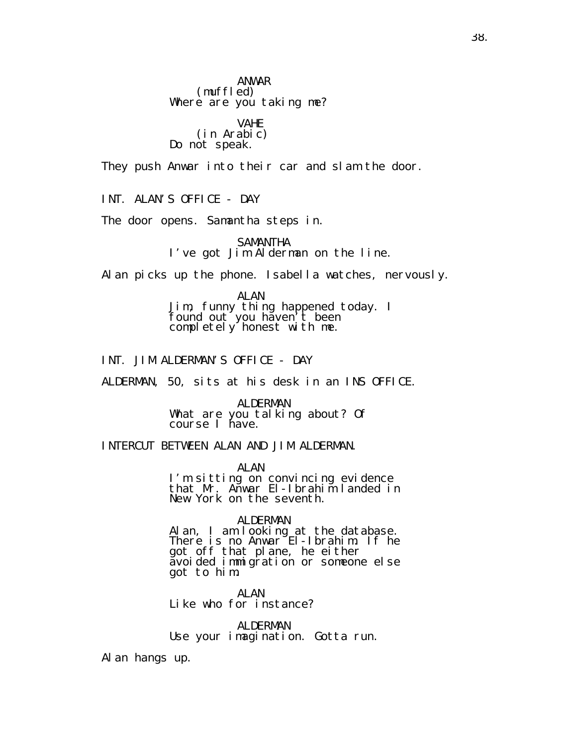ANWAR
(muffled)
Where are you taking me?

VAHE
(in Arabic)
Do not speak.

They push Anwar into their car and slam the door.

INT. ALAN'S OFFICE - DAY

The door opens. Samantha steps in.

SAMANTHA
I've got Jim Alderman on the line.

Alan picks up the phone. Isabella watches, nervously.

ALAN
Jim, funny thing happened today. I found out you haven't been completely honest with me.

INT. JIM ALDERMAN'S OFFICE - DAY

ALDERMAN, 50, sits at his desk in an INS OFFICE.

ALDERMAN
What are you talking about? Of course I have.

INTERCUT BETWEEN ALAN AND JIM ALDERMAN.

ALAN
I'm sitting on convincing evidence that Mr. Anwar El-Ibrahim landed in New York on the seventh.

ALDERMAN
Alan, I am looking at the database. There is no Anwar El-Ibrahim. If he got off that plane, he either avoided immigration or someone else got to him.

ALAN
Like who for instance?

ALDERMAN
Use your imagination. Gotta run.

Alan hangs up.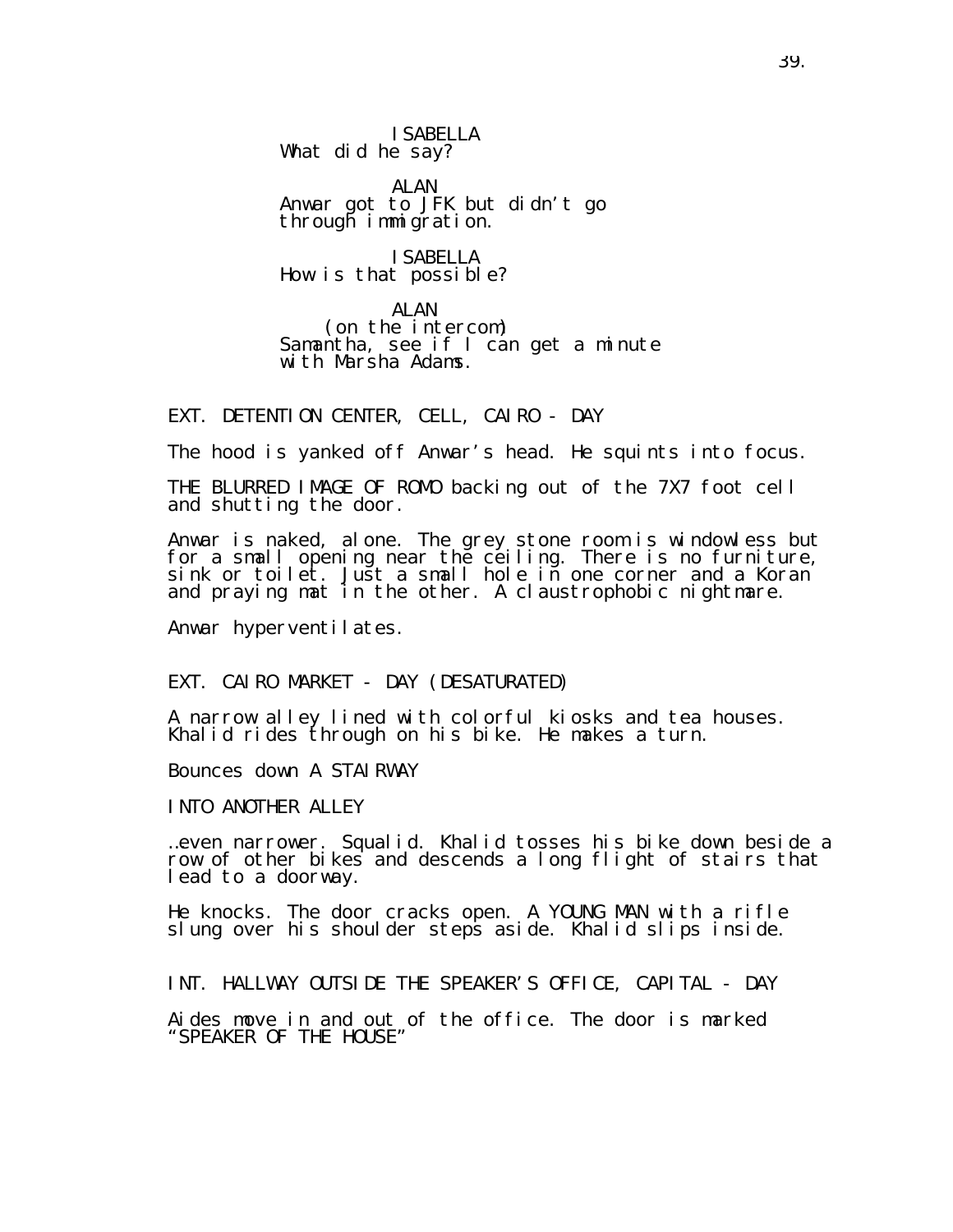ISABELLA
What did he say?

ALAN
Anwar got to JFK but didn't go through immigration.

ISABELLA
How is that possible?

ALAN
(on the intercom)
Samantha, see if I can get a minute with Marsha Adams.

EXT. DETENTION CENTER, CELL, CAIRO - DAY

The hood is yanked off Anwar's head. He squints into focus.

THE BLURRED IMAGE OF ROMO backing out of the 7X7 foot cell and shutting the door.

Anwar is naked, alone. The grey stone room is windowless but for a small opening near the ceiling. There is no furniture, sink or toilet. Just a small hole in one corner and a Koran and praying mat in the other. A claustrophobic nightmare.

Anwar hyperventilates.

EXT. CAIRO MARKET - DAY (DESATURATED)

A narrow alley lined with colorful kiosks and tea houses. Khalid rides through on his bike. He makes a turn.

Bounces down A STAIRWAY

INTO ANOTHER ALLEY

…even narrower. Squalid. Khalid tosses his bike down beside a row of other bikes and descends a long flight of stairs that lead to a doorway.

He knocks. The door cracks open. A YOUNG MAN with a rifle slung over his shoulder steps aside. Khalid slips inside.

INT. HALLWAY OUTSIDE THE SPEAKER'S OFFICE, CAPITAL - DAY

Aides move in and out of the office. The door is marked "SPEAKER OF THE HOUSE"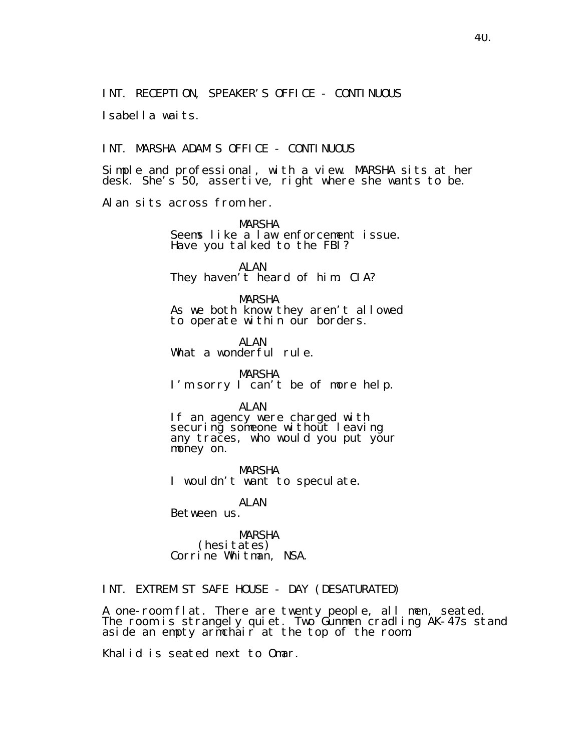INT. RECEPTION, SPEAKER'S OFFICE - CONTINUOUS

Isabella waits.

INT. MARSHA ADAM'S OFFICE - CONTINUOUS

Simple and professional, with a view. MARSHA sits at her desk. She's 50, assertive, right where she wants to be.

Alan sits across from her.

MARSHA
Seems like a law enforcement issue. Have you talked to the FBI?

ALAN
They haven't heard of him. CIA?

MARSHA
As we both know they aren't allowed to operate within our borders.

ALAN
What a wonderful rule.

MARSHA
I'm sorry I can't be of more help.

ALAN
If an agency were charged with securing someone without leaving any traces, who would you put your money on.

MARSHA
I wouldn't want to speculate.

ALAN
Between us.

MARSHA
(hesitates)
Corrine Whitman, NSA.

INT. EXTREMIST SAFE HOUSE - DAY (DESATURATED)

A one-room flat. There are twenty people, all men, seated. The room is strangely quiet. Two Gunmen cradling AK-47s stand aside an empty armchair at the top of the room.

Khalid is seated next to Omar.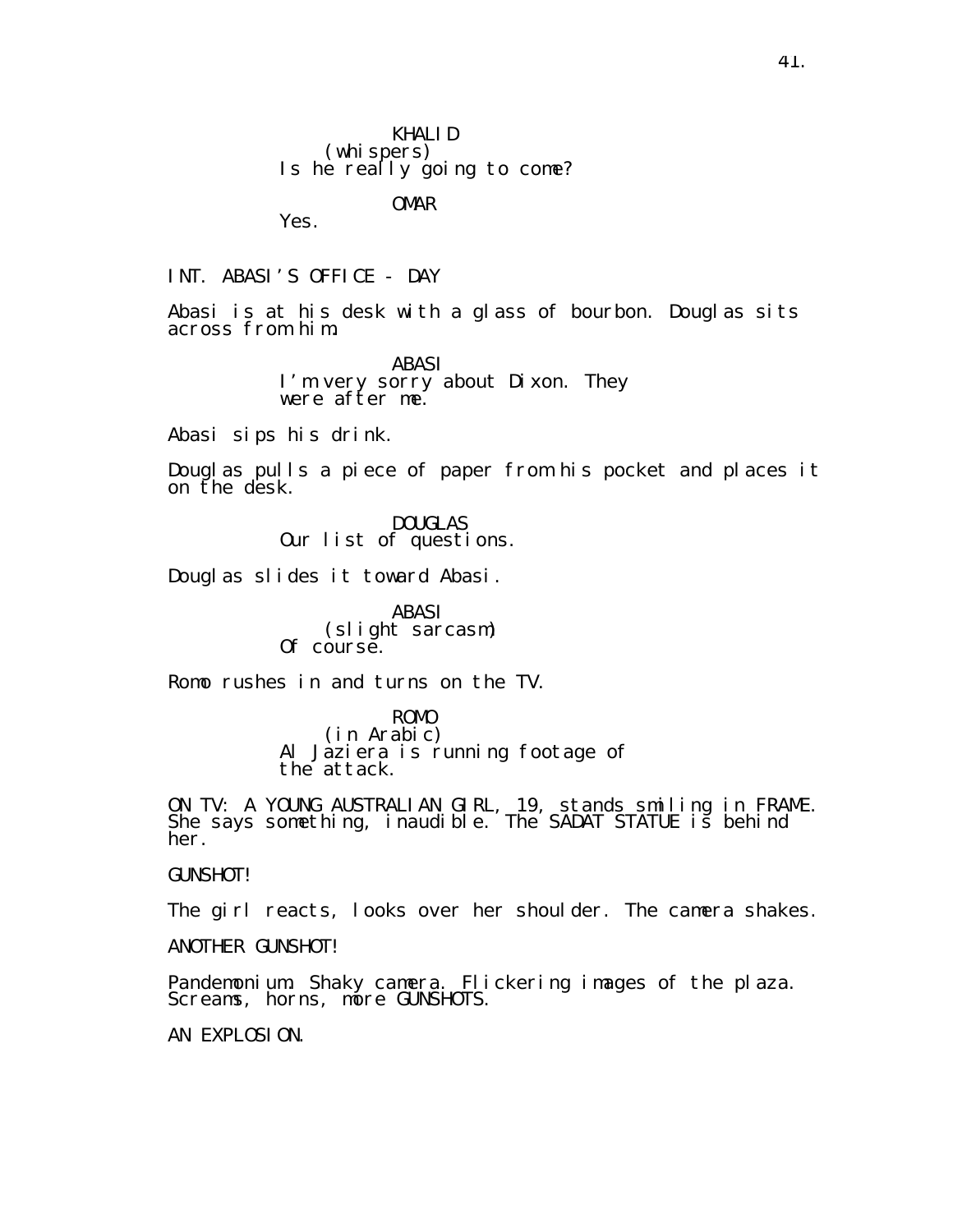KHALID
(whispers)
Is he really going to come?

OMAR
Yes.

INT. ABASI'S OFFICE - DAY

Abasi is at his desk with a glass of bourbon. Douglas sits across from him.

ABASI
I'm very sorry about Dixon. They were after me.

Abasi sips his drink.

Douglas pulls a piece of paper from his pocket and places it on the desk.

DOUGLAS
Our list of questions.

Douglas slides it toward Abasi.

ABASI
(slight sarcasm)
Of course.

Romo rushes in and turns on the TV.

ROMO
(in Arabic)
Al Jaziera is running footage of the attack.

ON TV: A YOUNG AUSTRALIAN GIRL, 19, stands smiling in FRAME. She says something, inaudible. The SADAT STATUE is behind her.

GUNSHOT!

The girl reacts, looks over her shoulder. The camera shakes.

ANOTHER GUNSHOT!

Pandemonium. Shaky camera. Flickering images of the plaza. Screams, horns, more GUNSHOTS.

AN EXPLOSION.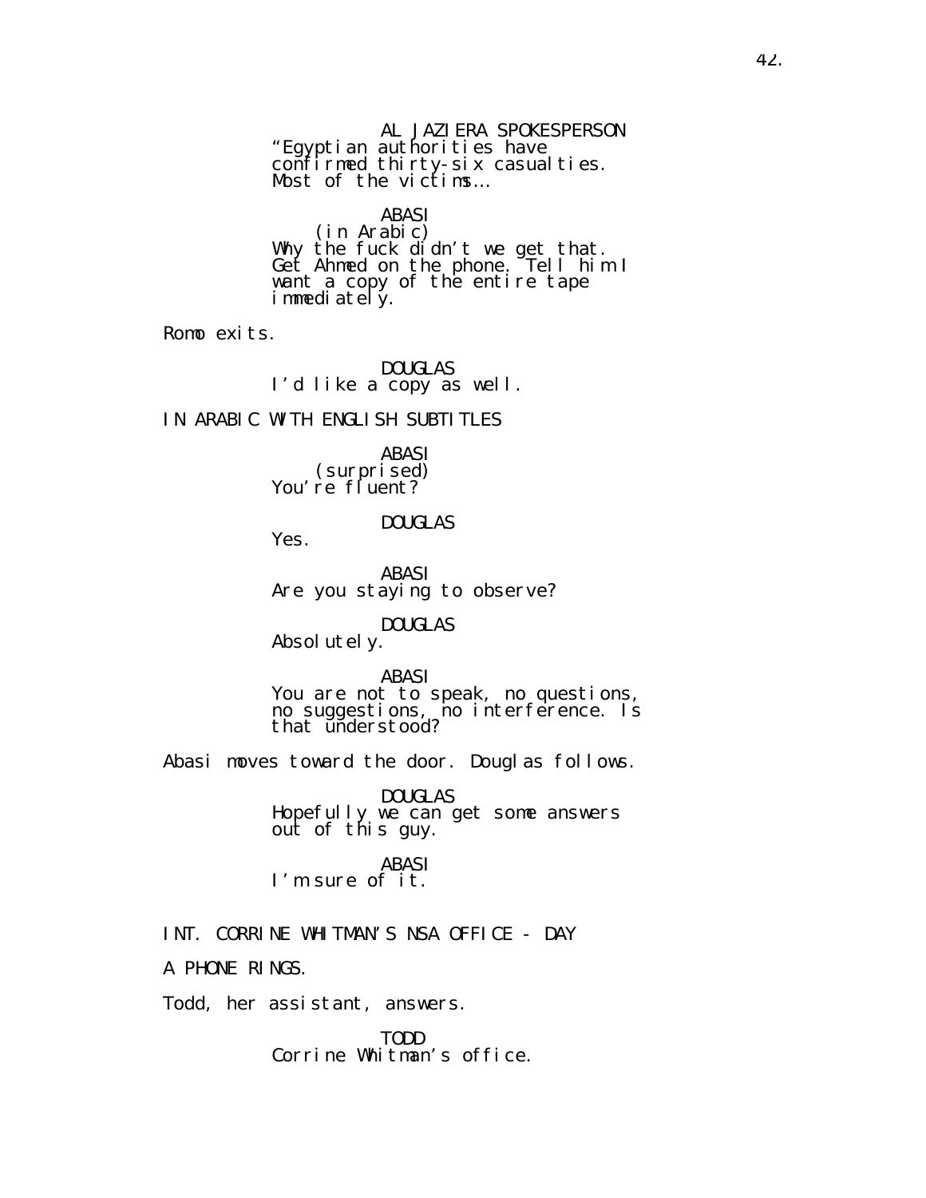AL JAZIERA SPOKESPERSON
"Egyptian authorities have confirmed thirty-six casualties. Most of the victims…

ABASI
(in Arabic)
Why the fuck didn't we get that. Get Ahmed on the phone. Tell him I want a copy of the entire tape immediately.

Romo exits.

DOUGLAS
I'd like a copy as well.

IN ARABIC WITH ENGLISH SUBTITLES

ABASI
(surprised)
You're fluent?

DOUGLAS
Yes.

ABASI
Are you staying to observe?

DOUGLAS
Absolutely.

ABASI
You are not to speak, no questions, no suggestions, no interference. Is that understood?

Abasi moves toward the door. Douglas follows.

DOUGLAS
Hopefully we can get some answers out of this guy.

ABASI
I'm sure of it.

INT. CORRINE WHITMAN'S NSA OFFICE - DAY

A PHONE RINGS.

Todd, her assistant, answers.

TODD
Corrine Whitman's office.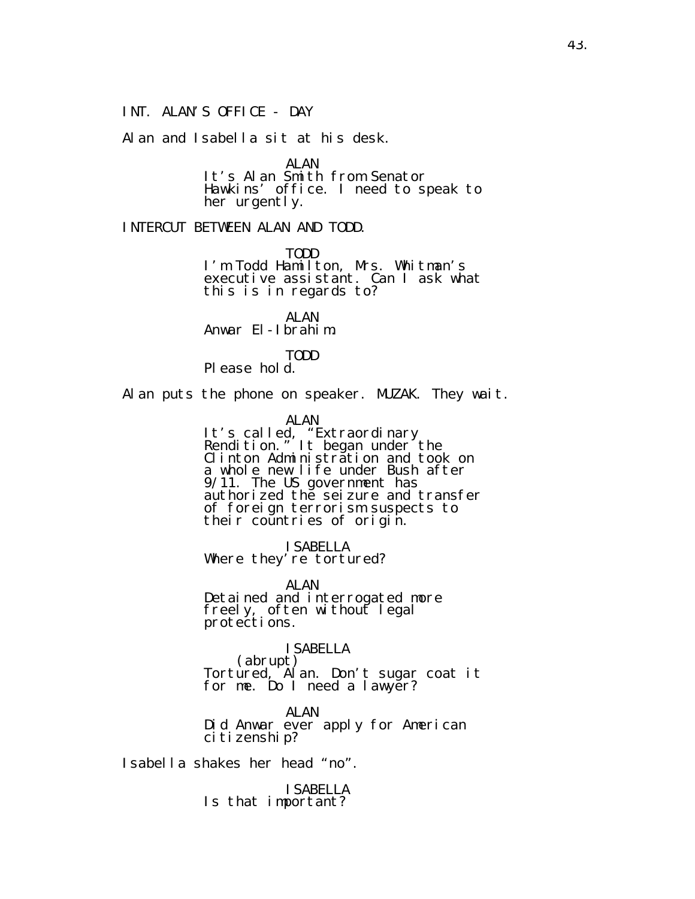INT. ALAN'S OFFICE - DAY

Alan and Isabella sit at his desk.

ALAN
It's Alan Smith from Senator Hawkins' office. I need to speak to her urgently.

INTERCUT BETWEEN ALAN AND TODD.

TODD
I'm Todd Hamilton, Mrs. Whitman's executive assistant. Can I ask what this is in regards to?

ALAN
Anwar El-Ibrahim.

TODD
Please hold.

Alan puts the phone on speaker. MUZAK. They wait.

ALAN
It's called, "Extraordinary Rendition." It began under the Clinton Administration and took on a whole new life under Bush after 9/11. The US government has authorized the seizure and transfer of foreign terrorism suspects to their countries of origin.

ISABELLA
Where they're tortured?

ALAN
Detained and interrogated more freely, often without legal protections.

ISABELLA
(abrupt)
Tortured, Alan. Don't sugar coat it for me. Do I need a lawyer?

ALAN
Did Anwar ever apply for American citizenship?

Isabella shakes her head "no".

ISABELLA
Is that important?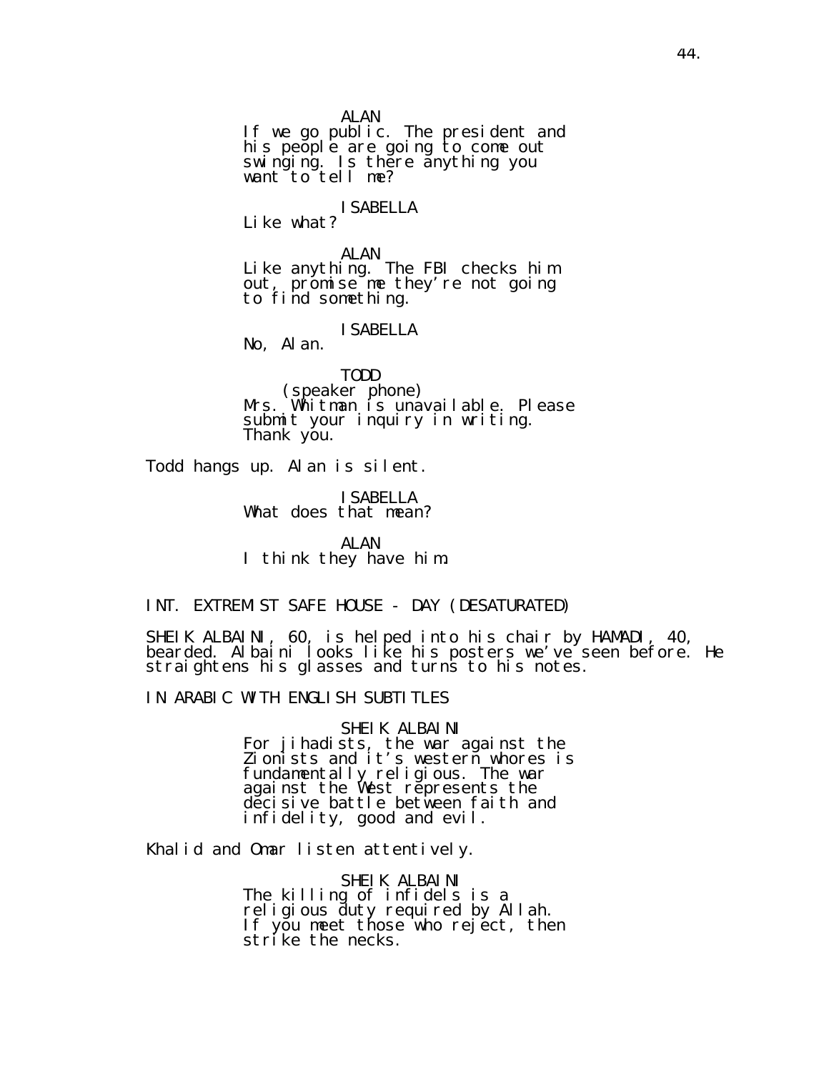ALAN
If we go public. The president and his people are going to come out swinging. Is there anything you want to tell me?

ISABELLA
Like what?

ALAN
Like anything. The FBI checks him out, promise me they're not going to find something.

ISABELLA
No, Alan.

TODD
(speaker phone)
Mrs. Whitman is unavailable. Please submit your inquiry in writing. Thank you.

Todd hangs up. Alan is silent.

ISABELLA
What does that mean?

ALAN
I think they have him.

INT. EXTREMIST SAFE HOUSE - DAY (DESATURATED)

SHEIK ALBAINI, 60, is helped into his chair by HAMADI, 40, bearded. Albaini looks like his posters we've seen before. He straightens his glasses and turns to his notes.

IN ARABIC WITH ENGLISH SUBTITLES

SHEIK ALBAINI
For jihadists, the war against the Zionists and it's western whores is fundamentally religious. The war against the West represents the decisive battle between faith and infidelity, good and evil.

Khalid and Omar listen attentively.

SHEIK ALBAINI
The killing of infidels is a religious duty required by Allah. If you meet those who reject, then strike the necks.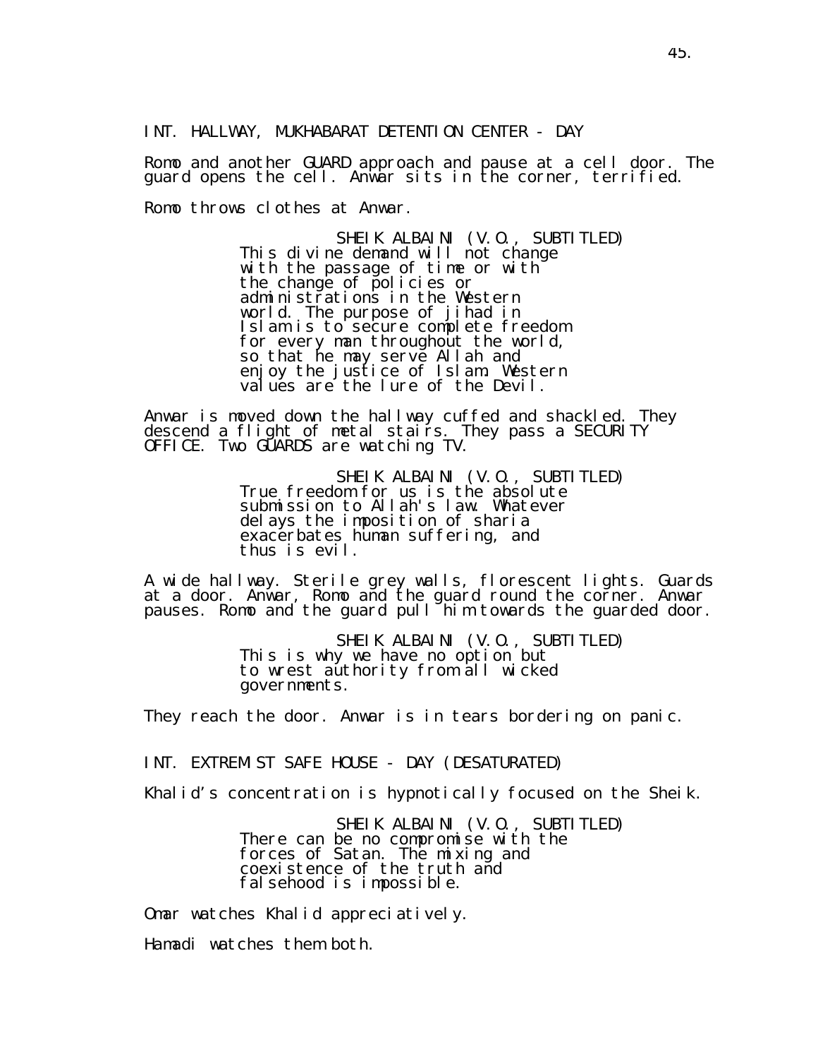INT. HALLWAY, MUKHABARAT DETENTION CENTER - DAY

Romo and another GUARD approach and pause at a cell door. The guard opens the cell. Anwar sits in the corner, terrified.

Romo throws clothes at Anwar.

SHEIK ALBAINI (V.O., SUBTITLED)
This divine demand will not change with the passage of time or with the change of policies or administrations in the Western world. The purpose of jihad in Islam is to secure complete freedom for every man throughout the world, so that he may serve Allah and enjoy the justice of Islam. Western values are the lure of the Devil.

Anwar is moved down the hallway cuffed and shackled. They descend a flight of metal stairs. They pass a SECURITY OFFICE. Two GUARDS are watching TV.

SHEIK ALBAINI (V.O., SUBTITLED)
True freedom for us is the absolute submission to Allah's law. Whatever delays the imposition of sharia exacerbates human suffering, and thus is evil.

A wide hallway. Sterile grey walls, florescent lights. Guards at a door. Anwar, Romo and the guard round the corner. Anwar pauses. Romo and the guard pull him towards the guarded door.

SHEIK ALBAINI (V.O., SUBTITLED)
This is why we have no option but to wrest authority from all wicked governments.

They reach the door. Anwar is in tears bordering on panic.

INT. EXTREMIST SAFE HOUSE - DAY (DESATURATED)

Khalid's concentration is hypnotically focused on the Sheik.

SHEIK ALBAINI (V.O., SUBTITLED)
There can be no compromise with the forces of Satan. The mixing and coexistence of the truth and falsehood is impossible.

Omar watches Khalid appreciatively.

Hamadi watches them both.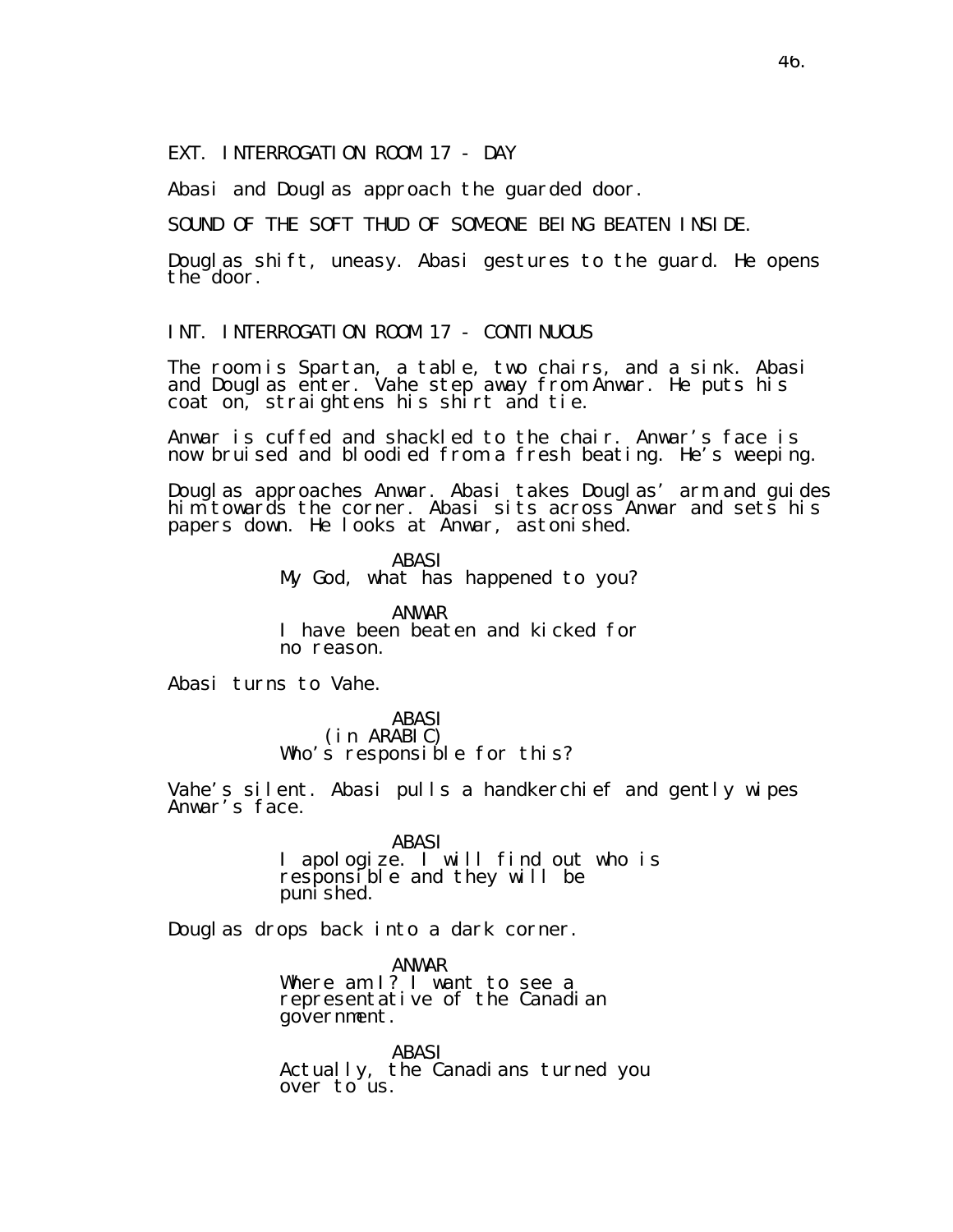EXT. INTERROGATION ROOM 17 - DAY

Abasi and Douglas approach the guarded door.

SOUND OF THE SOFT THUD OF SOMEONE BEING BEATEN INSIDE.

Douglas shift, uneasy. Abasi gestures to the guard. He opens the door.

INT. INTERROGATION ROOM 17 - CONTINUOUS

The room is Spartan, a table, two chairs, and a sink. Abasi and Douglas enter. Vahe step away from Anwar. He puts his coat on, straightens his shirt and tie.

Anwar is cuffed and shackled to the chair. Anwar's face is now bruised and bloodied from a fresh beating. He's weeping.

Douglas approaches Anwar. Abasi takes Douglas' arm and guides him towards the corner. Abasi sits across Anwar and sets his papers down. He looks at Anwar, astonished.

ABASI
My God, what has happened to you?

ANWAR
I have been beaten and kicked for no reason.

Abasi turns to Vahe.

ABASI
(in ARABIC)
Who's responsible for this?

Vahe's silent. Abasi pulls a handkerchief and gently wipes Anwar's face.

ABASI
I apologize. I will find out who is responsible and they will be punished.

Douglas drops back into a dark corner.

ANWAR
Where am I? I want to see a representative of the Canadian government.

ABASI
Actually, the Canadians turned you over to us.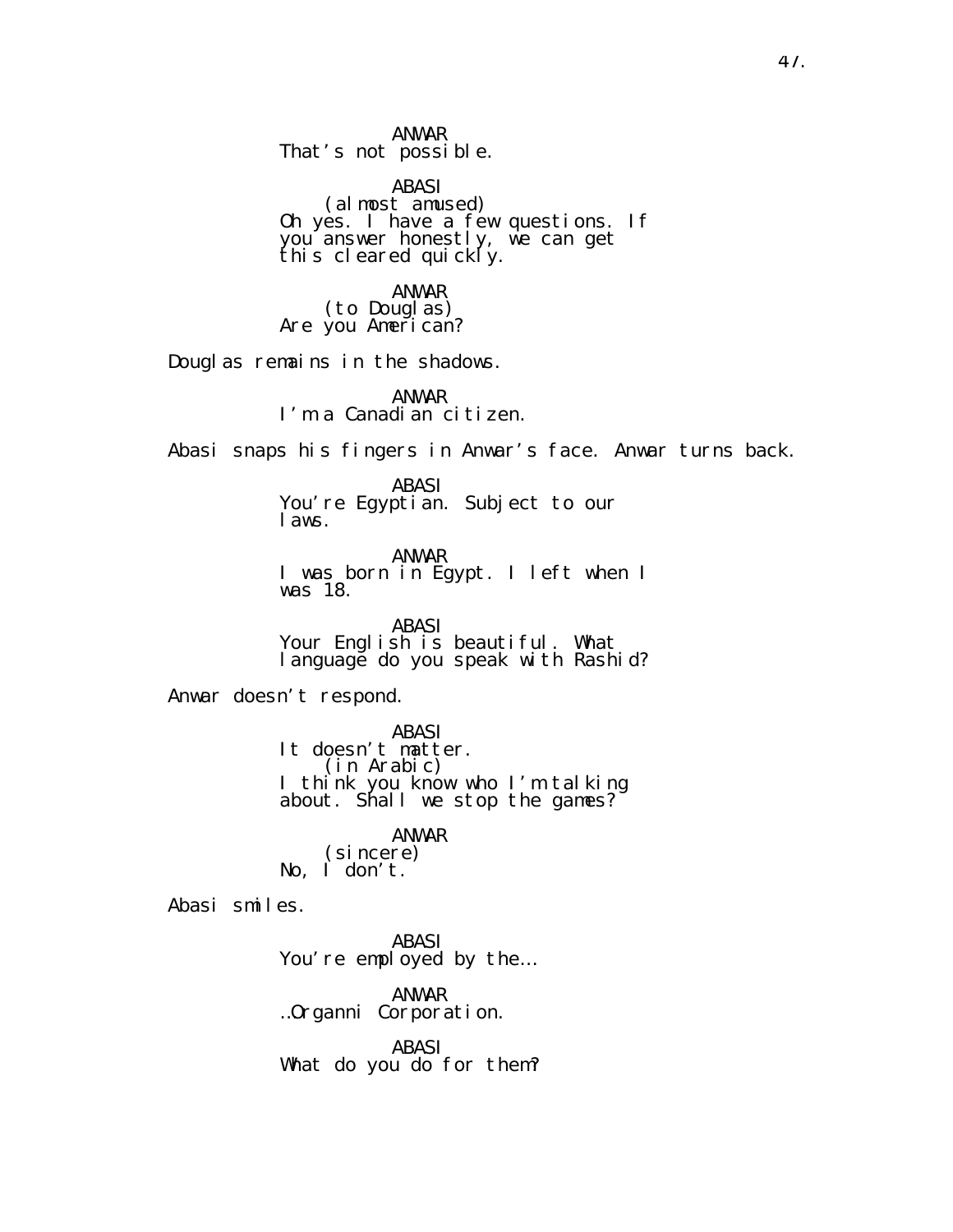ANWAR
That's not possible.

ABASI
(almost amused)
Oh yes. I have a few questions. If you answer honestly, we can get this cleared quickly.

ANWAR
(to Douglas)
Are you American?

Douglas remains in the shadows.

ANWAR
I'm a Canadian citizen.

Abasi snaps his fingers in Anwar's face. Anwar turns back.

ABASI
You're Egyptian. Subject to our laws.

ANWAR
I was born in Egypt. I left when I was 18.

ABASI
Your English is beautiful. What language do you speak with Rashid?

Anwar doesn't respond.

ABASI
It doesn't matter.
(in Arabic)
I think you know who I'm talking about. Shall we stop the games?

ANWAR
(sincere)
No, I don't.

Abasi smiles.

ABASI
You're employed by the...

ANWAR
...Organni Corporation.

ABASI
What do you do for them?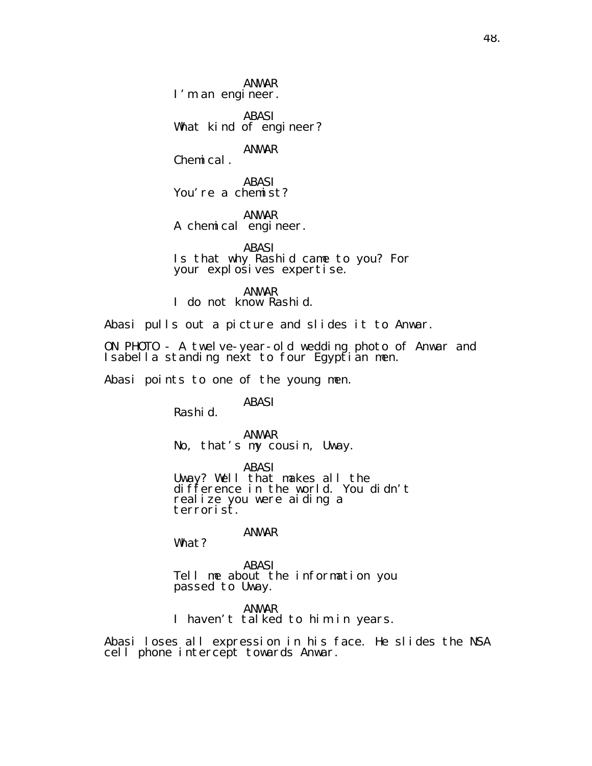ANWAR
I'm an engineer.

ABASI
What kind of engineer?

ANWAR
Chemical.

ABASI
You're a chemist?

ANWAR
A chemical engineer.

ABASI
Is that why Rashid came to you? For your explosives expertise.

ANWAR
I do not know Rashid.

Abasi pulls out a picture and slides it to Anwar.

ON PHOTO - A twelve-year-old wedding photo of Anwar and Isabella standing next to four Egyptian men.

Abasi points to one of the young men.

ABASI
Rashid.

ANWAR
No, that's my cousin, Uway.

ABASI
Uway? Well that makes all the difference in the world. You didn't realize you were aiding a terrorist.

ANWAR
What?

ABASI
Tell me about the information you passed to Uway.

ANWAR
I haven't talked to him in years.

Abasi loses all expression in his face. He slides the NSA cell phone intercept towards Anwar.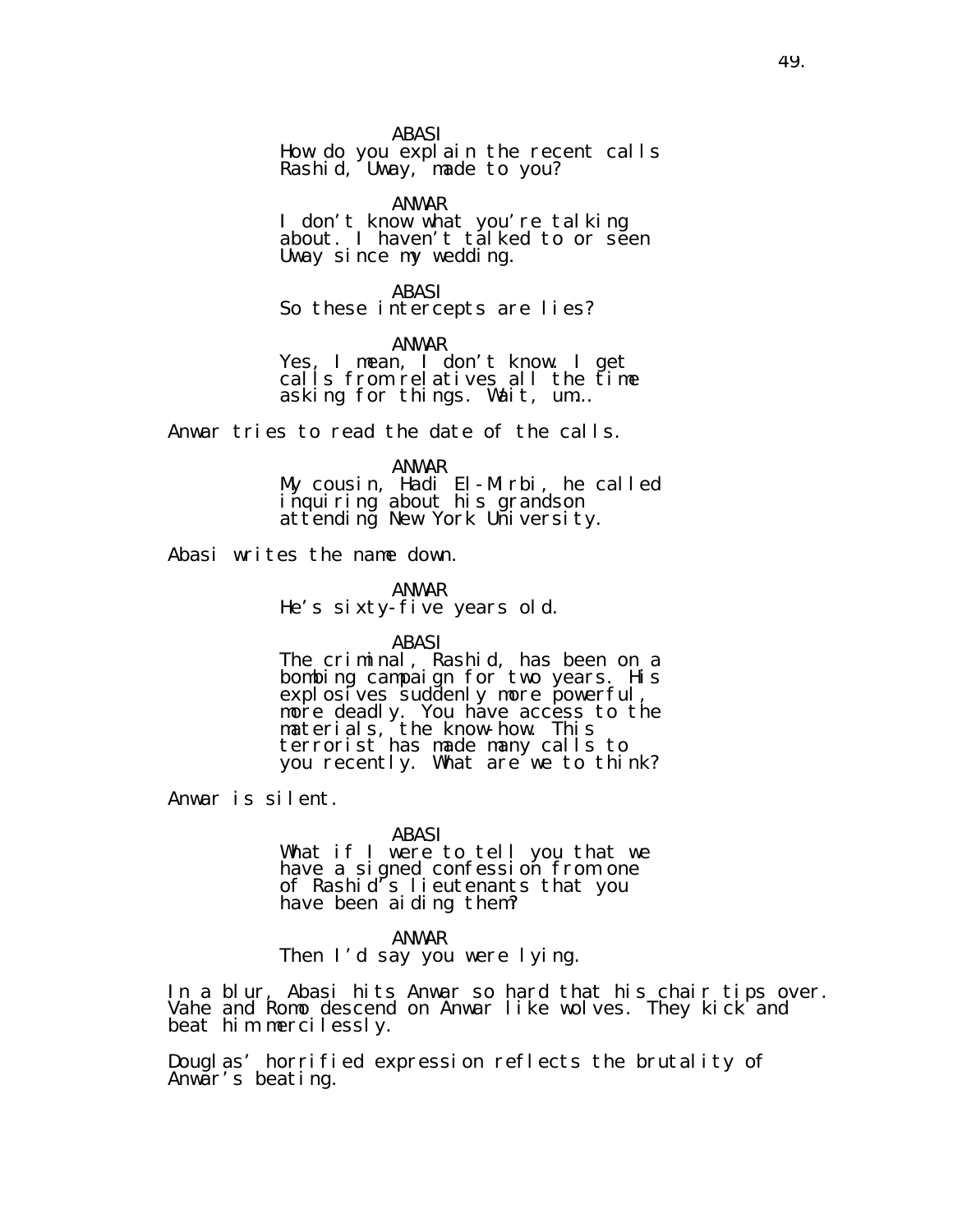ABASI
How do you explain the recent calls Rashid, Uway, made to you?

ANWAR
I don't know what you're talking about. I haven't talked to or seen Uway since my wedding.

ABASI
So these intercepts are lies?

ANWAR
Yes, I mean, I don't know. I get calls from relatives all the time asking for things. Wait, um…

Anwar tries to read the date of the calls.

ANWAR
My cousin, Hadi El-Mirbi, he called inquiring about his grandson attending New York University.

Abasi writes the name down.

ANWAR
He's sixty-five years old.

ABASI
The criminal, Rashid, has been on a bombing campaign for two years. His explosives suddenly more powerful, more deadly. You have access to the materials, the know-how. This terrorist has made many calls to you recently. What are we to think?

Anwar is silent.

ABASI
What if I were to tell you that we have a signed confession from one of Rashid's lieutenants that you have been aiding them?

ANWAR
Then I'd say you were lying.

In a blur, Abasi hits Anwar so hard that his chair tips over. Vahe and Romo descend on Anwar like wolves. They kick and beat him mercilessly.

Douglas' horrified expression reflects the brutality of Anwar's beating.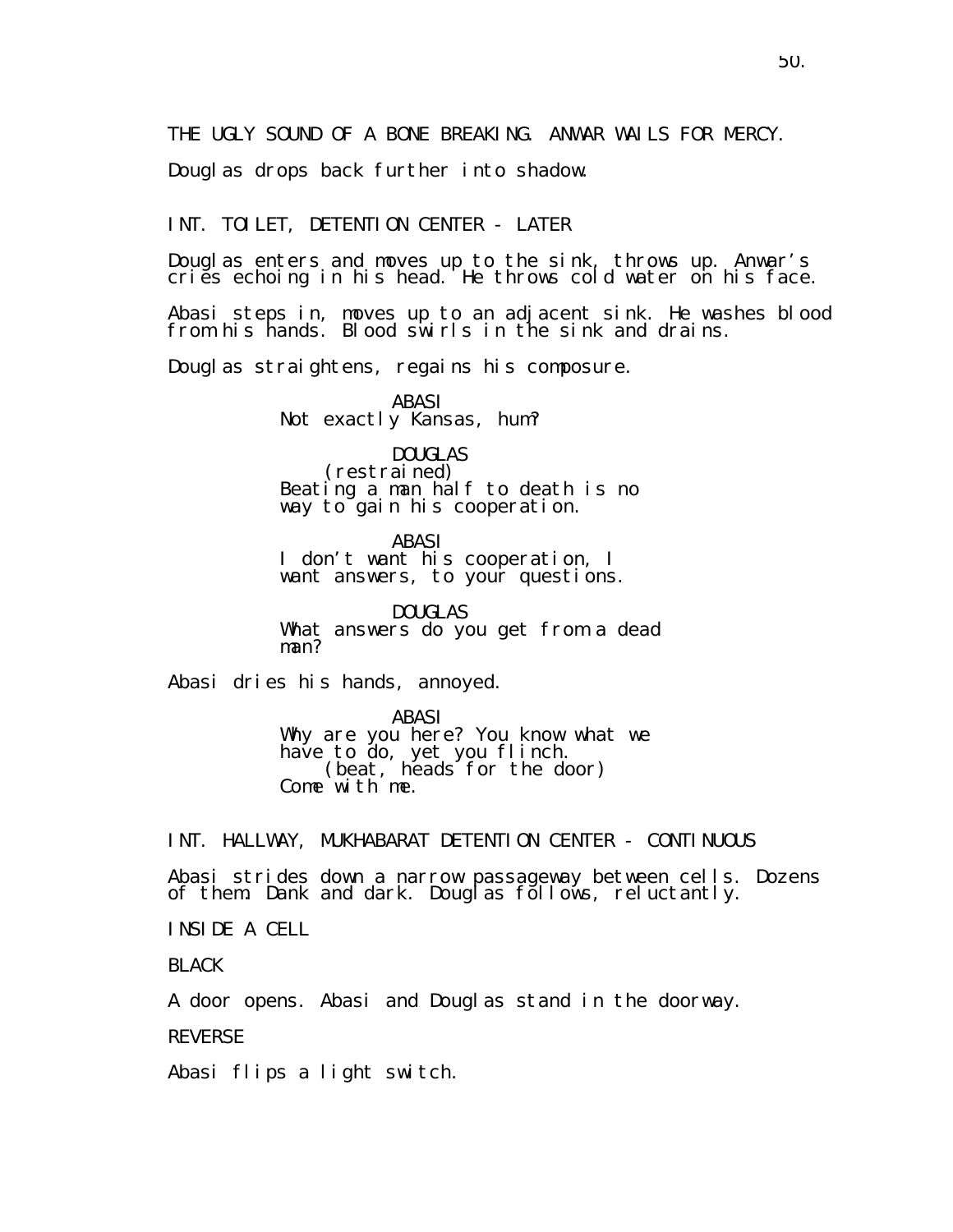THE UGLY SOUND OF A BONE BREAKING. ANWAR WAILS FOR MERCY.

Douglas drops back further into shadow.

INT. TOILET, DETENTION CENTER - LATER

Douglas enters and moves up to the sink, throws up. Anwar's cries echoing in his head. He throws cold water on his face.

Abasi steps in, moves up to an adjacent sink. He washes blood from his hands. Blood swirls in the sink and drains.

Douglas straightens, regains his composure.

ABASI
Not exactly Kansas, hum?

DOUGLAS
(restrained)
Beating a man half to death is no way to gain his cooperation.

ABASI
I don't want his cooperation, I want answers, to your questions.

DOUGLAS
What answers do you get from a dead man?

Abasi dries his hands, annoyed.

ABASI
Why are you here? You know what we have to do, yet you flinch.
(beat, heads for the door)
Come with me.

INT. HALLWAY, MUKHABARAT DETENTION CENTER - CONTINUOUS

Abasi strides down a narrow passageway between cells. Dozens of them. Dank and dark. Douglas follows, reluctantly.

INSIDE A CELL

BLACK

A door opens. Abasi and Douglas stand in the doorway.

REVERSE

Abasi flips a light switch.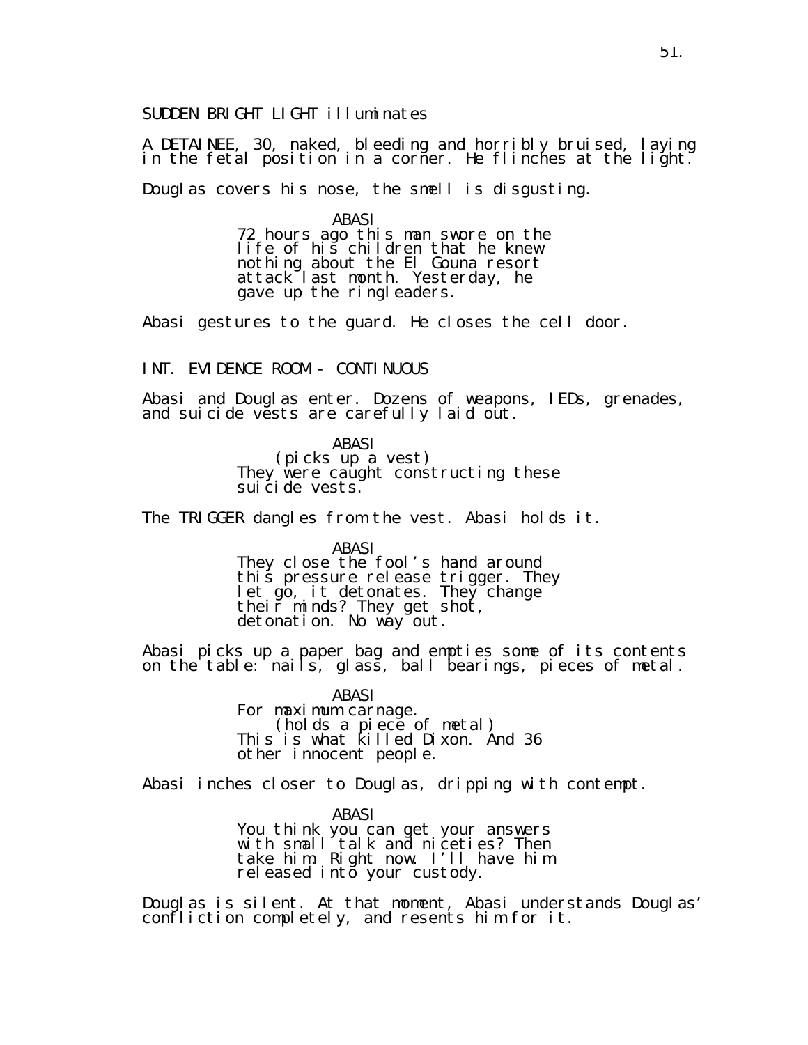SUDDEN BRIGHT LIGHT illuminates

A DETAINEE, 30, naked, bleeding and horribly bruised, laying in the fetal position in a corner. He flinches at the light.

Douglas covers his nose, the smell is disgusting.

ABASI
72 hours ago this man swore on the life of his children that he knew nothing about the El Gouna resort attack last month. Yesterday, he gave up the ringleaders.

Abasi gestures to the guard. He closes the cell door.

INT. EVIDENCE ROOM - CONTINUOUS

Abasi and Douglas enter. Dozens of weapons, IEDs, grenades, and suicide vests are carefully laid out.

ABASI
(picks up a vest)
They were caught constructing these suicide vests.

The TRIGGER dangles from the vest. Abasi holds it.

ABASI
They close the fool's hand around this pressure release trigger. They let go, it detonates. They change their minds? They get shot, detonation. No way out.

Abasi picks up a paper bag and empties some of its contents on the table: nails, glass, ball bearings, pieces of metal.

ABASI
For maximum carnage.
(holds a piece of metal)
This is what killed Dixon. And 36 other innocent people.

Abasi inches closer to Douglas, dripping with contempt.

ABASI
You think you can get your answers with small talk and niceties? Then take him. Right now. I'll have him released into your custody.

Douglas is silent. At that moment, Abasi understands Douglas' confliction completely, and resents him for it.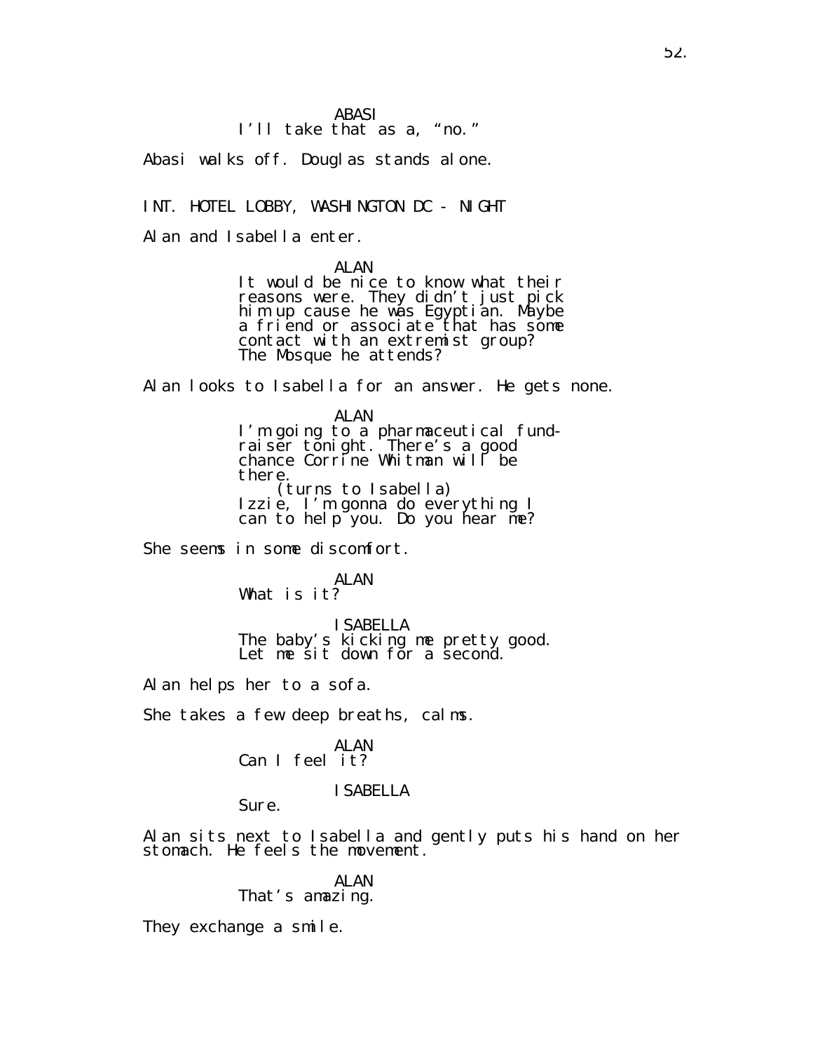ABASI
I'll take that as a, "no."

Abasi walks off. Douglas stands alone.

INT. HOTEL LOBBY, WASHINGTON DC - NIGHT

Alan and Isabella enter.

ALAN
It would be nice to know what their reasons were. They didn't just pick him up cause he was Egyptian. Maybe a friend or associate that has some contact with an extremist group? The Mosque he attends?

Alan looks to Isabella for an answer. He gets none.

ALAN
I'm going to a pharmaceutical fund-raiser tonight. There's a good chance Corrine Whitman will be there.
(turns to Isabella)
Izzie, I'm gonna do everything I can to help you. Do you hear me?

She seems in some discomfort.

ALAN
What is it?

ISABELLA
The baby's kicking me pretty good. Let me sit down for a second.

Alan helps her to a sofa.

She takes a few deep breaths, calms.

ALAN
Can I feel it?

ISABELLA
Sure.

Alan sits next to Isabella and gently puts his hand on her stomach. He feels the movement.

ALAN
That's amazing.

They exchange a smile.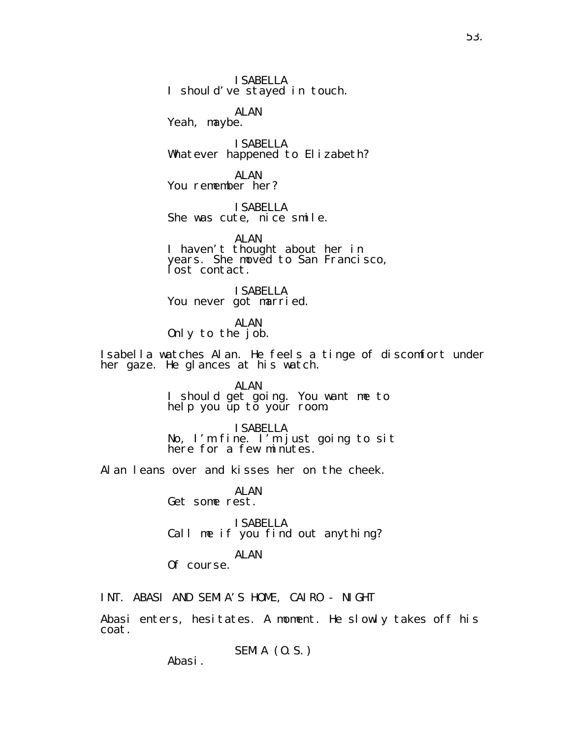ISABELLA
I should've stayed in touch.

ALAN
Yeah, maybe.

ISABELLA
Whatever happened to Elizabeth?

ALAN
You remember her?

ISABELLA
She was cute, nice smile.

ALAN
I haven't thought about her in years. She moved to San Francisco, lost contact.

ISABELLA
You never got married.

ALAN
Only to the job.

Isabella watches Alan. He feels a tinge of discomfort under her gaze. He glances at his watch.

ALAN
I should get going. You want me to help you up to your room.

ISABELLA
No, I'm fine. I'm just going to sit here for a few minutes.

Alan leans over and kisses her on the cheek.

ALAN
Get some rest.

ISABELLA
Call me if you find out anything?

ALAN
Of course.

INT. ABASI AND SEMIA'S HOME, CAIRO - NIGHT

Abasi enters, hesitates. A moment. He slowly takes off his coat.

SEMIA (O.S.)
Abasi.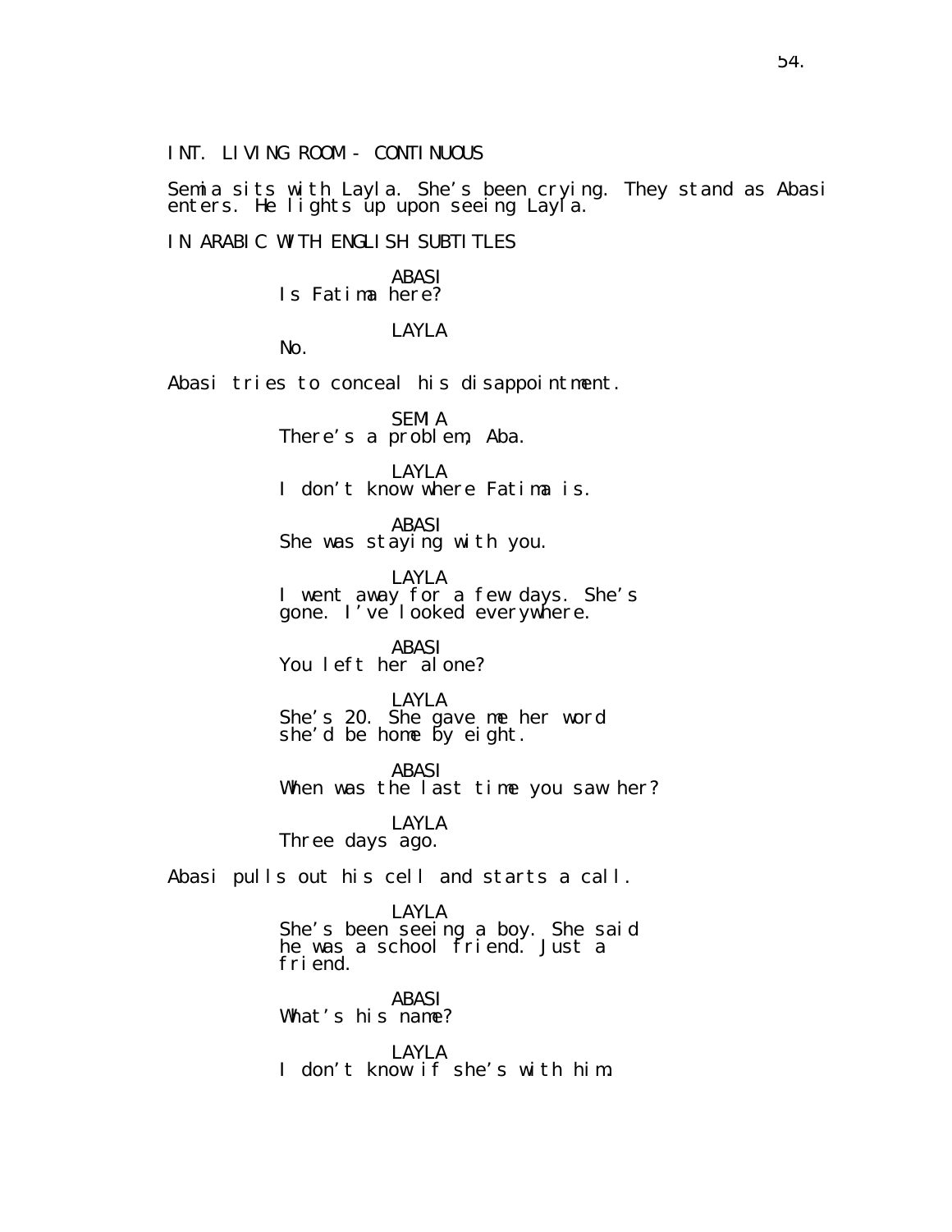INT. LIVING ROOM - CONTINUOUS

Semia sits with Layla. She's been crying. They stand as Abasi enters. He lights up upon seeing Layla.

IN ARABIC WITH ENGLISH SUBTITLES

ABASI
Is Fatima here?

LAYLA
No.

Abasi tries to conceal his disappointment.

SEMIA
There's a problem, Aba.

LAYLA
I don't know where Fatima is.

ABASI
She was staying with you.

LAYLA
I went away for a few days. She's gone. I've looked everywhere.

ABASI
You left her alone?

LAYLA
She's 20. She gave me her word she'd be home by eight.

ABASI
When was the last time you saw her?

LAYLA
Three days ago.

Abasi pulls out his cell and starts a call.

LAYLA
She's been seeing a boy. She said he was a school friend. Just a friend.

ABASI
What's his name?

LAYLA
I don't know if she's with him.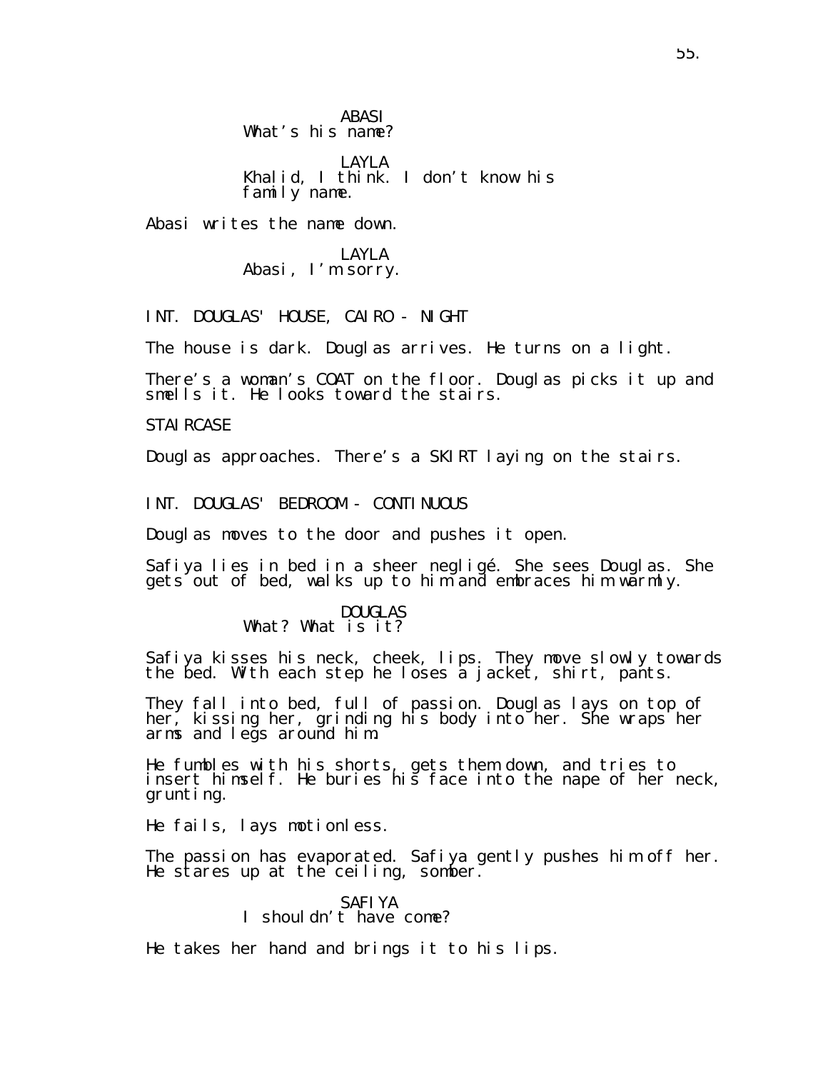ABASI
What's his name?

LAYLA
Khalid, I think. I don't know his family name.

Abasi writes the name down.

LAYLA
Abasi, I'm sorry.

INT. DOUGLAS' HOUSE, CAIRO - NIGHT

The house is dark. Douglas arrives. He turns on a light.

There's a woman's COAT on the floor. Douglas picks it up and smells it. He looks toward the stairs.

STAIRCASE

Douglas approaches. There's a SKIRT laying on the stairs.

INT. DOUGLAS' BEDROOM - CONTINUOUS

Douglas moves to the door and pushes it open.

Safiya lies in bed in a sheer negligé. She sees Douglas. She gets out of bed, walks up to him and embraces him warmly.

DOUGLAS
What? What is it?

Safiya kisses his neck, cheek, lips. They move slowly towards the bed. With each step he loses a jacket, shirt, pants.

They fall into bed, full of passion. Douglas lays on top of her, kissing her, grinding his body into her. She wraps her arms and legs around him.

He fumbles with his shorts, gets them down, and tries to insert himself. He buries his face into the nape of her neck, grunting.

He fails, lays motionless.

The passion has evaporated. Safiya gently pushes him off her. He stares up at the ceiling, somber.

SAFIYA
I shouldn't have come?

He takes her hand and brings it to his lips.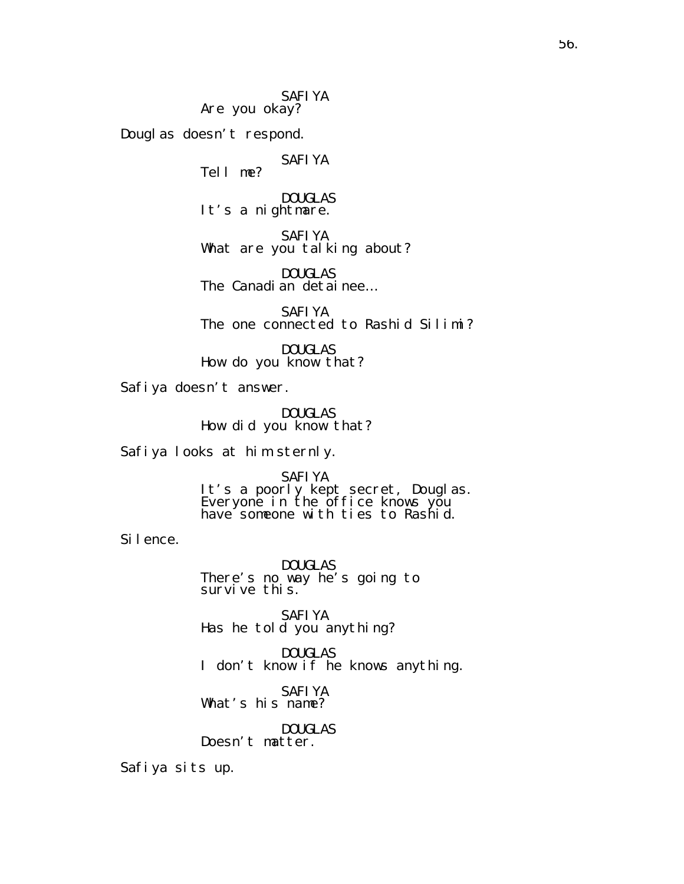SAFIYA
Are you okay?

Douglas doesn't respond.

SAFIYA
Tell me?

DOUGLAS
It's a nightmare.

SAFIYA
What are you talking about?

DOUGLAS
The Canadian detainee...

SAFIYA
The one connected to Rashid Silimi?

DOUGLAS
How do you know that?

Safiya doesn't answer.

DOUGLAS
How did you know that?

Safiya looks at him sternly.

SAFIYA
It's a poorly kept secret, Douglas. Everyone in the office knows you have someone with ties to Rashid.

Silence.

DOUGLAS
There's no way he's going to survive this.

SAFIYA
Has he told you anything?

DOUGLAS
I don't know if he knows anything.

SAFIYA
What's his name?

DOUGLAS
Doesn't matter.

Safiya sits up.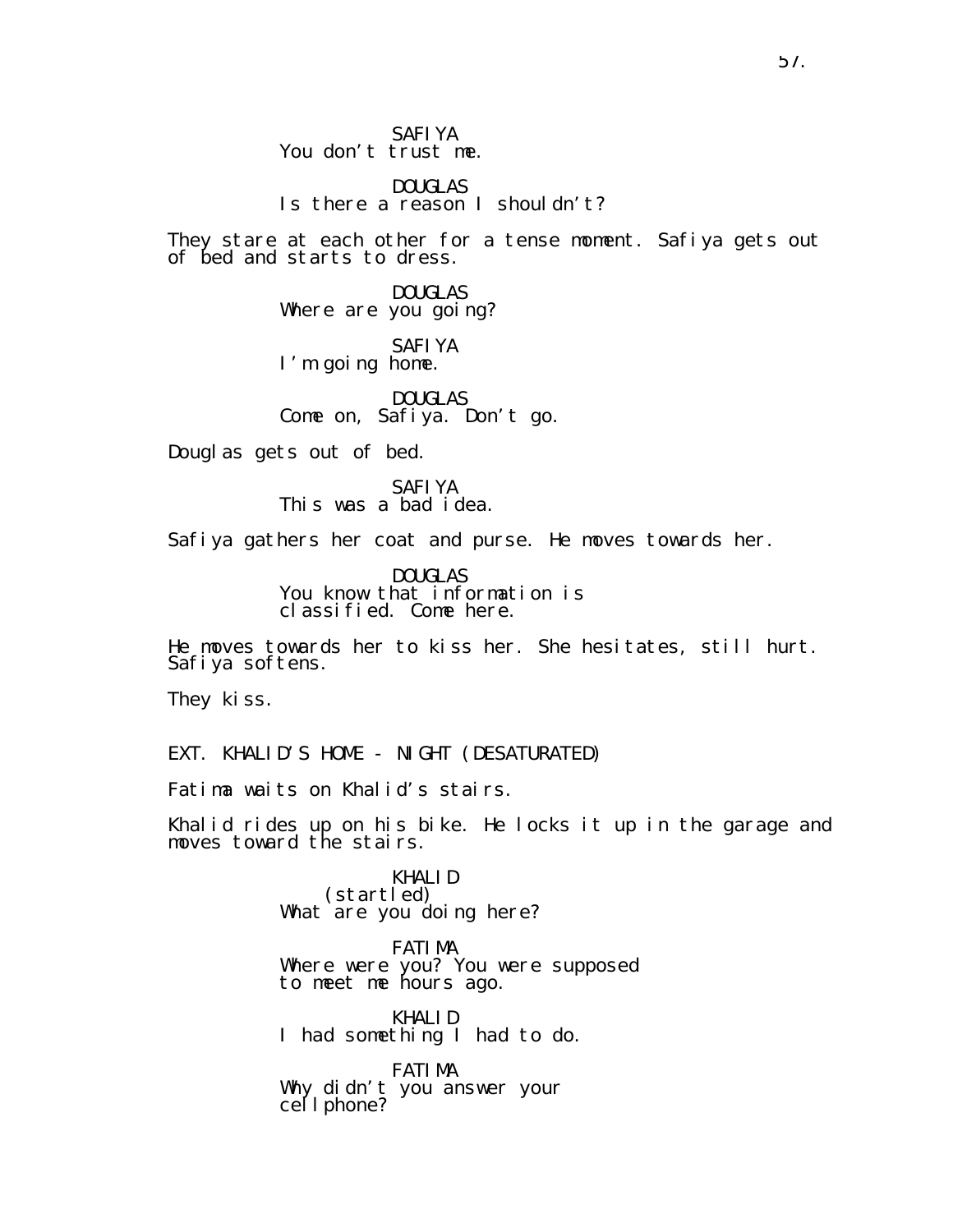SAFIYA
You don't trust me.

DOUGLAS
Is there a reason I shouldn't?

They stare at each other for a tense moment. Safiya gets out of bed and starts to dress.

DOUGLAS
Where are you going?

SAFIYA
I'm going home.

DOUGLAS
Come on, Safiya. Don't go.

Douglas gets out of bed.

SAFIYA
This was a bad idea.

Safiya gathers her coat and purse. He moves towards her.

DOUGLAS
You know that information is classified. Come here.

He moves towards her to kiss her. She hesitates, still hurt. Safiya softens.

They kiss.

EXT. KHALID'S HOME - NIGHT (DESATURATED)

Fatima waits on Khalid's stairs.

Khalid rides up on his bike. He locks it up in the garage and moves toward the stairs.

KHALID
(startled)
What are you doing here?

FATIMA
Where were you? You were supposed to meet me hours ago.

KHALID
I had something I had to do.

FATIMA
Why didn't you answer your cellphone?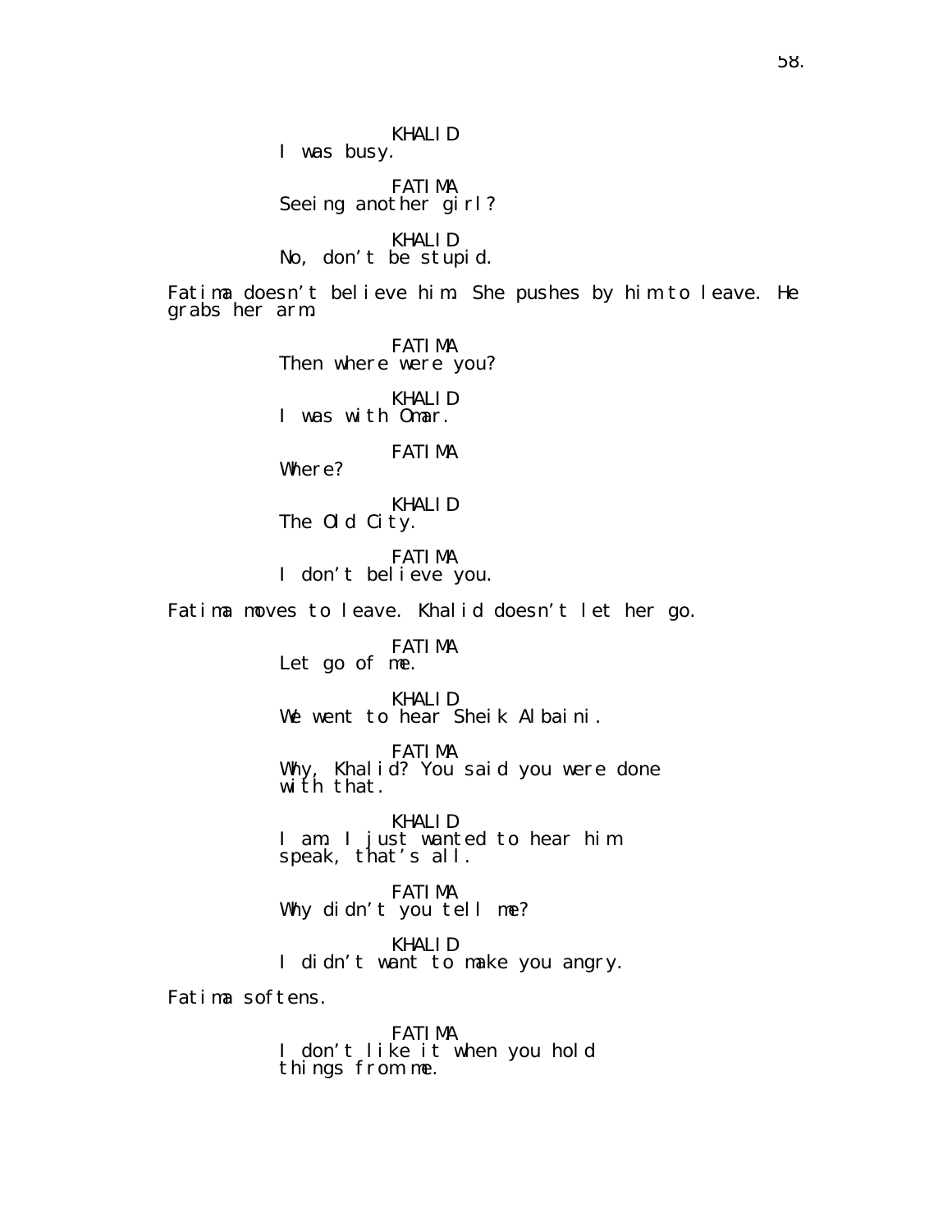KHALID
I was busy.

FATIMA
Seeing another girl?

KHALID
No, don't be stupid.

Fatima doesn't believe him. She pushes by him to leave. He grabs her arm.

FATIMA
Then where were you?

KHALID
I was with Omar.

FATIMA
Where?

KHALID
The Old City.

FATIMA
I don't believe you.

Fatima moves to leave. Khalid doesn't let her go.

FATIMA
Let go of me.

KHALID
We went to hear Sheik Albaini.

FATIMA
Why, Khalid? You said you were done with that.

KHALID
I am. I just wanted to hear him speak, that's all.

FATIMA
Why didn't you tell me?

KHALID
I didn't want to make you angry.

Fatima softens.

FATIMA
I don't like it when you hold things from me.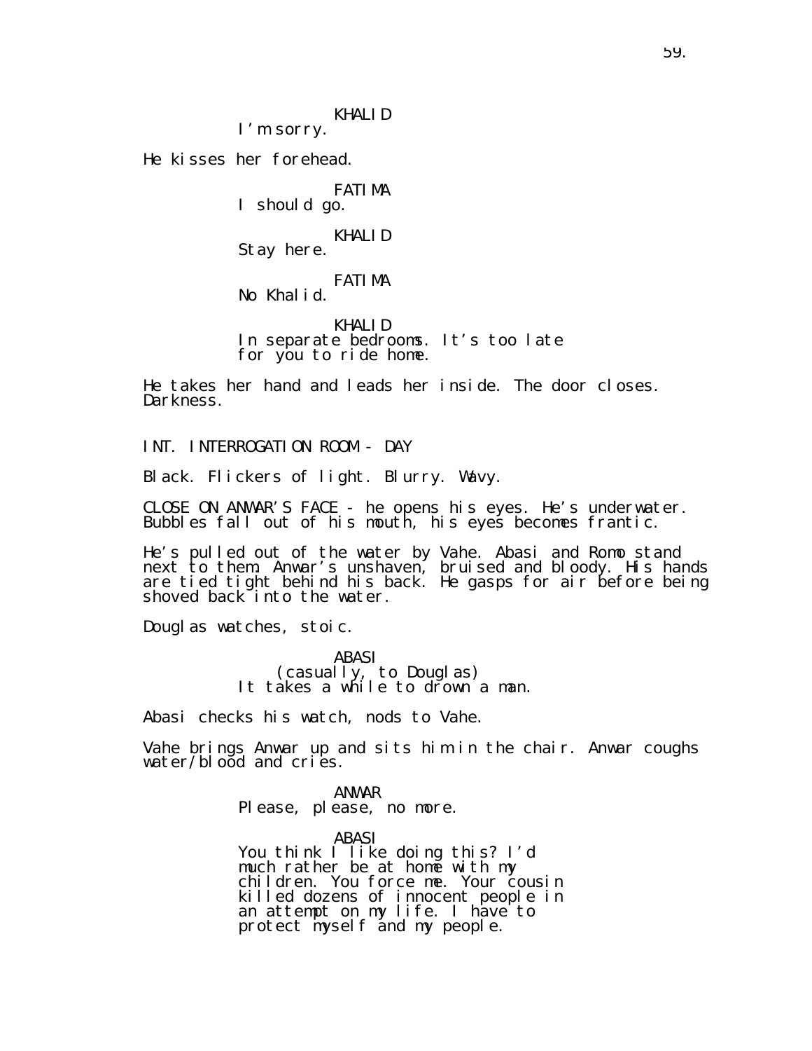KHALID
I'm sorry.

He kisses her forehead.

FATIMA
I should go.

KHALID
Stay here.

FATIMA
No Khalid.

KHALID
In separate bedrooms. It's too late for you to ride home.

He takes her hand and leads her inside. The door closes. Darkness.

INT. INTERROGATION ROOM - DAY

Black. Flickers of light. Blurry. Wavy.

CLOSE ON ANWAR'S FACE - he opens his eyes. He's underwater. Bubbles fall out of his mouth, his eyes becomes frantic.

He's pulled out of the water by Vahe. Abasi and Romo stand next to them. Anwar's unshaven, bruised and bloody. His hands are tied tight behind his back. He gasps for air before being shoved back into the water.

Douglas watches, stoic.

ABASI
(casually, to Douglas)
It takes a while to drown a man.

Abasi checks his watch, nods to Vahe.

Vahe brings Anwar up and sits him in the chair. Anwar coughs water/blood and cries.

ANWAR
Please, please, no more.

ABASI
You think I like doing this? I'd much rather be at home with my children. You force me. Your cousin killed dozens of innocent people in an attempt on my life. I have to protect myself and my people.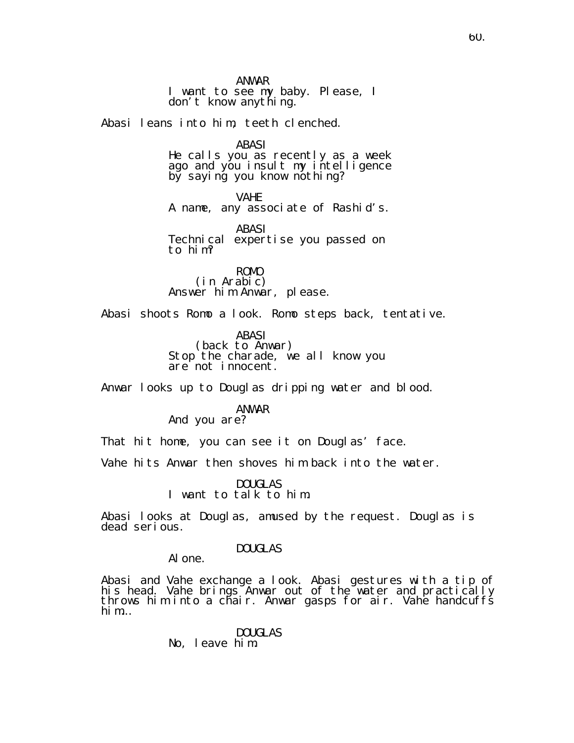ANWAR
I want to see my baby. Please, I don't know anything.

Abasi leans into him; teeth clenched.

ABASI
He calls you as recently as a week ago and you insult my intelligence by saying you know nothing?

VAHE
A name, any associate of Rashid's.

ABASI
Technical expertise you passed on to him?

ROMO
(in Arabic)
Answer him Anwar, please.

Abasi shoots Romo a look. Romo steps back, tentative.

ABASI
(back to Anwar)
Stop the charade, we all know you are not innocent.

Anwar looks up to Douglas dripping water and blood.

ANWAR
And you are?

That hit home, you can see it on Douglas' face.

Vahe hits Anwar then shoves him back into the water.

DOUGLAS
I want to talk to him.

Abasi looks at Douglas, amused by the request. Douglas is dead serious.

DOUGLAS
Alone.

Abasi and Vahe exchange a look. Abasi gestures with a tip of his head. Vahe brings Anwar out of the water and practically throws him into a chair. Anwar gasps for air. Vahe handcuffs him...

DOUGLAS
No, leave him.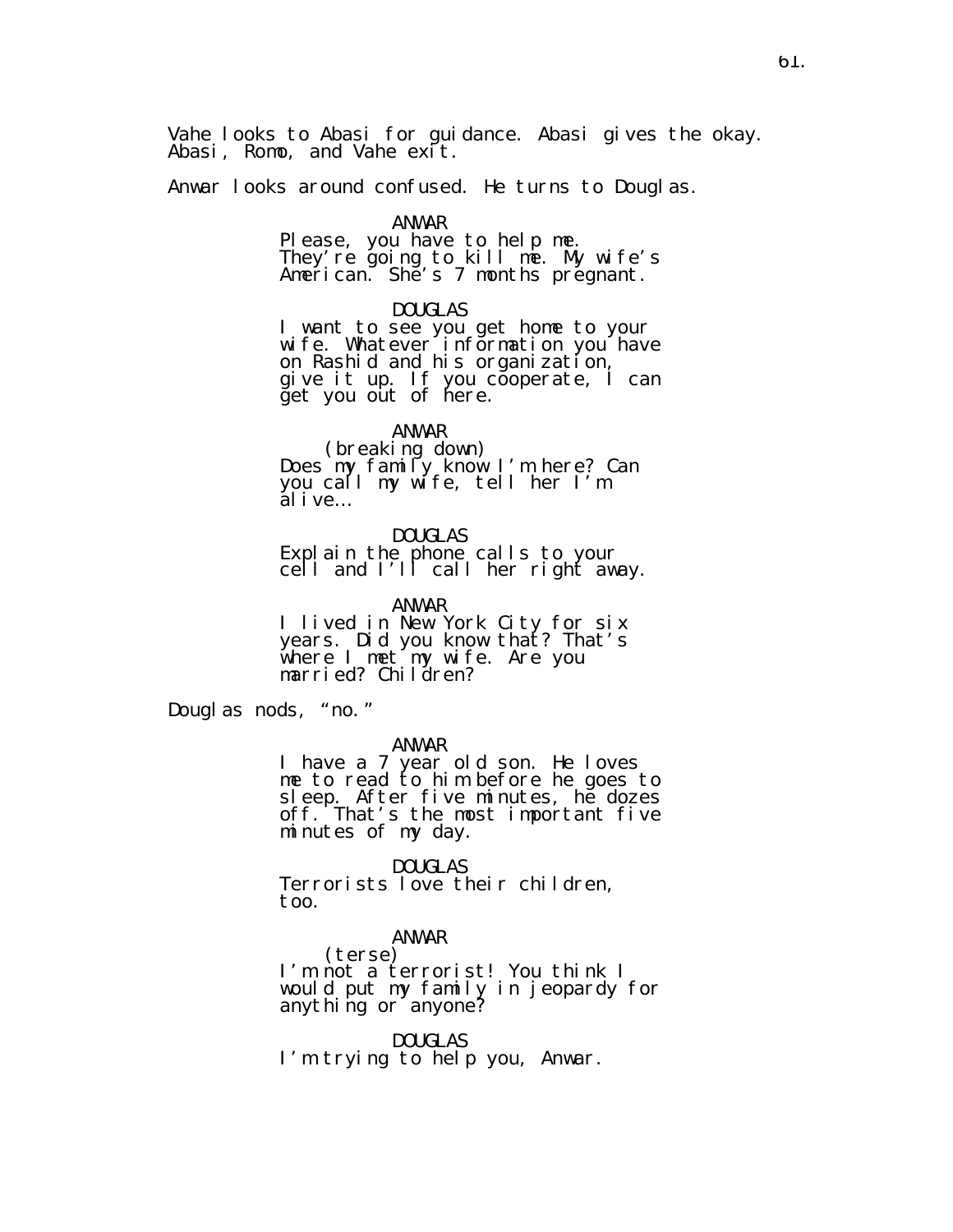Vahe looks to Abasi for guidance. Abasi gives the okay. Abasi, Romo, and Vahe exit.

Anwar looks around confused. He turns to Douglas.

ANWAR
Please, you have to help me. They're going to kill me. My wife's American. She's 7 months pregnant.

DOUGLAS
I want to see you get home to your wife. Whatever information you have on Rashid and his organization, give it up. If you cooperate, I can get you out of here.

ANWAR
(breaking down)
Does my family know I'm here? Can you call my wife, tell her I'm alive...

DOUGLAS
Explain the phone calls to your cell and I'll call her right away.

ANWAR
I lived in New York City for six years. Did you know that? That's where I met my wife. Are you married? Children?

Douglas nods, "no."

ANWAR
I have a 7 year old son. He loves me to read to him before he goes to sleep. After five minutes, he dozes off. That's the most important five minutes of my day.

DOUGLAS
Terrorists love their children, too.

ANWAR
(terse)
I'm not a terrorist! You think I would put my family in jeopardy for anything or anyone?

DOUGLAS
I'm trying to help you, Anwar.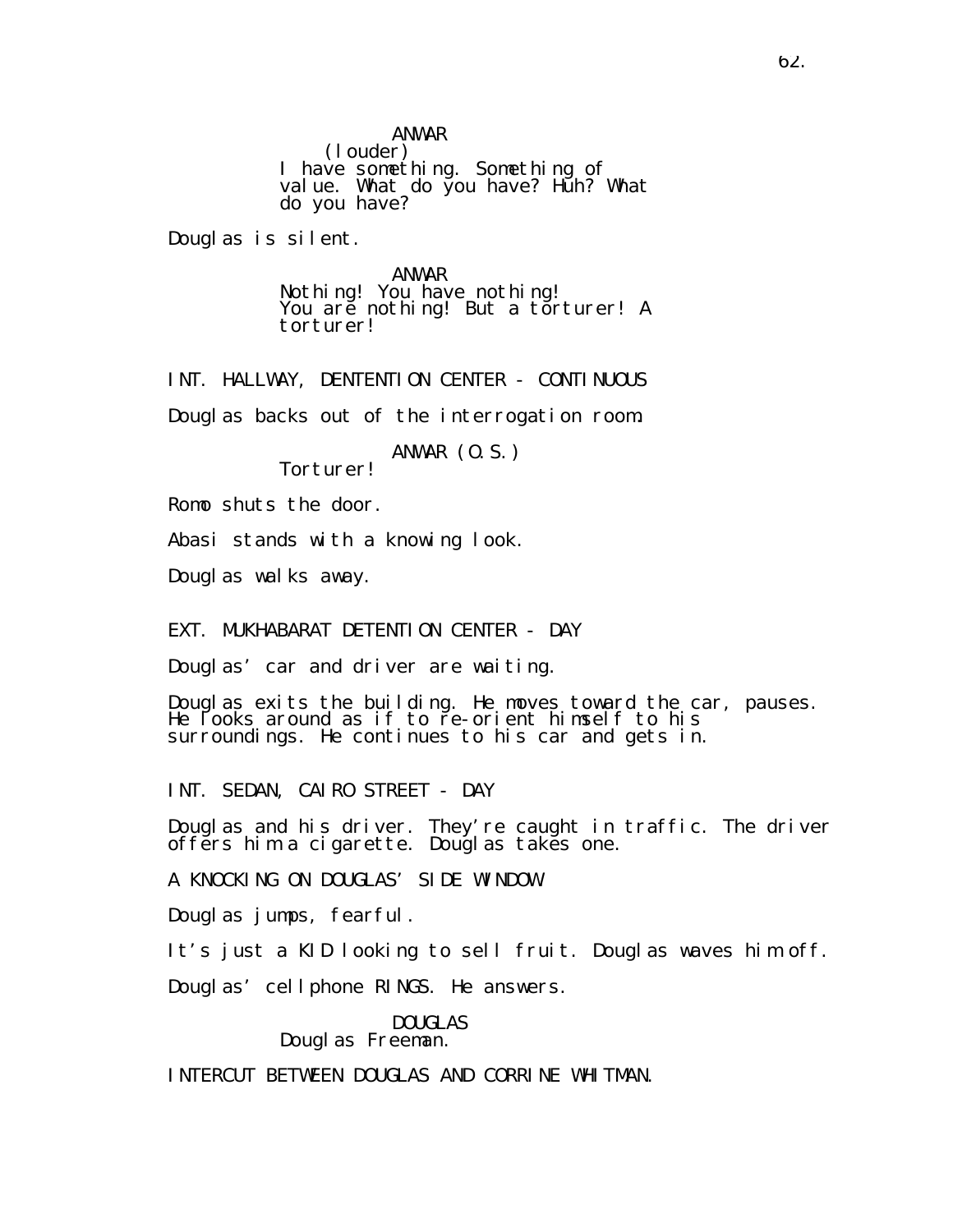ANWAR
(louder)
I have something. Something of value. What do you have? Huh? What do you have?

Douglas is silent.

ANWAR
Nothing! You have nothing! You are nothing! But a torturer! A torturer!

INT. HALLWAY, DENTENTION CENTER - CONTINUOUS

Douglas backs out of the interrogation room.

ANWAR (O.S.)
Torturer!

Romo shuts the door.

Abasi stands with a knowing look.

Douglas walks away.

EXT. MUKHABARAT DETENTION CENTER - DAY

Douglas' car and driver are waiting.

Douglas exits the building. He moves toward the car, pauses. He looks around as if to re-orient himself to his surroundings. He continues to his car and gets in.

INT. SEDAN, CAIRO STREET - DAY

Douglas and his driver. They're caught in traffic. The driver offers him a cigarette. Douglas takes one.

A KNOCKING ON DOUGLAS' SIDE WINDOW.

Douglas jumps, fearful.

It's just a KID looking to sell fruit. Douglas waves him off.

Douglas' cellphone RINGS. He answers.

DOUGLAS
Douglas Freeman.

INTERCUT BETWEEN DOUGLAS AND CORRINE WHITMAN.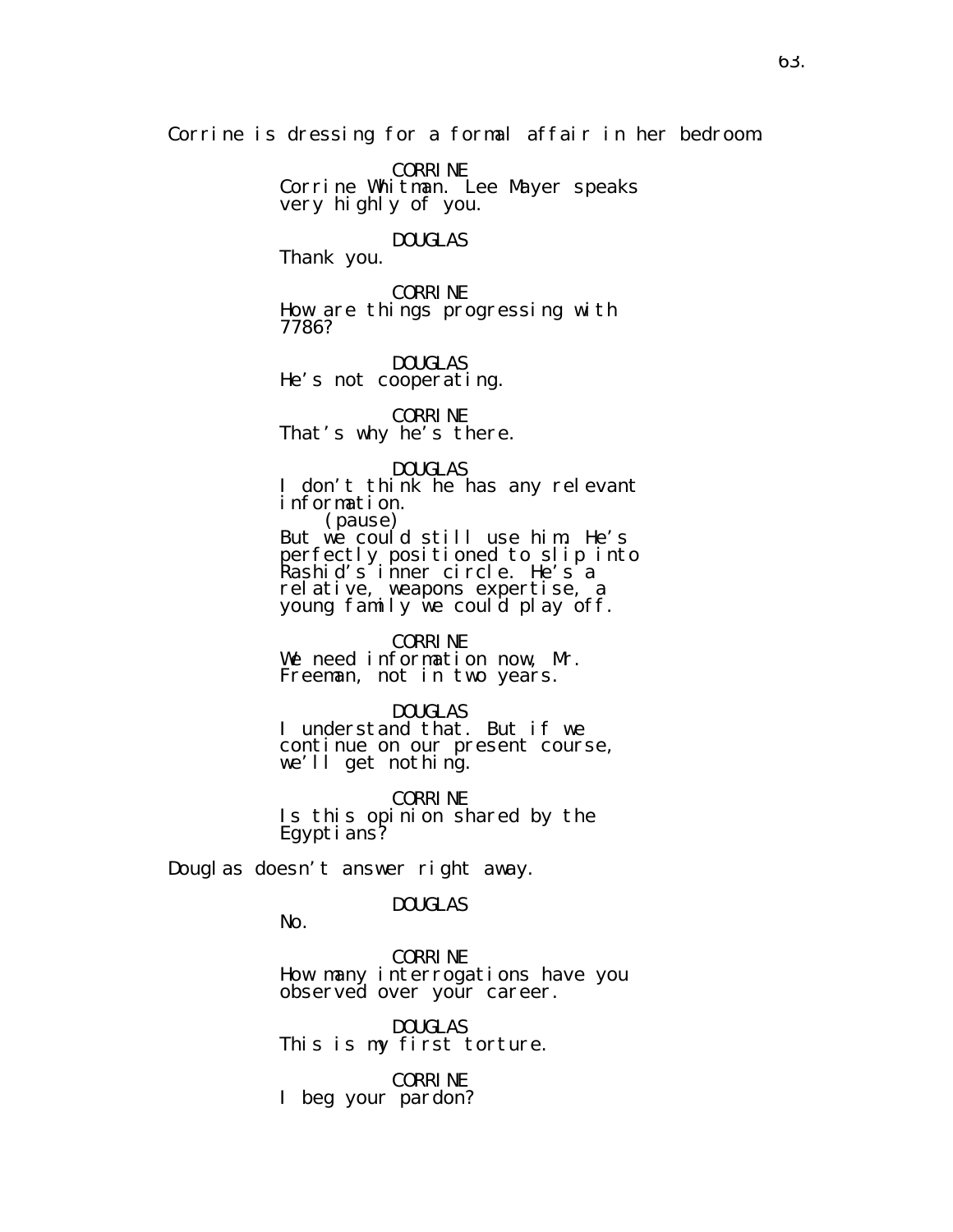Corrine is dressing for a formal affair in her bedroom.

CORRINE
Corrine Whitman. Lee Mayer speaks very highly of you.

DOUGLAS
Thank you.

CORRINE
How are things progressing with 7786?

DOUGLAS
He's not cooperating.

CORRINE
That's why he's there.

DOUGLAS
I don't think he has any relevant information.
(pause)
But we could still use him. He's perfectly positioned to slip into Rashid's inner circle. He's a relative, weapons expertise, a young family we could play off.

CORRINE
We need information now, Mr. Freeman, not in two years.

DOUGLAS
I understand that. But if we continue on our present course, we'll get nothing.

CORRINE
Is this opinion shared by the Egyptians?

Douglas doesn't answer right away.

DOUGLAS
No.

CORRINE
How many interrogations have you observed over your career.

DOUGLAS
This is my first torture.

CORRINE
I beg your pardon?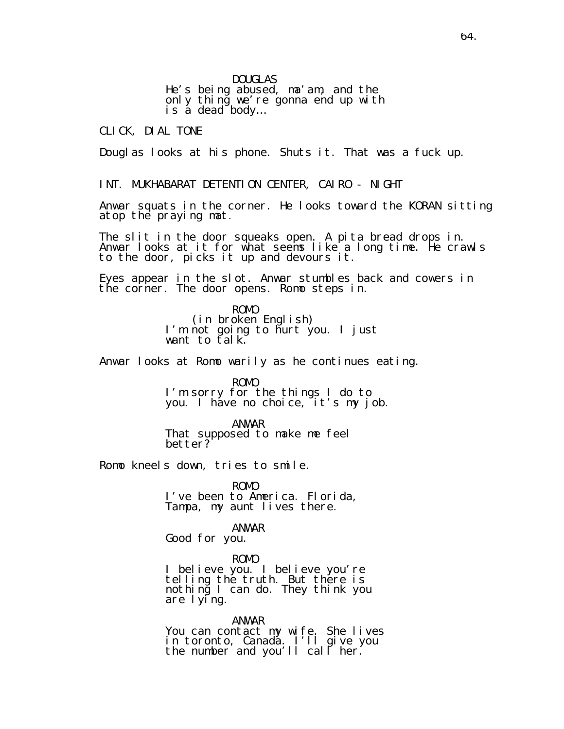DOUGLAS
He's being abused, ma'am, and the only thing we're gonna end up with is a dead body...

CLICK, DIAL TONE

Douglas looks at his phone. Shuts it. That was a fuck up.

INT. MUKHABARAT DETENTION CENTER, CAIRO - NIGHT

Anwar squats in the corner. He looks toward the KORAN sitting atop the praying mat.

The slit in the door squeaks open. A pita bread drops in. Anwar looks at it for what seems like a long time. He crawls to the door, picks it up and devours it.

Eyes appear in the slot. Anwar stumbles back and cowers in the corner. The door opens. Romo steps in.

ROMO
(in broken English)
I'm not going to hurt you. I just want to talk.

Anwar looks at Romo warily as he continues eating.

ROMO
I'm sorry for the things I do to you. I have no choice, it's my job.

ANWAR
That supposed to make me feel better?

Romo kneels down, tries to smile.

ROMO
I've been to America. Florida, Tampa, my aunt lives there.

ANWAR
Good for you.

ROMO
I believe you. I believe you're telling the truth. But there is nothing I can do. They think you are lying.

ANWAR
You can contact my wife. She lives in toronto, Canada. I'll give you the number and you'll call her.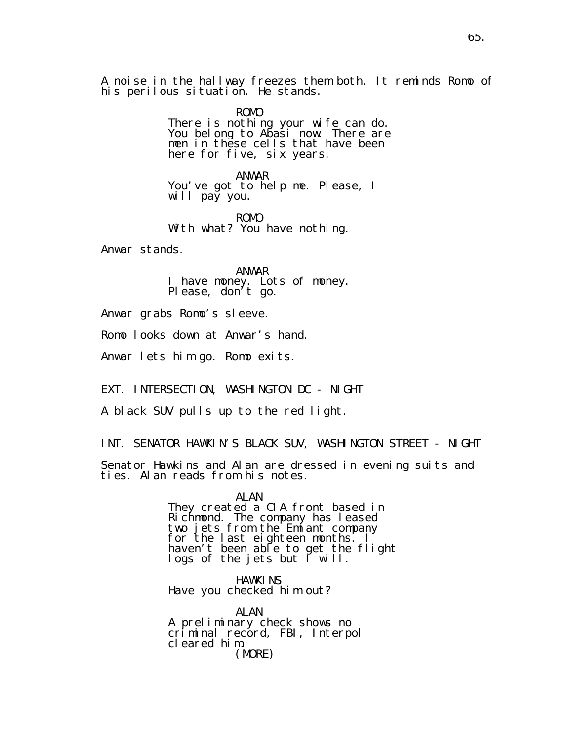A noise in the hallway freezes them both. It reminds Romo of his perilous situation. He stands.

ROMO
There is nothing your wife can do. You belong to Abasi now. There are men in these cells that have been here for five, six years.

ANWAR
You've got to help me. Please, I will pay you.

ROMO
With what? You have nothing.

Anwar stands.

ANWAR
I have money. Lots of money. Please, don't go.

Anwar grabs Romo's sleeve.

Romo looks down at Anwar's hand.

Anwar lets him go. Romo exits.

EXT. INTERSECTION, WASHINGTON DC - NIGHT

A black SUV pulls up to the red light.

INT. SENATOR HAWKIN'S BLACK SUV, WASHINGTON STREET - NIGHT

Senator Hawkins and Alan are dressed in evening suits and ties. Alan reads from his notes.

ALAN
They created a CIA front based in Richmond. The company has leased two jets from the Emiant company for the last eighteen months. I haven't been able to get the flight logs of the jets but I will.

HAWKINS
Have you checked him out?

ALAN
A preliminary check shows no criminal record, FBI, Interpol cleared him.
(MORE)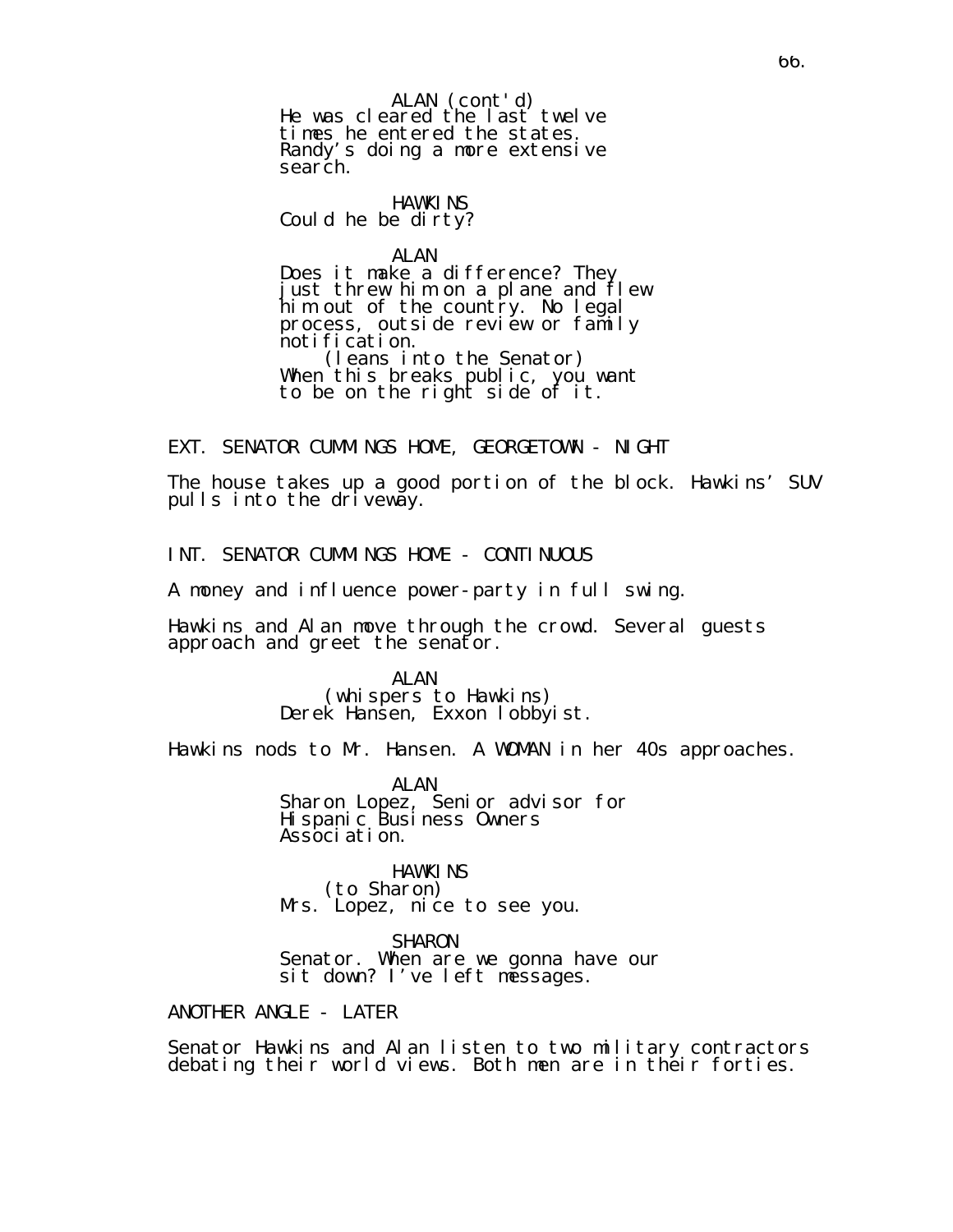ALAN (cont'd)
He was cleared the last twelve times he entered the states. Randy's doing a more extensive search.

HAWKINS
Could he be dirty?

ALAN
Does it make a difference? They just threw him on a plane and flew him out of the country. No legal process, outside review or family notification.
(leans into the Senator)
When this breaks public, you want to be on the right side of it.

EXT. SENATOR CUMMINGS HOME, GEORGETOWN - NIGHT

The house takes up a good portion of the block. Hawkins' SUV pulls into the driveway.

INT. SENATOR CUMMINGS HOME - CONTINUOUS

A money and influence power-party in full swing.

Hawkins and Alan move through the crowd. Several guests approach and greet the senator.

ALAN
(whispers to Hawkins)
Derek Hansen, Exxon lobbyist.

Hawkins nods to Mr. Hansen. A WOMAN in her 40s approaches.

ALAN
Sharon Lopez, Senior advisor for Hispanic Business Owners Association.

HAWKINS
(to Sharon)
Mrs. Lopez, nice to see you.

SHARON
Senator. When are we gonna have our sit down? I've left messages.

ANOTHER ANGLE - LATER

Senator Hawkins and Alan listen to two military contractors debating their world views. Both men are in their forties.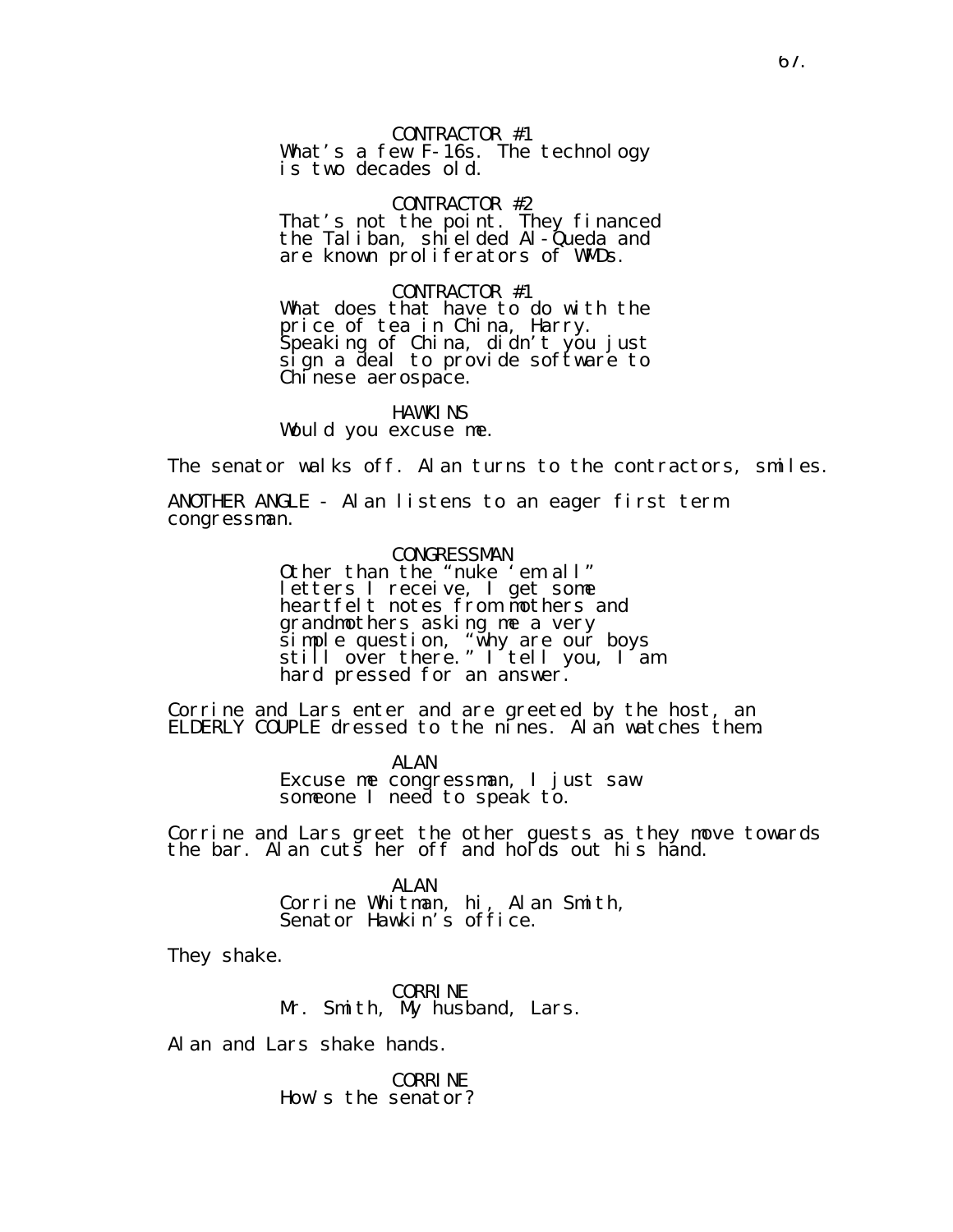CONTRACTOR #1
What's a few F-16s. The technology is two decades old.

CONTRACTOR #2
That's not the point. They financed the Taliban, shielded Al-Queda and are known proliferators of WMDs.

CONTRACTOR #1
What does that have to do with the price of tea in China, Harry. Speaking of China, didn't you just sign a deal to provide software to Chinese aerospace.

HAWKINS
Would you excuse me.

The senator walks off. Alan turns to the contractors, smiles.

ANOTHER ANGLE - Alan listens to an eager first term congressman.

CONGRESSMAN
Other than the "nuke 'em all" letters I receive, I get some heartfelt notes from mothers and grandmothers asking me a very simple question, "why are our boys still over there." I tell you, I am hard pressed for an answer.

Corrine and Lars enter and are greeted by the host, an ELDERLY COUPLE dressed to the nines. Alan watches them.

ALAN
Excuse me congressman, I just saw someone I need to speak to.

Corrine and Lars greet the other guests as they move towards the bar. Alan cuts her off and holds out his hand.

ALAN
Corrine Whitman, hi, Alan Smith, Senator Hawkin's office.

They shake.

CORRINE
Mr. Smith, My husband, Lars.

Alan and Lars shake hands.

CORRINE
How's the senator?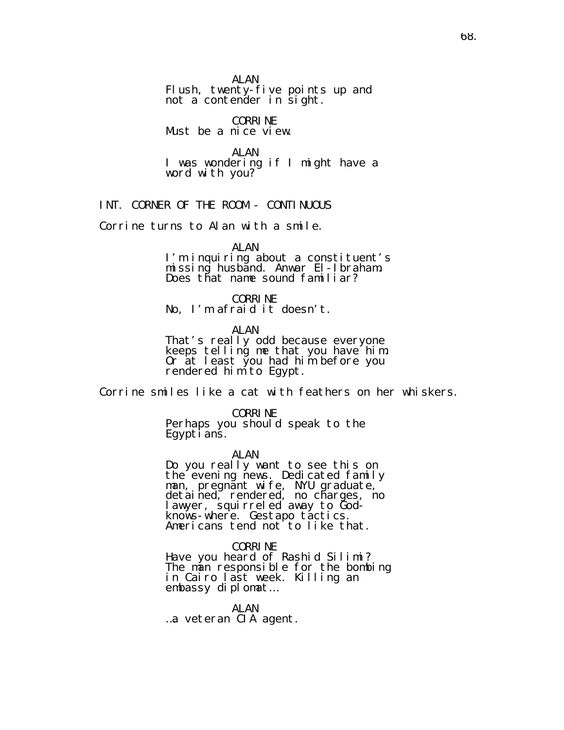ALAN
Flush, twenty-five points up and not a contender in sight.

CORRINE
Must be a nice view.

ALAN
I was wondering if I might have a word with you?

INT. CORNER OF THE ROOM - CONTINUOUS

Corrine turns to Alan with a smile.

ALAN
I'm inquiring about a constituent's missing husband. Anwar El-Ibraham. Does that name sound familiar?

CORRINE
No, I'm afraid it doesn't.

ALAN
That's really odd because everyone keeps telling me that you have him. Or at least you had him before you rendered him to Egypt.

Corrine smiles like a cat with feathers on her whiskers.

CORRINE
Perhaps you should speak to the Egyptians.

ALAN
Do you really want to see this on the evening news. Dedicated family man, pregnant wife, NYU graduate, detained, rendered, no charges, no lawyer, squirreled away to God-knows-where. Gestapo tactics. Americans tend not to like that.

CORRINE
Have you heard of Rashid Silimi? The man responsible for the bombing in Cairo last week. Killing an embassy diplomat...

ALAN
..a veteran CIA agent.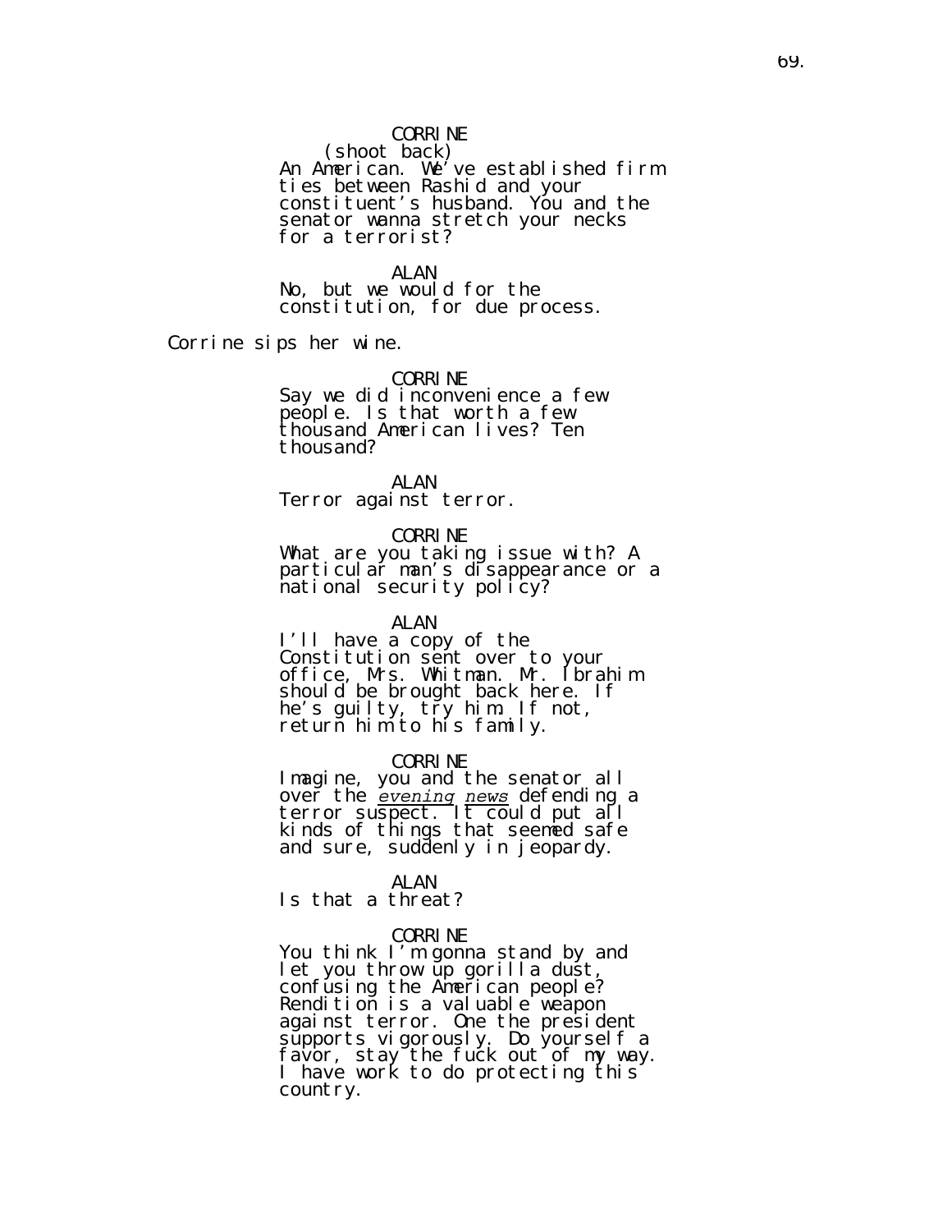CORRINE
(shoot back)
An American. We've established firm ties between Rashid and your constituent's husband. You and the senator wanna stretch your necks for a terrorist?

ALAN
No, but we would for the constitution, for due process.

Corrine sips her wine.

CORRINE
Say we did inconvenience a few people. Is that worth a few thousand American lives? Ten thousand?

ALAN
Terror against terror.

CORRINE
What are you taking issue with? A particular man's disappearance or a national security policy?

ALAN
I'll have a copy of the Constitution sent over to your office, Mrs. Whitman. Mr. Ibrahim should be brought back here. If he's guilty, try him. If not, return him to his family.

CORRINE
Imagine, you and the senator all over the *evening news* defending a terror suspect. It could put all kinds of things that seemed safe and sure, suddenly in jeopardy.

ALAN
Is that a threat?

CORRINE
You think I'm gonna stand by and let you throw up gorilla dust, confusing the American people? Rendition is a valuable weapon against terror. One the president supports vigorously. Do yourself a favor, stay the fuck out of my way. I have work to do protecting this country.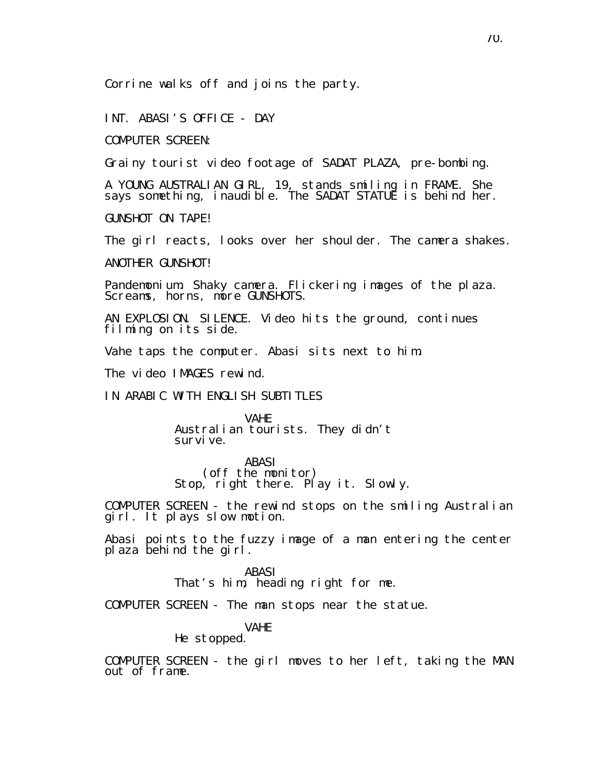Corrine walks off and joins the party.

INT. ABASI'S OFFICE - DAY

COMPUTER SCREEN:

Grainy tourist video footage of SADAT PLAZA, pre-bombing.

A YOUNG AUSTRALIAN GIRL, 19, stands smiling in FRAME. She says something, inaudible. The SADAT STATUE is behind her.

GUNSHOT ON TAPE!

The girl reacts, looks over her shoulder. The camera shakes.

ANOTHER GUNSHOT!

Pandemonium. Shaky camera. Flickering images of the plaza. Screams, horns, more GUNSHOTS.

AN EXPLOSION. SILENCE. Video hits the ground, continues filming on its side.

Vahe taps the computer. Abasi sits next to him.

The video IMAGES rewind.

IN ARABIC WITH ENGLISH SUBTITLES

VAHE
Australian tourists. They didn't survive.

ABASI
(off the monitor)
Stop, right there. Play it. Slowly.

COMPUTER SCREEN - the rewind stops on the smiling Australian girl. It plays slow motion.

Abasi points to the fuzzy image of a man entering the center plaza behind the girl.

ABASI
That's him, heading right for me.

COMPUTER SCREEN - The man stops near the statue.

VAHE
He stopped.

COMPUTER SCREEN - the girl moves to her left, taking the MAN out of frame.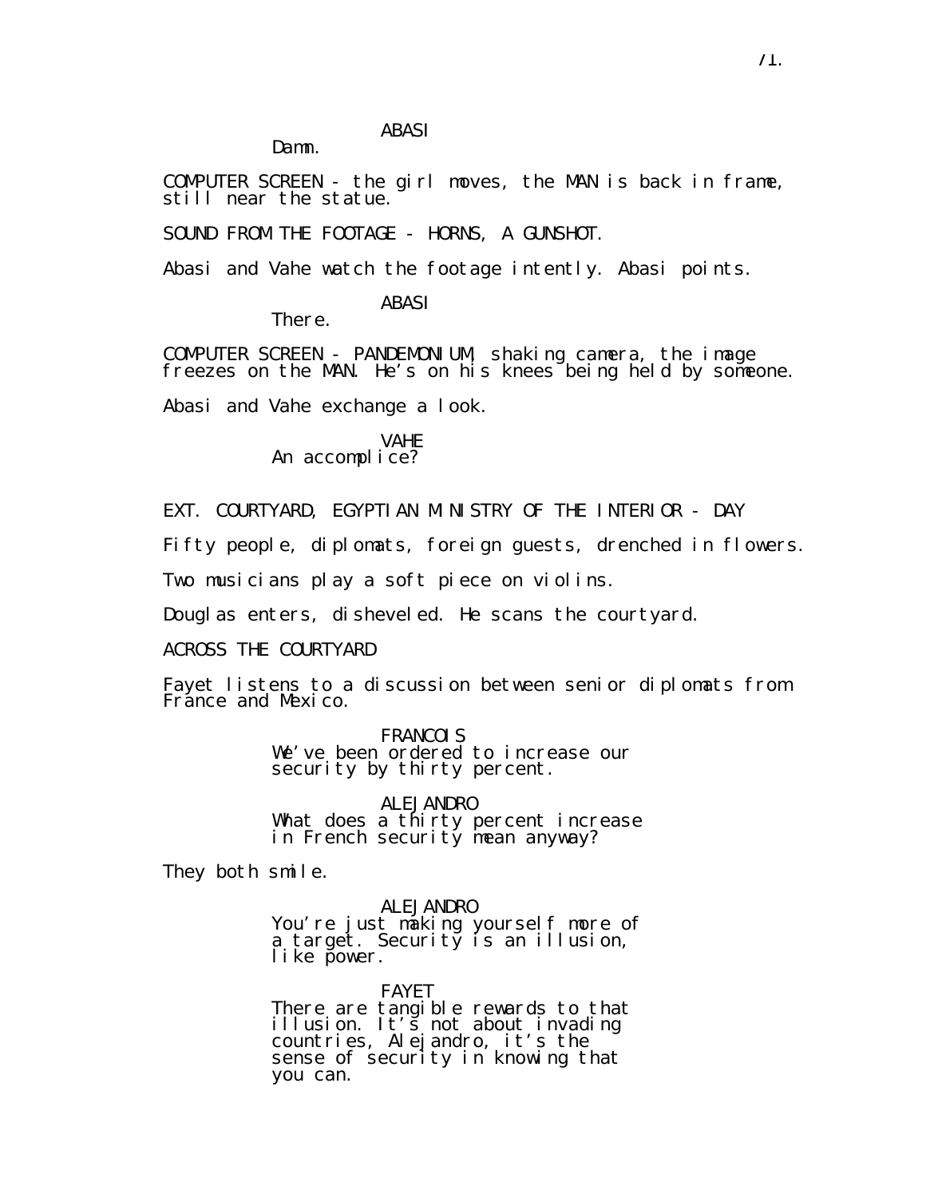ABASI

Damn.

COMPUTER SCREEN - the girl moves, the MAN is back in frame, still near the statue.

SOUND FROM THE FOOTAGE - HORNS, A GUNSHOT.

Abasi and Vahe watch the footage intently. Abasi points.

ABASI

There.

COMPUTER SCREEN - PANDEMONIUM, shaking camera, the image freezes on the MAN. He's on his knees being held by someone.

Abasi and Vahe exchange a look.

VAHE

An accomplice?

EXT. COURTYARD, EGYPTIAN MINISTRY OF THE INTERIOR - DAY

Fifty people, diplomats, foreign guests, drenched in flowers.

Two musicians play a soft piece on violins.

Douglas enters, disheveled. He scans the courtyard.

ACROSS THE COURTYARD

Fayet listens to a discussion between senior diplomats from France and Mexico.

FRANCOIS

We've been ordered to increase our security by thirty percent.

ALEJANDRO

What does a thirty percent increase in French security mean anyway?

They both smile.

ALEJANDRO

You're just making yourself more of a target. Security is an illusion, like power.

FAYET

There are tangible rewards to that illusion. It's not about invading countries, Alejandro, it's the sense of security in knowing that you can.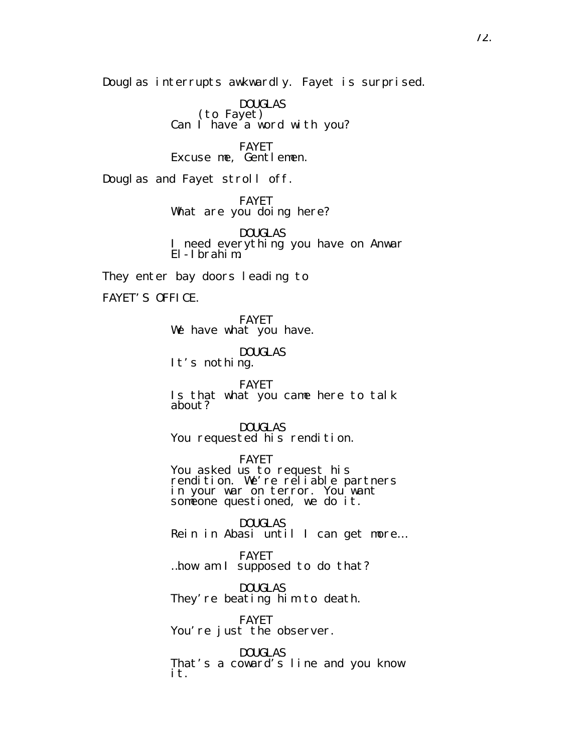Douglas interrupts awkwardly. Fayet is surprised.

DOUGLAS
(to Fayet)
Can I have a word with you?

FAYET
Excuse me, Gentlemen.

Douglas and Fayet stroll off.

FAYET
What are you doing here?

DOUGLAS
I need everything you have on Anwar El-Ibrahim.

They enter bay doors leading to

FAYET'S OFFICE.

FAYET
We have what you have.

DOUGLAS
It's nothing.

FAYET
Is that what you came here to talk about?

DOUGLAS
You requested his rendition.

FAYET
You asked us to request his rendition. We're reliable partners in your war on terror. You want someone questioned, we do it.

DOUGLAS
Rein in Abasi until I can get more...

FAYET
...how am I supposed to do that?

DOUGLAS
They're beating him to death.

FAYET
You're just the observer.

DOUGLAS
That's a coward's line and you know it.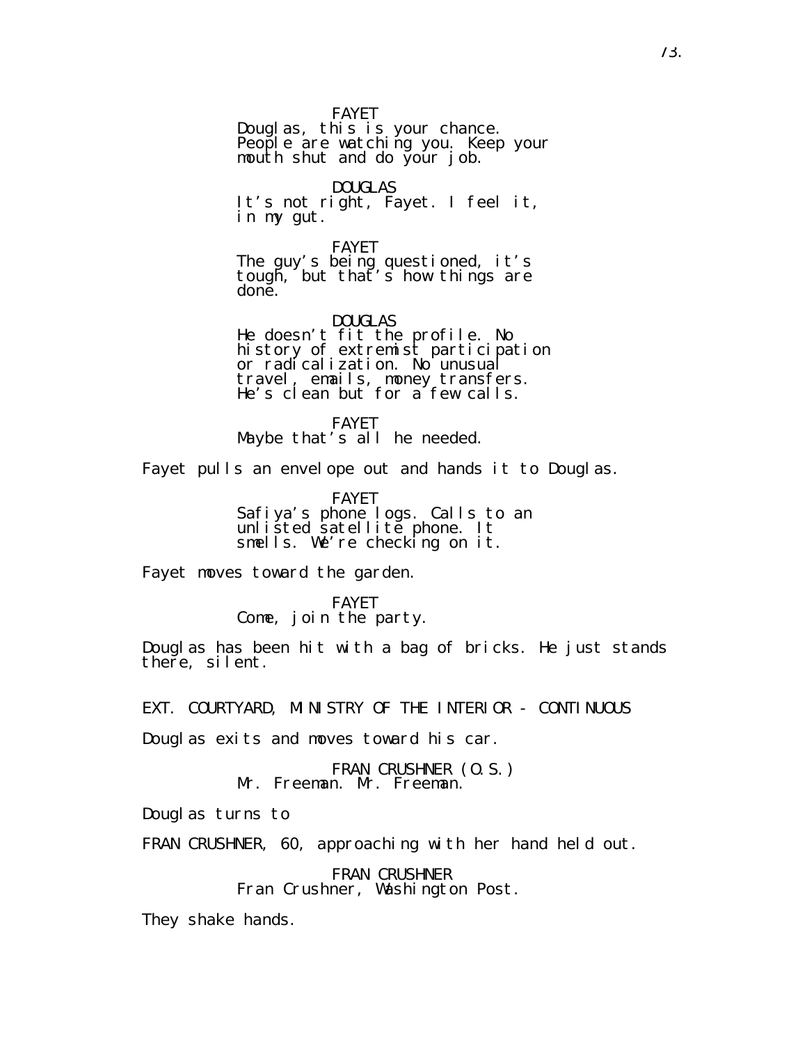FAYET
Douglas, this is your chance. People are watching you. Keep your mouth shut and do your job.

DOUGLAS
It's not right, Fayet. I feel it, in my gut.

FAYET
The guy's being questioned, it's tough, but that's how things are done.

DOUGLAS
He doesn't fit the profile. No history of extremist participation or radicalization. No unusual travel, emails, money transfers. He's clean but for a few calls.

FAYET
Maybe that's all he needed.

Fayet pulls an envelope out and hands it to Douglas.

FAYET
Safiya's phone logs. Calls to an unlisted satellite phone. It smells. We're checking on it.

Fayet moves toward the garden.

FAYET
Come, join the party.

Douglas has been hit with a bag of bricks. He just stands there, silent.

EXT. COURTYARD, MINISTRY OF THE INTERIOR - CONTINUOUS

Douglas exits and moves toward his car.

FRAN CRUSHNER (O.S.)
Mr. Freeman. Mr. Freeman.

Douglas turns to

FRAN CRUSHNER, 60, approaching with her hand held out.

FRAN CRUSHNER
Fran Crushner, Washington Post.

They shake hands.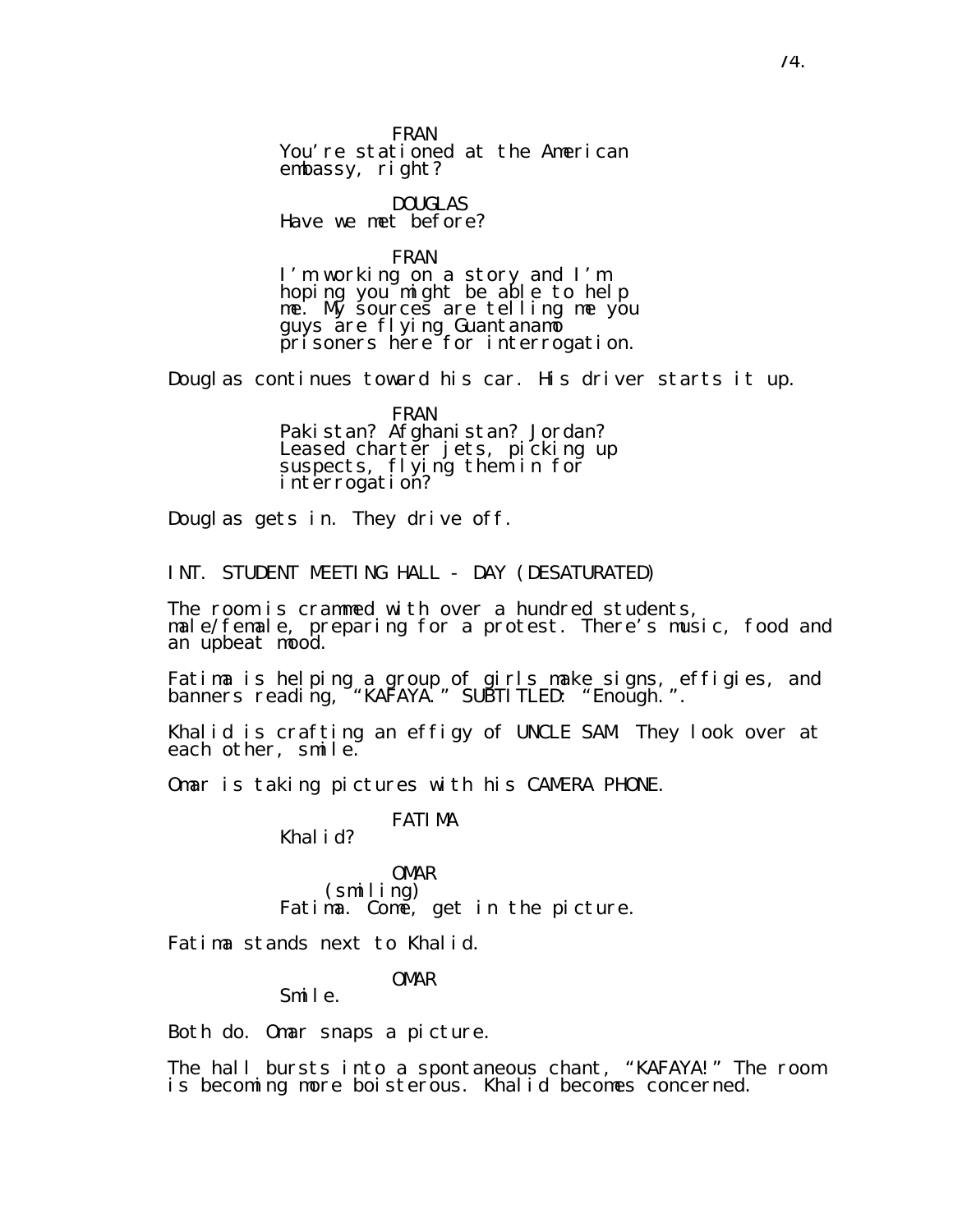FRAN
You're stationed at the American embassy, right?

DOUGLAS
Have we met before?

FRAN
I'm working on a story and I'm hoping you might be able to help me. My sources are telling me you guys are flying Guantanamo prisoners here for interrogation.

Douglas continues toward his car. His driver starts it up.

FRAN
Pakistan? Afghanistan? Jordan? Leased charter jets, picking up suspects, flying them in for interrogation?

Douglas gets in. They drive off.

INT. STUDENT MEETING HALL - DAY (DESATURATED)

The room is crammed with over a hundred students, male/female, preparing for a protest. There's music, food and an upbeat mood.

Fatima is helping a group of girls make signs, effigies, and banners reading, "KAFAYA." SUBTITLED: "Enough.".

Khalid is crafting an effigy of UNCLE SAM. They look over at each other, smile.

Omar is taking pictures with his CAMERA PHONE.

FATIMA
Khalid?

OMAR
(smiling)
Fatima. Come, get in the picture.

Fatima stands next to Khalid.

OMAR
Smile.

Both do. Omar snaps a picture.

The hall bursts into a spontaneous chant, "KAFAYA!" The room is becoming more boisterous. Khalid becomes concerned.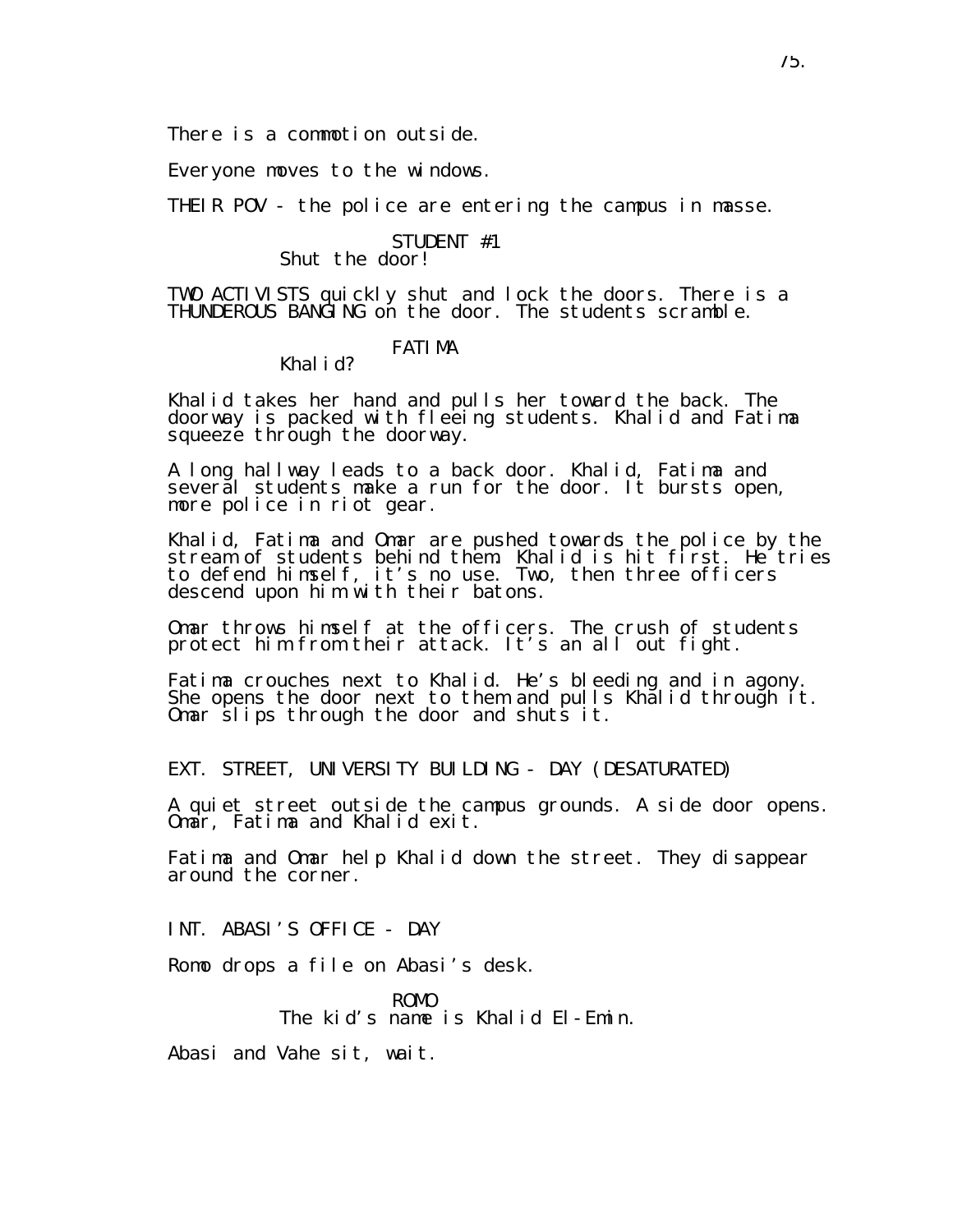There is a commotion outside.

Everyone moves to the windows.

THEIR POV - the police are entering the campus in masse.

STUDENT #1
Shut the door!

TWO ACTIVISTS quickly shut and lock the doors. There is a THUNDEROUS BANGING on the door. The students scramble.

FATIMA
Khalid?

Khalid takes her hand and pulls her toward the back. The doorway is packed with fleeing students. Khalid and Fatima squeeze through the doorway.

A long hallway leads to a back door. Khalid, Fatima and several students make a run for the door. It bursts open, more police in riot gear.

Khalid, Fatima and Omar are pushed towards the police by the stream of students behind them. Khalid is hit first. He tries to defend himself, it's no use. Two, then three officers descend upon him with their batons.

Omar throws himself at the officers. The crush of students protect him from their attack. It's an all out fight.

Fatima crouches next to Khalid. He's bleeding and in agony. She opens the door next to them and pulls Khalid through it. Omar slips through the door and shuts it.

EXT. STREET, UNIVERSITY BUILDING - DAY (DESATURATED)

A quiet street outside the campus grounds. A side door opens. Omar, Fatima and Khalid exit.

Fatima and Omar help Khalid down the street. They disappear around the corner.

INT. ABASI'S OFFICE - DAY

Romo drops a file on Abasi's desk.

ROMO
The kid's name is Khalid El-Emin.

Abasi and Vahe sit, wait.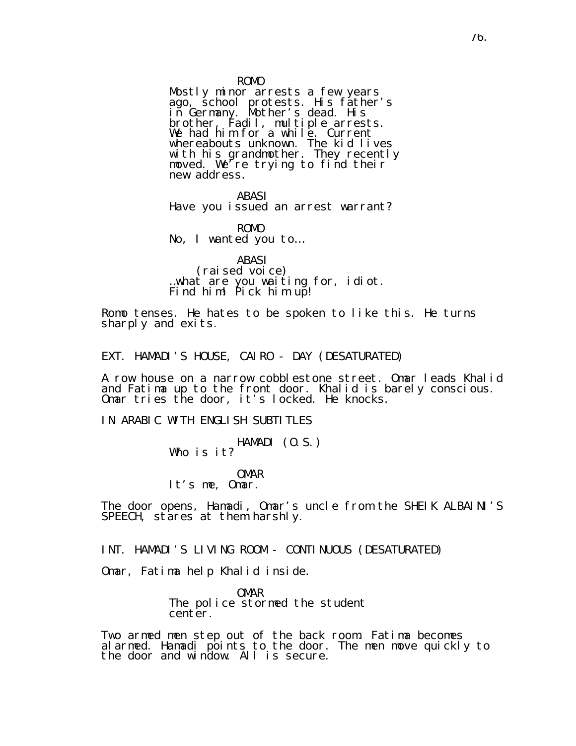ROMO
Mostly minor arrests a few years ago, school protests. His father's in Germany. Mother's dead. His brother, Fadil, multiple arrests. We had him for a while. Current whereabouts unknown. The kid lives with his grandmother. They recently moved. We're trying to find their new address.

ABASI
Have you issued an arrest warrant?

ROMO
No, I wanted you to…

ABASI
(raised voice)
…what are you waiting for, idiot. Find him! Pick him up!

Romo tenses. He hates to be spoken to like this. He turns sharply and exits.

EXT. HAMADI'S HOUSE, CAIRO - DAY (DESATURATED)

A row house on a narrow cobblestone street. Omar leads Khalid and Fatima up to the front door. Khalid is barely conscious. Omar tries the door, it's locked. He knocks.

IN ARABIC WITH ENGLISH SUBTITLES

HAMADI (O.S.)
Who is it?

OMAR
It's me, Omar.

The door opens, Hamadi, Omar's uncle from the SHEIK ALBAINI'S SPEECH, stares at them harshly.

INT. HAMADI'S LIVING ROOM - CONTINUOUS (DESATURATED)

Omar, Fatima help Khalid inside.

OMAR
The police stormed the student center.

Two armed men step out of the back room. Fatima becomes alarmed. Hamadi points to the door. The men move quickly to the door and window. All is secure.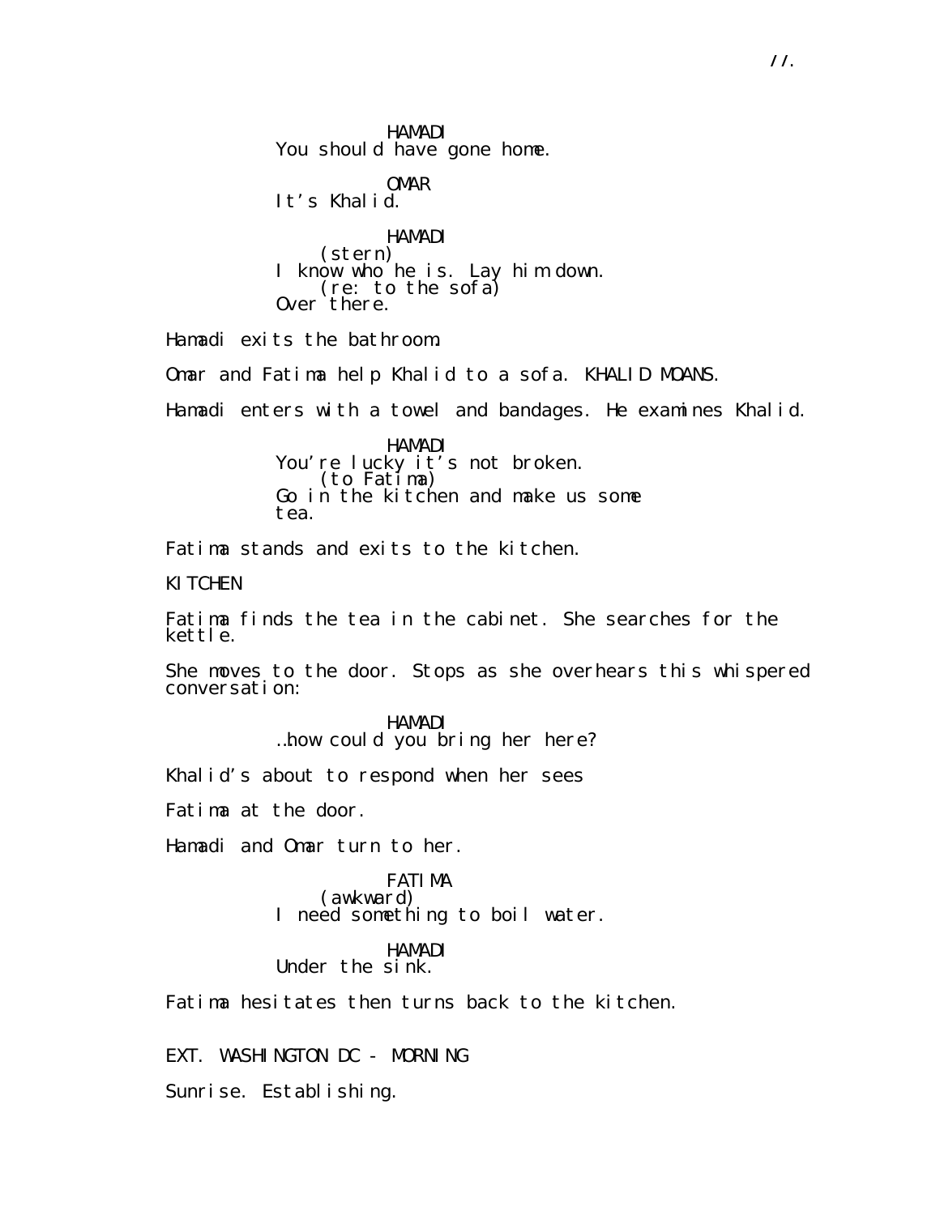HAMADI
You should have gone home.

OMAR
It's Khalid.

HAMADI
(stern)
I know who he is. Lay him down.
(re: to the sofa)
Over there.

Hamadi exits the bathroom.

Omar and Fatima help Khalid to a sofa. KHALID MOANS.

Hamadi enters with a towel and bandages. He examines Khalid.

HAMADI
You're lucky it's not broken.
(to Fatima)
Go in the kitchen and make us some tea.

Fatima stands and exits to the kitchen.

KITCHEN

Fatima finds the tea in the cabinet. She searches for the kettle.

She moves to the door. Stops as she overhears this whispered conversation:

HAMADI
…how could you bring her here?

Khalid's about to respond when her sees

Fatima at the door.

Hamadi and Omar turn to her.

FATIMA
(awkward)
I need something to boil water.

HAMADI
Under the sink.

Fatima hesitates then turns back to the kitchen.

EXT. WASHINGTON DC - MORNING

Sunrise. Establishing.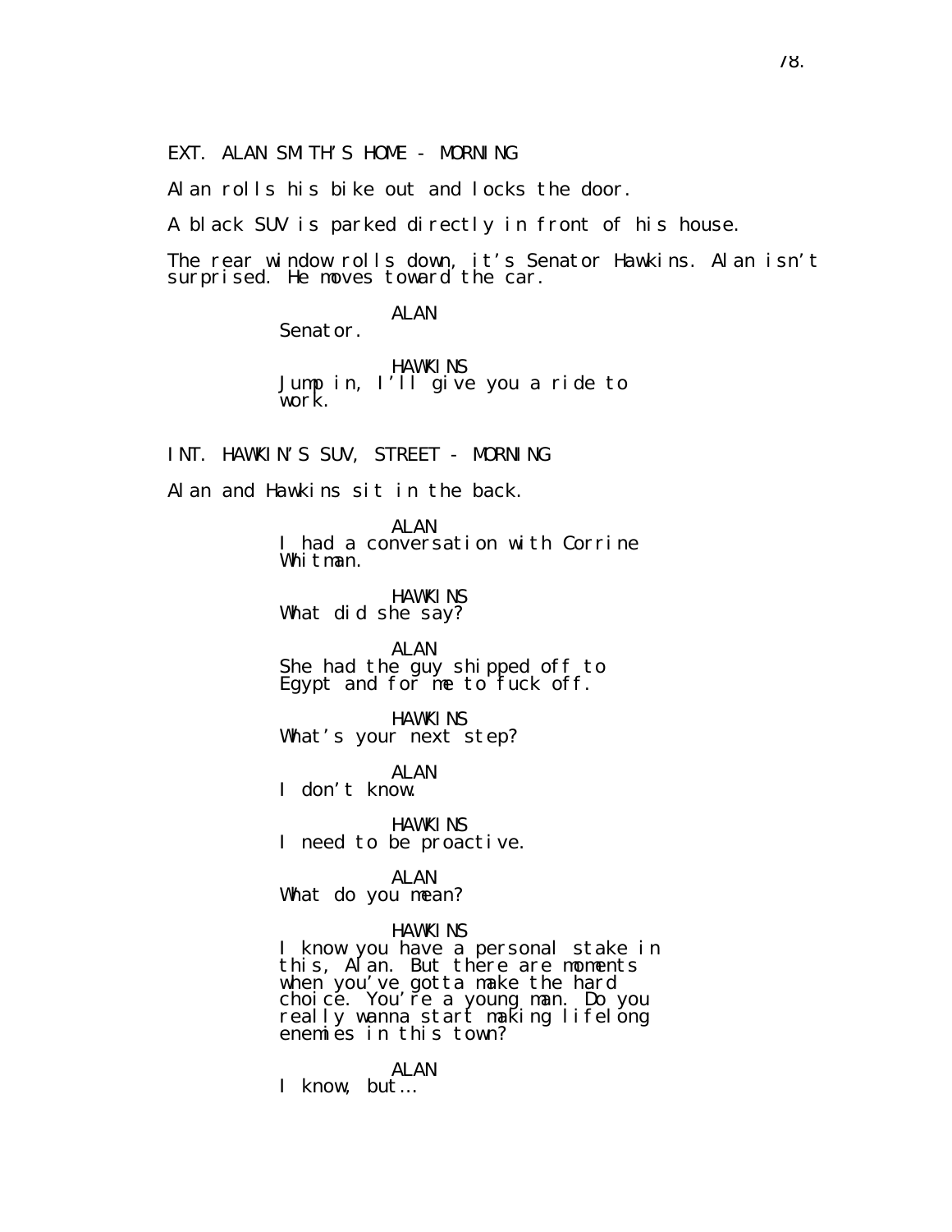EXT. ALAN SMITH'S HOME - MORNING

Alan rolls his bike out and locks the door.

A black SUV is parked directly in front of his house.

The rear window rolls down, it's Senator Hawkins. Alan isn't surprised. He moves toward the car.

ALAN
Senator.

HAWKINS
Jump in, I'll give you a ride to work.

INT. HAWKIN'S SUV, STREET - MORNING

Alan and Hawkins sit in the back.

ALAN
I had a conversation with Corrine Whitman.

HAWKINS
What did she say?

ALAN
She had the guy shipped off to Egypt and for me to fuck off.

HAWKINS
What's your next step?

ALAN
I don't know.

HAWKINS
I need to be proactive.

ALAN
What do you mean?

HAWKINS
I know you have a personal stake in this, Alan. But there are moments when you've gotta make the hard choice. You're a young man. Do you really wanna start making lifelong enemies in this town?

ALAN
I know, but...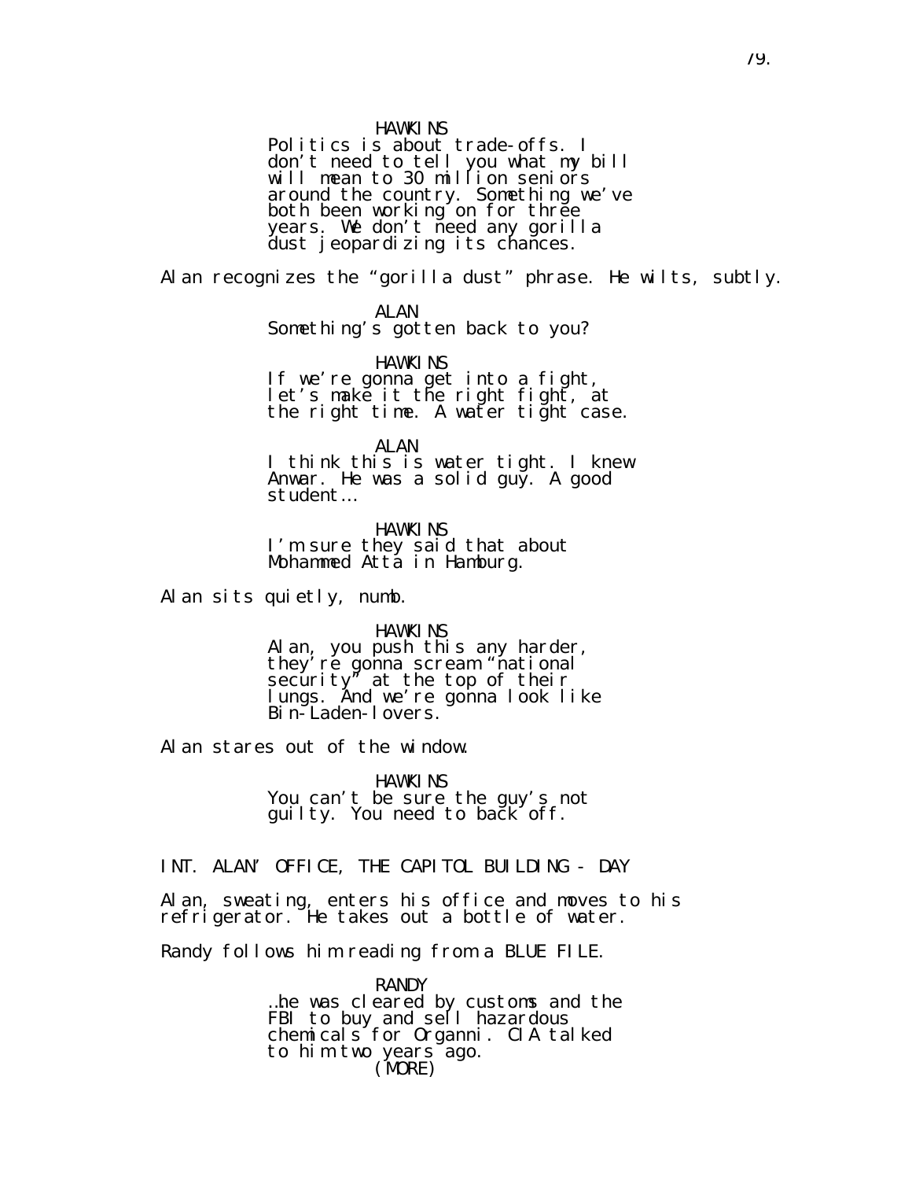HAWKINS
Politics is about trade-offs. I don't need to tell you what my bill will mean to 30 million seniors around the country. Something we've both been working on for three years. We don't need any gorilla dust jeopardizing its chances.

Alan recognizes the "gorilla dust" phrase. He wilts, subtly.

ALAN
Something's gotten back to you?

HAWKINS
If we're gonna get into a fight, let's make it the right fight, at the right time. A water tight case.

ALAN
I think this is water tight. I knew Anwar. He was a solid guy. A good student...

HAWKINS
I'm sure they said that about Mohammed Atta in Hamburg.

Alan sits quietly, numb.

HAWKINS
Alan, you push this any harder, they're gonna scream "national security" at the top of their lungs. And we're gonna look like Bin-Laden-lovers.

Alan stares out of the window.

HAWKINS
You can't be sure the guy's not guilty. You need to back off.

INT. ALAN' OFFICE, THE CAPITOL BUILDING - DAY

Alan, sweating, enters his office and moves to his refrigerator. He takes out a bottle of water.

Randy follows him reading from a BLUE FILE.

RANDY
...he was cleared by customs and the FBI to buy and sell hazardous chemicals for Organni. CIA talked to him two years ago.
(MORE)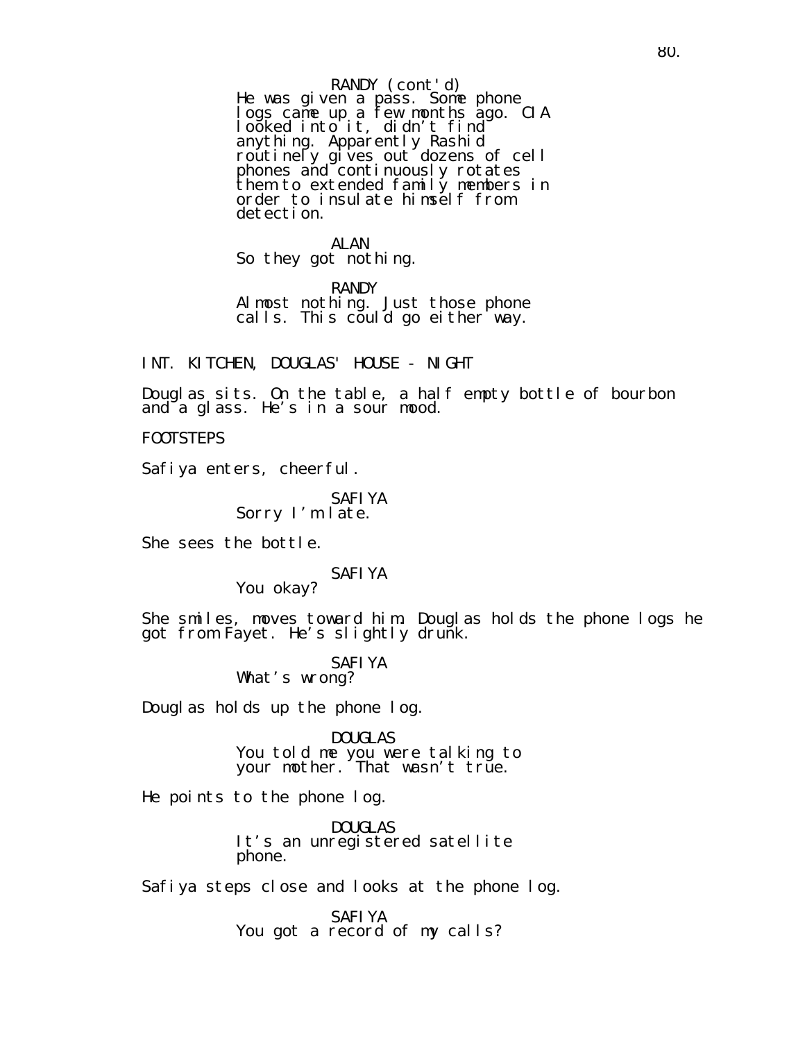RANDY (cont'd)
He was given a pass. Some phone logs came up a few months ago. CIA looked into it, didn't find anything. Apparently Rashid routinely gives out dozens of cell phones and continuously rotates them to extended family members in order to insulate himself from detection.

ALAN
So they got nothing.

RANDY
Almost nothing. Just those phone calls. This could go either way.

INT. KITCHEN, DOUGLAS' HOUSE - NIGHT

Douglas sits. On the table, a half empty bottle of bourbon and a glass. He's in a sour mood.

FOOTSTEPS

Safiya enters, cheerful.

SAFIYA
Sorry I'm late.

She sees the bottle.

SAFIYA
You okay?

She smiles, moves toward him. Douglas holds the phone logs he got from Fayet. He's slightly drunk.

SAFIYA
What's wrong?

Douglas holds up the phone log.

DOUGLAS
You told me you were talking to your mother. That wasn't true.

He points to the phone log.

DOUGLAS
It's an unregistered satellite phone.

Safiya steps close and looks at the phone log.

SAFIYA
You got a record of my calls?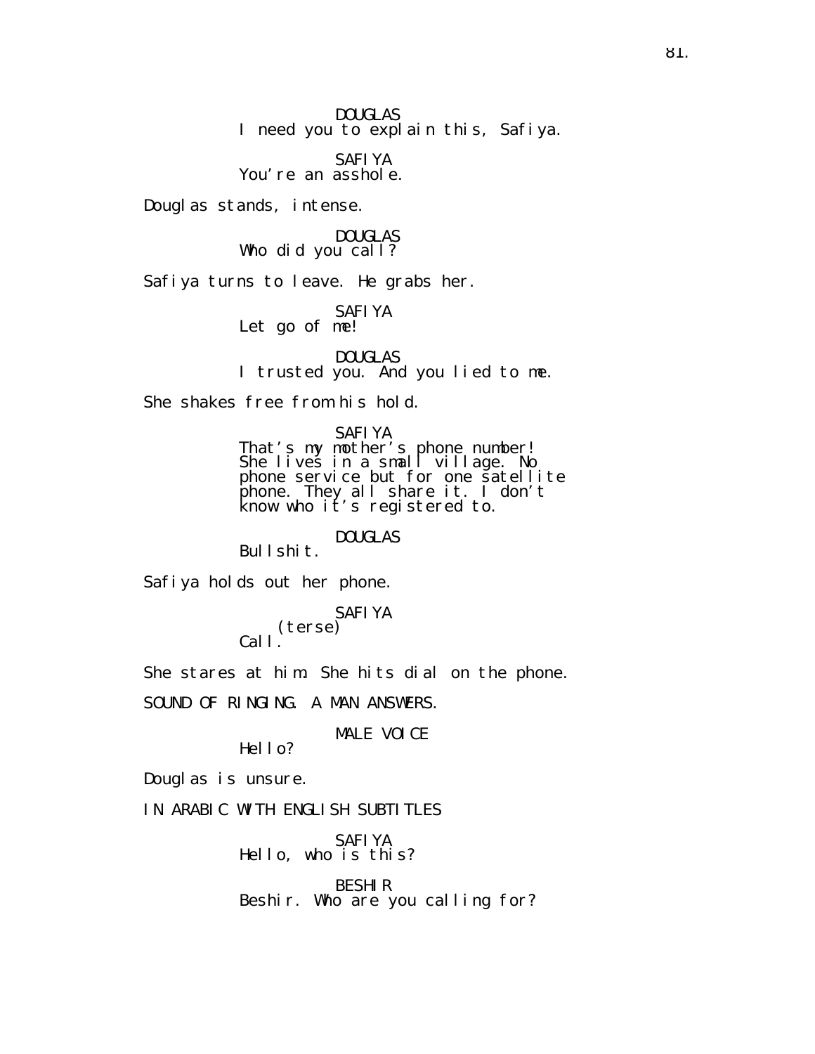DOUGLAS
I need you to explain this, Safiya.

SAFIYA
You're an asshole.

Douglas stands, intense.

DOUGLAS
Who did you call?

Safiya turns to leave. He grabs her.

SAFIYA
Let go of me!

DOUGLAS
I trusted you. And you lied to me.

She shakes free from his hold.

SAFIYA
That's my mother's phone number!
She lives in a small village. No
phone service but for one satellite
phone. They all share it. I don't
know who it's registered to.

DOUGLAS
Bullshit.

Safiya holds out her phone.

SAFIYA
(terse)
Call.

She stares at him. She hits dial on the phone.

SOUND OF RINGING. A MAN ANSWERS.

MALE VOICE
Hello?

Douglas is unsure.

IN ARABIC WITH ENGLISH SUBTITLES

SAFIYA
Hello, who is this?

BESHIR
Beshir. Who are you calling for?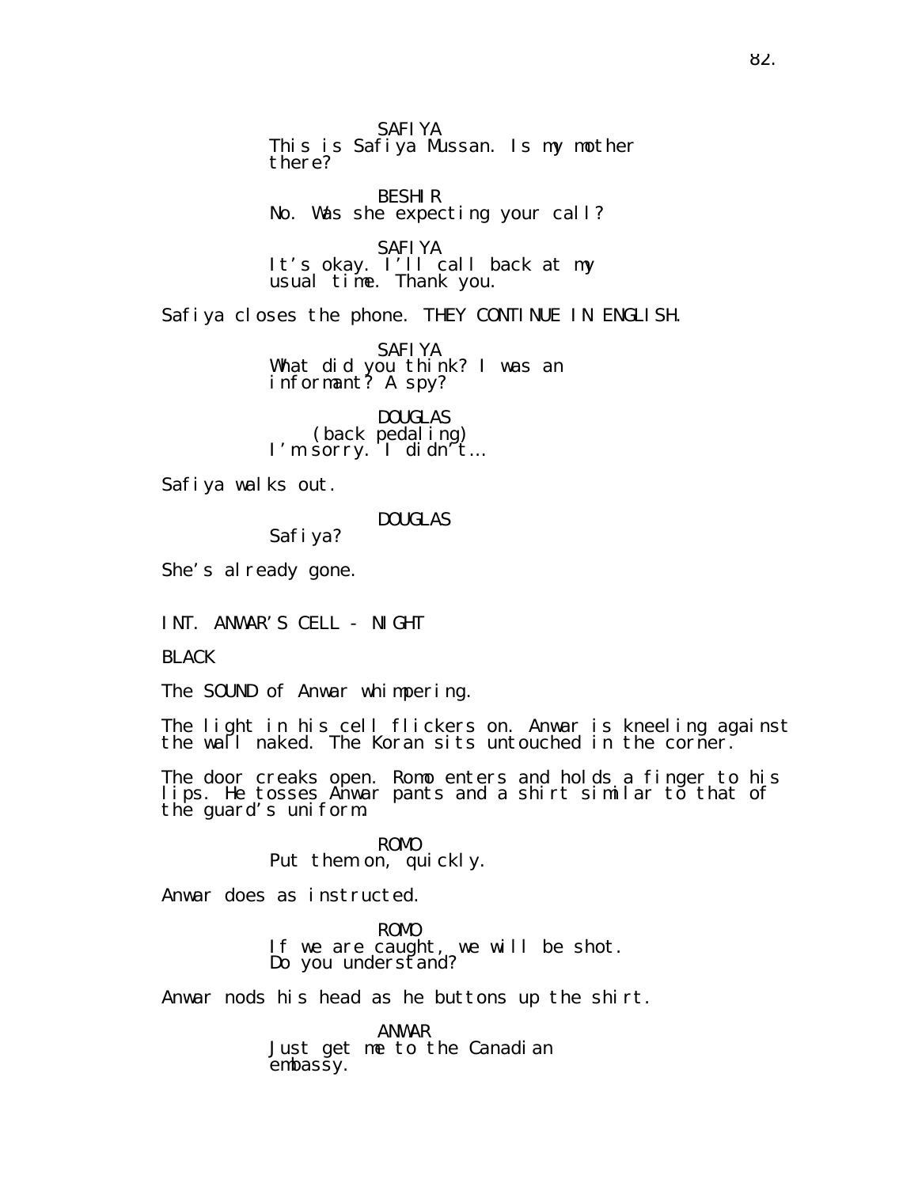SAFIYA
This is Safiya Mussan. Is my mother there?

BESHIR
No. Was she expecting your call?

SAFIYA
It's okay. I'll call back at my usual time. Thank you.

Safiya closes the phone. THEY CONTINUE IN ENGLISH.

SAFIYA
What did you think? I was an informant? A spy?

DOUGLAS
(back pedaling)
I'm sorry. I didn't...

Safiya walks out.

DOUGLAS
Safiya?

She's already gone.

INT. ANWAR'S CELL - NIGHT

BLACK

The SOUND of Anwar whimpering.

The light in his cell flickers on. Anwar is kneeling against the wall naked. The Koran sits untouched in the corner.

The door creaks open. Romo enters and holds a finger to his lips. He tosses Anwar pants and a shirt similar to that of the guard's uniform.

ROMO
Put them on, quickly.

Anwar does as instructed.

ROMO
If we are caught, we will be shot. Do you understand?

Anwar nods his head as he buttons up the shirt.

ANWAR
Just get me to the Canadian embassy.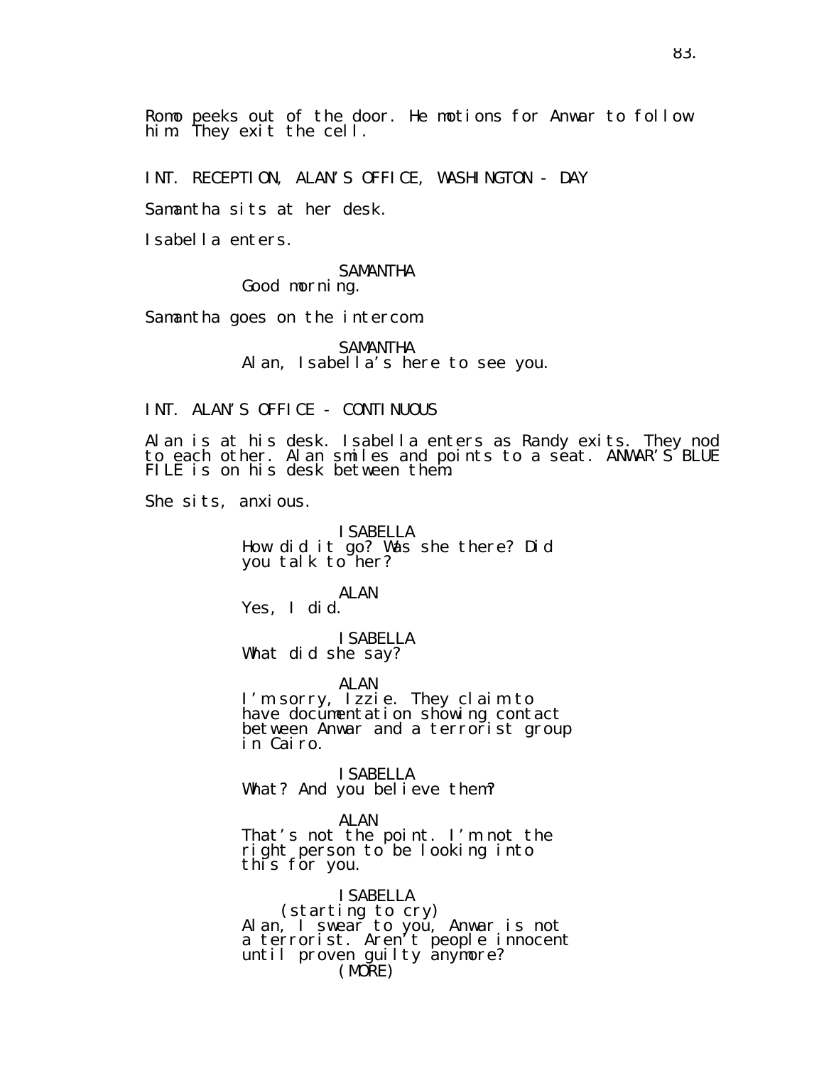Romo peeks out of the door. He motions for Anwar to follow him. They exit the cell.

INT. RECEPTION, ALAN'S OFFICE, WASHINGTON - DAY

Samantha sits at her desk.

Isabella enters.

SAMANTHA
Good morning.

Samantha goes on the intercom.

SAMANTHA
Alan, Isabella's here to see you.

INT. ALAN'S OFFICE - CONTINUOUS

Alan is at his desk. Isabella enters as Randy exits. They nod to each other. Alan smiles and points to a seat. ANWAR'S BLUE FILE is on his desk between them.

She sits, anxious.

ISABELLA
How did it go? Was she there? Did you talk to her?

ALAN
Yes, I did.

ISABELLA
What did she say?

ALAN
I'm sorry, Izzie. They claim to have documentation showing contact between Anwar and a terrorist group in Cairo.

ISABELLA
What? And you believe them?

ALAN
That's not the point. I'm not the right person to be looking into this for you.

ISABELLA
(starting to cry)
Alan, I swear to you, Anwar is not a terrorist. Aren't people innocent until proven guilty anymore?
(MORE)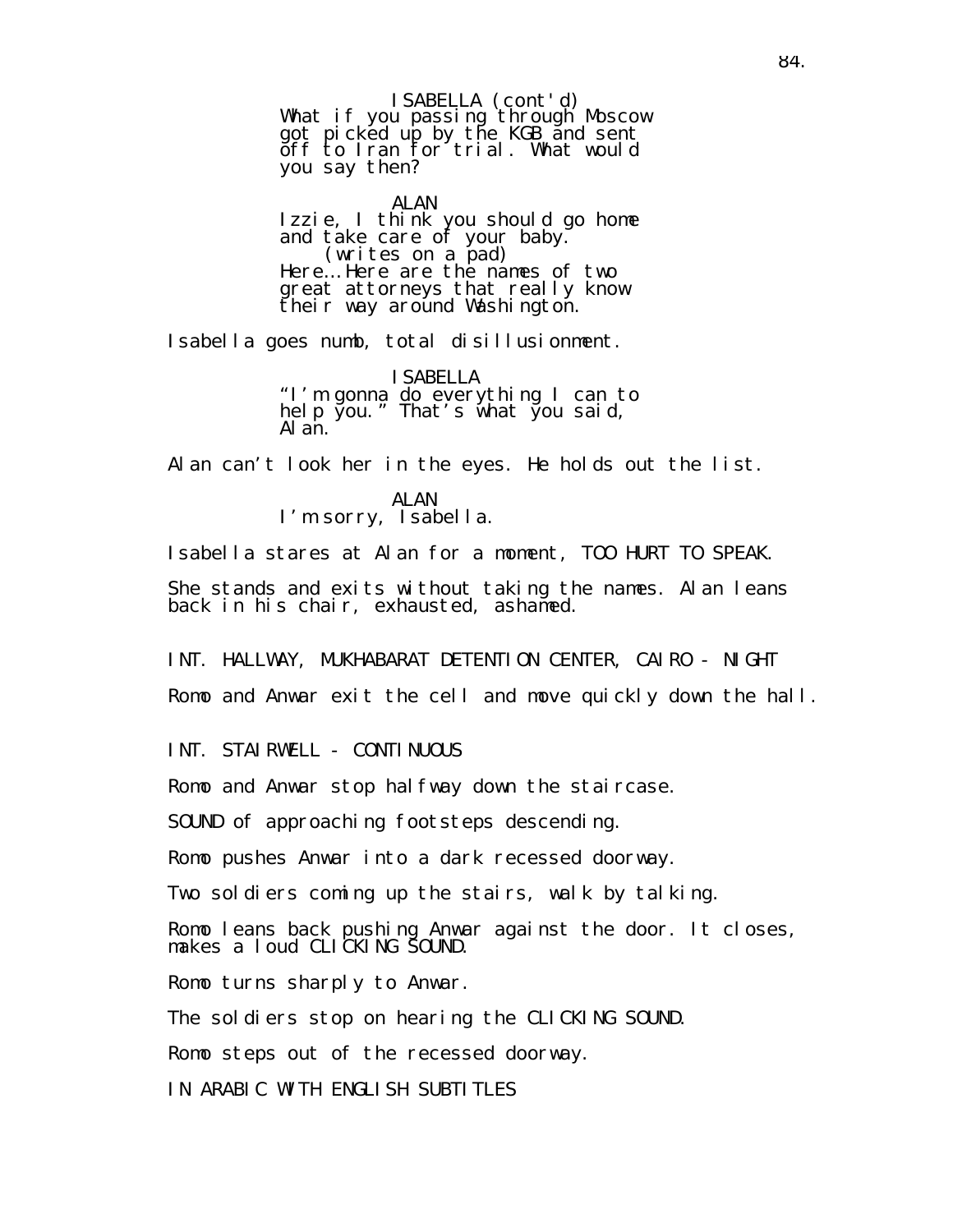ISABELLA (cont'd)
What if you passing through Moscow got picked up by the KGB and sent off to Iran for trial. What would you say then?

ALAN
Izzie, I think you should go home and take care of your baby.
(writes on a pad)
Here… Here are the names of two great attorneys that really know their way around Washington.

Isabella goes numb, total disillusionment.

ISABELLA
"I'm gonna do everything I can to help you." That's what you said, Alan.

Alan can't look her in the eyes. He holds out the list.

ALAN
I'm sorry, Isabella.

Isabella stares at Alan for a moment, TOO HURT TO SPEAK.

She stands and exits without taking the names. Alan leans back in his chair, exhausted, ashamed.

INT. HALLWAY, MUKHABARAT DETENTION CENTER, CAIRO - NIGHT

Romo and Anwar exit the cell and move quickly down the hall.

INT. STAIRWELL - CONTINUOUS

Romo and Anwar stop halfway down the staircase.

SOUND of approaching footsteps descending.

Romo pushes Anwar into a dark recessed doorway.

Two soldiers coming up the stairs, walk by talking.

Romo leans back pushing Anwar against the door. It closes, makes a loud CLICKING SOUND.

Romo turns sharply to Anwar.

The soldiers stop on hearing the CLICKING SOUND.

Romo steps out of the recessed doorway.

IN ARABIC WITH ENGLISH SUBTITLES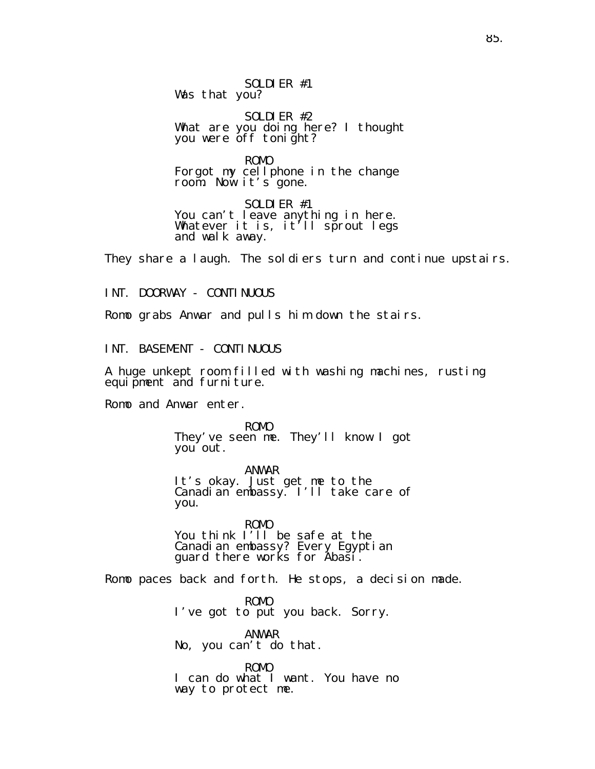SOLDIER #1
Was that you?

SOLDIER #2
What are you doing here? I thought you were off tonight?

ROMO
Forgot my cellphone in the change room. Now it's gone.

SOLDIER #1
You can't leave anything in here. Whatever it is, it'll sprout legs and walk away.

They share a laugh. The soldiers turn and continue upstairs.

INT. DOORWAY - CONTINUOUS

Romo grabs Anwar and pulls him down the stairs.

INT. BASEMENT - CONTINUOUS

A huge unkept room filled with washing machines, rusting equipment and furniture.

Romo and Anwar enter.

ROMO
They've seen me. They'll know I got you out.

ANWAR
It's okay. Just get me to the Canadian embassy. I'll take care of you.

ROMO
You think I'll be safe at the Canadian embassy? Every Egyptian guard there works for Abasi.

Romo paces back and forth. He stops, a decision made.

ROMO
I've got to put you back. Sorry.

ANWAR
No, you can't do that.

ROMO
I can do what I want. You have no way to protect me.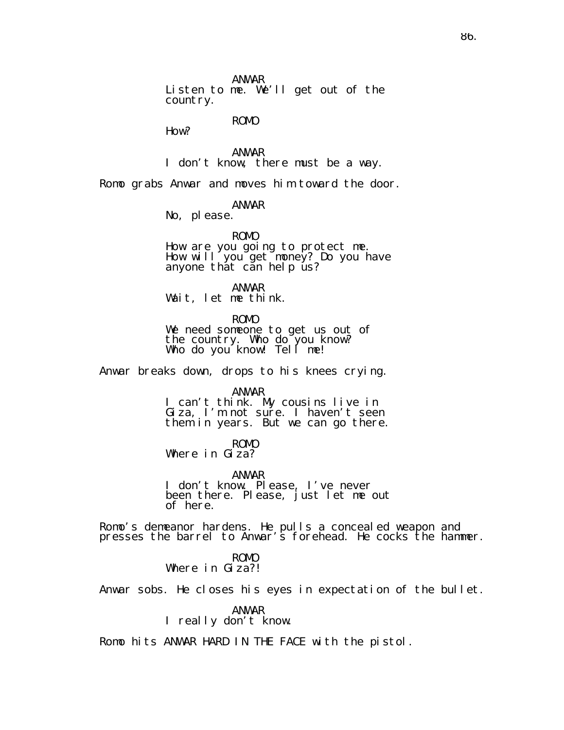ANWAR
Listen to me. We'll get out of the country.

ROMO
How?

ANWAR
I don't know, there must be a way.

Romo grabs Anwar and moves him toward the door.

ANWAR
No, please.

ROMO
How are you going to protect me. How will you get money? Do you have anyone that can help us?

ANWAR
Wait, let me think.

ROMO
We need someone to get us out of the country. Who do you know? Who do you know! Tell me!

Anwar breaks down, drops to his knees crying.

ANWAR
I can't think. My cousins live in Giza, I'm not sure. I haven't seen them in years. But we can go there.

ROMO
Where in Giza?

ANWAR
I don't know. Please, I've never been there. Please, just let me out of here.

Romo's demeanor hardens. He pulls a concealed weapon and presses the barrel to Anwar's forehead. He cocks the hammer.

ROMO
Where in Giza?!

Anwar sobs. He closes his eyes in expectation of the bullet.

ANWAR
I really don't know.

Romo hits ANWAR HARD IN THE FACE with the pistol.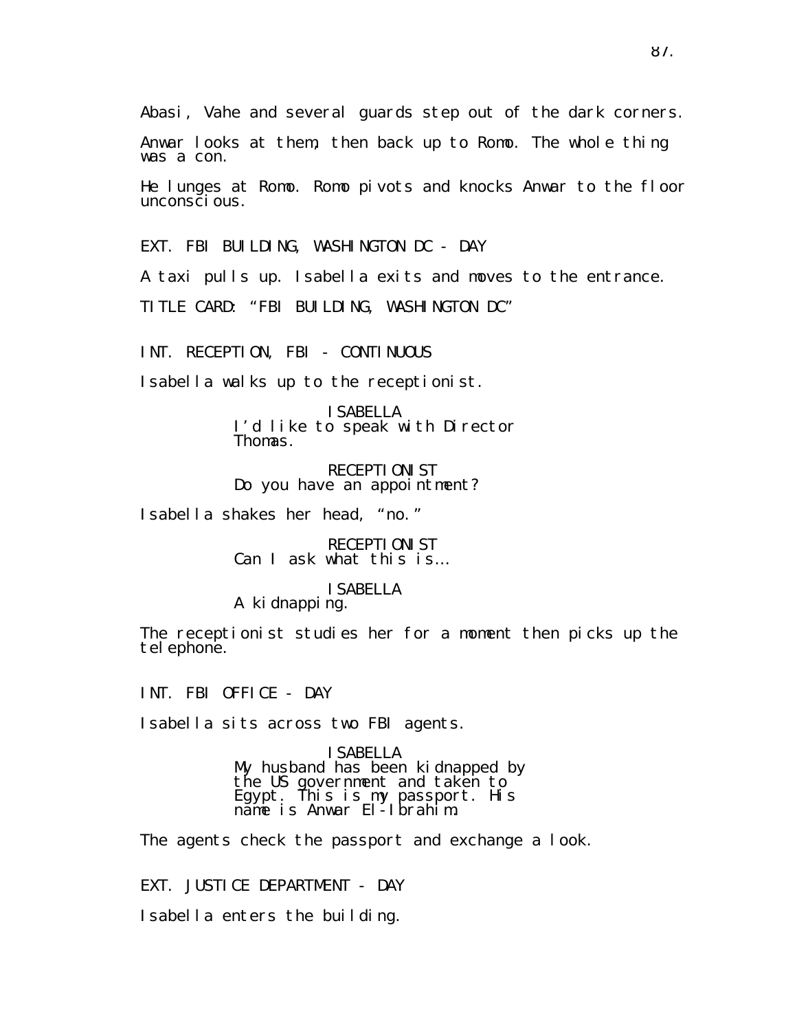Abasi, Vahe and several guards step out of the dark corners.

Anwar looks at them, then back up to Romo. The whole thing was a con.

He lunges at Romo. Romo pivots and knocks Anwar to the floor unconscious.

EXT. FBI BUILDING, WASHINGTON DC - DAY

A taxi pulls up. Isabella exits and moves to the entrance.

TITLE CARD: “FBI BUILDING, WASHINGTON DC”

INT. RECEPTION, FBI - CONTINUOUS

Isabella walks up to the receptionist.

ISABELLA
I’d like to speak with Director Thomas.

RECEPTIONIST
Do you have an appointment?

Isabella shakes her head, “no.”

RECEPTIONIST
Can I ask what this is...

ISABELLA
A kidnapping.

The receptionist studies her for a moment then picks up the telephone.

INT. FBI OFFICE - DAY

Isabella sits across two FBI agents.

ISABELLA
My husband has been kidnapped by the US government and taken to Egypt. This is my passport. His name is Anwar El-Ibrahim.

The agents check the passport and exchange a look.

EXT. JUSTICE DEPARTMENT - DAY

Isabella enters the building.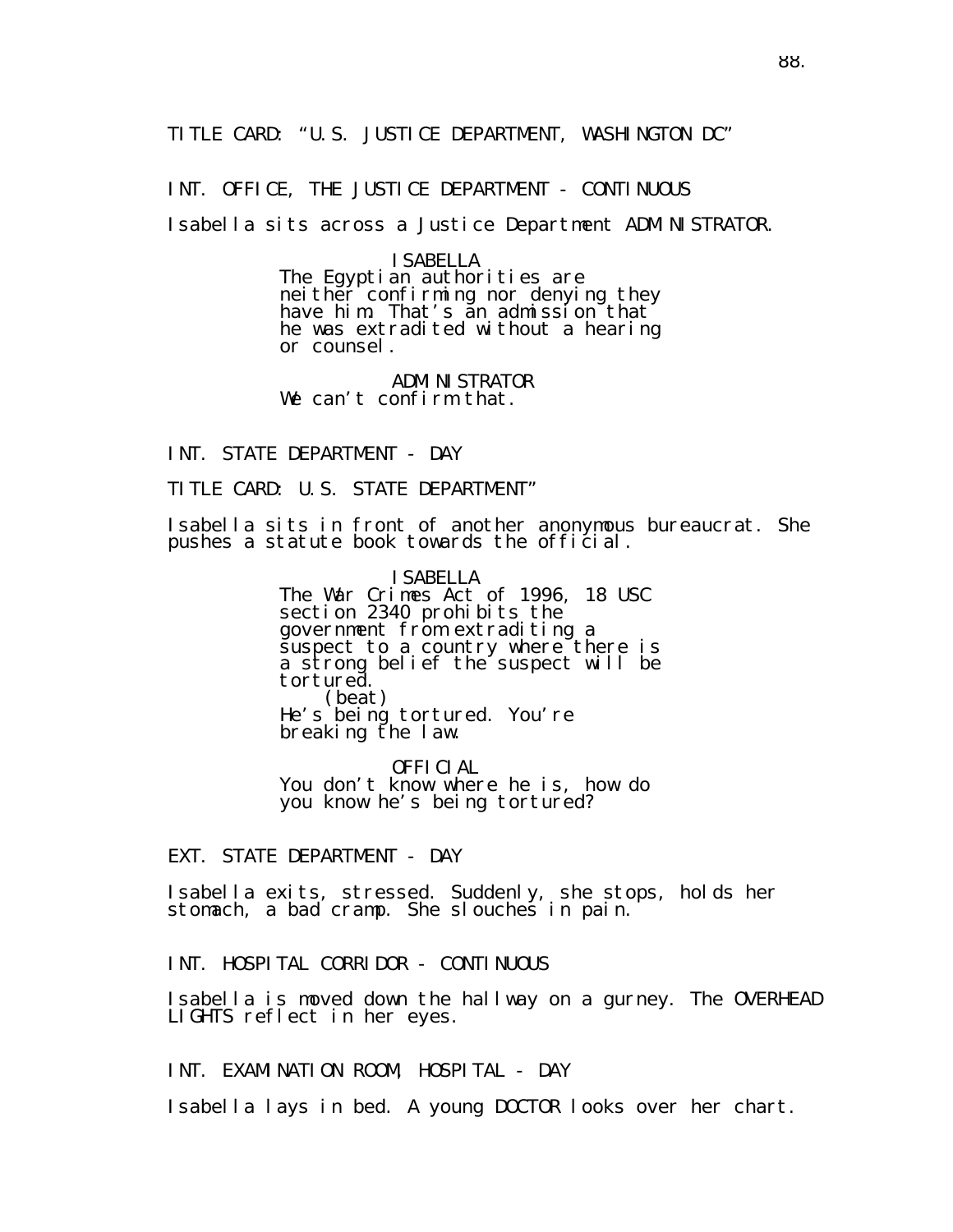TITLE CARD: “U.S. JUSTICE DEPARTMENT, WASHINGTON DC”

INT. OFFICE, THE JUSTICE DEPARTMENT - CONTINUOUS

Isabella sits across a Justice Department ADMINISTRATOR.

ISABELLA
The Egyptian authorities are neither confirming nor denying they have him. That’s an admission that he was extradited without a hearing or counsel.

ADMINISTRATOR
We can’t confirm that.

INT. STATE DEPARTMENT - DAY

TITLE CARD: U.S. STATE DEPARTMENT”

Isabella sits in front of another anonymous bureaucrat. She pushes a statute book towards the official.

ISABELLA
The War Crimes Act of 1996, 18 USC section 2340 prohibits the government from extraditing a suspect to a country where there is a strong belief the suspect will be tortured.
(beat)
He’s being tortured. You’re breaking the law.

OFFICIAL
You don’t know where he is, how do you know he’s being tortured?

EXT. STATE DEPARTMENT - DAY

Isabella exits, stressed. Suddenly, she stops, holds her stomach, a bad cramp. She slouches in pain.

INT. HOSPITAL CORRIDOR - CONTINUOUS

Isabella is moved down the hallway on a gurney. The OVERHEAD LIGHTS reflect in her eyes.

INT. EXAMINATION ROOM, HOSPITAL - DAY

Isabella lays in bed. A young DOCTOR looks over her chart.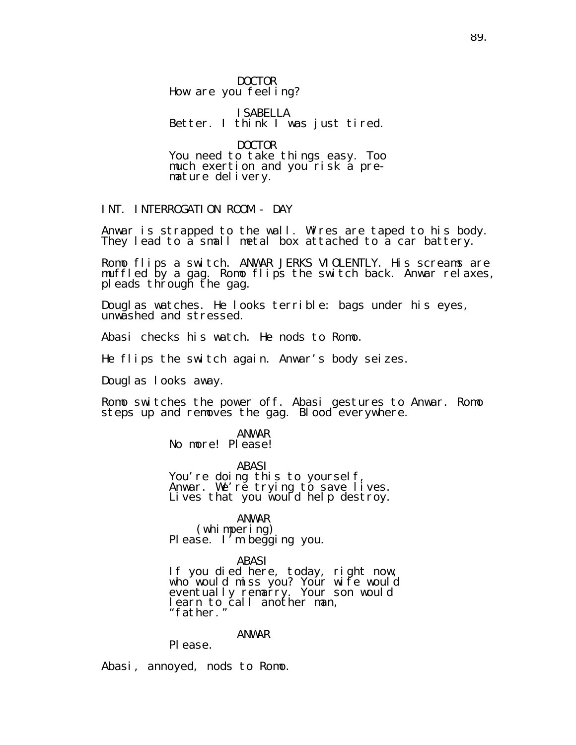DOCTOR
How are you feeling?

ISABELLA
Better. I think I was just tired.

DOCTOR
You need to take things easy. Too much exertion and you risk a premature delivery.

INT. INTERROGATION ROOM - DAY

Anwar is strapped to the wall. Wires are taped to his body. They lead to a small metal box attached to a car battery.

Romo flips a switch. ANWAR JERKS VIOLENTLY. His screams are muffled by a gag. Romo flips the switch back. Anwar relaxes, pleads through the gag.

Douglas watches. He looks terrible: bags under his eyes, unwashed and stressed.

Abasi checks his watch. He nods to Romo.

He flips the switch again. Anwar's body seizes.

Douglas looks away.

Romo switches the power off. Abasi gestures to Anwar. Romo steps up and removes the gag. Blood everywhere.

ANWAR
No more! Please!

ABASI
You're doing this to yourself, Anwar. We're trying to save lives. Lives that you would help destroy.

ANWAR
(whimpering)
Please. I'm begging you.

ABASI
If you died here, today, right now, who would miss you? Your wife would eventually remarry. Your son would learn to call another man, "father."

ANWAR
Please.

Abasi, annoyed, nods to Romo.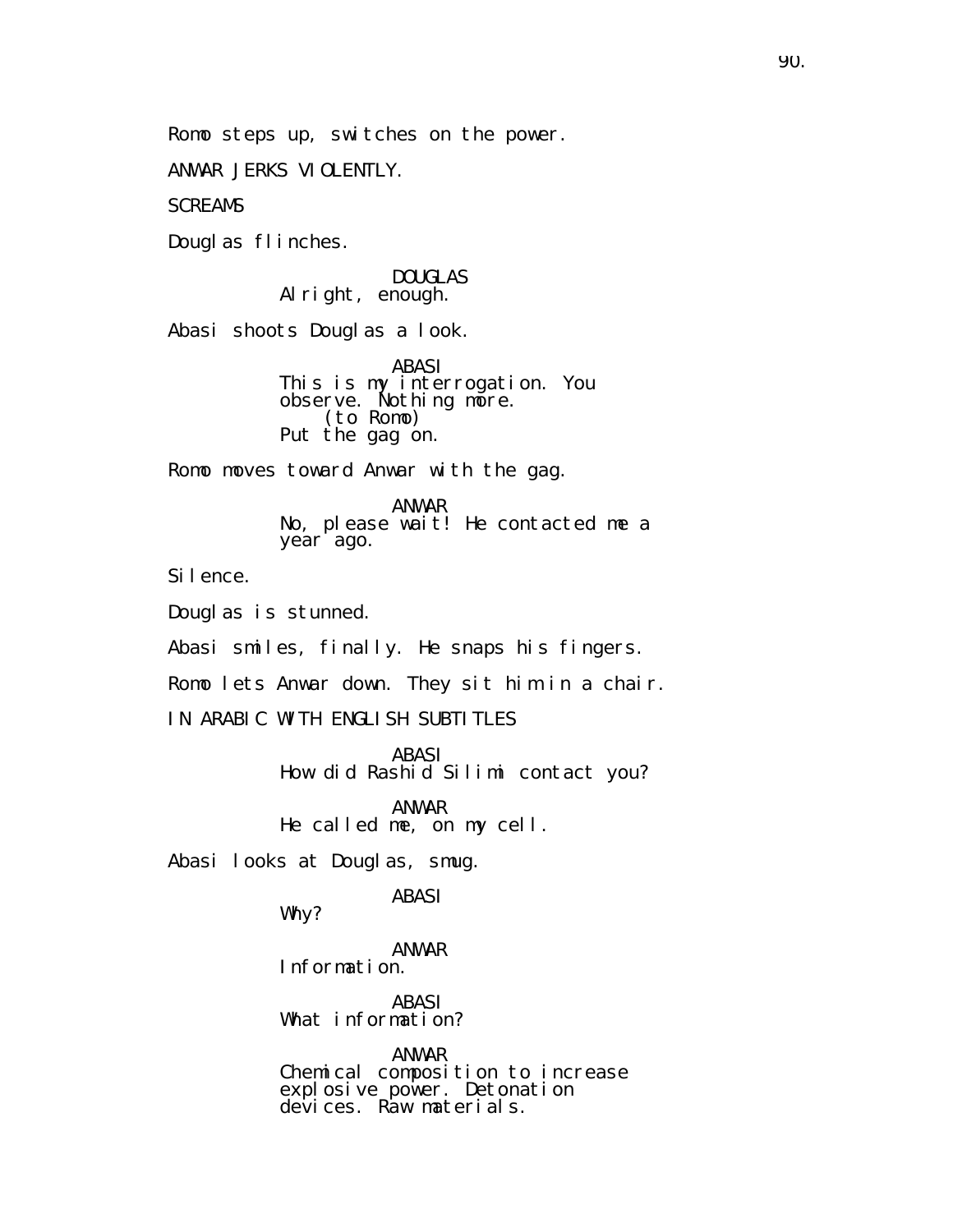Romo steps up, switches on the power.

ANWAR JERKS VIOLENTLY.

SCREAMS

Douglas flinches.

DOUGLAS
Alright, enough.

Abasi shoots Douglas a look.

ABASI
This is my interrogation. You observe. Nothing more.
(to Romo)
Put the gag on.

Romo moves toward Anwar with the gag.

ANWAR
No, please wait! He contacted me a year ago.

Silence.

Douglas is stunned.

Abasi smiles, finally. He snaps his fingers.

Romo lets Anwar down. They sit him in a chair.

IN ARABIC WITH ENGLISH SUBTITLES

ABASI
How did Rashid Silimi contact you?

ANWAR
He called me, on my cell.

Abasi looks at Douglas, smug.

ABASI
Why?

ANWAR
Information.

ABASI
What information?

ANWAR
Chemical composition to increase explosive power. Detonation devices. Raw materials.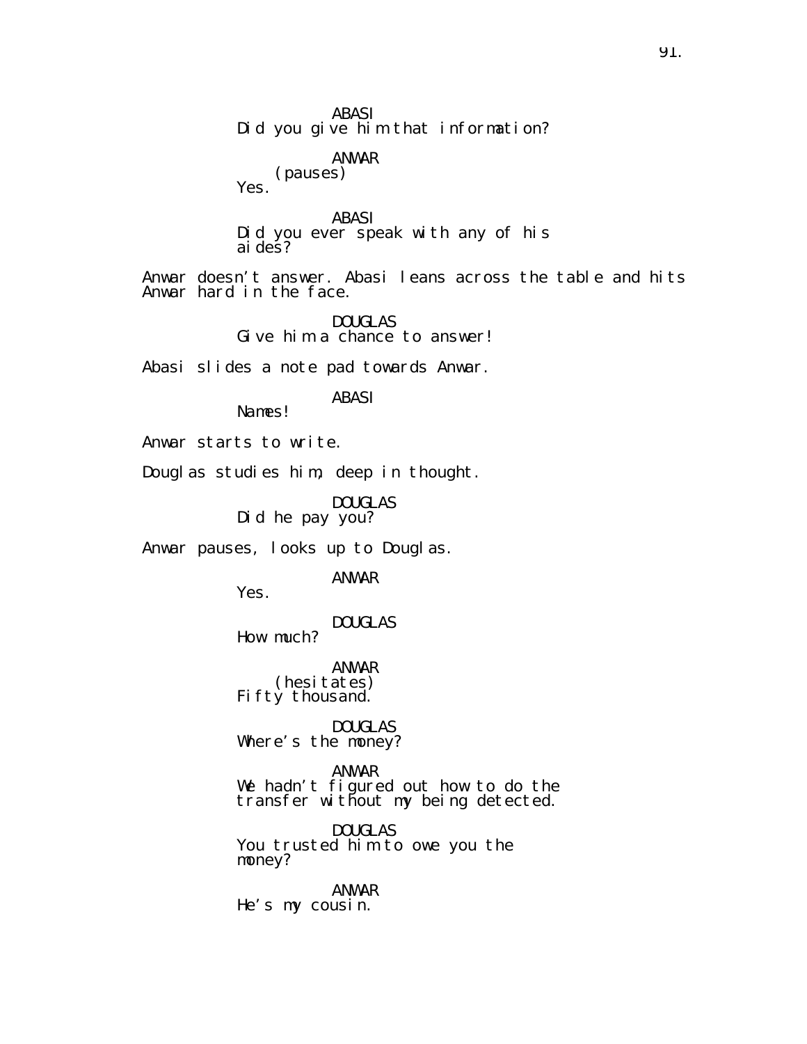ABASI
Did you give him that information?

ANWAR
(pauses)
Yes.

ABASI
Did you ever speak with any of his aides?

Anwar doesn't answer. Abasi leans across the table and hits Anwar hard in the face.

DOUGLAS
Give him a chance to answer!

Abasi slides a note pad towards Anwar.

ABASI
Names!

Anwar starts to write.

Douglas studies him, deep in thought.

DOUGLAS
Did he pay you?

Anwar pauses, looks up to Douglas.

ANWAR
Yes.

DOUGLAS
How much?

ANWAR
(hesitates)
Fifty thousand.

DOUGLAS
Where's the money?

ANWAR
We hadn't figured out how to do the transfer without my being detected.

DOUGLAS
You trusted him to owe you the money?

ANWAR
He's my cousin.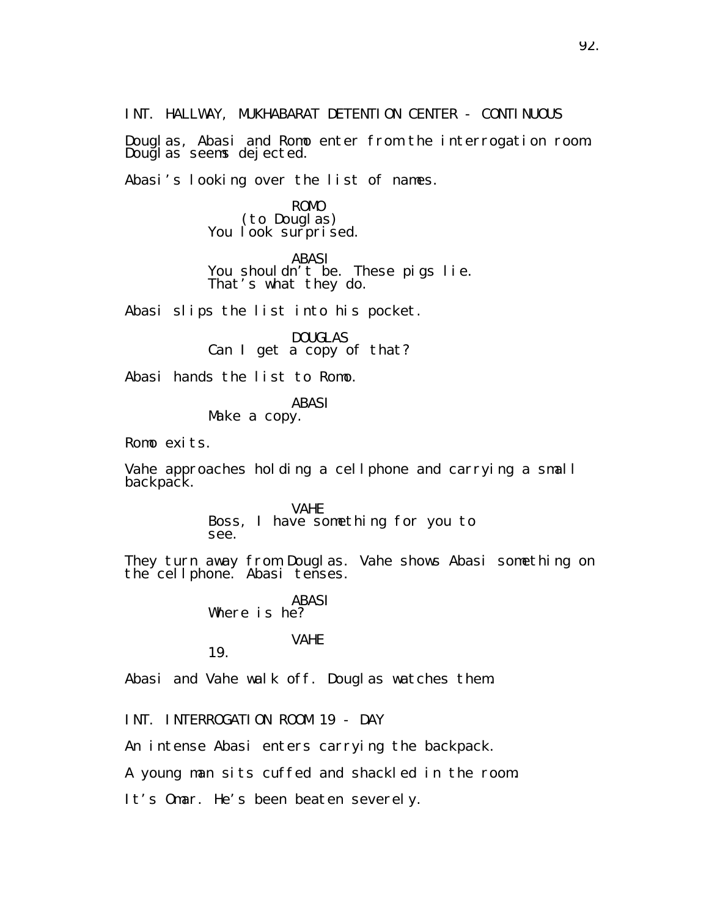INT. HALLWAY, MUKHABARAT DETENTION CENTER - CONTINUOUS

Douglas, Abasi and Romo enter from the interrogation room. Douglas seems dejected.

Abasi's looking over the list of names.

ROMO
(to Douglas)
You look surprised.

ABASI
You shouldn't be. These pigs lie. That's what they do.

Abasi slips the list into his pocket.

DOUGLAS
Can I get a copy of that?

Abasi hands the list to Romo.

ABASI
Make a copy.

Romo exits.

Vahe approaches holding a cellphone and carrying a small backpack.

VAHE
Boss, I have something for you to see.

They turn away from Douglas. Vahe shows Abasi something on the cellphone. Abasi tenses.

ABASI
Where is he?

VAHE
19.

Abasi and Vahe walk off. Douglas watches them.

INT. INTERROGATION ROOM 19 - DAY

An intense Abasi enters carrying the backpack.

A young man sits cuffed and shackled in the room.

It's Omar. He's been beaten severely.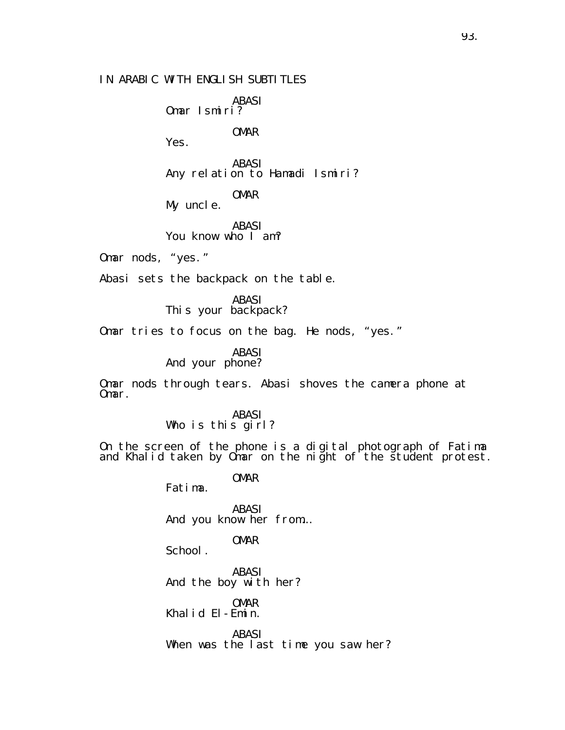IN ARABIC WITH ENGLISH SUBTITLES

ABASI
Omar Ismiri?

OMAR
Yes.

ABASI
Any relation to Hamadi Ismiri?

OMAR
My uncle.

ABASI
You know who I am?

Omar nods, "yes."

Abasi sets the backpack on the table.

ABASI
This your backpack?

Omar tries to focus on the bag. He nods, "yes."

ABASI
And your phone?

Omar nods through tears. Abasi shoves the camera phone at Omar.

ABASI
Who is this girl?

On the screen of the phone is a digital photograph of Fatima and Khalid taken by Omar on the night of the student protest.

OMAR
Fatima.

ABASI
And you know her from…

OMAR
School.

ABASI
And the boy with her?

OMAR
Khalid El-Emin.

ABASI
When was the last time you saw her?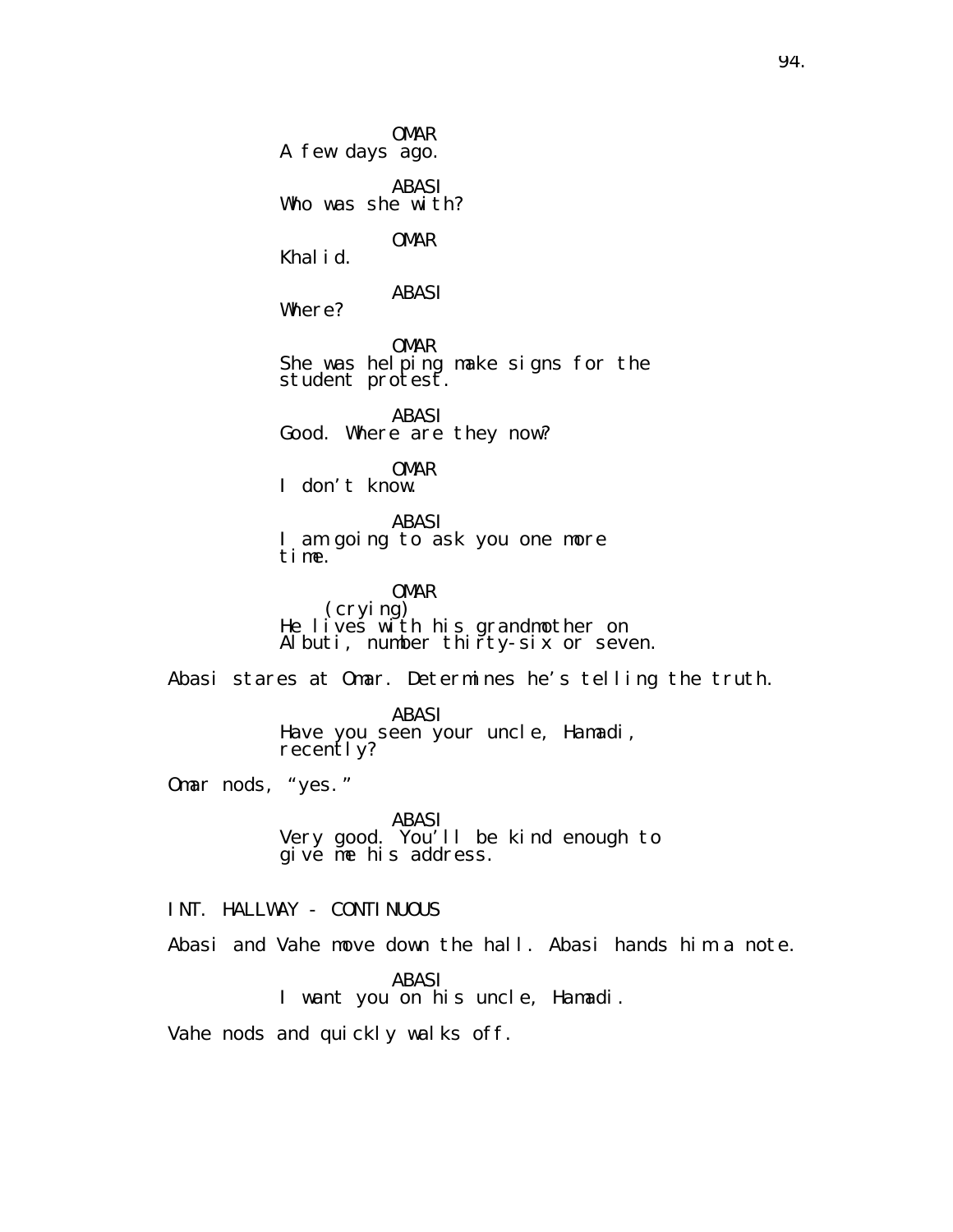OMAR
A few days ago.

ABASI
Who was she with?

OMAR
Khalid.

ABASI
Where?

OMAR
She was helping make signs for the student protest.

ABASI
Good. Where are they now?

OMAR
I don't know.

ABASI
I am going to ask you one more time.

OMAR
(crying)
He lives with his grandmother on Albuti, number thirty-six or seven.

Abasi stares at Omar. Determines he's telling the truth.

ABASI
Have you seen your uncle, Hamadi, recently?

Omar nods, "yes."

ABASI
Very good. You'll be kind enough to give me his address.

INT. HALLWAY - CONTINUOUS

Abasi and Vahe move down the hall. Abasi hands him a note.

ABASI
I want you on his uncle, Hamadi.

Vahe nods and quickly walks off.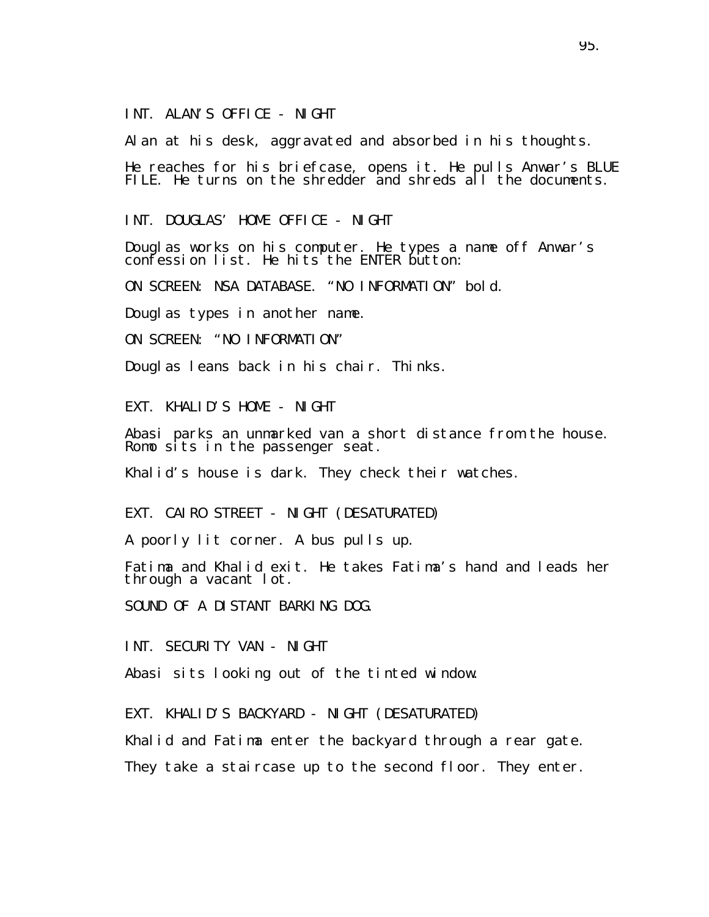INT. ALAN'S OFFICE - NIGHT

Alan at his desk, aggravated and absorbed in his thoughts.

He reaches for his briefcase, opens it. He pulls Anwar's BLUE FILE. He turns on the shredder and shreds all the documents.

INT. DOUGLAS' HOME OFFICE - NIGHT

Douglas works on his computer. He types a name off Anwar's confession list. He hits the ENTER button:

ON SCREEN: NSA DATABASE. "NO INFORMATION" bold.

Douglas types in another name.

ON SCREEN: "NO INFORMATION"

Douglas leans back in his chair. Thinks.

EXT. KHALID'S HOME - NIGHT

Abasi parks an unmarked van a short distance from the house. Romo sits in the passenger seat.

Khalid's house is dark. They check their watches.

EXT. CAIRO STREET - NIGHT (DESATURATED)

A poorly lit corner. A bus pulls up.

Fatima and Khalid exit. He takes Fatima's hand and leads her through a vacant lot.

SOUND OF A DISTANT BARKING DOG.

INT. SECURITY VAN - NIGHT

Abasi sits looking out of the tinted window.

EXT. KHALID'S BACKYARD - NIGHT (DESATURATED)

Khalid and Fatima enter the backyard through a rear gate.

They take a staircase up to the second floor. They enter.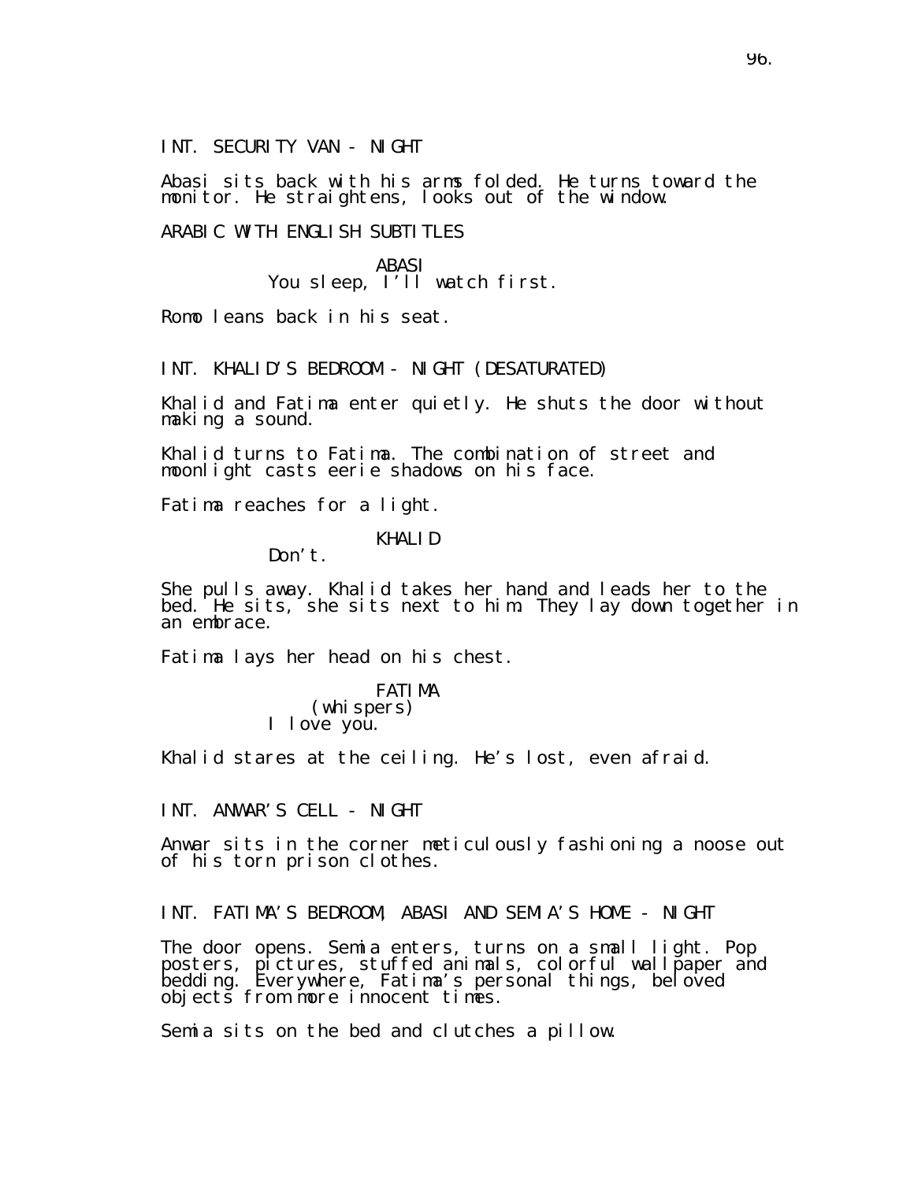INT. SECURITY VAN - NIGHT

Abasi sits back with his arms folded. He turns toward the monitor. He straightens, looks out of the window.

ARABIC WITH ENGLISH SUBTITLES

ABASI
You sleep, I'll watch first.

Romo leans back in his seat.

INT. KHALID'S BEDROOM - NIGHT (DESATURATED)

Khalid and Fatima enter quietly. He shuts the door without making a sound.

Khalid turns to Fatima. The combination of street and moonlight casts eerie shadows on his face.

Fatima reaches for a light.

KHALID
Don't.

She pulls away. Khalid takes her hand and leads her to the bed. He sits, she sits next to him. They lay down together in an embrace.

Fatima lays her head on his chest.

FATIMA
(whispers)
I love you.

Khalid stares at the ceiling. He's lost, even afraid.

INT. ANWAR'S CELL - NIGHT

Anwar sits in the corner meticulously fashioning a noose out of his torn prison clothes.

INT. FATIMA'S BEDROOM, ABASI AND SEMIA'S HOME - NIGHT

The door opens. Semia enters, turns on a small light. Pop posters, pictures, stuffed animals, colorful wallpaper and bedding. Everywhere, Fatima's personal things, beloved objects from more innocent times.

Semia sits on the bed and clutches a pillow.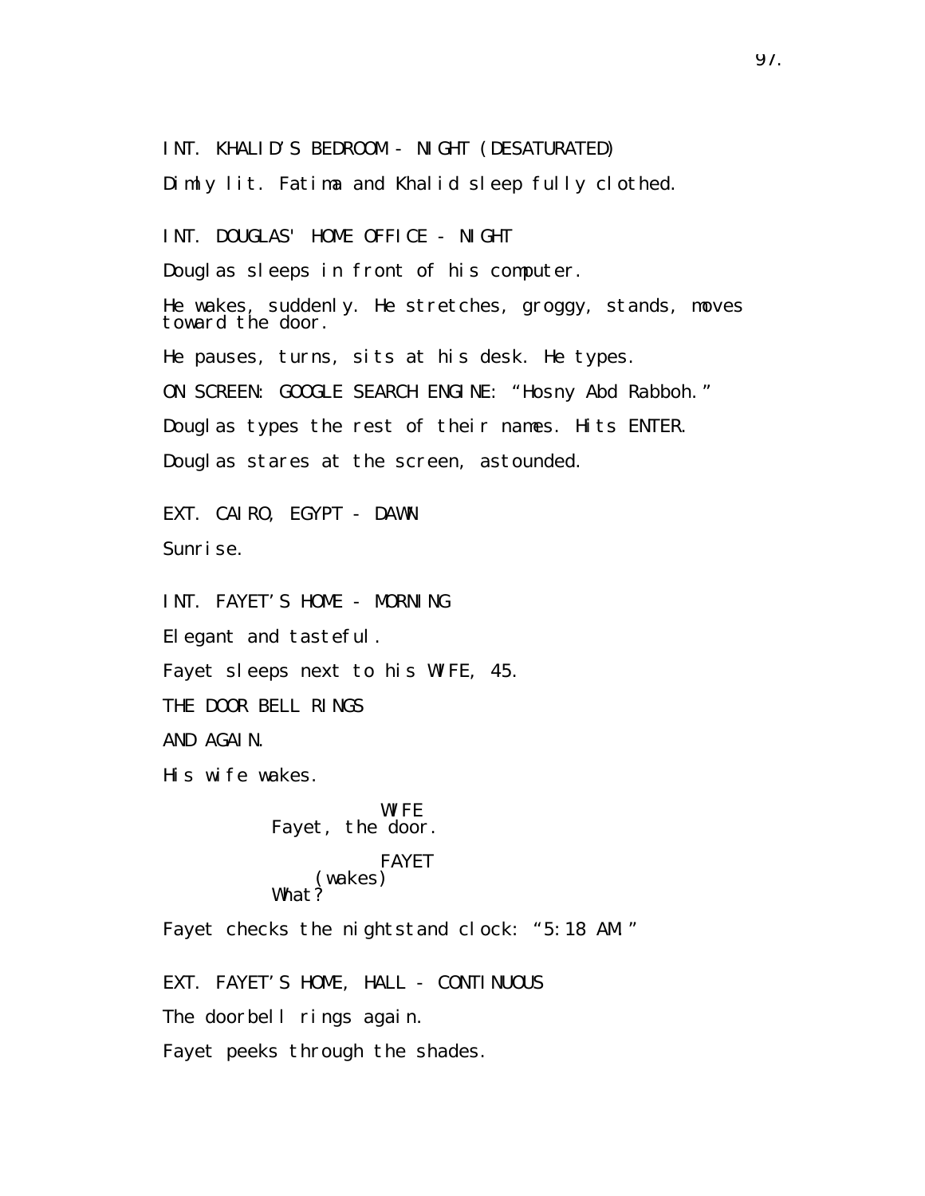INT. KHALID'S BEDROOM - NIGHT (DESATURATED)

Dimly lit. Fatima and Khalid sleep fully clothed.

INT. DOUGLAS' HOME OFFICE - NIGHT

Douglas sleeps in front of his computer.

He wakes, suddenly. He stretches, groggy, stands, moves toward the door.

He pauses, turns, sits at his desk. He types.

ON SCREEN: GOOGLE SEARCH ENGINE: "Hosny Abd Rabboh."

Douglas types the rest of their names. Hits ENTER.

Douglas stares at the screen, astounded.

EXT. CAIRO, EGYPT - DAWN

Sunrise.

INT. FAYET'S HOME - MORNING

Elegant and tasteful.

Fayet sleeps next to his WIFE, 45.

THE DOOR BELL RINGS

AND AGAIN.

His wife wakes.

WIFE
Fayet, the door.

FAYET
(wakes)
What?

Fayet checks the nightstand clock: "5:18 AM."

EXT. FAYET'S HOME, HALL - CONTINUOUS

The doorbell rings again.

Fayet peeks through the shades.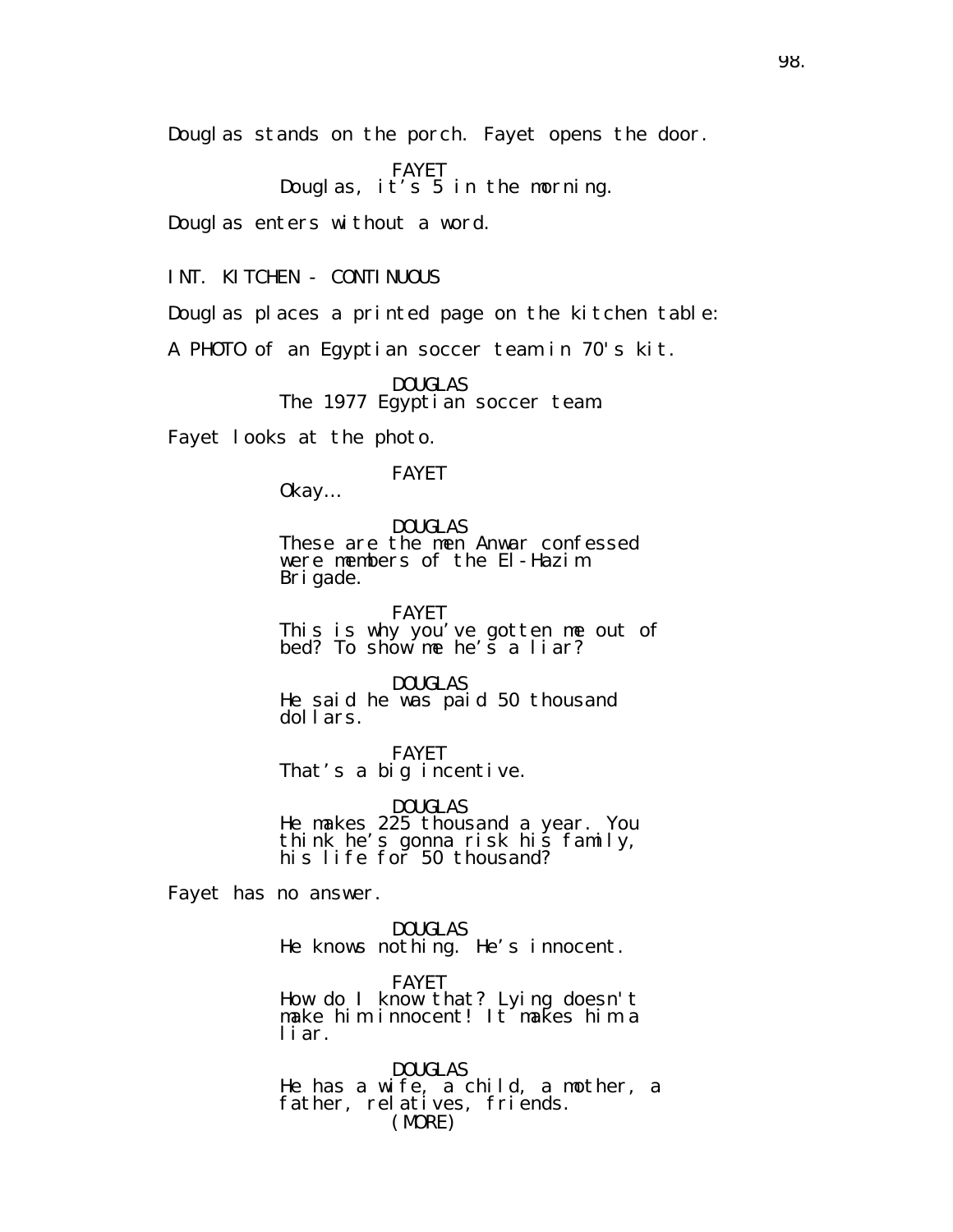Douglas stands on the porch. Fayet opens the door.

FAYET
Douglas, it's 5 in the morning.

Douglas enters without a word.

INT. KITCHEN - CONTINUOUS

Douglas places a printed page on the kitchen table:

A PHOTO of an Egyptian soccer team in 70's kit.

DOUGLAS
The 1977 Egyptian soccer team.

Fayet looks at the photo.

FAYET
Okay...

DOUGLAS
These are the men Anwar confessed were members of the El-Hazim Brigade.

FAYET
This is why you've gotten me out of bed? To show me he's a liar?

DOUGLAS
He said he was paid 50 thousand dollars.

FAYET
That's a big incentive.

DOUGLAS
He makes 225 thousand a year. You think he's gonna risk his family, his life for 50 thousand?

Fayet has no answer.

DOUGLAS
He knows nothing. He's innocent.

FAYET
How do I know that? Lying doesn't make him innocent! It makes him a liar.

DOUGLAS
He has a wife, a child, a mother, a father, relatives, friends.
(MORE)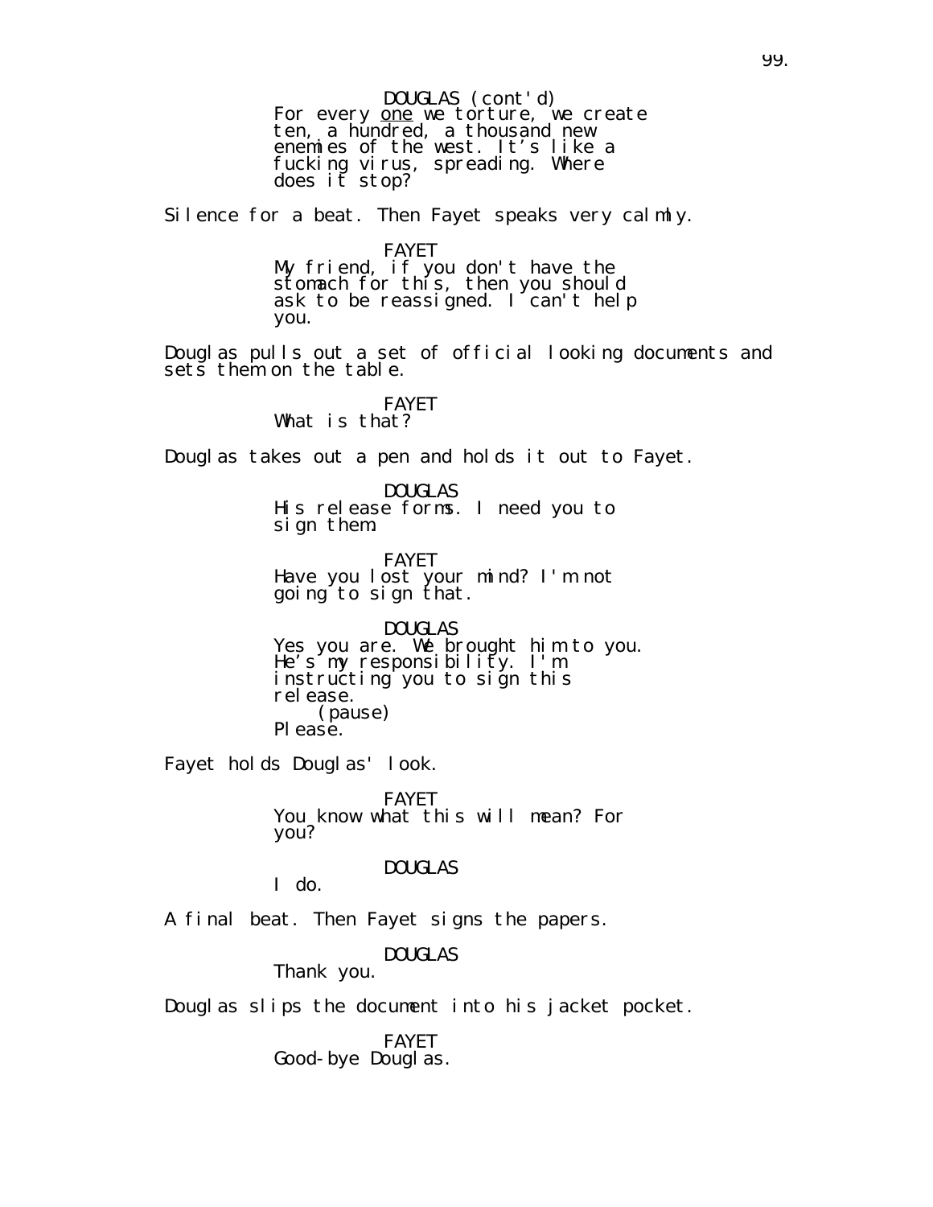DOUGLAS (cont'd)
For every <u>one</u> we torture, we create ten, a hundred, a thousand new enemies of the west. It's like a fucking virus, spreading. Where does it stop?

Silence for a beat. Then Fayet speaks very calmly.

FAYET
My friend, if you don't have the stomach for this, then you should ask to be reassigned. I can't help you.

Douglas pulls out a set of official looking documents and sets them on the table.

FAYET
What is that?

Douglas takes out a pen and holds it out to Fayet.

DOUGLAS
His release forms. I need you to sign them.

FAYET
Have you lost your mind? I'm not going to sign that.

DOUGLAS
Yes you are. We brought him to you. He's my responsibility. I'm instructing you to sign this release.
(pause)
Please.

Fayet holds Douglas' look.

FAYET
You know what this will mean? For you?

DOUGLAS
I do.

A final beat. Then Fayet signs the papers.

DOUGLAS
Thank you.

Douglas slips the document into his jacket pocket.

FAYET
Good-bye Douglas.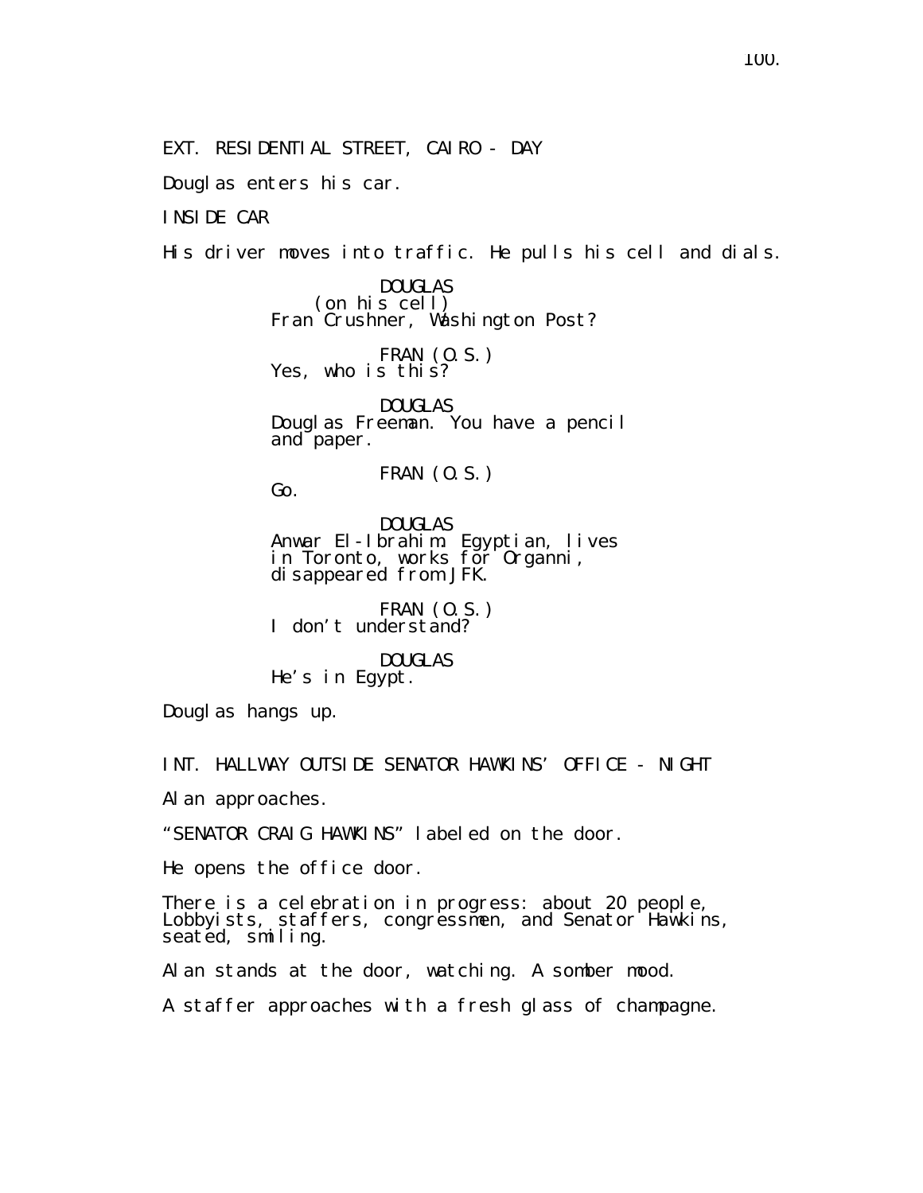EXT. RESIDENTIAL STREET, CAIRO - DAY

Douglas enters his car.

INSIDE CAR

His driver moves into traffic. He pulls his cell and dials.

DOUGLAS
(on his cell)
Fran Crushner, Washington Post?

FRAN (O.S.)
Yes, who is this?

DOUGLAS
Douglas Freeman. You have a pencil and paper.

FRAN (O.S.)
Go.

DOUGLAS
Anwar El-Ibrahim. Egyptian, lives in Toronto, works for Organni, disappeared from JFK.

FRAN (O.S.)
I don't understand?

DOUGLAS
He's in Egypt.

Douglas hangs up.

INT. HALLWAY OUTSIDE SENATOR HAWKINS' OFFICE - NIGHT

Alan approaches.

"SENATOR CRAIG HAWKINS" labeled on the door.

He opens the office door.

There is a celebration in progress: about 20 people, Lobbyists, staffers, congressmen, and Senator Hawkins, seated, smiling.

Alan stands at the door, watching. A somber mood.

A staffer approaches with a fresh glass of champagne.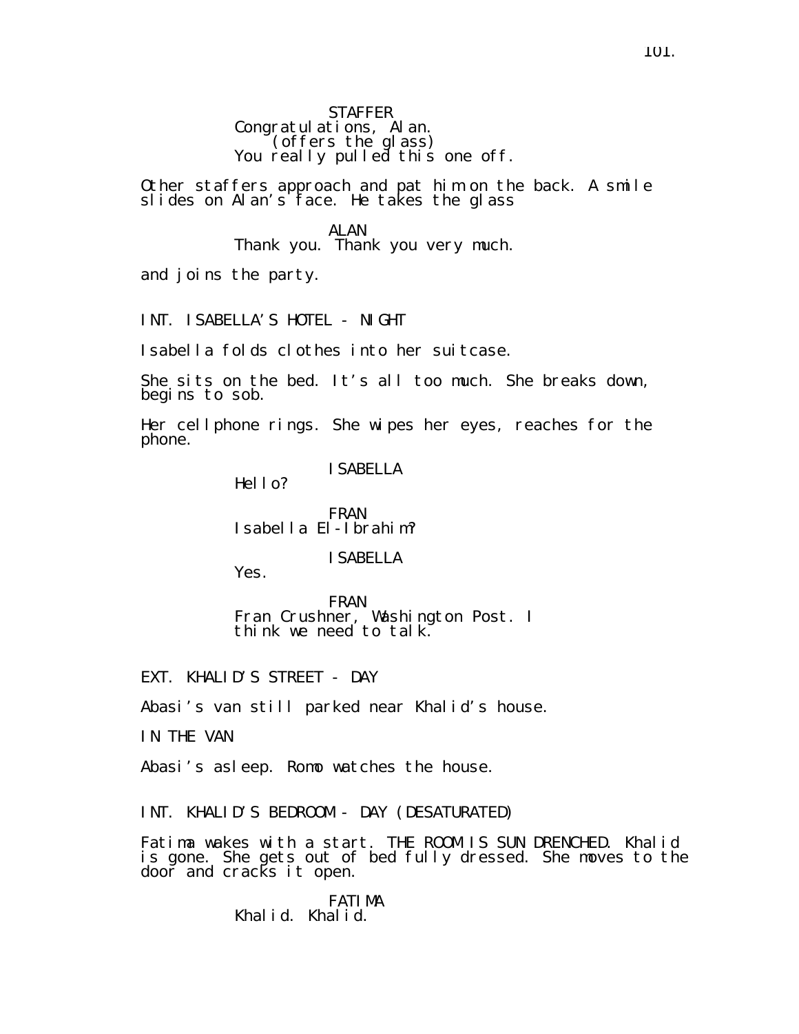STAFFER
Congratulations, Alan.
(offers the glass)
You really pulled this one off.

Other staffers approach and pat him on the back. A smile slides on Alan's face. He takes the glass

ALAN
Thank you. Thank you very much.

and joins the party.

INT. ISABELLA'S HOTEL - NIGHT

Isabella folds clothes into her suitcase.

She sits on the bed. It's all too much. She breaks down, begins to sob.

Her cellphone rings. She wipes her eyes, reaches for the phone.

ISABELLA
Hello?

FRAN
Isabella El-Ibrahim?

ISABELLA
Yes.

FRAN
Fran Crushner, Washington Post. I think we need to talk.

EXT. KHALID'S STREET - DAY

Abasi's van still parked near Khalid's house.

IN THE VAN

Abasi's asleep. Romo watches the house.

INT. KHALID'S BEDROOM - DAY (DESATURATED)

Fatima wakes with a start. THE ROOM IS SUN DRENCHED. Khalid is gone. She gets out of bed fully dressed. She moves to the door and cracks it open.

FATIMA
Khalid. Khalid.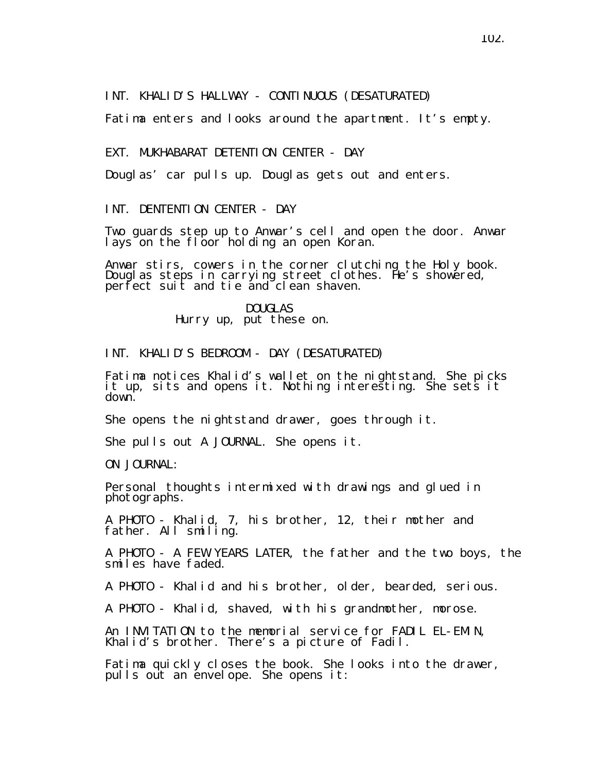INT. KHALID'S HALLWAY - CONTINUOUS (DESATURATED)

Fatima enters and looks around the apartment. It's empty.

EXT. MUKHABARAT DETENTION CENTER - DAY

Douglas' car pulls up. Douglas gets out and enters.

INT. DENTENTION CENTER - DAY

Two guards step up to Anwar's cell and open the door. Anwar lays on the floor holding an open Koran.

Anwar stirs, cowers in the corner clutching the Holy book. Douglas steps in carrying street clothes. He's showered, perfect suit and tie and clean shaven.

DOUGLAS
Hurry up, put these on.

INT. KHALID'S BEDROOM - DAY (DESATURATED)

Fatima notices Khalid's wallet on the nightstand. She picks it up, sits and opens it. Nothing interesting. She sets it down.

She opens the nightstand drawer, goes through it.

She pulls out A JOURNAL. She opens it.

ON JOURNAL:

Personal thoughts intermixed with drawings and glued in photographs.

A PHOTO - Khalid, 7, his brother, 12, their mother and father. All smiling.

A PHOTO - A FEW YEARS LATER, the father and the two boys, the smiles have faded.

A PHOTO - Khalid and his brother, older, bearded, serious.

A PHOTO - Khalid, shaved, with his grandmother, morose.

An INVITATION to the memorial service for FADIL EL-EMIN, Khalid's brother. There's a picture of Fadil.

Fatima quickly closes the book. She looks into the drawer, pulls out an envelope. She opens it: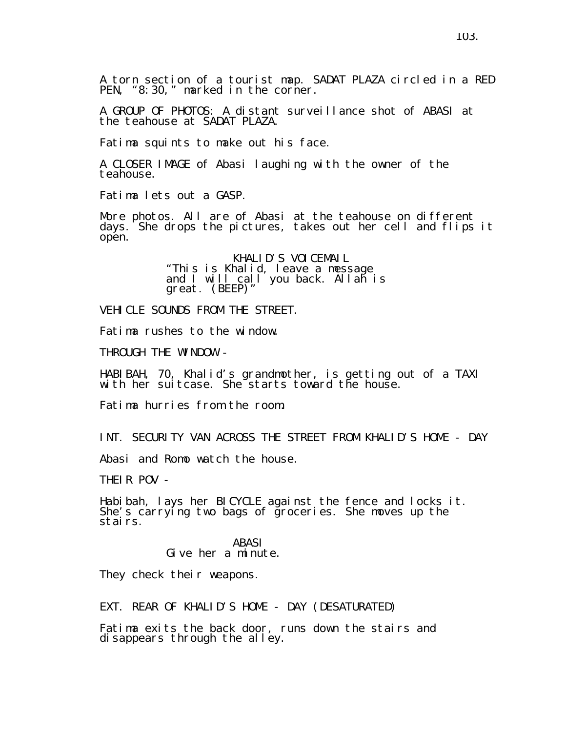A torn section of a tourist map. SADAT PLAZA circled in a RED PEN, "8:30," marked in the corner.

A GROUP OF PHOTOS: A distant surveillance shot of ABASI at the teahouse at SADAT PLAZA.

Fatima squints to make out his face.

A CLOSER IMAGE of Abasi laughing with the owner of the teahouse.

Fatima lets out a GASP.

More photos. All are of Abasi at the teahouse on different days. She drops the pictures, takes out her cell and flips it open.

KHALID'S VOICEMAIL
"This is Khalid, leave a message and I will call you back. Allah is great. (BEEP)"

VEHICLE SOUNDS FROM THE STREET.

Fatima rushes to the window.

THROUGH THE WINDOW -

HABIBAH, 70, Khalid's grandmother, is getting out of a TAXI with her suitcase. She starts toward the house.

Fatima hurries from the room.

INT. SECURITY VAN ACROSS THE STREET FROM KHALID'S HOME - DAY

Abasi and Romo watch the house.

THEIR POV -

Habibah, lays her BICYCLE against the fence and locks it. She's carrying two bags of groceries. She moves up the stairs.

ABASI
Give her a minute.

They check their weapons.

EXT. REAR OF KHALID'S HOME - DAY (DESATURATED)

Fatima exits the back door, runs down the stairs and disappears through the alley.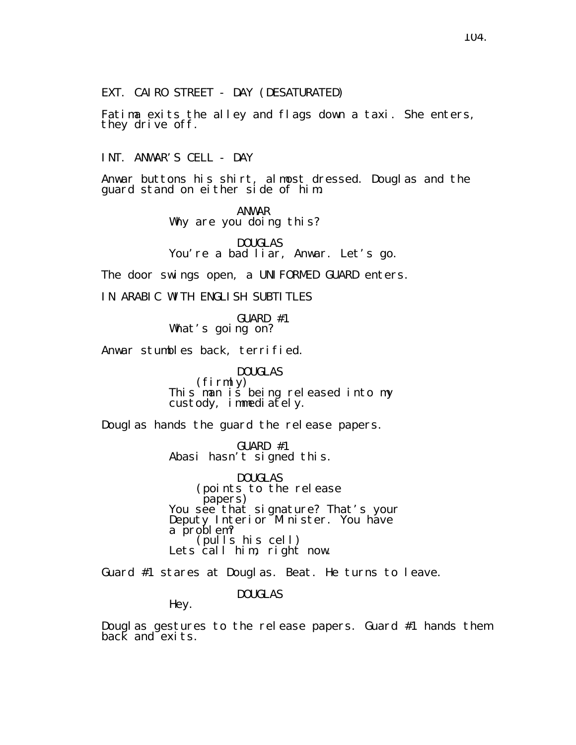EXT. CAIRO STREET - DAY (DESATURATED)

Fatima exits the alley and flags down a taxi. She enters, they drive off.

INT. ANWAR'S CELL - DAY

Anwar buttons his shirt, almost dressed. Douglas and the guard stand on either side of him.

ANWAR
Why are you doing this?

DOUGLAS
You're a bad liar, Anwar. Let's go.

The door swings open, a UNIFORMED GUARD enters.

IN ARABIC WITH ENGLISH SUBTITLES

GUARD #1
What's going on?

Anwar stumbles back, terrified.

DOUGLAS
(firmly)
This man is being released into my custody, immediately.

Douglas hands the guard the release papers.

GUARD #1
Abasi hasn't signed this.

DOUGLAS
(points to the release papers)
You see that signature? That's your Deputy Interior Minister. You have a problem?
(pulls his cell)
Lets call him, right now.

Guard #1 stares at Douglas. Beat. He turns to leave.

DOUGLAS
Hey.

Douglas gestures to the release papers. Guard #1 hands them back and exits.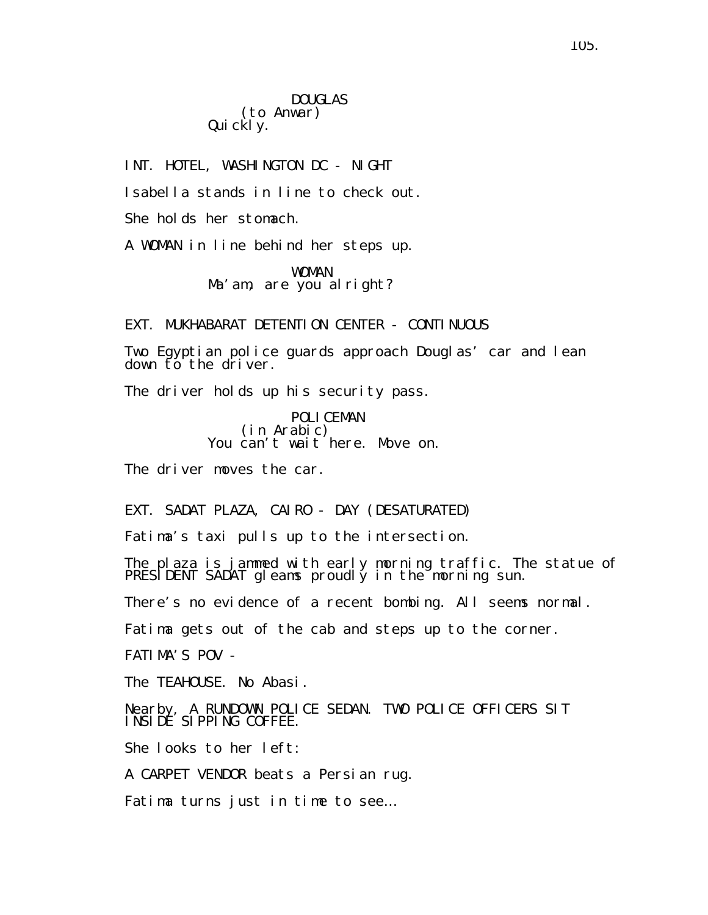DOUGLAS
(to Anwar)
Quickly.

INT. HOTEL, WASHINGTON DC - NIGHT

Isabella stands in line to check out.

She holds her stomach.

A WOMAN in line behind her steps up.

WOMAN
Ma'am, are you alright?

EXT. MUKHABARAT DETENTION CENTER - CONTINUOUS

Two Egyptian police guards approach Douglas' car and lean down to the driver.

The driver holds up his security pass.

POLICEMAN
(in Arabic)
You can't wait here. Move on.

The driver moves the car.

EXT. SADAT PLAZA, CAIRO - DAY (DESATURATED)

Fatima's taxi pulls up to the intersection.

The plaza is jammed with early morning traffic. The statue of PRESIDENT SADAT gleams proudly in the morning sun.

There's no evidence of a recent bombing. All seems normal.

Fatima gets out of the cab and steps up to the corner.

FATIMA'S POV -

The TEAHOUSE. No Abasi.

Nearby, A RUNDOWN POLICE SEDAN. TWO POLICE OFFICERS SIT INSIDE SIPPING COFFEE.

She looks to her left:

A CARPET VENDOR beats a Persian rug.

Fatima turns just in time to see...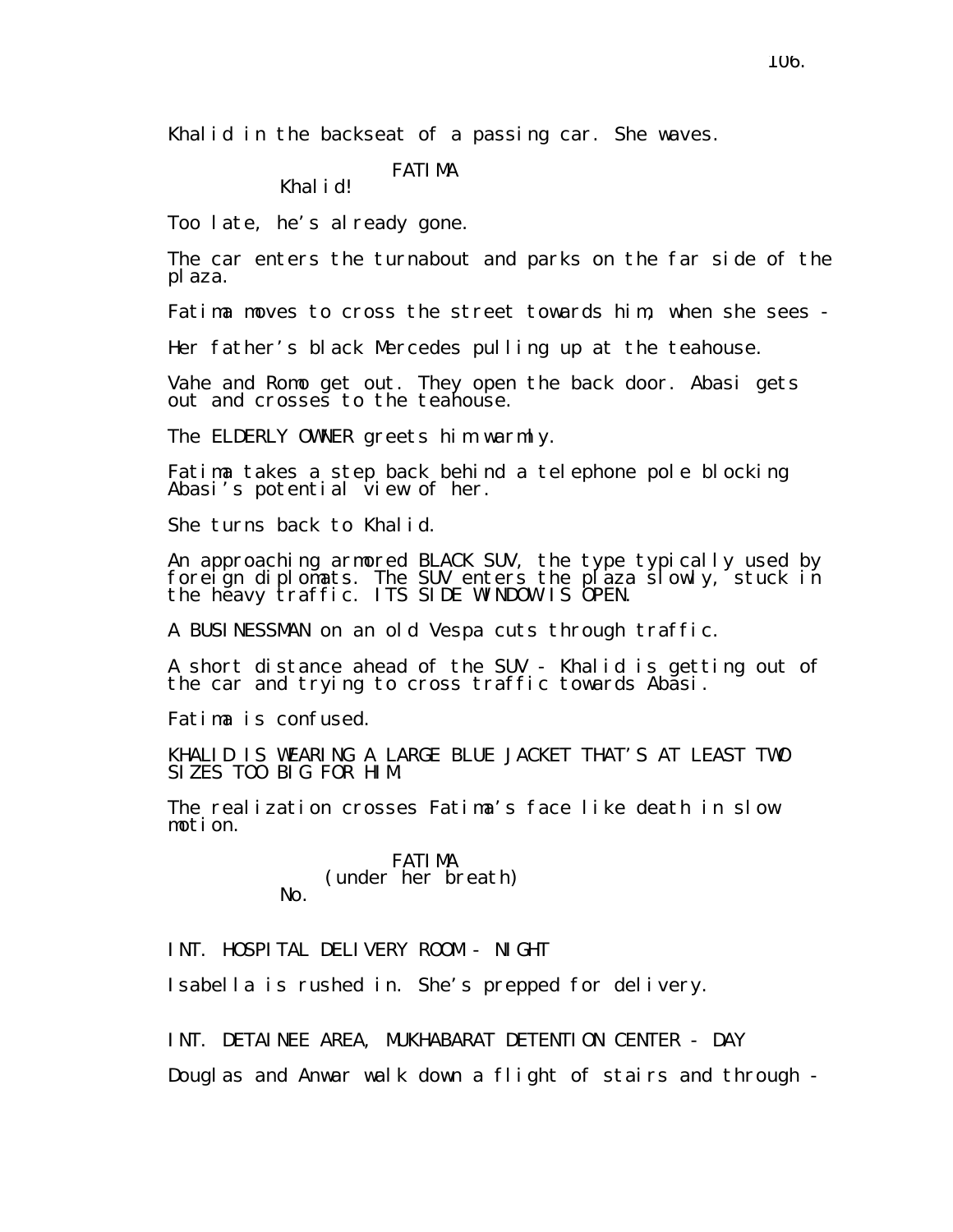Khalid in the backseat of a passing car. She waves.

FATIMA
Khalid!

Too late, he's already gone.

The car enters the turnabout and parks on the far side of the plaza.

Fatima moves to cross the street towards him, when she sees -

Her father's black Mercedes pulling up at the teahouse.

Vahe and Romo get out. They open the back door. Abasi gets out and crosses to the teahouse.

The ELDERLY OWNER greets him warmly.

Fatima takes a step back behind a telephone pole blocking Abasi's potential view of her.

She turns back to Khalid.

An approaching armored BLACK SUV, the type typically used by foreign diplomats. The SUV enters the plaza slowly, stuck in the heavy traffic. ITS SIDE WINDOW IS OPEN.

A BUSINESSMAN on an old Vespa cuts through traffic.

A short distance ahead of the SUV - Khalid is getting out of the car and trying to cross traffic towards Abasi.

Fatima is confused.

KHALID IS WEARING A LARGE BLUE JACKET THAT'S AT LEAST TWO SIZES TOO BIG FOR HIM.

The realization crosses Fatima's face like death in slow motion.

FATIMA
(under her breath)
No.

INT. HOSPITAL DELIVERY ROOM - NIGHT

Isabella is rushed in. She's prepped for delivery.

INT. DETAINEE AREA, MUKHABARAT DETENTION CENTER - DAY

Douglas and Anwar walk down a flight of stairs and through -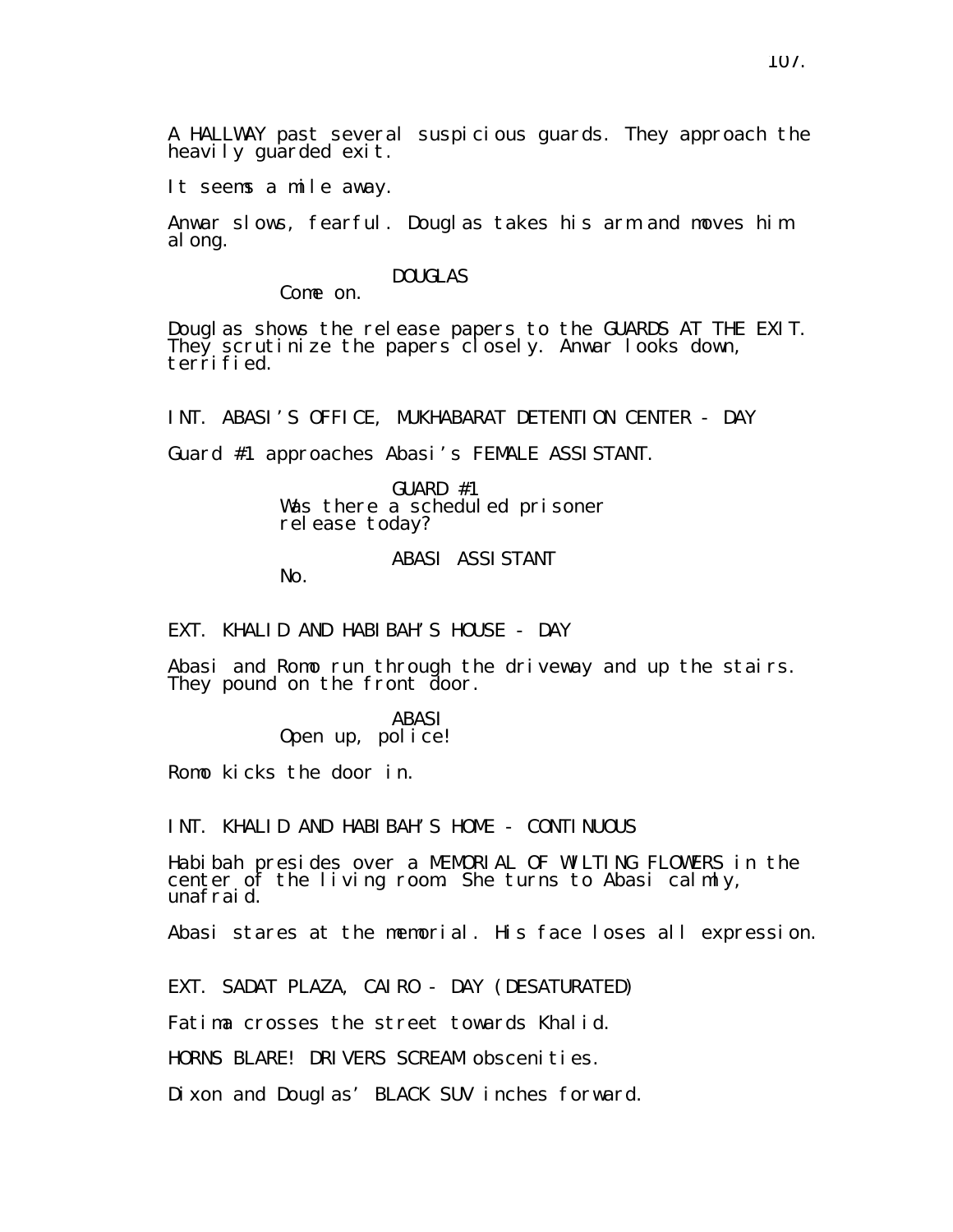A HALLWAY past several suspicious guards. They approach the heavily guarded exit.

It seems a mile away.

Anwar slows, fearful. Douglas takes his arm and moves him along.

DOUGLAS
Come on.

Douglas shows the release papers to the GUARDS AT THE EXIT. They scrutinize the papers closely. Anwar looks down, terrified.

INT. ABASI'S OFFICE, MUKHABARAT DETENTION CENTER - DAY

Guard #1 approaches Abasi's FEMALE ASSISTANT.

GUARD #1
Was there a scheduled prisoner release today?

ABASI ASSISTANT
No.

EXT. KHALID AND HABIBAH'S HOUSE - DAY

Abasi and Romo run through the driveway and up the stairs. They pound on the front door.

ABASI
Open up, police!

Romo kicks the door in.

INT. KHALID AND HABIBAH'S HOME - CONTINUOUS

Habibah presides over a MEMORIAL OF WILTING FLOWERS in the center of the living room. She turns to Abasi calmly, unafraid.

Abasi stares at the memorial. His face loses all expression.

EXT. SADAT PLAZA, CAIRO - DAY (DESATURATED)

Fatima crosses the street towards Khalid.

HORNS BLARE! DRIVERS SCREAM obscenities.

Dixon and Douglas' BLACK SUV inches forward.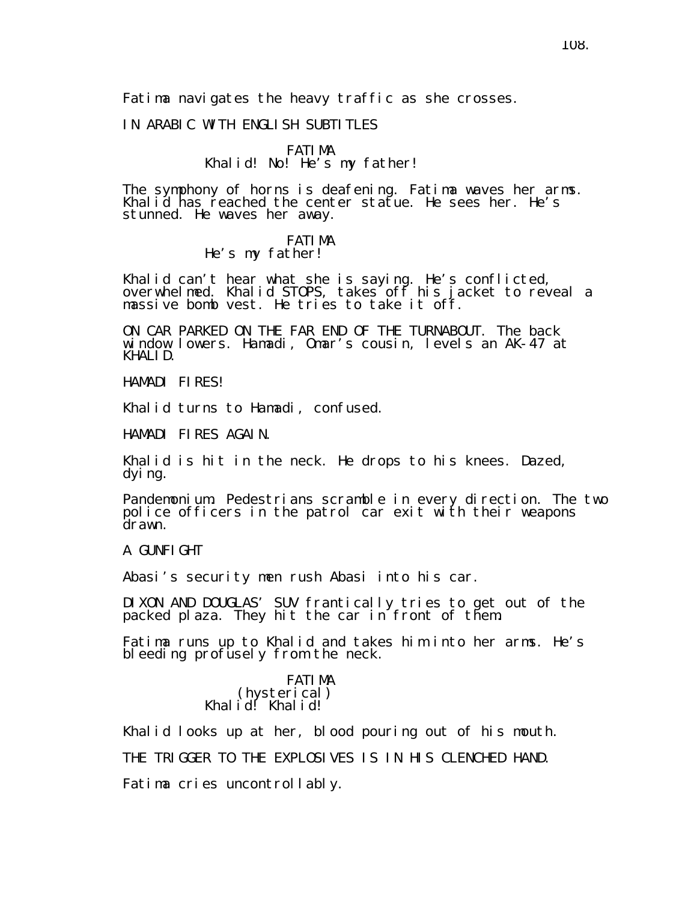Fatima navigates the heavy traffic as she crosses.

IN ARABIC WITH ENGLISH SUBTITLES

FATIMA
Khalid! No! He's my father!

The symphony of horns is deafening. Fatima waves her arms. Khalid has reached the center statue. He sees her. He's stunned. He waves her away.

FATIMA
He's my father!

Khalid can't hear what she is saying. He's conflicted, overwhelmed. Khalid STOPS, takes off his jacket to reveal a massive bomb vest. He tries to take it off.

ON CAR PARKED ON THE FAR END OF THE TURNABOUT. The back window lowers. Hamadi, Omar's cousin, levels an AK-47 at KHALID.

HAMADI FIRES!

Khalid turns to Hamadi, confused.

HAMADI FIRES AGAIN.

Khalid is hit in the neck. He drops to his knees. Dazed, dying.

Pandemonium. Pedestrians scramble in every direction. The two police officers in the patrol car exit with their weapons drawn.

A GUNFIGHT

Abasi's security men rush Abasi into his car.

DIXON AND DOUGLAS' SUV frantically tries to get out of the packed plaza. They hit the car in front of them.

Fatima runs up to Khalid and takes him into her arms. He's bleeding profusely from the neck.

FATIMA
(hysterical)
Khalid! Khalid!

Khalid looks up at her, blood pouring out of his mouth.

THE TRIGGER TO THE EXPLOSIVES IS IN HIS CLENCHED HAND.

Fatima cries uncontrollably.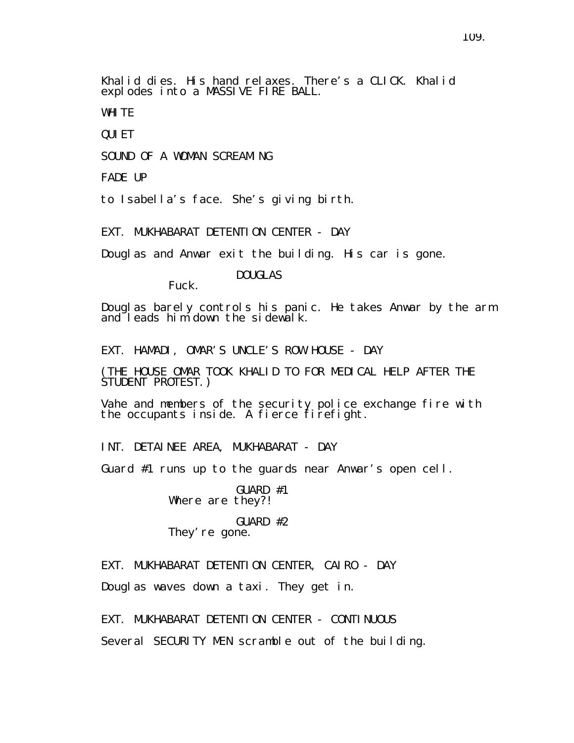Khalid dies. His hand relaxes. There's a CLICK. Khalid explodes into a MASSIVE FIRE BALL.

WHITE

QUIET

SOUND OF A WOMAN SCREAMING

FADE UP

to Isabella's face. She's giving birth.

EXT. MUKHABARAT DETENTION CENTER - DAY

Douglas and Anwar exit the building. His car is gone.

DOUGLAS
Fuck.

Douglas barely controls his panic. He takes Anwar by the arm and leads him down the sidewalk.

EXT. HAMADI, OMAR'S UNCLE'S ROW HOUSE - DAY

(THE HOUSE OMAR TOOK KHALID TO FOR MEDICAL HELP AFTER THE STUDENT PROTEST.)

Vahe and members of the security police exchange fire with the occupants inside. A fierce firefight.

INT. DETAINEE AREA, MUKHABARAT - DAY

Guard #1 runs up to the guards near Anwar's open cell.

GUARD #1
Where are they?!

GUARD #2
They're gone.

EXT. MUKHABARAT DETENTION CENTER, CAIRO - DAY

Douglas waves down a taxi. They get in.

EXT. MUKHABARAT DETENTION CENTER - CONTINUOUS

Several SECURITY MEN scramble out of the building.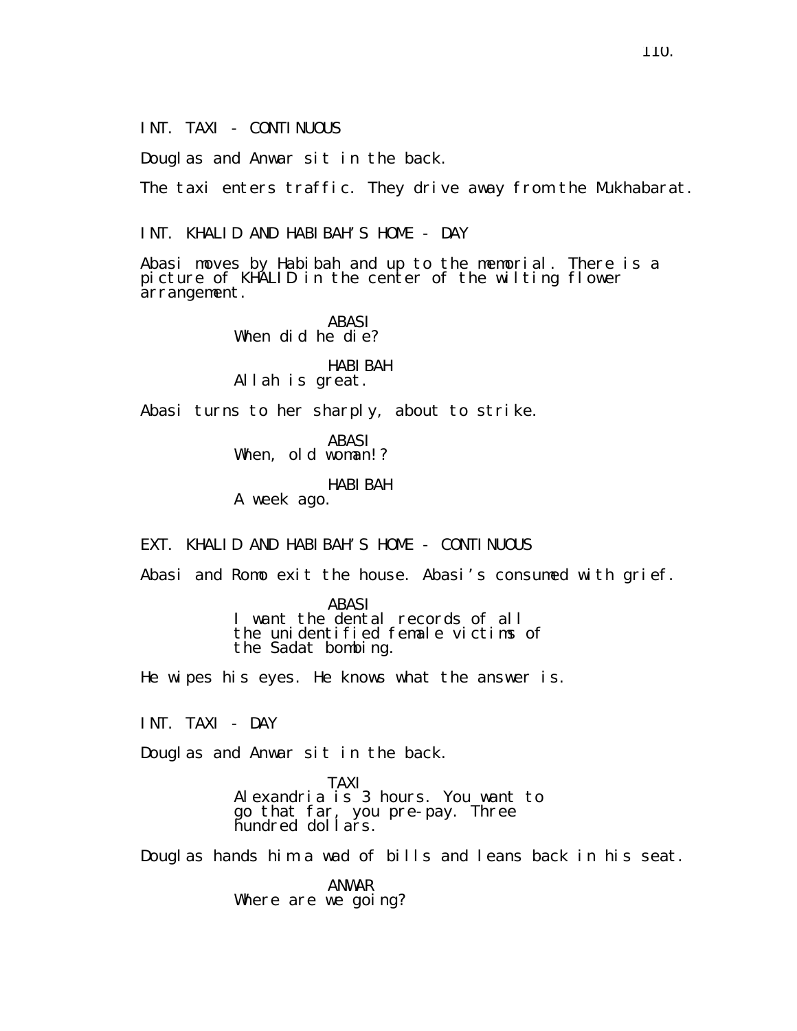INT. TAXI - CONTINUOUS

Douglas and Anwar sit in the back.

The taxi enters traffic. They drive away from the Mukhabarat.

INT. KHALID AND HABIBAH'S HOME - DAY

Abasi moves by Habibah and up to the memorial. There is a picture of KHALID in the center of the wilting flower arrangement.

ABASI
When did he die?

HABIBAH
Allah is great.

Abasi turns to her sharply, about to strike.

ABASI
When, old woman!?

HABIBAH
A week ago.

EXT. KHALID AND HABIBAH'S HOME - CONTINUOUS

Abasi and Romo exit the house. Abasi's consumed with grief.

ABASI
I want the dental records of all the unidentified female victims of the Sadat bombing.

He wipes his eyes. He knows what the answer is.

INT. TAXI - DAY

Douglas and Anwar sit in the back.

TAXI
Alexandria is 3 hours. You want to go that far, you pre-pay. Three hundred dollars.

Douglas hands him a wad of bills and leans back in his seat.

ANWAR
Where are we going?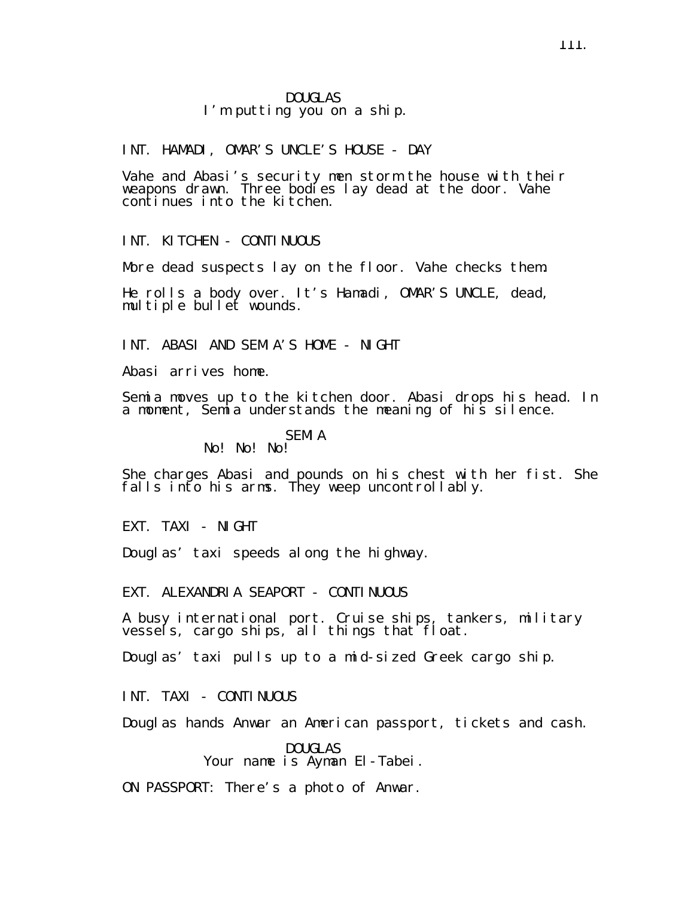DOUGLAS
I'm putting you on a ship.

INT. HAMADI, OMAR'S UNCLE'S HOUSE - DAY

Vahe and Abasi's security men storm the house with their weapons drawn. Three bodies lay dead at the door. Vahe continues into the kitchen.

INT. KITCHEN - CONTINUOUS

More dead suspects lay on the floor. Vahe checks them.

He rolls a body over. It's Hamadi, OMAR'S UNCLE, dead, multiple bullet wounds.

INT. ABASI AND SEMIA'S HOME - NIGHT

Abasi arrives home.

Semia moves up to the kitchen door. Abasi drops his head. In a moment, Semia understands the meaning of his silence.

SEMIA
No! No! No!

She charges Abasi and pounds on his chest with her fist. She falls into his arms. They weep uncontrollably.

EXT. TAXI - NIGHT

Douglas' taxi speeds along the highway.

EXT. ALEXANDRIA SEAPORT - CONTINUOUS

A busy international port. Cruise ships, tankers, military vessels, cargo ships, all things that float.

Douglas' taxi pulls up to a mid-sized Greek cargo ship.

INT. TAXI - CONTINUOUS

Douglas hands Anwar an American passport, tickets and cash.

DOUGLAS
Your name is Ayman El-Tabei.

ON PASSPORT: There's a photo of Anwar.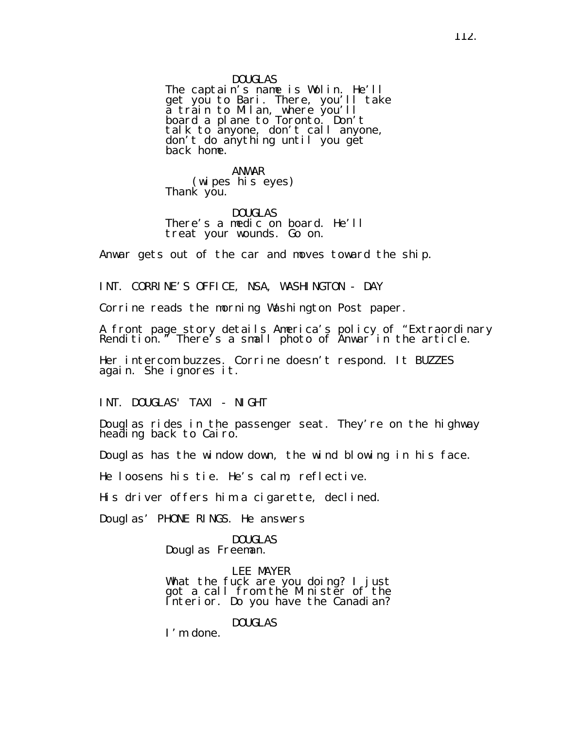DOUGLAS
The captain's name is Wolin. He'll get you to Bari. There, you'll take a train to Milan, where you'll board a plane to Toronto. Don't talk to anyone, don't call anyone, don't do anything until you get back home.

ANWAR
(wipes his eyes)
Thank you.

DOUGLAS
There's a medic on board. He'll treat your wounds. Go on.

Anwar gets out of the car and moves toward the ship.

INT. CORRINE'S OFFICE, NSA, WASHINGTON - DAY

Corrine reads the morning Washington Post paper.

A front page story details America's policy of "Extraordinary Rendition." There's a small photo of Anwar in the article.

Her intercom buzzes. Corrine doesn't respond. It BUZZES again. She ignores it.

INT. DOUGLAS' TAXI - NIGHT

Douglas rides in the passenger seat. They're on the highway heading back to Cairo.

Douglas has the window down, the wind blowing in his face.

He loosens his tie. He's calm, reflective.

His driver offers him a cigarette, declined.

Douglas' PHONE RINGS. He answers

DOUGLAS
Douglas Freeman.

LEE MAYER
What the fuck are you doing? I just got a call from the Minister of the Interior. Do you have the Canadian?

DOUGLAS
I'm done.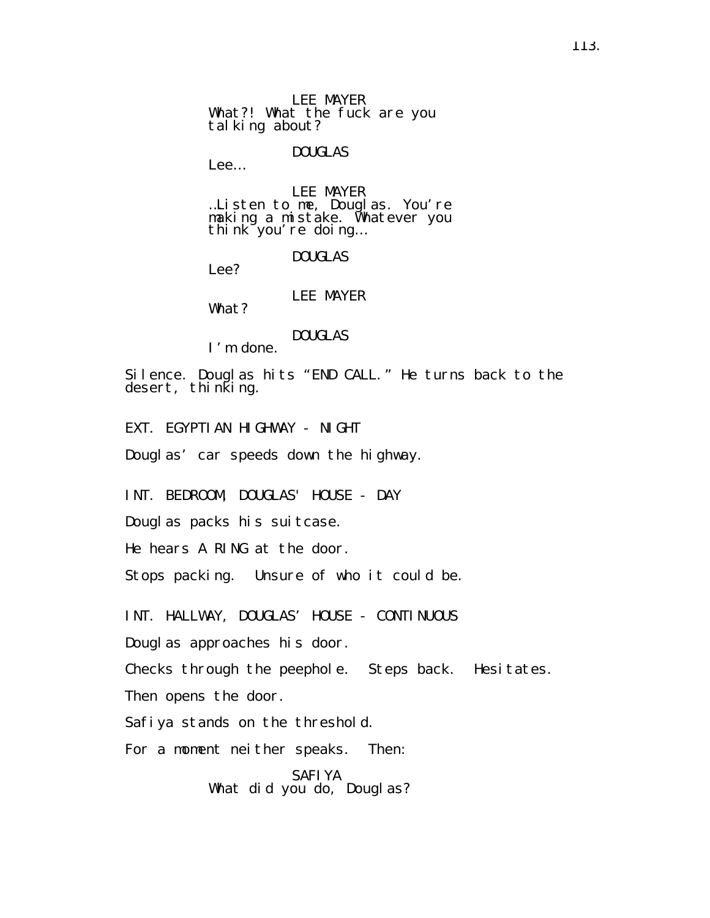LEE MAYER
What?! What the fuck are you talking about?

DOUGLAS
Lee...

LEE MAYER
...Listen to me, Douglas. You're making a mistake. Whatever you think you're doing...

DOUGLAS
Lee?

LEE MAYER
What?

DOUGLAS
I'm done.

Silence. Douglas hits "END CALL." He turns back to the desert, thinking.

EXT. EGYPTIAN HIGHWAY - NIGHT

Douglas' car speeds down the highway.

INT. BEDROOM, DOUGLAS' HOUSE - DAY

Douglas packs his suitcase.

He hears A RING at the door.

Stops packing. Unsure of who it could be.

INT. HALLWAY, DOUGLAS' HOUSE - CONTINUOUS

Douglas approaches his door.

Checks through the peephole. Steps back. Hesitates.

Then opens the door.

Safiya stands on the threshold.

For a moment neither speaks. Then:

SAFIYA
What did you do, Douglas?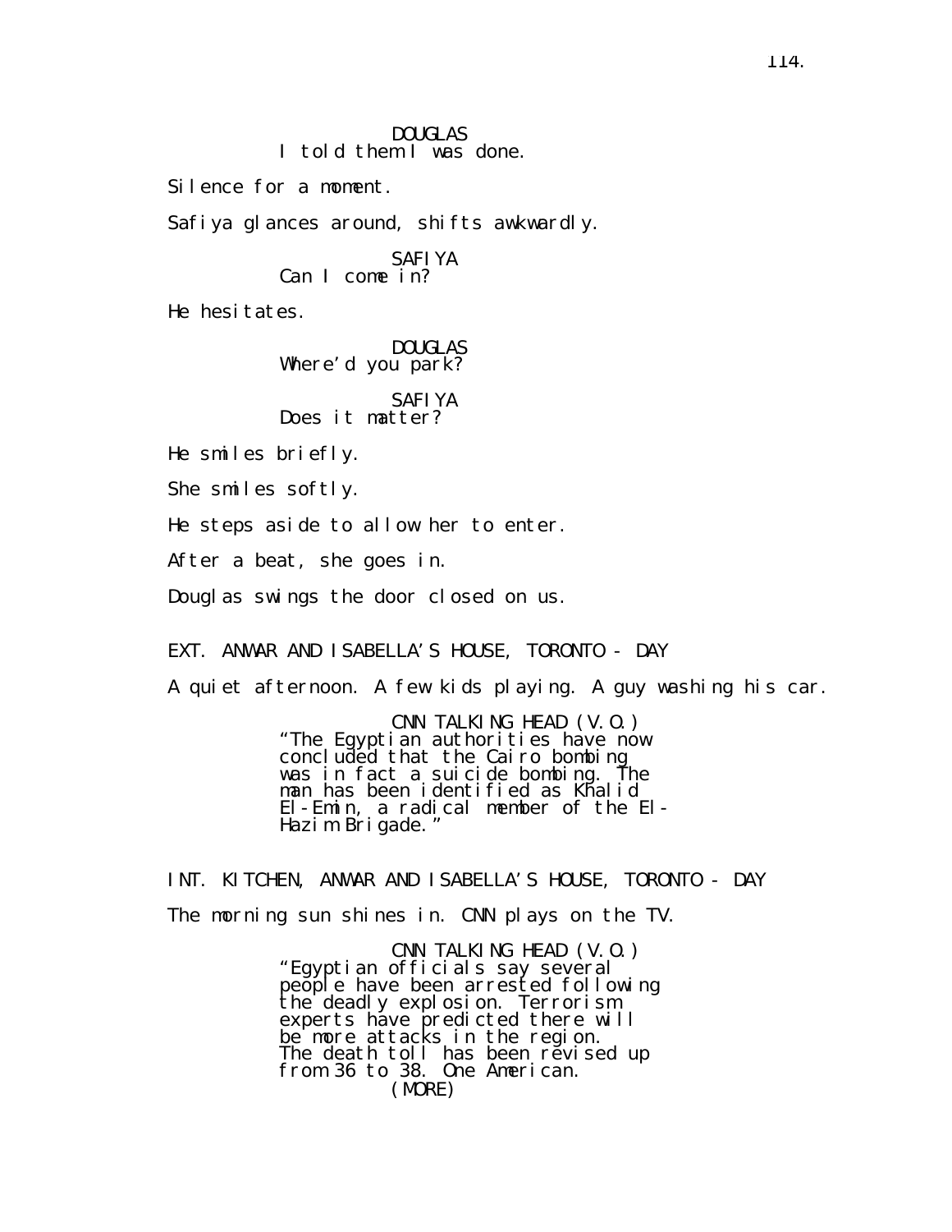DOUGLAS
I told them I was done.

Silence for a moment.

Safiya glances around, shifts awkwardly.

SAFIYA
Can I come in?

He hesitates.

DOUGLAS
Where'd you park?

SAFIYA
Does it matter?

He smiles briefly.

She smiles softly.

He steps aside to allow her to enter.

After a beat, she goes in.

Douglas swings the door closed on us.

EXT. ANWAR AND ISABELLA'S HOUSE, TORONTO - DAY

A quiet afternoon. A few kids playing. A guy washing his car.

CNN TALKING HEAD (V.O.)
"The Egyptian authorities have now concluded that the Cairo bombing was in fact a suicide bombing. The man has been identified as Khalid El-Emin, a radical member of the El-Hazim Brigade."

INT. KITCHEN, ANWAR AND ISABELLA'S HOUSE, TORONTO - DAY

The morning sun shines in. CNN plays on the TV.

CNN TALKING HEAD (V.O.)
"Egyptian officials say several people have been arrested following the deadly explosion. Terrorism experts have predicted there will be more attacks in the region. The death toll has been revised up from 36 to 38. One American.
(MORE)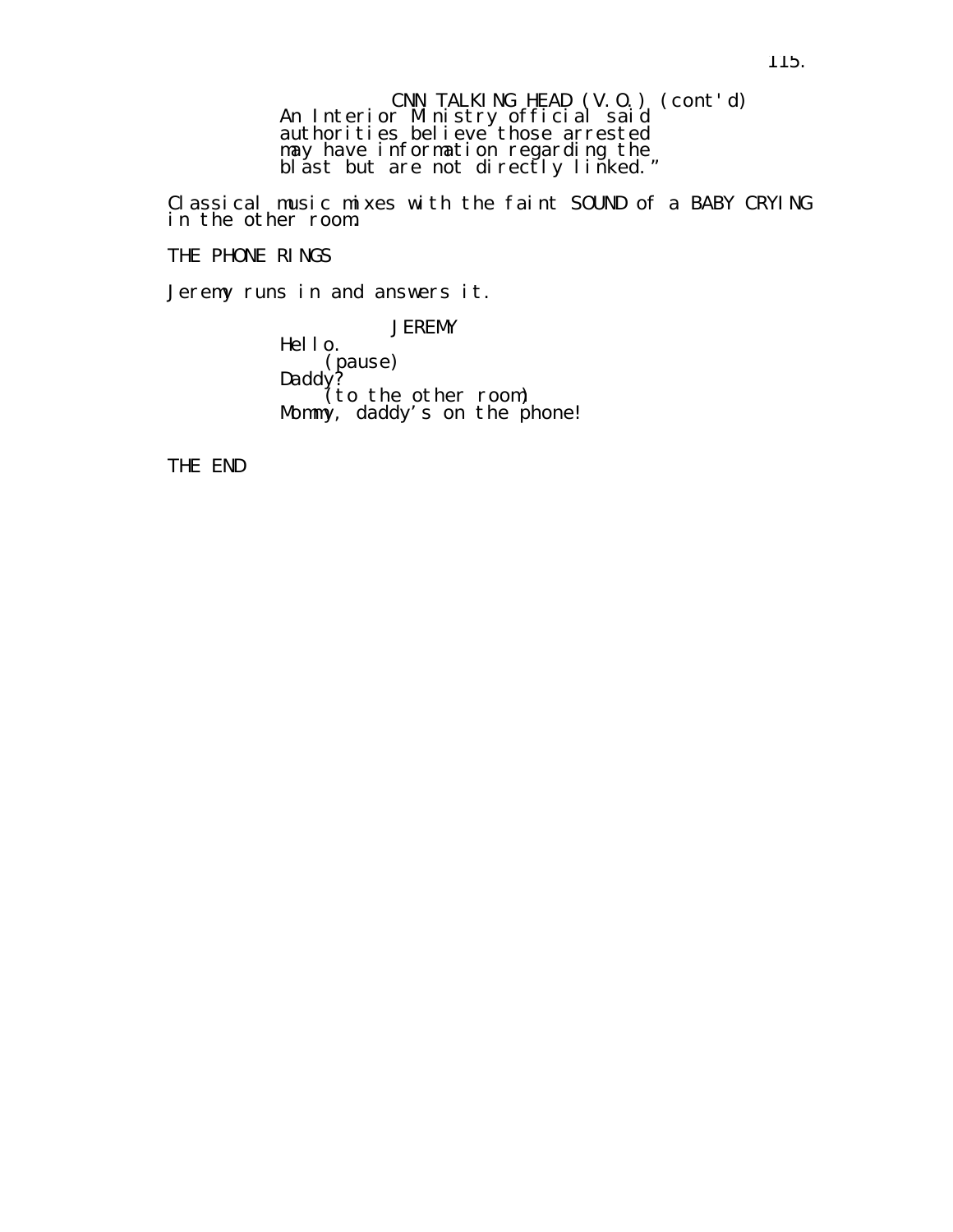CNN TALKING HEAD (V.O.) (cont'd)
An Interior Ministry official said authorities believe those arrested may have information regarding the blast but are not directly linked."

Classical music mixes with the faint SOUND of a BABY CRYING in the other room.

THE PHONE RINGS

Jeremy runs in and answers it.

JEREMY
Hello.
(pause)
Daddy?
(to the other room)
Mommy, daddy's on the phone!

THE END